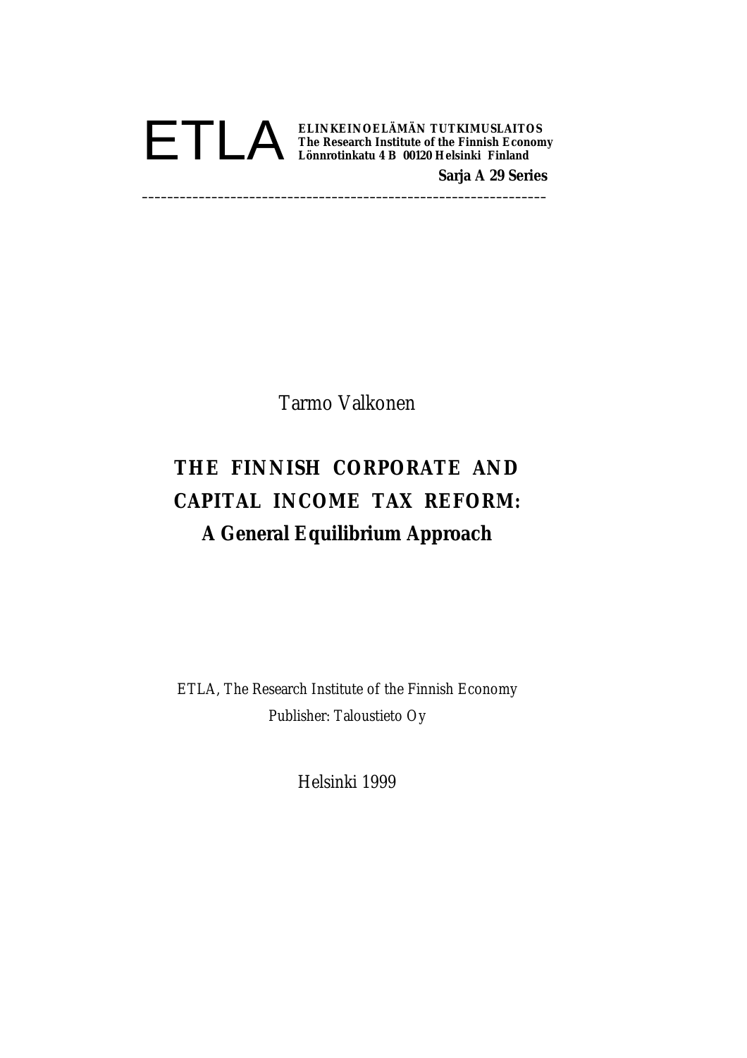ETLA **ELINKEINOELÄMÄN TUTKIMUSLAITOS**
**The Research Institute of the Finnish Economy**
**Lönnrotinkatu 4 B 00120 Helsinki Finland**

**Sarja A 29 Series**

---

Tarmo Valkonen

# THE FINNISH CORPORATE AND CAPITAL INCOME TAX REFORM: A General Equilibrium Approach

ETLA, The Research Institute of the Finnish Economy
Publisher: Taloustieto Oy

Helsinki 1999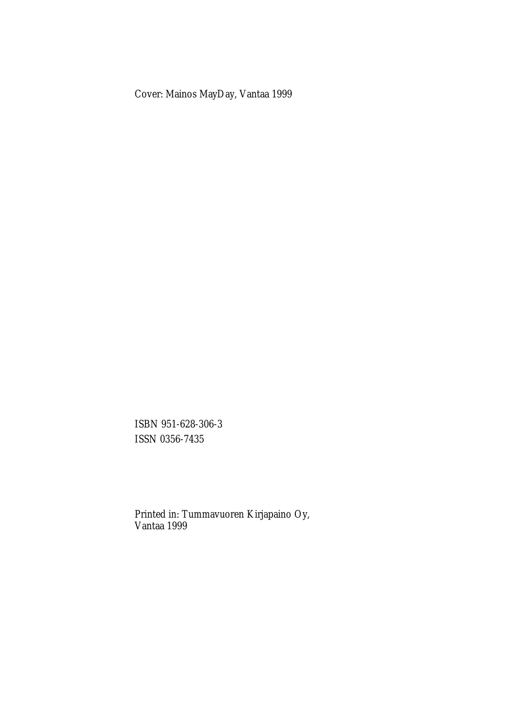Cover: Mainos MayDay, Vantaa 1999

ISBN 951-628-306-3
ISSN 0356-7435

Printed in: Tummavuoren Kirjapaino Oy,
Vantaa 1999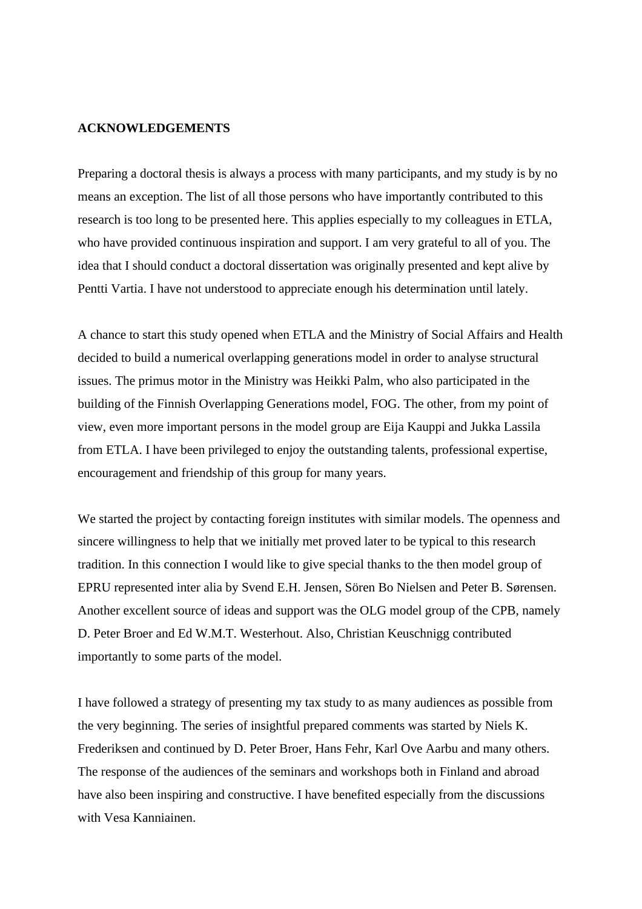**ACKNOWLEDGEMENTS**

Preparing a doctoral thesis is always a process with many participants, and my study is by no means an exception. The list of all those persons who have importantly contributed to this research is too long to be presented here. This applies especially to my colleagues in ETLA, who have provided continuous inspiration and support. I am very grateful to all of you. The idea that I should conduct a doctoral dissertation was originally presented and kept alive by Pentti Vartia. I have not understood to appreciate enough his determination until lately.

A chance to start this study opened when ETLA and the Ministry of Social Affairs and Health decided to build a numerical overlapping generations model in order to analyse structural issues. The primus motor in the Ministry was Heikki Palm, who also participated in the building of the Finnish Overlapping Generations model, FOG. The other, from my point of view, even more important persons in the model group are Eija Kauppi and Jukka Lassila from ETLA. I have been privileged to enjoy the outstanding talents, professional expertise, encouragement and friendship of this group for many years.

We started the project by contacting foreign institutes with similar models. The openness and sincere willingness to help that we initially met proved later to be typical to this research tradition. In this connection I would like to give special thanks to the then model group of EPRU represented inter alia by Svend E.H. Jensen, Sören Bo Nielsen and Peter B. Sørensen. Another excellent source of ideas and support was the OLG model group of the CPB, namely D. Peter Broer and Ed W.M.T. Westerhout. Also, Christian Keuschnigg contributed importantly to some parts of the model.

I have followed a strategy of presenting my tax study to as many audiences as possible from the very beginning. The series of insightful prepared comments was started by Niels K. Frederiksen and continued by D. Peter Broer, Hans Fehr, Karl Ove Aarbu and many others. The response of the audiences of the seminars and workshops both in Finland and abroad have also been inspiring and constructive. I have benefited especially from the discussions with Vesa Kanniainen.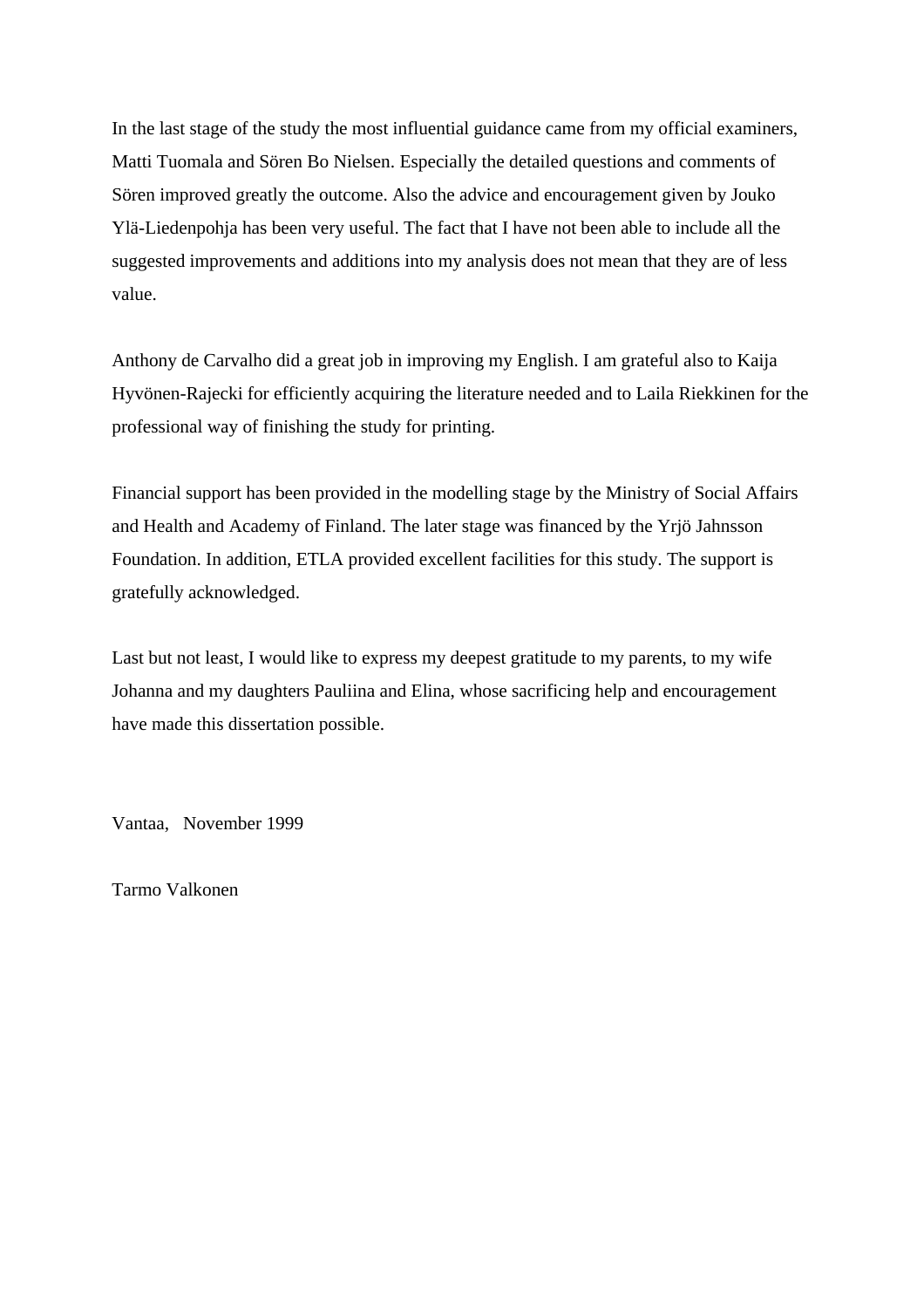In the last stage of the study the most influential guidance came from my official examiners, Matti Tuomala and Sören Bo Nielsen. Especially the detailed questions and comments of Sören improved greatly the outcome. Also the advice and encouragement given by Jouko Ylä-Liedenpohja has been very useful. The fact that I have not been able to include all the suggested improvements and additions into my analysis does not mean that they are of less value.

Anthony de Carvalho did a great job in improving my English. I am grateful also to Kaija Hyvönen-Rajecki for efficiently acquiring the literature needed and to Laila Riekkinen for the professional way of finishing the study for printing.

Financial support has been provided in the modelling stage by the Ministry of Social Affairs and Health and Academy of Finland. The later stage was financed by the Yrjö Jahnsson Foundation. In addition, ETLA provided excellent facilities for this study. The support is gratefully acknowledged.

Last but not least, I would like to express my deepest gratitude to my parents, to my wife Johanna and my daughters Pauliina and Elina, whose sacrificing help and encouragement have made this dissertation possible.

Vantaa, November 1999

Tarmo Valkonen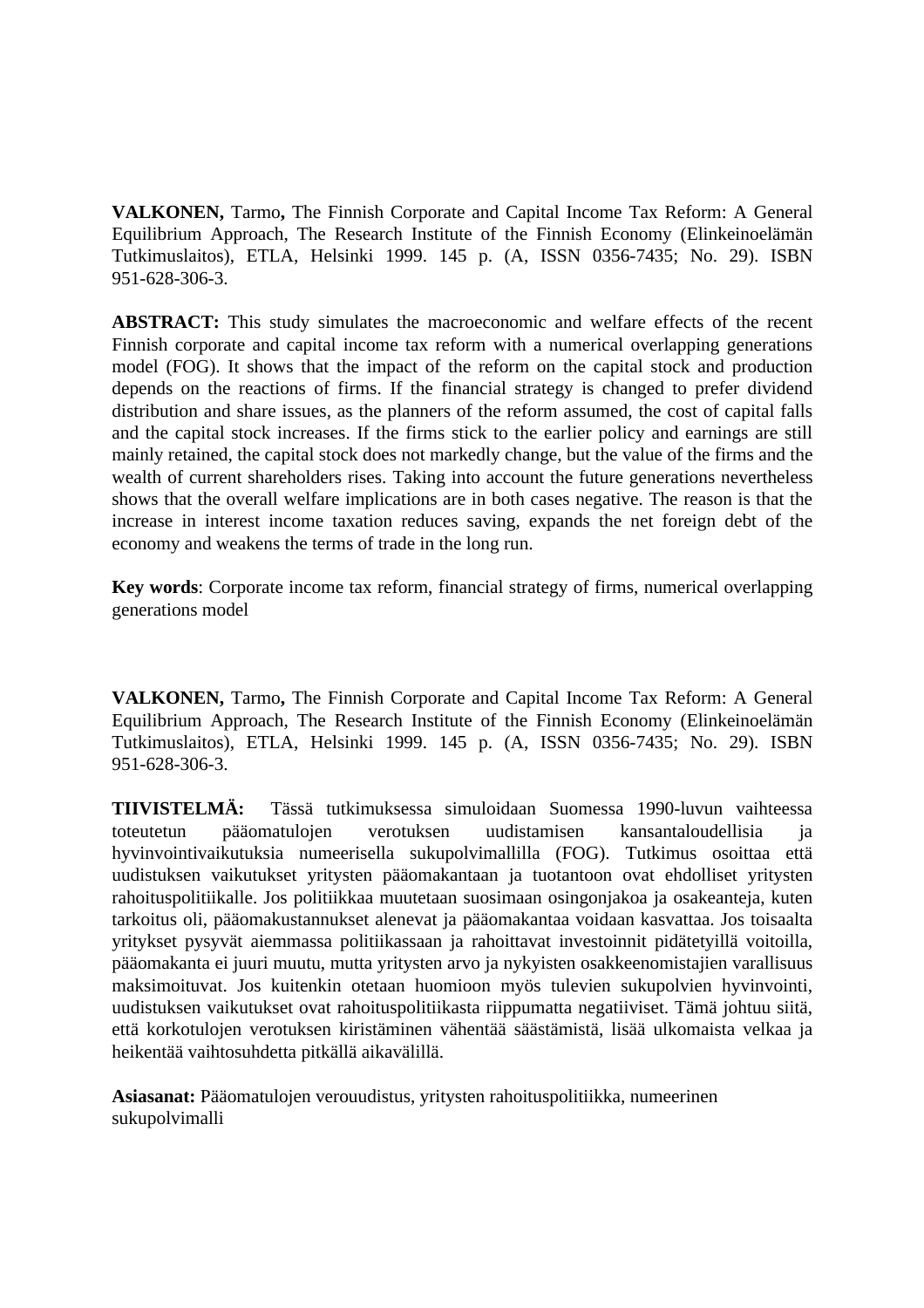**VALKONEN,** Tarmo**,** The Finnish Corporate and Capital Income Tax Reform: A General Equilibrium Approach, The Research Institute of the Finnish Economy (Elinkeinoelämän Tutkimuslaitos), ETLA, Helsinki 1999. 145 p. (A, ISSN 0356-7435; No. 29). ISBN 951-628-306-3.

**ABSTRACT:** This study simulates the macroeconomic and welfare effects of the recent Finnish corporate and capital income tax reform with a numerical overlapping generations model (FOG). It shows that the impact of the reform on the capital stock and production depends on the reactions of firms. If the financial strategy is changed to prefer dividend distribution and share issues, as the planners of the reform assumed, the cost of capital falls and the capital stock increases. If the firms stick to the earlier policy and earnings are still mainly retained, the capital stock does not markedly change, but the value of the firms and the wealth of current shareholders rises. Taking into account the future generations nevertheless shows that the overall welfare implications are in both cases negative. The reason is that the increase in interest income taxation reduces saving, expands the net foreign debt of the economy and weakens the terms of trade in the long run.

**Key words**: Corporate income tax reform, financial strategy of firms, numerical overlapping generations model

**VALKONEN,** Tarmo**,** The Finnish Corporate and Capital Income Tax Reform: A General Equilibrium Approach, The Research Institute of the Finnish Economy (Elinkeinoelämän Tutkimuslaitos), ETLA, Helsinki 1999. 145 p. (A, ISSN 0356-7435; No. 29). ISBN 951-628-306-3.

**TIIVISTELMÄ:** Tässä tutkimuksessa simuloidaan Suomessa 1990-luvun vaihteessa toteutetun pääomatulojen verotuksen uudistamisen kansantaloudellisia ja hyvinvointivaikutuksia numeerisella sukupolvimallilla (FOG). Tutkimus osoittaa että uudistuksen vaikutukset yritysten pääomakantaan ja tuotantoon ovat ehdolliset yritysten rahoituspolitiikalle. Jos politiikkaa muutetaan suosimaan osingonjakoa ja osakeanteja, kuten tarkoitus oli, pääomakustannukset alenevat ja pääomakantaa voidaan kasvattaa. Jos toisaalta yritykset pysyvät aiemmassa politiikassaan ja rahoittavat investoinnit pidätetyillä voitoilla, pääomakanta ei juuri muutu, mutta yritysten arvo ja nykyisten osakkeenomistajien varallisuus maksimoituvat. Jos kuitenkin otetaan huomioon myös tulevien sukupolvien hyvinvointi, uudistuksen vaikutukset ovat rahoituspolitiikasta riippumatta negatiiviset. Tämä johtuu siitä, että korkotulojen verotuksen kiristäminen vähentää säästämistä, lisää ulkomaista velkaa ja heikentää vaihtosuhdetta pitkällä aikavälillä.

**Asiasanat:** Pääomatulojen verouudistus, yritysten rahoituspolitiikka, numeerinen sukupolvimalli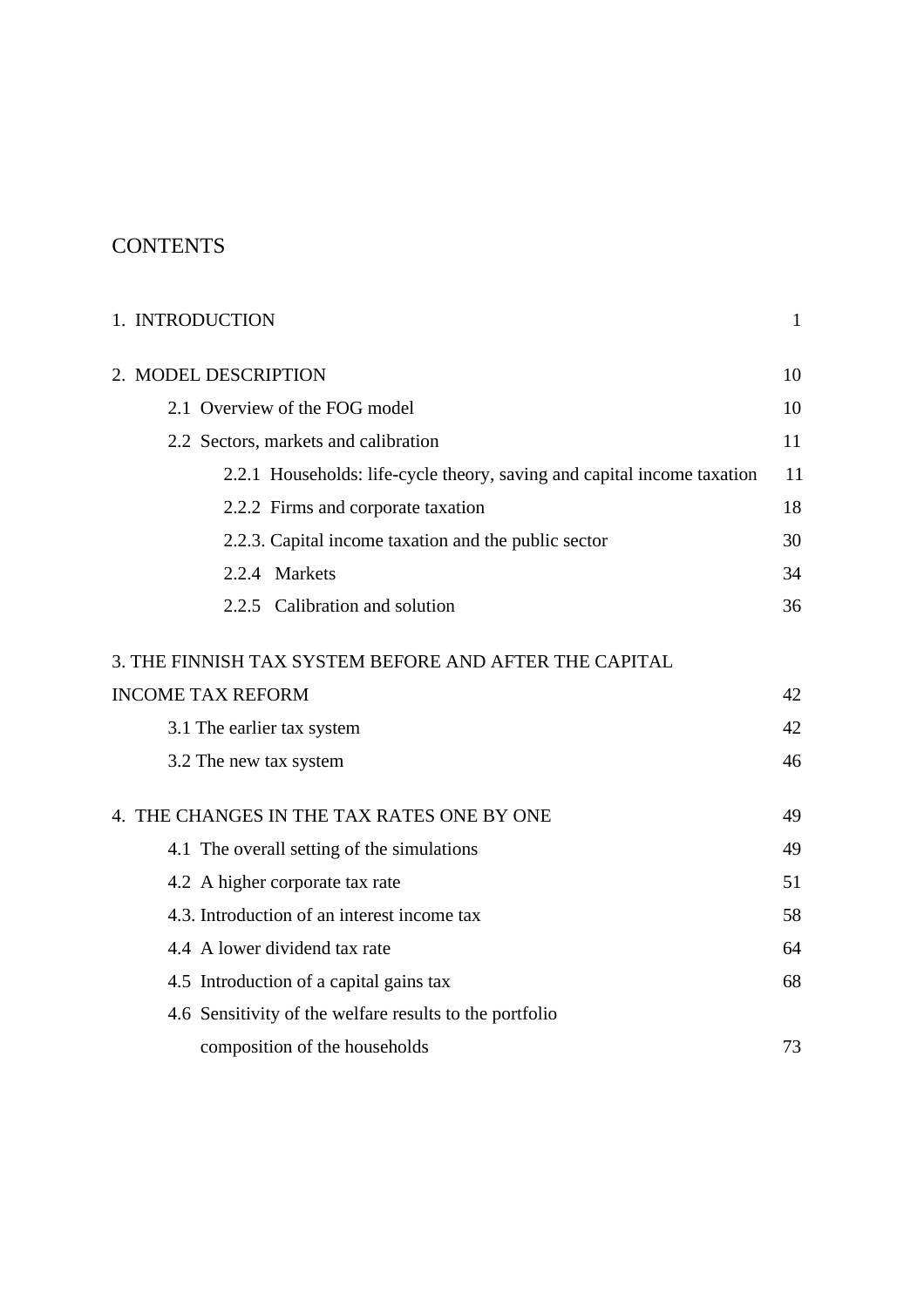# CONTENTS

| | |
|---|---|
| 1. INTRODUCTION | 1 |
| 2. MODEL DESCRIPTION | 10 |
| 2.1 Overview of the FOG model | 10 |
| 2.2 Sectors, markets and calibration | 11 |
| 2.2.1 Households: life-cycle theory, saving and capital income taxation | 11 |
| 2.2.2 Firms and corporate taxation | 18 |
| 2.2.3. Capital income taxation and the public sector | 30 |
| 2.2.4 Markets | 34 |
| 2.2.5 Calibration and solution | 36 |
| 3. THE FINNISH TAX SYSTEM BEFORE AND AFTER THE CAPITAL INCOME TAX REFORM | 42 |
| 3.1 The earlier tax system | 42 |
| 3.2 The new tax system | 46 |
| 4. THE CHANGES IN THE TAX RATES ONE BY ONE | 49 |
| 4.1 The overall setting of the simulations | 49 |
| 4.2 A higher corporate tax rate | 51 |
| 4.3. Introduction of an interest income tax | 58 |
| 4.4 A lower dividend tax rate | 64 |
| 4.5 Introduction of a capital gains tax | 68 |
| 4.6 Sensitivity of the welfare results to the portfolio composition of the households | 73 |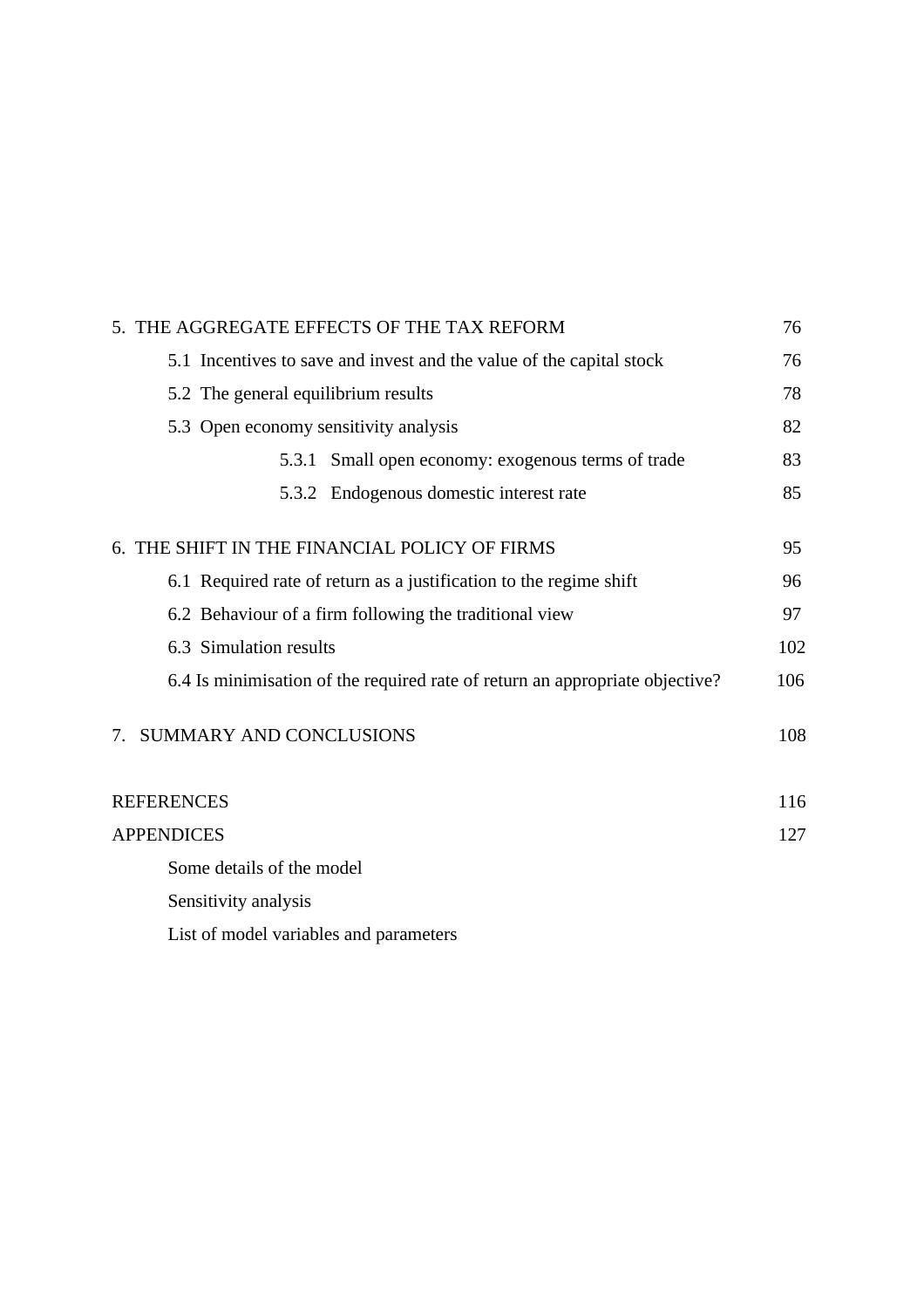| | |
|---|---|
| 5. THE AGGREGATE EFFECTS OF THE TAX REFORM | 76 |
| 5.1 Incentives to save and invest and the value of the capital stock | 76 |
| 5.2 The general equilibrium results | 78 |
| 5.3 Open economy sensitivity analysis | 82 |
| 5.3.1 Small open economy: exogenous terms of trade | 83 |
| 5.3.2 Endogenous domestic interest rate | 85 |
| 6. THE SHIFT IN THE FINANCIAL POLICY OF FIRMS | 95 |
| 6.1 Required rate of return as a justification to the regime shift | 96 |
| 6.2 Behaviour of a firm following the traditional view | 97 |
| 6.3 Simulation results | 102 |
| 6.4 Is minimisation of the required rate of return an appropriate objective? | 106 |
| 7. SUMMARY AND CONCLUSIONS | 108 |
| REFERENCES | 116 |
| APPENDICES | 127 |
| Some details of the model | |
| Sensitivity analysis | |
| List of model variables and parameters | |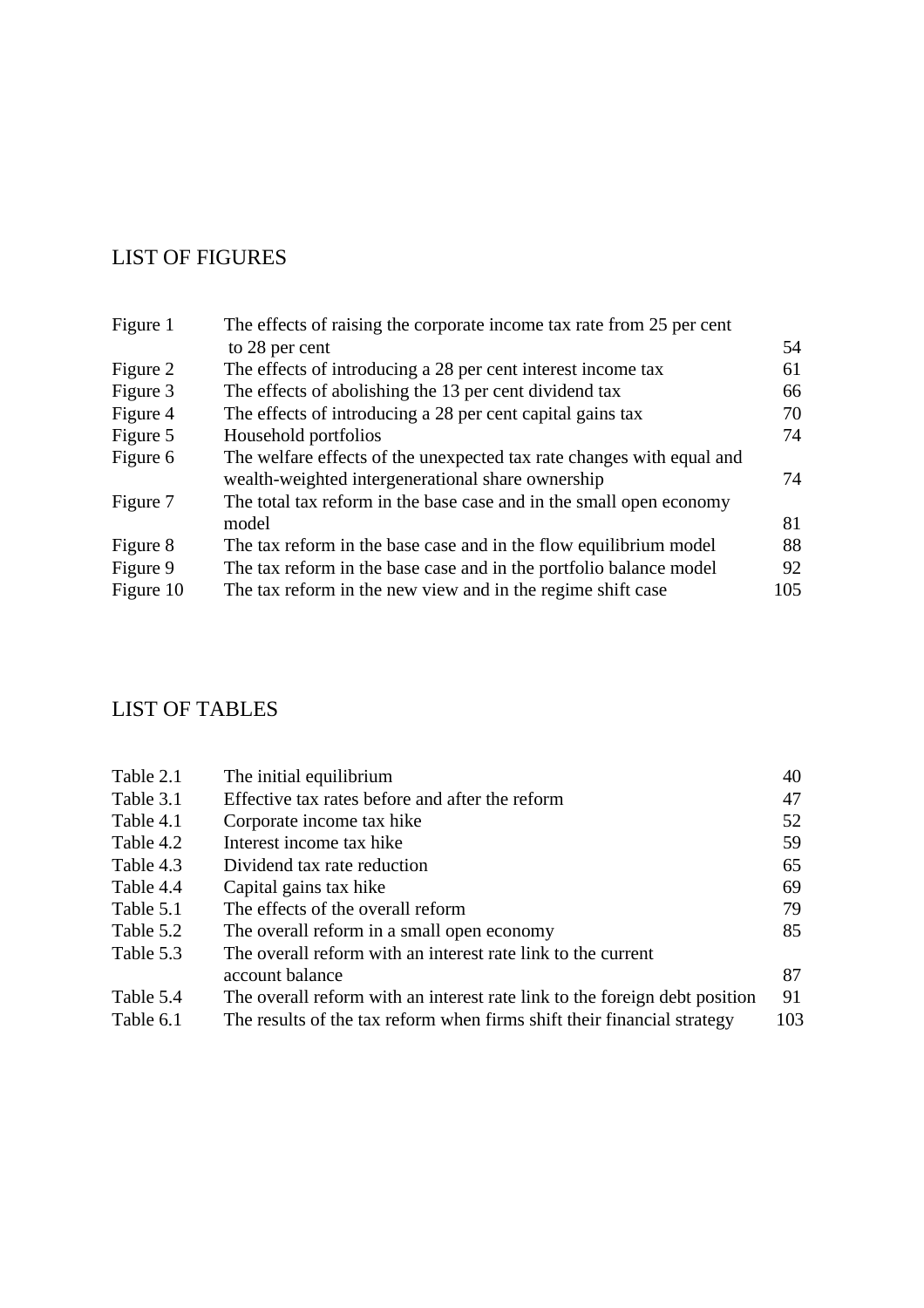## LIST OF FIGURES

| | | |
|---|---|---|
| Figure 1 | The effects of raising the corporate income tax rate from 25 per cent to 28 per cent | 54 |
| Figure 2 | The effects of introducing a 28 per cent interest income tax | 61 |
| Figure 3 | The effects of abolishing the 13 per cent dividend tax | 66 |
| Figure 4 | The effects of introducing a 28 per cent capital gains tax | 70 |
| Figure 5 | Household portfolios | 74 |
| Figure 6 | The welfare effects of the unexpected tax rate changes with equal and wealth-weighted intergenerational share ownership | 74 |
| Figure 7 | The total tax reform in the base case and in the small open economy model | 81 |
| Figure 8 | The tax reform in the base case and in the flow equilibrium model | 88 |
| Figure 9 | The tax reform in the base case and in the portfolio balance model | 92 |
| Figure 10 | The tax reform in the new view and in the regime shift case | 105 |

## LIST OF TABLES

| | | |
|---|---|---|
| Table 2.1 | The initial equilibrium | 40 |
| Table 3.1 | Effective tax rates before and after the reform | 47 |
| Table 4.1 | Corporate income tax hike | 52 |
| Table 4.2 | Interest income tax hike | 59 |
| Table 4.3 | Dividend tax rate reduction | 65 |
| Table 4.4 | Capital gains tax hike | 69 |
| Table 5.1 | The effects of the overall reform | 79 |
| Table 5.2 | The overall reform in a small open economy | 85 |
| Table 5.3 | The overall reform with an interest rate link to the current account balance | 87 |
| Table 5.4 | The overall reform with an interest rate link to the foreign debt position | 91 |
| Table 6.1 | The results of the tax reform when firms shift their financial strategy | 103 |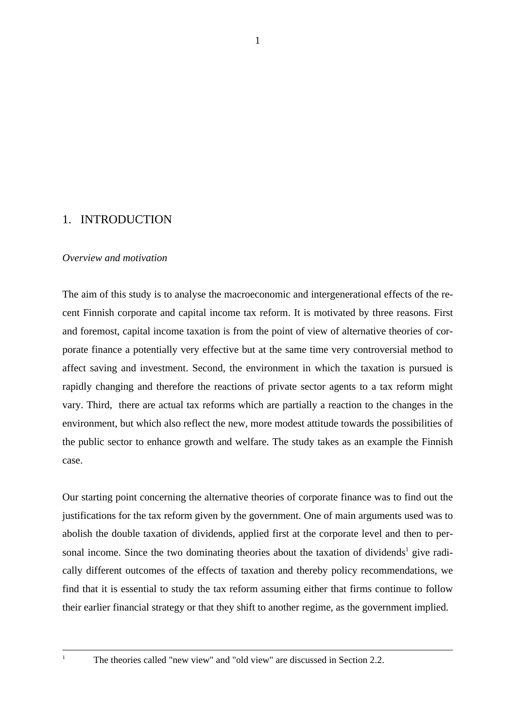# 1. INTRODUCTION

*Overview and motivation*

The aim of this study is to analyse the macroeconomic and intergenerational effects of the recent Finnish corporate and capital income tax reform. It is motivated by three reasons. First and foremost, capital income taxation is from the point of view of alternative theories of corporate finance a potentially very effective but at the same time very controversial method to affect saving and investment. Second, the environment in which the taxation is pursued is rapidly changing and therefore the reactions of private sector agents to a tax reform might vary. Third, there are actual tax reforms which are partially a reaction to the changes in the environment, but which also reflect the new, more modest attitude towards the possibilities of the public sector to enhance growth and welfare. The study takes as an example the Finnish case.

Our starting point concerning the alternative theories of corporate finance was to find out the justifications for the tax reform given by the government. One of main arguments used was to abolish the double taxation of dividends, applied first at the corporate level and then to personal income. Since the two dominating theories about the taxation of dividends[1] give radically different outcomes of the effects of taxation and thereby policy recommendations, we find that it is essential to study the tax reform assuming either that firms continue to follow their earlier financial strategy or that they shift to another regime, as the government implied.

[1] The theories called "new view" and "old view" are discussed in Section 2.2.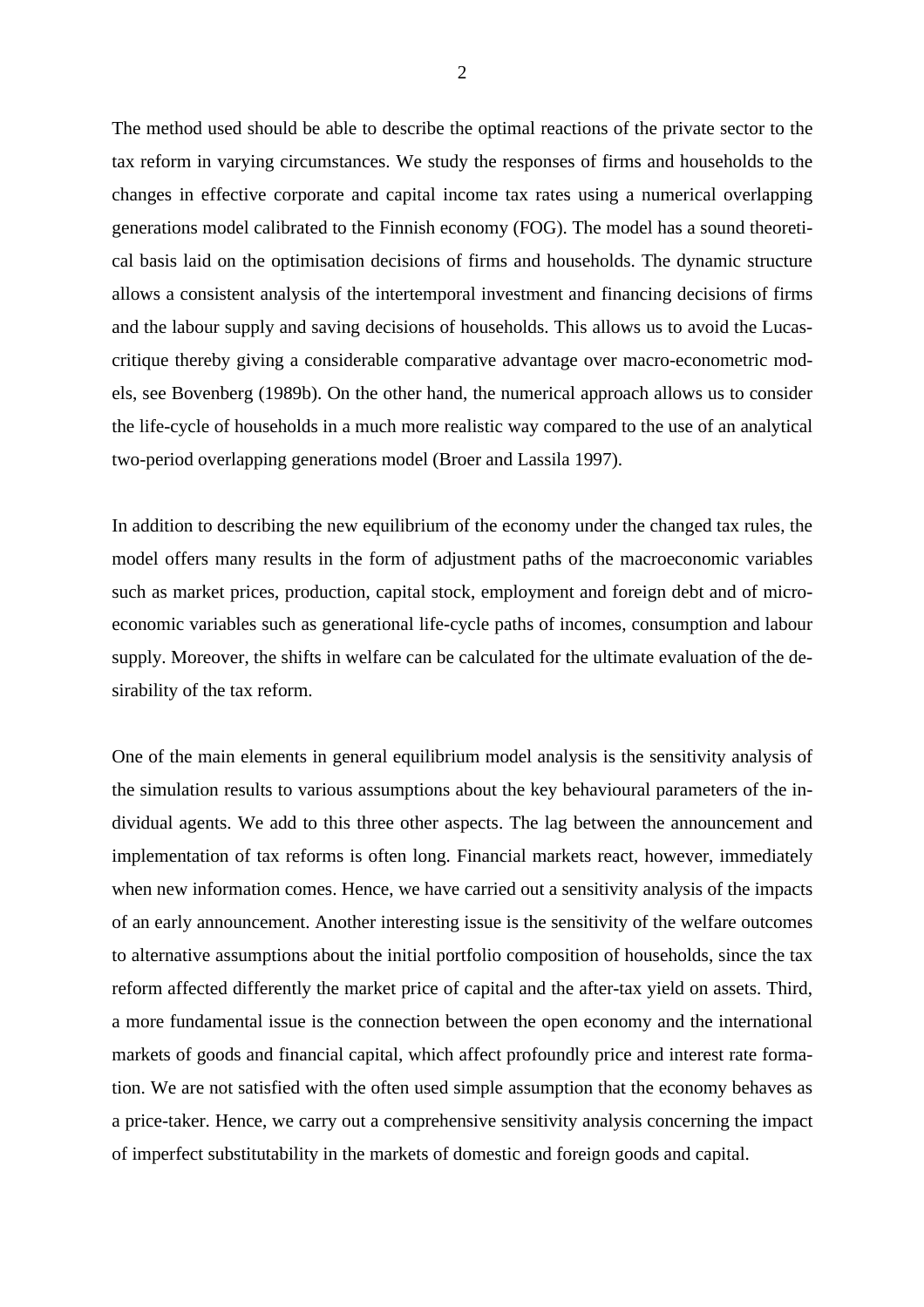The method used should be able to describe the optimal reactions of the private sector to the tax reform in varying circumstances. We study the responses of firms and households to the changes in effective corporate and capital income tax rates using a numerical overlapping generations model calibrated to the Finnish economy (FOG). The model has a sound theoretical basis laid on the optimisation decisions of firms and households. The dynamic structure allows a consistent analysis of the intertemporal investment and financing decisions of firms and the labour supply and saving decisions of households. This allows us to avoid the Lucas-critique thereby giving a considerable comparative advantage over macro-econometric models, see Bovenberg (1989b). On the other hand, the numerical approach allows us to consider the life-cycle of households in a much more realistic way compared to the use of an analytical two-period overlapping generations model (Broer and Lassila 1997).

In addition to describing the new equilibrium of the economy under the changed tax rules, the model offers many results in the form of adjustment paths of the macroeconomic variables such as market prices, production, capital stock, employment and foreign debt and of microeconomic variables such as generational life-cycle paths of incomes, consumption and labour supply. Moreover, the shifts in welfare can be calculated for the ultimate evaluation of the desirability of the tax reform.

One of the main elements in general equilibrium model analysis is the sensitivity analysis of the simulation results to various assumptions about the key behavioural parameters of the individual agents. We add to this three other aspects. The lag between the announcement and implementation of tax reforms is often long. Financial markets react, however, immediately when new information comes. Hence, we have carried out a sensitivity analysis of the impacts of an early announcement. Another interesting issue is the sensitivity of the welfare outcomes to alternative assumptions about the initial portfolio composition of households, since the tax reform affected differently the market price of capital and the after-tax yield on assets. Third, a more fundamental issue is the connection between the open economy and the international markets of goods and financial capital, which affect profoundly price and interest rate formation. We are not satisfied with the often used simple assumption that the economy behaves as a price-taker. Hence, we carry out a comprehensive sensitivity analysis concerning the impact of imperfect substitutability in the markets of domestic and foreign goods and capital.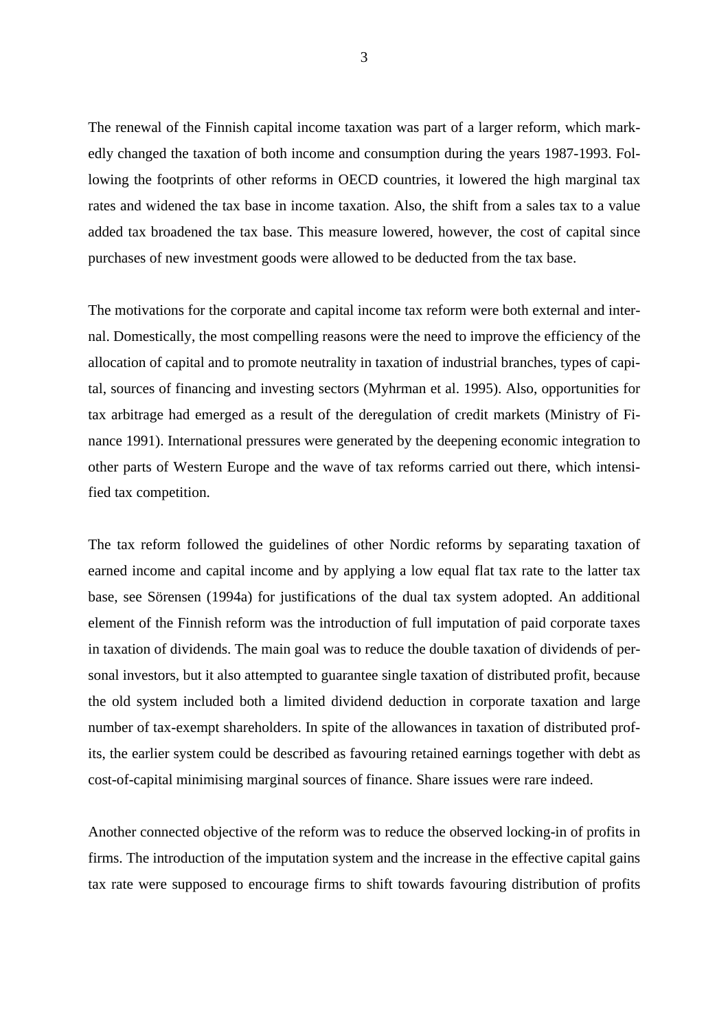The renewal of the Finnish capital income taxation was part of a larger reform, which markedly changed the taxation of both income and consumption during the years 1987-1993. Following the footprints of other reforms in OECD countries, it lowered the high marginal tax rates and widened the tax base in income taxation. Also, the shift from a sales tax to a value added tax broadened the tax base. This measure lowered, however, the cost of capital since purchases of new investment goods were allowed to be deducted from the tax base.

The motivations for the corporate and capital income tax reform were both external and internal. Domestically, the most compelling reasons were the need to improve the efficiency of the allocation of capital and to promote neutrality in taxation of industrial branches, types of capital, sources of financing and investing sectors (Myhrman et al. 1995). Also, opportunities for tax arbitrage had emerged as a result of the deregulation of credit markets (Ministry of Finance 1991). International pressures were generated by the deepening economic integration to other parts of Western Europe and the wave of tax reforms carried out there, which intensified tax competition.

The tax reform followed the guidelines of other Nordic reforms by separating taxation of earned income and capital income and by applying a low equal flat tax rate to the latter tax base, see Sörensen (1994a) for justifications of the dual tax system adopted. An additional element of the Finnish reform was the introduction of full imputation of paid corporate taxes in taxation of dividends. The main goal was to reduce the double taxation of dividends of personal investors, but it also attempted to guarantee single taxation of distributed profit, because the old system included both a limited dividend deduction in corporate taxation and large number of tax-exempt shareholders. In spite of the allowances in taxation of distributed profits, the earlier system could be described as favouring retained earnings together with debt as cost-of-capital minimising marginal sources of finance. Share issues were rare indeed.

Another connected objective of the reform was to reduce the observed locking-in of profits in firms. The introduction of the imputation system and the increase in the effective capital gains tax rate were supposed to encourage firms to shift towards favouring distribution of profits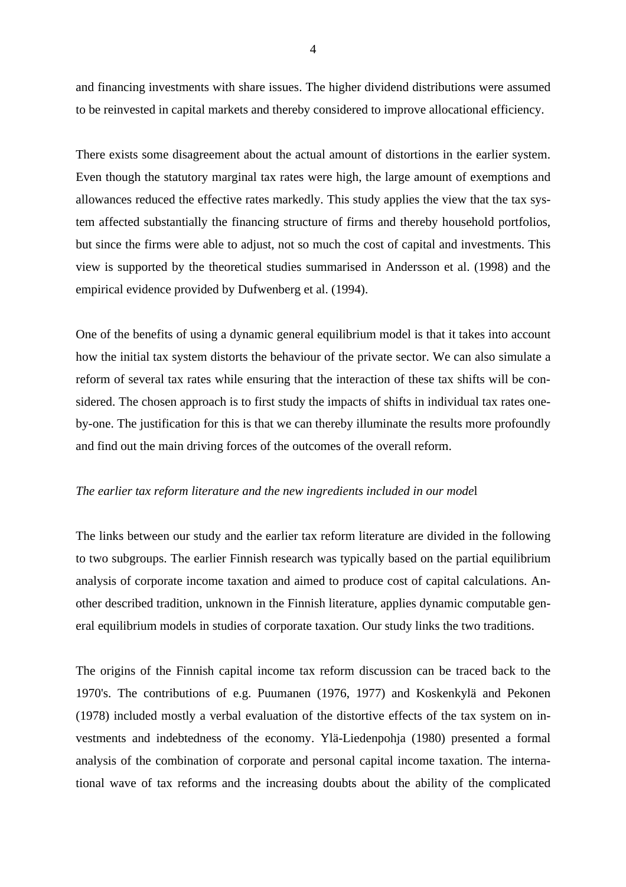and financing investments with share issues. The higher dividend distributions were assumed to be reinvested in capital markets and thereby considered to improve allocational efficiency.

There exists some disagreement about the actual amount of distortions in the earlier system. Even though the statutory marginal tax rates were high, the large amount of exemptions and allowances reduced the effective rates markedly. This study applies the view that the tax system affected substantially the financing structure of firms and thereby household portfolios, but since the firms were able to adjust, not so much the cost of capital and investments. This view is supported by the theoretical studies summarised in Andersson et al. (1998) and the empirical evidence provided by Dufwenberg et al. (1994).

One of the benefits of using a dynamic general equilibrium model is that it takes into account how the initial tax system distorts the behaviour of the private sector. We can also simulate a reform of several tax rates while ensuring that the interaction of these tax shifts will be considered. The chosen approach is to first study the impacts of shifts in individual tax rates one-by-one. The justification for this is that we can thereby illuminate the results more profoundly and find out the main driving forces of the outcomes of the overall reform.

*The earlier tax reform literature and the new ingredients included in our model*

The links between our study and the earlier tax reform literature are divided in the following to two subgroups. The earlier Finnish research was typically based on the partial equilibrium analysis of corporate income taxation and aimed to produce cost of capital calculations. Another described tradition, unknown in the Finnish literature, applies dynamic computable general equilibrium models in studies of corporate taxation. Our study links the two traditions.

The origins of the Finnish capital income tax reform discussion can be traced back to the 1970's. The contributions of e.g. Puumanen (1976, 1977) and Koskenkylä and Pekonen (1978) included mostly a verbal evaluation of the distortive effects of the tax system on investments and indebtedness of the economy. Ylä-Liedenpohja (1980) presented a formal analysis of the combination of corporate and personal capital income taxation. The international wave of tax reforms and the increasing doubts about the ability of the complicated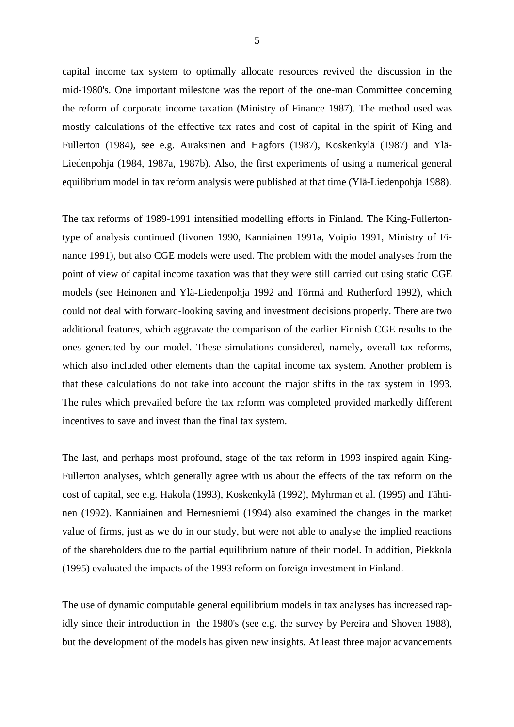capital income tax system to optimally allocate resources revived the discussion in the mid-1980's. One important milestone was the report of the one-man Committee concerning the reform of corporate income taxation (Ministry of Finance 1987). The method used was mostly calculations of the effective tax rates and cost of capital in the spirit of King and Fullerton (1984), see e.g. Airaksinen and Hagfors (1987), Koskenkylä (1987) and Ylä-Liedenpohja (1984, 1987a, 1987b). Also, the first experiments of using a numerical general equilibrium model in tax reform analysis were published at that time (Ylä-Liedenpohja 1988).

The tax reforms of 1989-1991 intensified modelling efforts in Finland. The King-Fullerton-type of analysis continued (Iivonen 1990, Kanniainen 1991a, Voipio 1991, Ministry of Finance 1991), but also CGE models were used. The problem with the model analyses from the point of view of capital income taxation was that they were still carried out using static CGE models (see Heinonen and Ylä-Liedenpohja 1992 and Törmä and Rutherford 1992), which could not deal with forward-looking saving and investment decisions properly. There are two additional features, which aggravate the comparison of the earlier Finnish CGE results to the ones generated by our model. These simulations considered, namely, overall tax reforms, which also included other elements than the capital income tax system. Another problem is that these calculations do not take into account the major shifts in the tax system in 1993. The rules which prevailed before the tax reform was completed provided markedly different incentives to save and invest than the final tax system.

The last, and perhaps most profound, stage of the tax reform in 1993 inspired again King-Fullerton analyses, which generally agree with us about the effects of the tax reform on the cost of capital, see e.g. Hakola (1993), Koskenkylä (1992), Myhrman et al. (1995) and Tähtinen (1992). Kanniainen and Hernesniemi (1994) also examined the changes in the market value of firms, just as we do in our study, but were not able to analyse the implied reactions of the shareholders due to the partial equilibrium nature of their model. In addition, Piekkola (1995) evaluated the impacts of the 1993 reform on foreign investment in Finland.

The use of dynamic computable general equilibrium models in tax analyses has increased rapidly since their introduction in the 1980's (see e.g. the survey by Pereira and Shoven 1988), but the development of the models has given new insights. At least three major advancements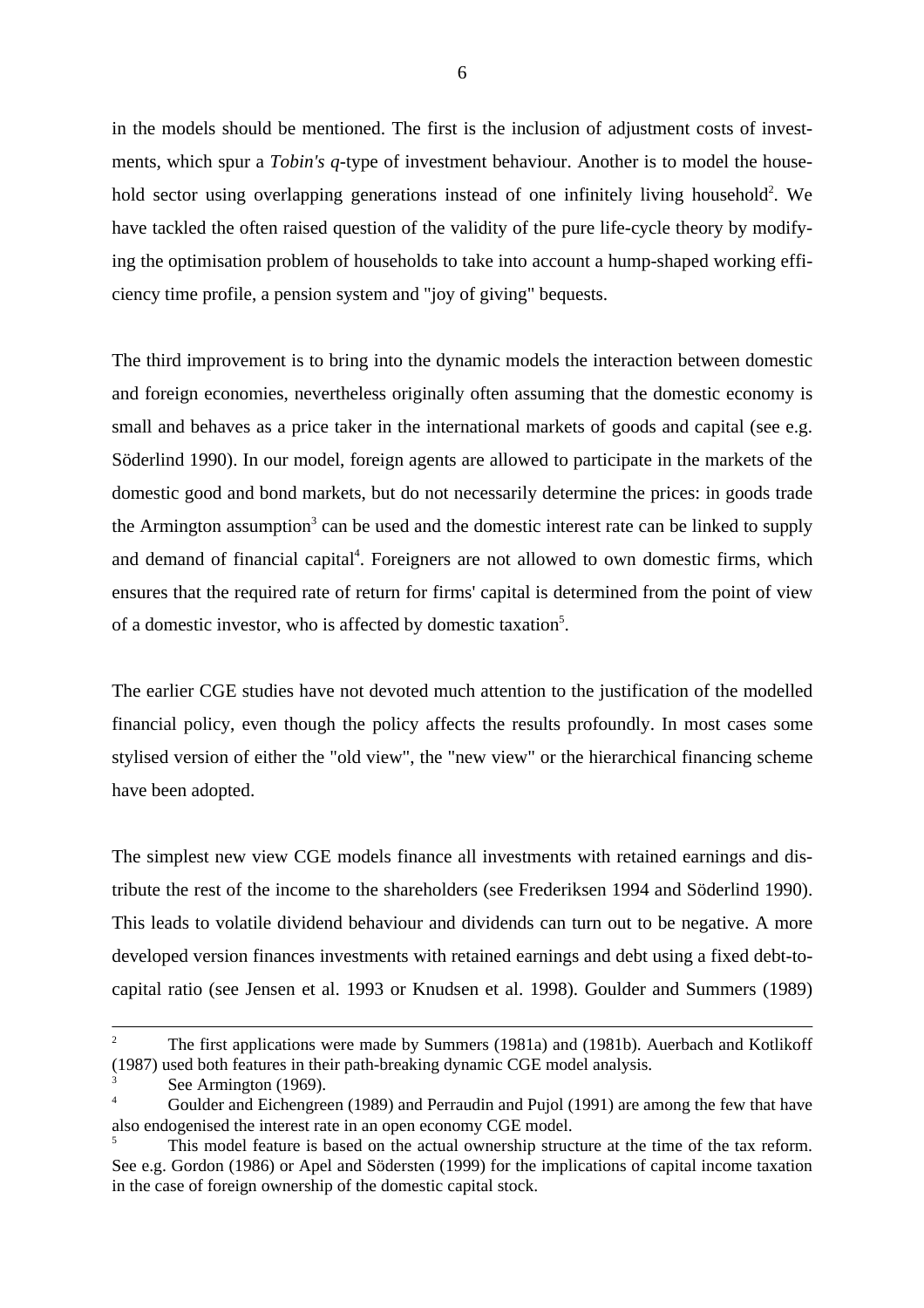in the models should be mentioned. The first is the inclusion of adjustment costs of investments, which spur a *Tobin's q*-type of investment behaviour. Another is to model the household sector using overlapping generations instead of one infinitely living household[2]. We have tackled the often raised question of the validity of the pure life-cycle theory by modifying the optimisation problem of households to take into account a hump-shaped working efficiency time profile, a pension system and "joy of giving" bequests.

The third improvement is to bring into the dynamic models the interaction between domestic and foreign economies, nevertheless originally often assuming that the domestic economy is small and behaves as a price taker in the international markets of goods and capital (see e.g. Söderlind 1990). In our model, foreign agents are allowed to participate in the markets of the domestic good and bond markets, but do not necessarily determine the prices: in goods trade the Armington assumption[3] can be used and the domestic interest rate can be linked to supply and demand of financial capital[4]. Foreigners are not allowed to own domestic firms, which ensures that the required rate of return for firms' capital is determined from the point of view of a domestic investor, who is affected by domestic taxation[5].

The earlier CGE studies have not devoted much attention to the justification of the modelled financial policy, even though the policy affects the results profoundly. In most cases some stylised version of either the "old view", the "new view" or the hierarchical financing scheme have been adopted.

The simplest new view CGE models finance all investments with retained earnings and distribute the rest of the income to the shareholders (see Frederiksen 1994 and Söderlind 1990). This leads to volatile dividend behaviour and dividends can turn out to be negative. A more developed version finances investments with retained earnings and debt using a fixed debt-to-capital ratio (see Jensen et al. 1993 or Knudsen et al. 1998). Goulder and Summers (1989)

---

[2] The first applications were made by Summers (1981a) and (1981b). Auerbach and Kotlikoff (1987) used both features in their path-breaking dynamic CGE model analysis.

[3] See Armington (1969).

[4] Goulder and Eichengreen (1989) and Perraudin and Pujol (1991) are among the few that have also endogenised the interest rate in an open economy CGE model.

[5] This model feature is based on the actual ownership structure at the time of the tax reform. See e.g. Gordon (1986) or Apel and Södersten (1999) for the implications of capital income taxation in the case of foreign ownership of the domestic capital stock.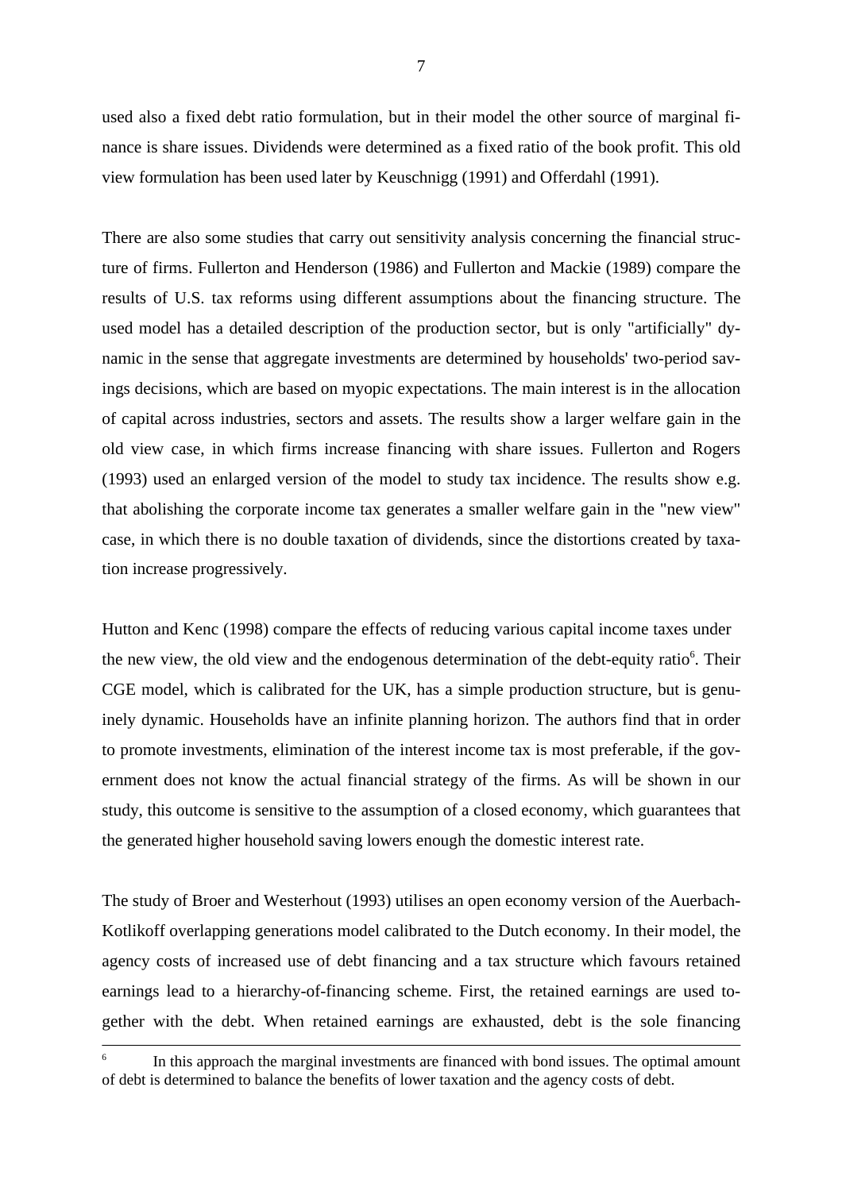used also a fixed debt ratio formulation, but in their model the other source of marginal finance is share issues. Dividends were determined as a fixed ratio of the book profit. This old view formulation has been used later by Keuschnigg (1991) and Offerdahl (1991).

There are also some studies that carry out sensitivity analysis concerning the financial structure of firms. Fullerton and Henderson (1986) and Fullerton and Mackie (1989) compare the results of U.S. tax reforms using different assumptions about the financing structure. The used model has a detailed description of the production sector, but is only "artificially" dynamic in the sense that aggregate investments are determined by households' two-period savings decisions, which are based on myopic expectations. The main interest is in the allocation of capital across industries, sectors and assets. The results show a larger welfare gain in the old view case, in which firms increase financing with share issues. Fullerton and Rogers (1993) used an enlarged version of the model to study tax incidence. The results show e.g. that abolishing the corporate income tax generates a smaller welfare gain in the "new view" case, in which there is no double taxation of dividends, since the distortions created by taxation increase progressively.

Hutton and Kenc (1998) compare the effects of reducing various capital income taxes under the new view, the old view and the endogenous determination of the debt-equity ratio[6]. Their CGE model, which is calibrated for the UK, has a simple production structure, but is genuinely dynamic. Households have an infinite planning horizon. The authors find that in order to promote investments, elimination of the interest income tax is most preferable, if the government does not know the actual financial strategy of the firms. As will be shown in our study, this outcome is sensitive to the assumption of a closed economy, which guarantees that the generated higher household saving lowers enough the domestic interest rate.

The study of Broer and Westerhout (1993) utilises an open economy version of the Auerbach-Kotlikoff overlapping generations model calibrated to the Dutch economy. In their model, the agency costs of increased use of debt financing and a tax structure which favours retained earnings lead to a hierarchy-of-financing scheme. First, the retained earnings are used together with the debt. When retained earnings are exhausted, debt is the sole financing

---

[6] In this approach the marginal investments are financed with bond issues. The optimal amount of debt is determined to balance the benefits of lower taxation and the agency costs of debt.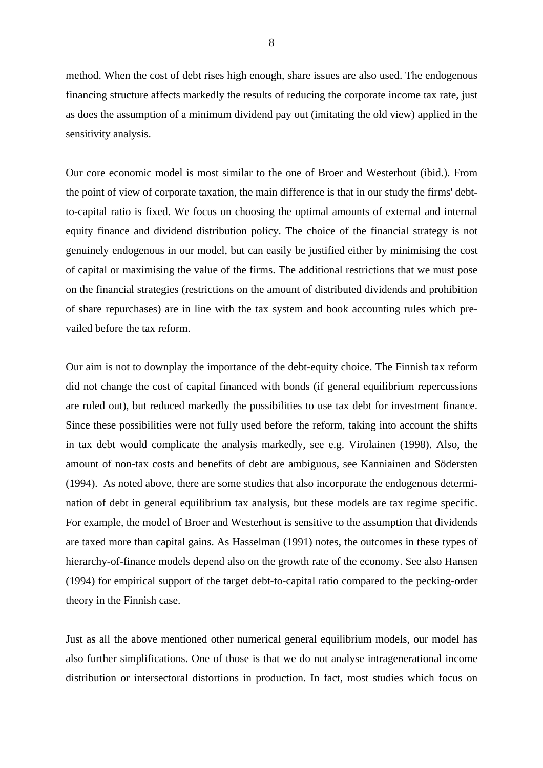method. When the cost of debt rises high enough, share issues are also used. The endogenous financing structure affects markedly the results of reducing the corporate income tax rate, just as does the assumption of a minimum dividend pay out (imitating the old view) applied in the sensitivity analysis.

Our core economic model is most similar to the one of Broer and Westerhout (ibid.). From the point of view of corporate taxation, the main difference is that in our study the firms' debt-to-capital ratio is fixed. We focus on choosing the optimal amounts of external and internal equity finance and dividend distribution policy. The choice of the financial strategy is not genuinely endogenous in our model, but can easily be justified either by minimising the cost of capital or maximising the value of the firms. The additional restrictions that we must pose on the financial strategies (restrictions on the amount of distributed dividends and prohibition of share repurchases) are in line with the tax system and book accounting rules which prevailed before the tax reform.

Our aim is not to downplay the importance of the debt-equity choice. The Finnish tax reform did not change the cost of capital financed with bonds (if general equilibrium repercussions are ruled out), but reduced markedly the possibilities to use tax debt for investment finance. Since these possibilities were not fully used before the reform, taking into account the shifts in tax debt would complicate the analysis markedly, see e.g. Virolainen (1998). Also, the amount of non-tax costs and benefits of debt are ambiguous, see Kanniainen and Södersten (1994). As noted above, there are some studies that also incorporate the endogenous determination of debt in general equilibrium tax analysis, but these models are tax regime specific. For example, the model of Broer and Westerhout is sensitive to the assumption that dividends are taxed more than capital gains. As Hasselman (1991) notes, the outcomes in these types of hierarchy-of-finance models depend also on the growth rate of the economy. See also Hansen (1994) for empirical support of the target debt-to-capital ratio compared to the pecking-order theory in the Finnish case.

Just as all the above mentioned other numerical general equilibrium models, our model has also further simplifications. One of those is that we do not analyse intragenerational income distribution or intersectoral distortions in production. In fact, most studies which focus on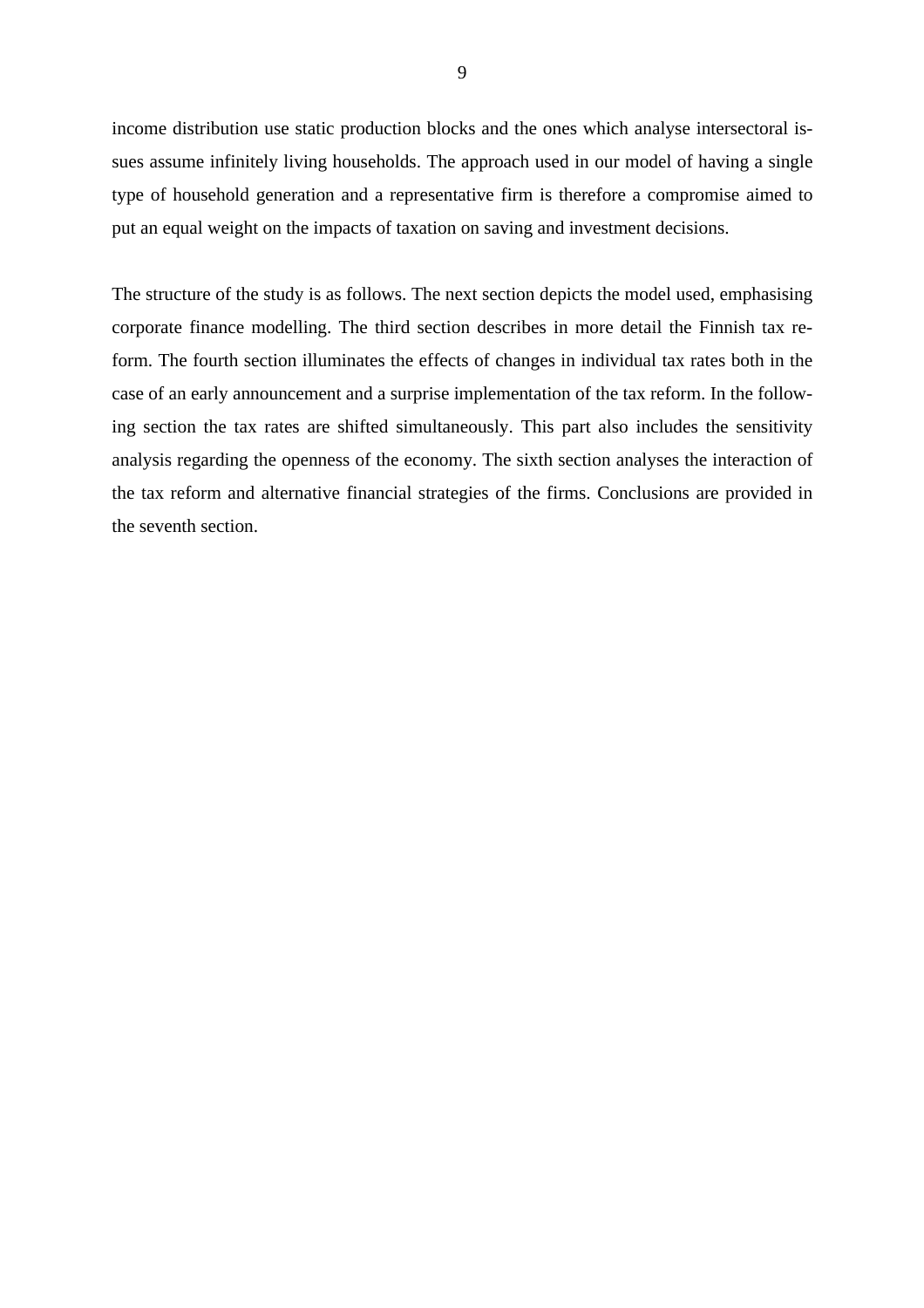income distribution use static production blocks and the ones which analyse intersectoral issues assume infinitely living households. The approach used in our model of having a single type of household generation and a representative firm is therefore a compromise aimed to put an equal weight on the impacts of taxation on saving and investment decisions.

The structure of the study is as follows. The next section depicts the model used, emphasising corporate finance modelling. The third section describes in more detail the Finnish tax reform. The fourth section illuminates the effects of changes in individual tax rates both in the case of an early announcement and a surprise implementation of the tax reform. In the following section the tax rates are shifted simultaneously. This part also includes the sensitivity analysis regarding the openness of the economy. The sixth section analyses the interaction of the tax reform and alternative financial strategies of the firms. Conclusions are provided in the seventh section.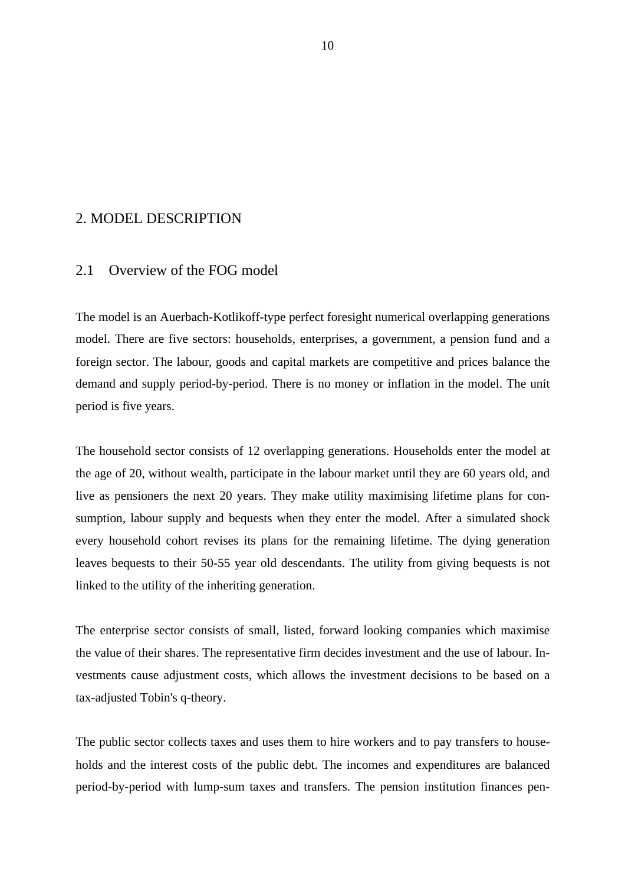# 2. MODEL DESCRIPTION

## 2.1 Overview of the FOG model

The model is an Auerbach-Kotlikoff-type perfect foresight numerical overlapping generations model. There are five sectors: households, enterprises, a government, a pension fund and a foreign sector. The labour, goods and capital markets are competitive and prices balance the demand and supply period-by-period. There is no money or inflation in the model. The unit period is five years.

The household sector consists of 12 overlapping generations. Households enter the model at the age of 20, without wealth, participate in the labour market until they are 60 years old, and live as pensioners the next 20 years. They make utility maximising lifetime plans for consumption, labour supply and bequests when they enter the model. After a simulated shock every household cohort revises its plans for the remaining lifetime. The dying generation leaves bequests to their 50-55 year old descendants. The utility from giving bequests is not linked to the utility of the inheriting generation.

The enterprise sector consists of small, listed, forward looking companies which maximise the value of their shares. The representative firm decides investment and the use of labour. Investments cause adjustment costs, which allows the investment decisions to be based on a tax-adjusted Tobin's q-theory.

The public sector collects taxes and uses them to hire workers and to pay transfers to households and the interest costs of the public debt. The incomes and expenditures are balanced period-by-period with lump-sum taxes and transfers. The pension institution finances pen-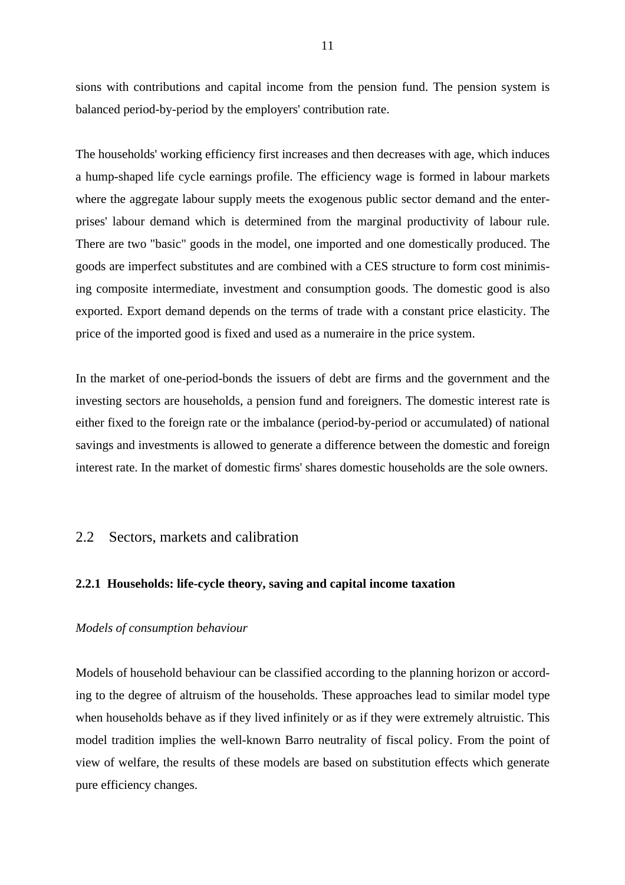sions with contributions and capital income from the pension fund. The pension system is balanced period-by-period by the employers' contribution rate.

The households' working efficiency first increases and then decreases with age, which induces a hump-shaped life cycle earnings profile. The efficiency wage is formed in labour markets where the aggregate labour supply meets the exogenous public sector demand and the enterprises' labour demand which is determined from the marginal productivity of labour rule. There are two "basic" goods in the model, one imported and one domestically produced. The goods are imperfect substitutes and are combined with a CES structure to form cost minimising composite intermediate, investment and consumption goods. The domestic good is also exported. Export demand depends on the terms of trade with a constant price elasticity. The price of the imported good is fixed and used as a numeraire in the price system.

In the market of one-period-bonds the issuers of debt are firms and the government and the investing sectors are households, a pension fund and foreigners. The domestic interest rate is either fixed to the foreign rate or the imbalance (period-by-period or accumulated) of national savings and investments is allowed to generate a difference between the domestic and foreign interest rate. In the market of domestic firms' shares domestic households are the sole owners.

## 2.2 Sectors, markets and calibration

### 2.2.1 Households: life-cycle theory, saving and capital income taxation

*Models of consumption behaviour*

Models of household behaviour can be classified according to the planning horizon or according to the degree of altruism of the households. These approaches lead to similar model type when households behave as if they lived infinitely or as if they were extremely altruistic. This model tradition implies the well-known Barro neutrality of fiscal policy. From the point of view of welfare, the results of these models are based on substitution effects which generate pure efficiency changes.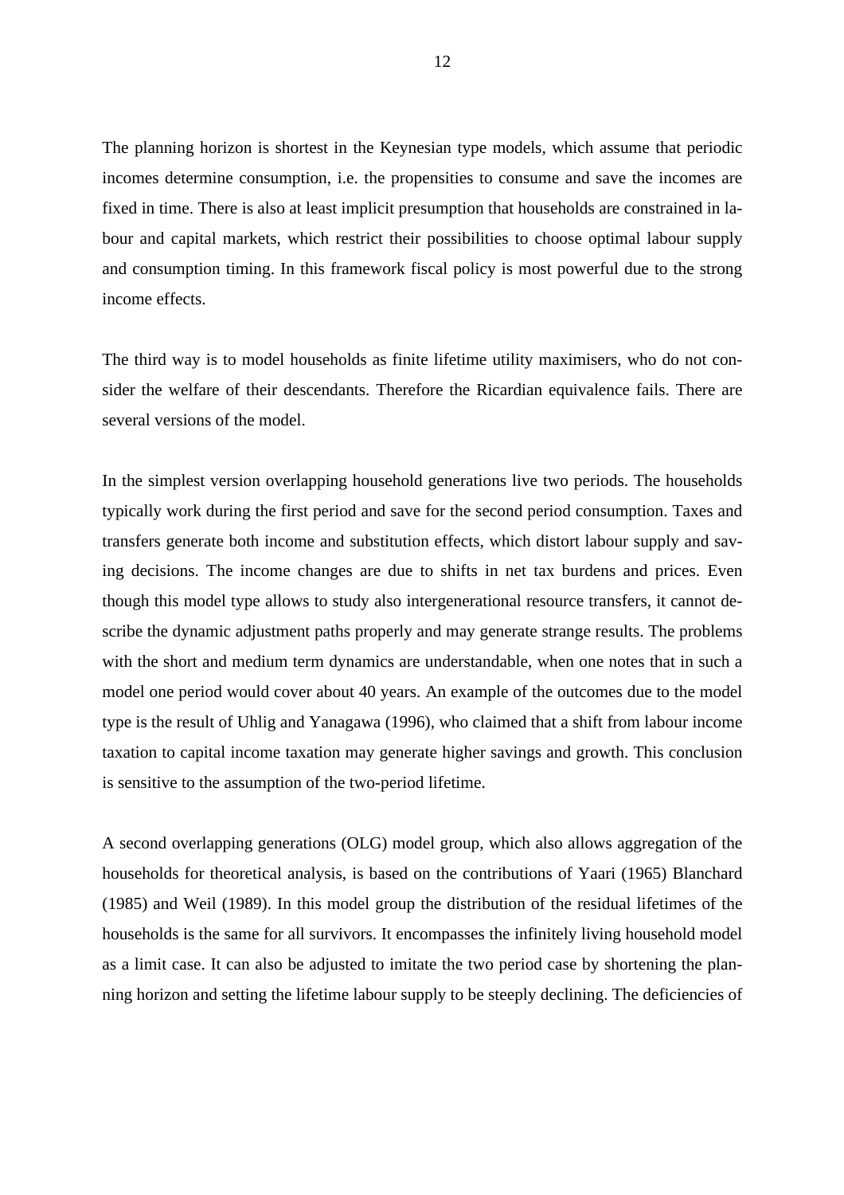The planning horizon is shortest in the Keynesian type models, which assume that periodic incomes determine consumption, i.e. the propensities to consume and save the incomes are fixed in time. There is also at least implicit presumption that households are constrained in labour and capital markets, which restrict their possibilities to choose optimal labour supply and consumption timing. In this framework fiscal policy is most powerful due to the strong income effects.

The third way is to model households as finite lifetime utility maximisers, who do not consider the welfare of their descendants. Therefore the Ricardian equivalence fails. There are several versions of the model.

In the simplest version overlapping household generations live two periods. The households typically work during the first period and save for the second period consumption. Taxes and transfers generate both income and substitution effects, which distort labour supply and saving decisions. The income changes are due to shifts in net tax burdens and prices. Even though this model type allows to study also intergenerational resource transfers, it cannot describe the dynamic adjustment paths properly and may generate strange results. The problems with the short and medium term dynamics are understandable, when one notes that in such a model one period would cover about 40 years. An example of the outcomes due to the model type is the result of Uhlig and Yanagawa (1996), who claimed that a shift from labour income taxation to capital income taxation may generate higher savings and growth. This conclusion is sensitive to the assumption of the two-period lifetime.

A second overlapping generations (OLG) model group, which also allows aggregation of the households for theoretical analysis, is based on the contributions of Yaari (1965) Blanchard (1985) and Weil (1989). In this model group the distribution of the residual lifetimes of the households is the same for all survivors. It encompasses the infinitely living household model as a limit case. It can also be adjusted to imitate the two period case by shortening the planning horizon and setting the lifetime labour supply to be steeply declining. The deficiencies of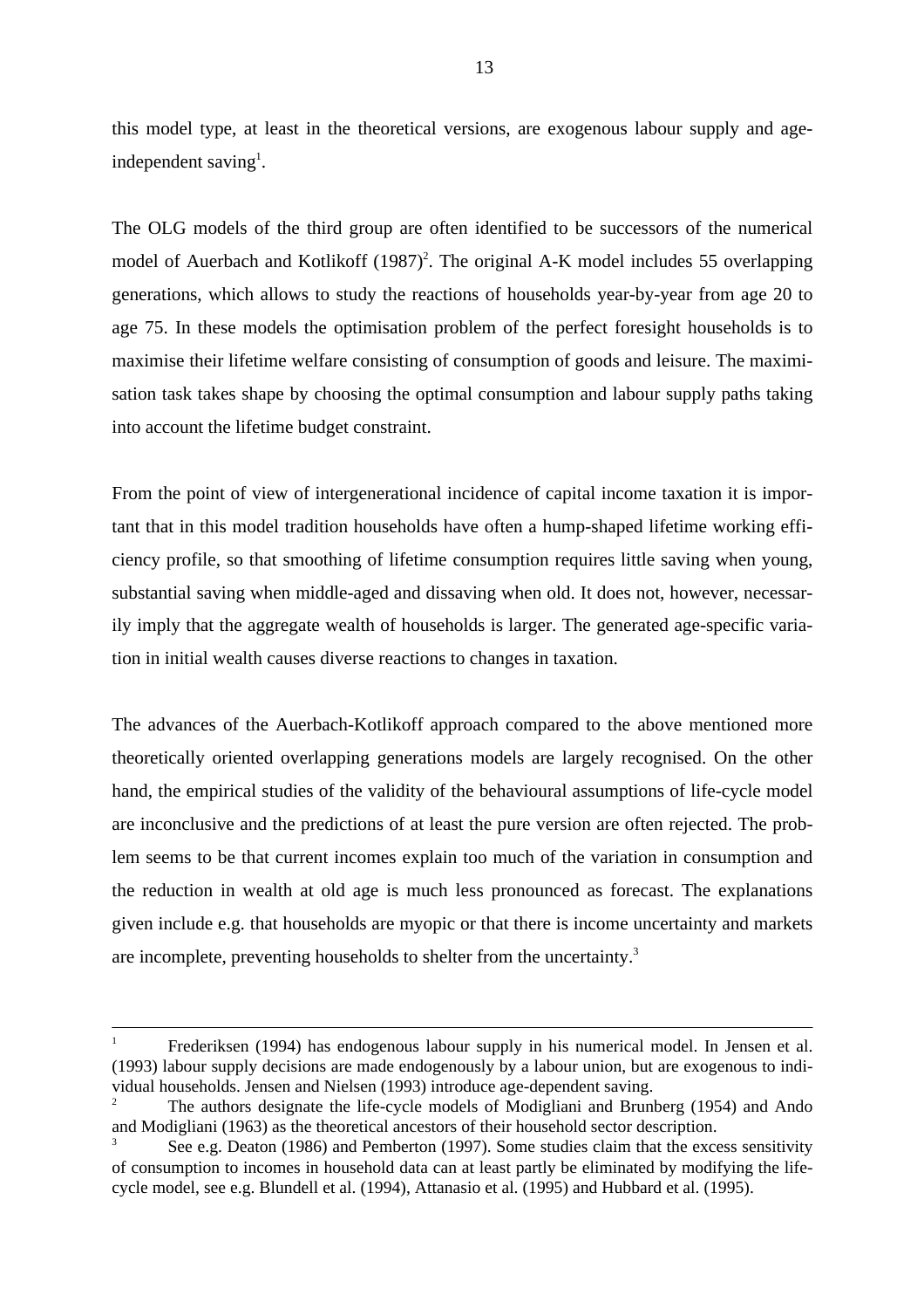this model type, at least in the theoretical versions, are exogenous labour supply and age-independent saving[1].

The OLG models of the third group are often identified to be successors of the numerical model of Auerbach and Kotlikoff (1987)[2]. The original A-K model includes 55 overlapping generations, which allows to study the reactions of households year-by-year from age 20 to age 75. In these models the optimisation problem of the perfect foresight households is to maximise their lifetime welfare consisting of consumption of goods and leisure. The maximisation task takes shape by choosing the optimal consumption and labour supply paths taking into account the lifetime budget constraint.

From the point of view of intergenerational incidence of capital income taxation it is important that in this model tradition households have often a hump-shaped lifetime working efficiency profile, so that smoothing of lifetime consumption requires little saving when young, substantial saving when middle-aged and dissaving when old. It does not, however, necessarily imply that the aggregate wealth of households is larger. The generated age-specific variation in initial wealth causes diverse reactions to changes in taxation.

The advances of the Auerbach-Kotlikoff approach compared to the above mentioned more theoretically oriented overlapping generations models are largely recognised. On the other hand, the empirical studies of the validity of the behavioural assumptions of life-cycle model are inconclusive and the predictions of at least the pure version are often rejected. The problem seems to be that current incomes explain too much of the variation in consumption and the reduction in wealth at old age is much less pronounced as forecast. The explanations given include e.g. that households are myopic or that there is income uncertainty and markets are incomplete, preventing households to shelter from the uncertainty.[3]

---

[1] Frederiksen (1994) has endogenous labour supply in his numerical model. In Jensen et al. (1993) labour supply decisions are made endogenously by a labour union, but are exogenous to individual households. Jensen and Nielsen (1993) introduce age-dependent saving.

[2] The authors designate the life-cycle models of Modigliani and Brunberg (1954) and Ando and Modigliani (1963) as the theoretical ancestors of their household sector description.

[3] See e.g. Deaton (1986) and Pemberton (1997). Some studies claim that the excess sensitivity of consumption to incomes in household data can at least partly be eliminated by modifying the life-cycle model, see e.g. Blundell et al. (1994), Attanasio et al. (1995) and Hubbard et al. (1995).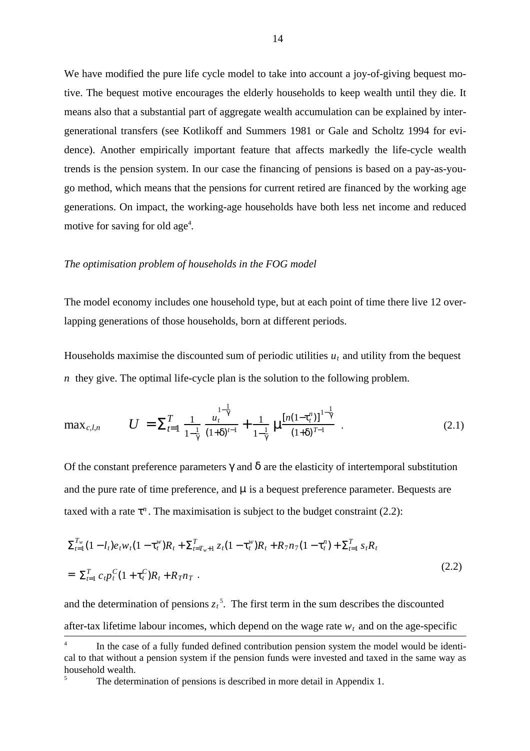We have modified the pure life cycle model to take into account a joy-of-giving bequest motive. The bequest motive encourages the elderly households to keep wealth until they die. It means also that a substantial part of aggregate wealth accumulation can be explained by intergenerational transfers (see Kotlikoff and Summers 1981 or Gale and Scholtz 1994 for evidence). Another empirically important feature that affects markedly the life-cycle wealth trends is the pension system. In our case the financing of pensions is based on a pay-as-you-go method, which means that the pensions for current retired are financed by the working age generations. On impact, the working-age households have both less net income and reduced motive for saving for old age[4].

*The optimisation problem of households in the FOG model*

The model economy includes one household type, but at each point of time there live 12 overlapping generations of those households, born at different periods.

Households maximise the discounted sum of periodic utilities $u_t$ and utility from the bequest $n$ they give. The optimal life-cycle plan is the solution to the following problem.

$$\max_{c,l,n} \qquad U = \sum_{t=1}^{T} \frac{1}{1-\frac{1}{\gamma}} \frac{u_t^{1-\frac{1}{\gamma}}}{(1+\delta)^{t-1}} + \frac{1}{1-\frac{1}{\gamma}} \mu \frac{[n(1-\tau_t^n)]^{1-\frac{1}{\gamma}}}{(1+\delta)^{T-1}} \quad . \tag{2.1}$$

Of the constant preference parameters $\gamma$ and $\delta$ are the elasticity of intertemporal substitution and the pure rate of time preference, and $\mu$ is a bequest preference parameter. Bequests are taxed with a rate $\tau^n$. The maximisation is subject to the budget constraint (2.2):

$$\begin{aligned} &\sum_{t=1}^{T_w} (1-l_t) e_t w_t (1-\tau_t^w) R_t + \sum_{t=T_w+1}^{T} z_t (1-\tau_t^w) R_t + R_7 n_7 (1-\tau_t^n) + \sum_{t=1}^{T} s_t R_t \\ &= \sum_{t=1}^{T} c_t p_t^C (1+\tau_t^C) R_t + R_T n_T \ . \end{aligned} \tag{2.2}$$

and the determination of pensions $z_t$[5]. The first term in the sum describes the discounted after-tax lifetime labour incomes, which depend on the wage rate $w_t$ and on the age-specific

---

[4] In the case of a fully funded defined contribution pension system the model would be identical to that without a pension system if the pension funds were invested and taxed in the same way as household wealth.

[5] The determination of pensions is described in more detail in Appendix 1.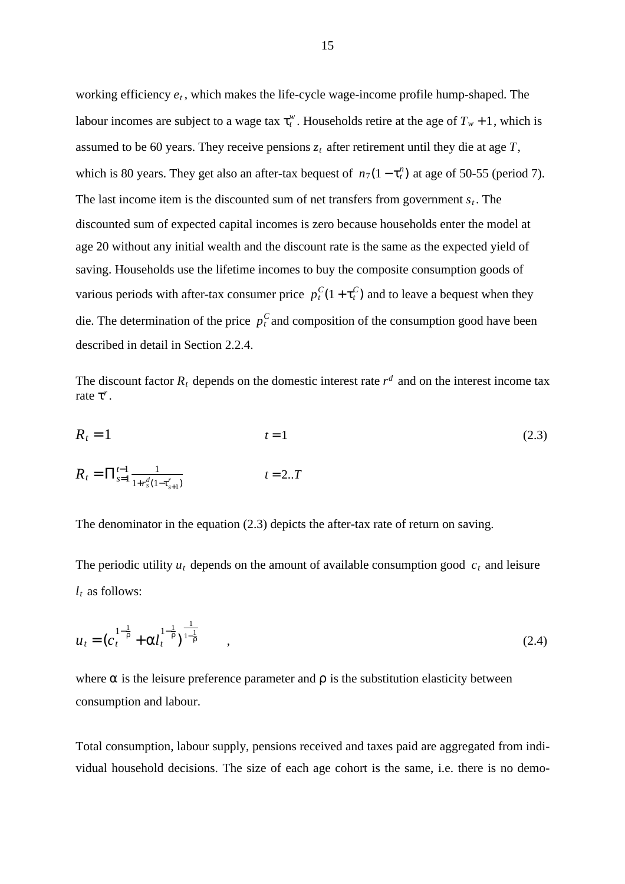working efficiency $e_t$, which makes the life-cycle wage-income profile hump-shaped. The labour incomes are subject to a wage tax $\tau_t^w$. Households retire at the age of $T_w + 1$, which is assumed to be 60 years. They receive pensions $z_t$ after retirement until they die at age $T$, which is 80 years. They get also an after-tax bequest of $n_7(1-\tau_t^n)$ at age of 50-55 (period 7). The last income item is the discounted sum of net transfers from government $s_t$. The discounted sum of expected capital incomes is zero because households enter the model at age 20 without any initial wealth and the discount rate is the same as the expected yield of saving. Households use the lifetime incomes to buy the composite consumption goods of various periods with after-tax consumer price $p_t^C(1+\tau_t^C)$ and to leave a bequest when they die. The determination of the price $p_t^C$ and composition of the consumption good have been described in detail in Section 2.2.4.

The discount factor $R_t$ depends on the domestic interest rate $r^d$ and on the interest income tax rate $\tau^r$.

$$R_t = 1 \qquad\qquad t = 1 \tag{2.3}$$

$$R_t = \prod_{s=1}^{t-1} \frac{1}{1+r_s^d(1-\tau_{s+1}^r)} \qquad\qquad t = 2..T$$

The denominator in the equation (2.3) depicts the after-tax rate of return on saving.

The periodic utility $u_t$ depends on the amount of available consumption good $c_t$ and leisure $l_t$ as follows:

$$u_t = \left(c_t^{1-\frac{1}{\rho}} + \alpha l_t^{1-\frac{1}{\rho}}\right)^{\frac{1}{1-\frac{1}{\rho}}} \qquad , \tag{2.4}$$

where $\alpha$ is the leisure preference parameter and $\rho$ is the substitution elasticity between consumption and labour.

Total consumption, labour supply, pensions received and taxes paid are aggregated from individual household decisions. The size of each age cohort is the same, i.e. there is no demo-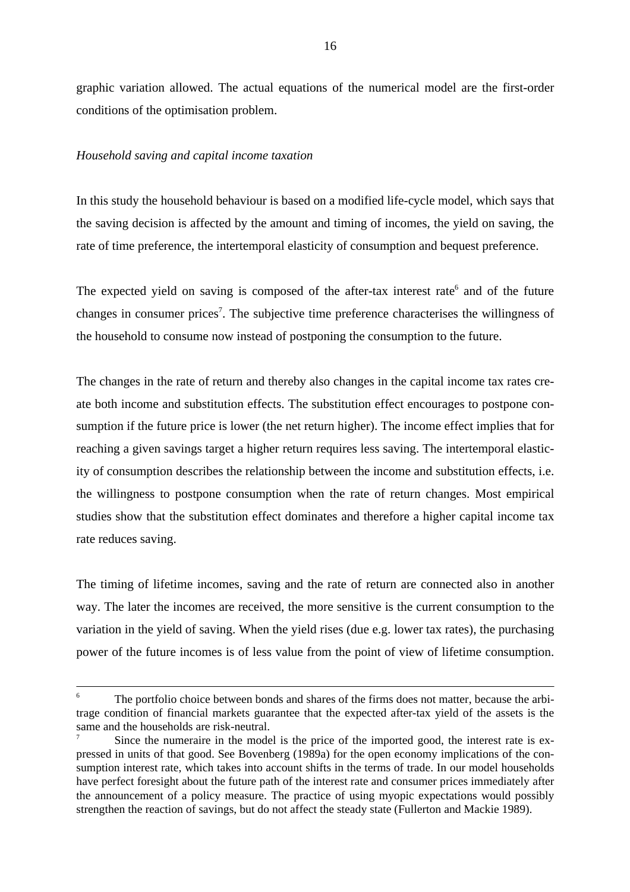graphic variation allowed. The actual equations of the numerical model are the first-order conditions of the optimisation problem.

*Household saving and capital income taxation*

In this study the household behaviour is based on a modified life-cycle model, which says that the saving decision is affected by the amount and timing of incomes, the yield on saving, the rate of time preference, the intertemporal elasticity of consumption and bequest preference.

The expected yield on saving is composed of the after-tax interest rate[6] and of the future changes in consumer prices[7]. The subjective time preference characterises the willingness of the household to consume now instead of postponing the consumption to the future.

The changes in the rate of return and thereby also changes in the capital income tax rates create both income and substitution effects. The substitution effect encourages to postpone consumption if the future price is lower (the net return higher). The income effect implies that for reaching a given savings target a higher return requires less saving. The intertemporal elasticity of consumption describes the relationship between the income and substitution effects, i.e. the willingness to postpone consumption when the rate of return changes. Most empirical studies show that the substitution effect dominates and therefore a higher capital income tax rate reduces saving.

The timing of lifetime incomes, saving and the rate of return are connected also in another way. The later the incomes are received, the more sensitive is the current consumption to the variation in the yield of saving. When the yield rises (due e.g. lower tax rates), the purchasing power of the future incomes is of less value from the point of view of lifetime consumption.

---

[6] The portfolio choice between bonds and shares of the firms does not matter, because the arbitrage condition of financial markets guarantee that the expected after-tax yield of the assets is the same and the households are risk-neutral.

[7] Since the numeraire in the model is the price of the imported good, the interest rate is expressed in units of that good. See Bovenberg (1989a) for the open economy implications of the consumption interest rate, which takes into account shifts in the terms of trade. In our model households have perfect foresight about the future path of the interest rate and consumer prices immediately after the announcement of a policy measure. The practice of using myopic expectations would possibly strengthen the reaction of savings, but do not affect the steady state (Fullerton and Mackie 1989).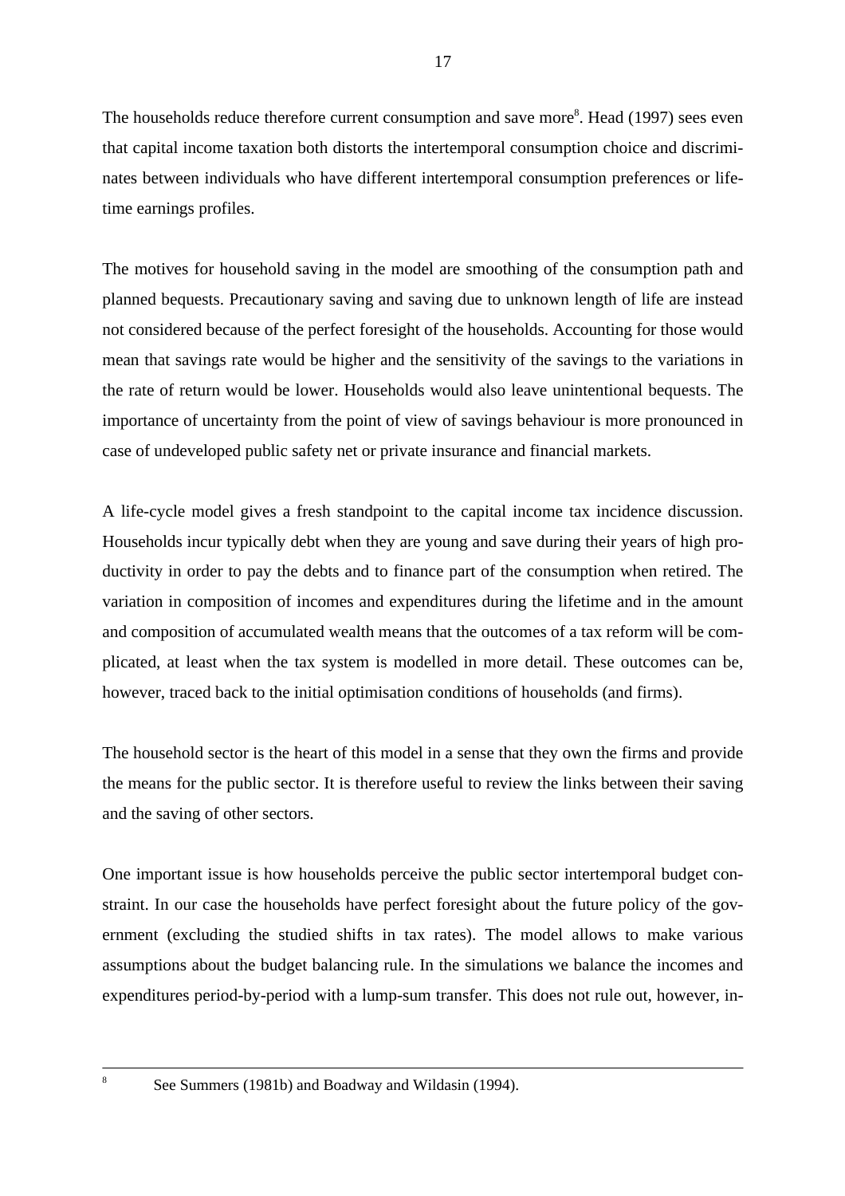The households reduce therefore current consumption and save more[8]. Head (1997) sees even that capital income taxation both distorts the intertemporal consumption choice and discriminates between individuals who have different intertemporal consumption preferences or lifetime earnings profiles.

The motives for household saving in the model are smoothing of the consumption path and planned bequests. Precautionary saving and saving due to unknown length of life are instead not considered because of the perfect foresight of the households. Accounting for those would mean that savings rate would be higher and the sensitivity of the savings to the variations in the rate of return would be lower. Households would also leave unintentional bequests. The importance of uncertainty from the point of view of savings behaviour is more pronounced in case of undeveloped public safety net or private insurance and financial markets.

A life-cycle model gives a fresh standpoint to the capital income tax incidence discussion. Households incur typically debt when they are young and save during their years of high productivity in order to pay the debts and to finance part of the consumption when retired. The variation in composition of incomes and expenditures during the lifetime and in the amount and composition of accumulated wealth means that the outcomes of a tax reform will be complicated, at least when the tax system is modelled in more detail. These outcomes can be, however, traced back to the initial optimisation conditions of households (and firms).

The household sector is the heart of this model in a sense that they own the firms and provide the means for the public sector. It is therefore useful to review the links between their saving and the saving of other sectors.

One important issue is how households perceive the public sector intertemporal budget constraint. In our case the households have perfect foresight about the future policy of the government (excluding the studied shifts in tax rates). The model allows to make various assumptions about the budget balancing rule. In the simulations we balance the incomes and expenditures period-by-period with a lump-sum transfer. This does not rule out, however, in-

---

[8] See Summers (1981b) and Boadway and Wildasin (1994).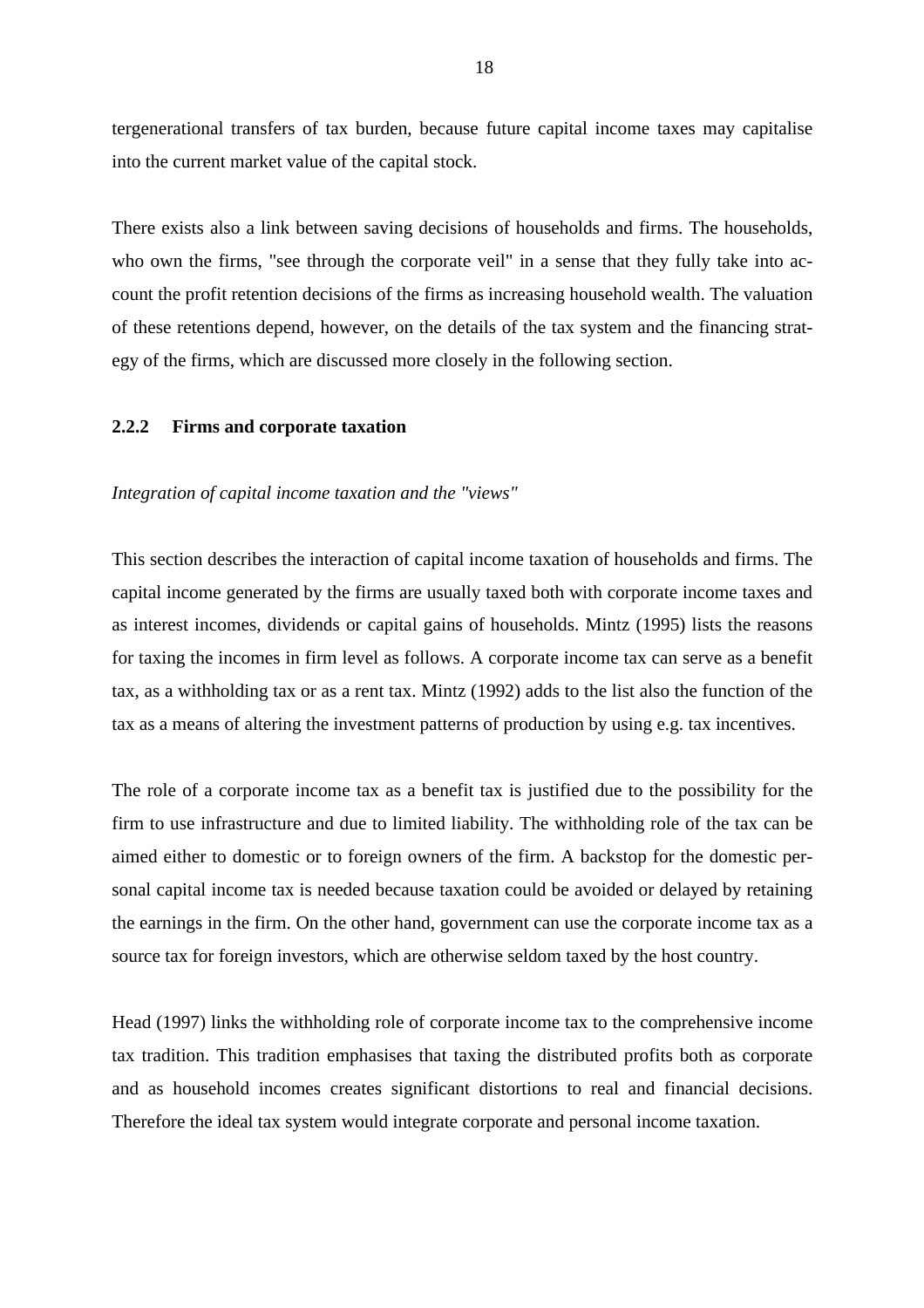tergenerational transfers of tax burden, because future capital income taxes may capitalise into the current market value of the capital stock.

There exists also a link between saving decisions of households and firms. The households, who own the firms, "see through the corporate veil" in a sense that they fully take into account the profit retention decisions of the firms as increasing household wealth. The valuation of these retentions depend, however, on the details of the tax system and the financing strategy of the firms, which are discussed more closely in the following section.

### 2.2.2 Firms and corporate taxation

*Integration of capital income taxation and the "views"*

This section describes the interaction of capital income taxation of households and firms. The capital income generated by the firms are usually taxed both with corporate income taxes and as interest incomes, dividends or capital gains of households. Mintz (1995) lists the reasons for taxing the incomes in firm level as follows. A corporate income tax can serve as a benefit tax, as a withholding tax or as a rent tax. Mintz (1992) adds to the list also the function of the tax as a means of altering the investment patterns of production by using e.g. tax incentives.

The role of a corporate income tax as a benefit tax is justified due to the possibility for the firm to use infrastructure and due to limited liability. The withholding role of the tax can be aimed either to domestic or to foreign owners of the firm. A backstop for the domestic personal capital income tax is needed because taxation could be avoided or delayed by retaining the earnings in the firm. On the other hand, government can use the corporate income tax as a source tax for foreign investors, which are otherwise seldom taxed by the host country.

Head (1997) links the withholding role of corporate income tax to the comprehensive income tax tradition. This tradition emphasises that taxing the distributed profits both as corporate and as household incomes creates significant distortions to real and financial decisions. Therefore the ideal tax system would integrate corporate and personal income taxation.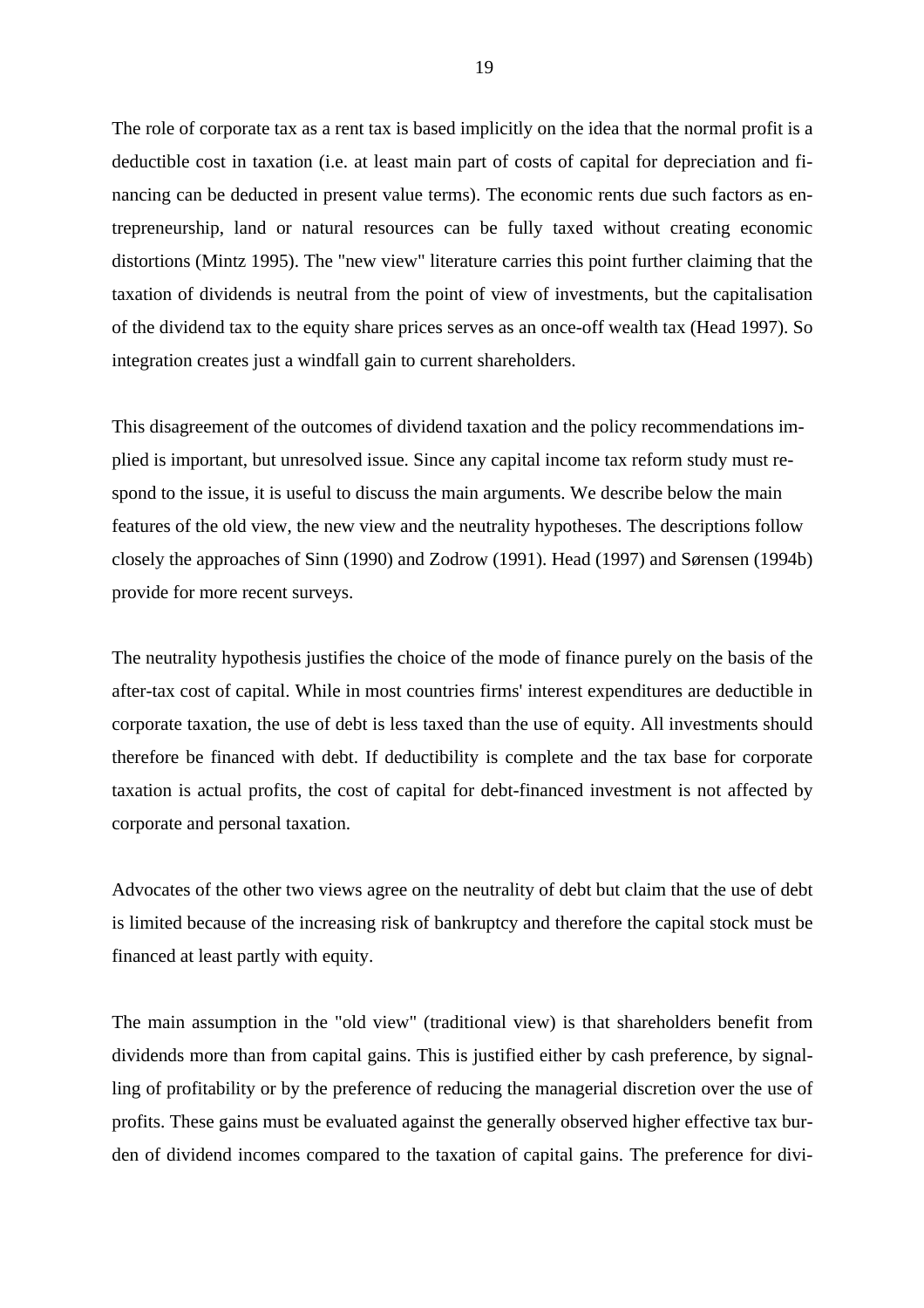The role of corporate tax as a rent tax is based implicitly on the idea that the normal profit is a deductible cost in taxation (i.e. at least main part of costs of capital for depreciation and financing can be deducted in present value terms). The economic rents due such factors as entrepreneurship, land or natural resources can be fully taxed without creating economic distortions (Mintz 1995). The "new view" literature carries this point further claiming that the taxation of dividends is neutral from the point of view of investments, but the capitalisation of the dividend tax to the equity share prices serves as an once-off wealth tax (Head 1997). So integration creates just a windfall gain to current shareholders.

This disagreement of the outcomes of dividend taxation and the policy recommendations implied is important, but unresolved issue. Since any capital income tax reform study must respond to the issue, it is useful to discuss the main arguments. We describe below the main features of the old view, the new view and the neutrality hypotheses. The descriptions follow closely the approaches of Sinn (1990) and Zodrow (1991). Head (1997) and Sørensen (1994b) provide for more recent surveys.

The neutrality hypothesis justifies the choice of the mode of finance purely on the basis of the after-tax cost of capital. While in most countries firms' interest expenditures are deductible in corporate taxation, the use of debt is less taxed than the use of equity. All investments should therefore be financed with debt. If deductibility is complete and the tax base for corporate taxation is actual profits, the cost of capital for debt-financed investment is not affected by corporate and personal taxation.

Advocates of the other two views agree on the neutrality of debt but claim that the use of debt is limited because of the increasing risk of bankruptcy and therefore the capital stock must be financed at least partly with equity.

The main assumption in the "old view" (traditional view) is that shareholders benefit from dividends more than from capital gains. This is justified either by cash preference, by signalling of profitability or by the preference of reducing the managerial discretion over the use of profits. These gains must be evaluated against the generally observed higher effective tax burden of dividend incomes compared to the taxation of capital gains. The preference for divi-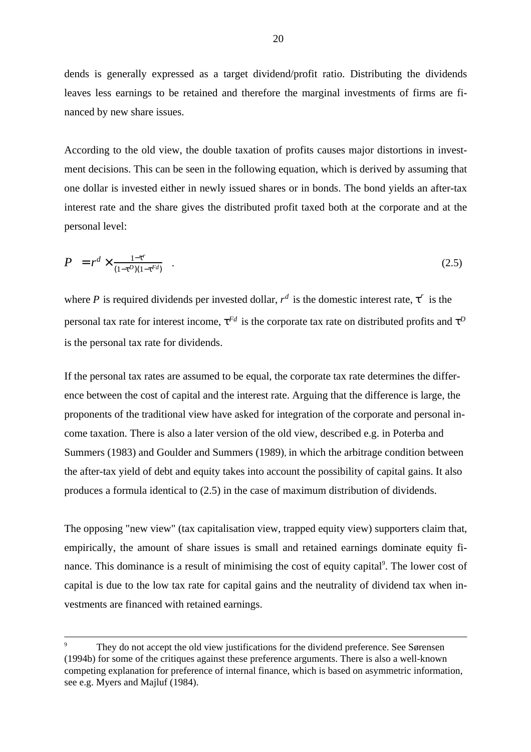dends is generally expressed as a target dividend/profit ratio. Distributing the dividends leaves less earnings to be retained and therefore the marginal investments of firms are financed by new share issues.

According to the old view, the double taxation of profits causes major distortions in investment decisions. This can be seen in the following equation, which is derived by assuming that one dollar is invested either in newly issued shares or in bonds. The bond yields an after-tax interest rate and the share gives the distributed profit taxed both at the corporate and at the personal level:

$$P = r^d \times \frac{1-\tau^r}{(1-\tau^D)(1-\tau^{Fd})} \quad . \tag{2.5}$$

where $P$ is required dividends per invested dollar, $r^d$ is the domestic interest rate, $\tau^r$ is the personal tax rate for interest income, $\tau^{Fd}$ is the corporate tax rate on distributed profits and $\tau^D$ is the personal tax rate for dividends.

If the personal tax rates are assumed to be equal, the corporate tax rate determines the difference between the cost of capital and the interest rate. Arguing that the difference is large, the proponents of the traditional view have asked for integration of the corporate and personal income taxation. There is also a later version of the old view, described e.g. in Poterba and Summers (1983) and Goulder and Summers (1989), in which the arbitrage condition between the after-tax yield of debt and equity takes into account the possibility of capital gains. It also produces a formula identical to (2.5) in the case of maximum distribution of dividends.

The opposing "new view" (tax capitalisation view, trapped equity view) supporters claim that, empirically, the amount of share issues is small and retained earnings dominate equity finance. This dominance is a result of minimising the cost of equity capital[9]. The lower cost of capital is due to the low tax rate for capital gains and the neutrality of dividend tax when investments are financed with retained earnings.

---

[9] They do not accept the old view justifications for the dividend preference. See Sørensen (1994b) for some of the critiques against these preference arguments. There is also a well-known competing explanation for preference of internal finance, which is based on asymmetric information, see e.g. Myers and Majluf (1984).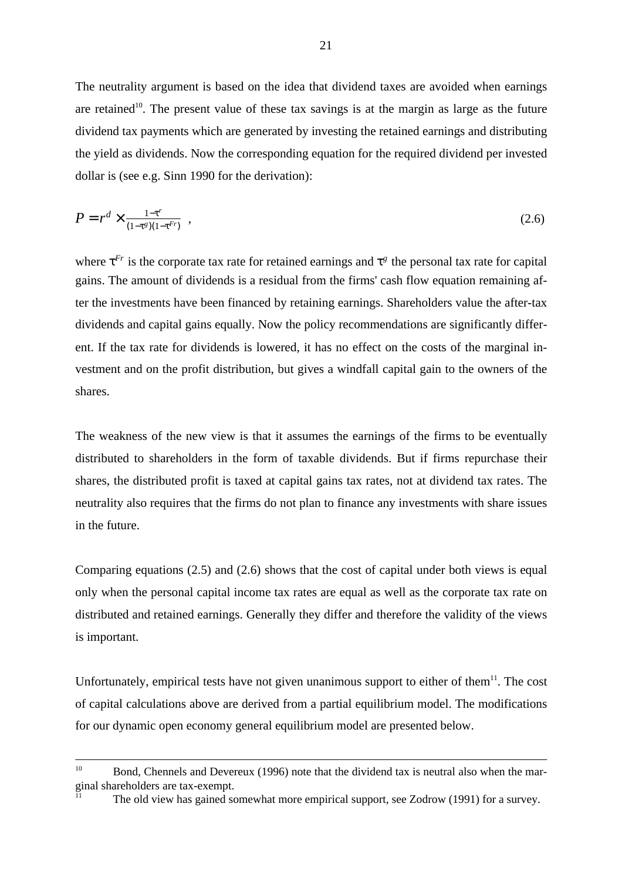The neutrality argument is based on the idea that dividend taxes are avoided when earnings are retained[10]. The present value of these tax savings is at the margin as large as the future dividend tax payments which are generated by investing the retained earnings and distributing the yield as dividends. Now the corresponding equation for the required dividend per invested dollar is (see e.g. Sinn 1990 for the derivation):

$$P = r^d \times \frac{1-\tau^r}{(1-\tau^g)(1-\tau^{Fr})} \quad , \tag{2.6}$$

where $\tau^{Fr}$ is the corporate tax rate for retained earnings and $\tau^g$ the personal tax rate for capital gains. The amount of dividends is a residual from the firms' cash flow equation remaining after the investments have been financed by retaining earnings. Shareholders value the after-tax dividends and capital gains equally. Now the policy recommendations are significantly different. If the tax rate for dividends is lowered, it has no effect on the costs of the marginal investment and on the profit distribution, but gives a windfall capital gain to the owners of the shares.

The weakness of the new view is that it assumes the earnings of the firms to be eventually distributed to shareholders in the form of taxable dividends. But if firms repurchase their shares, the distributed profit is taxed at capital gains tax rates, not at dividend tax rates. The neutrality also requires that the firms do not plan to finance any investments with share issues in the future.

Comparing equations (2.5) and (2.6) shows that the cost of capital under both views is equal only when the personal capital income tax rates are equal as well as the corporate tax rate on distributed and retained earnings. Generally they differ and therefore the validity of the views is important.

Unfortunately, empirical tests have not given unanimous support to either of them[11]. The cost of capital calculations above are derived from a partial equilibrium model. The modifications for our dynamic open economy general equilibrium model are presented below.

---

[10] Bond, Chennels and Devereux (1996) note that the dividend tax is neutral also when the marginal shareholders are tax-exempt.

[11] The old view has gained somewhat more empirical support, see Zodrow (1991) for a survey.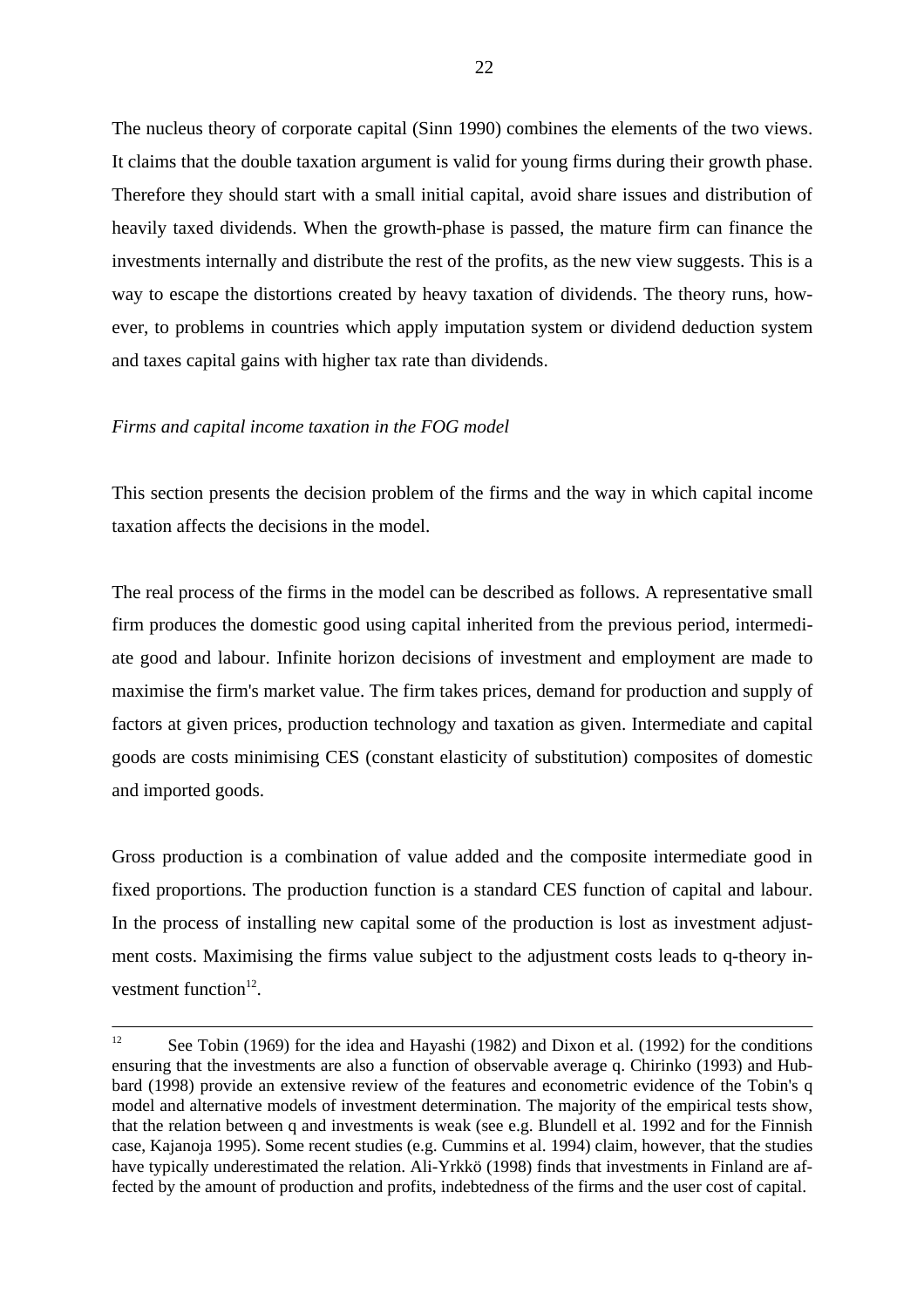The nucleus theory of corporate capital (Sinn 1990) combines the elements of the two views. It claims that the double taxation argument is valid for young firms during their growth phase. Therefore they should start with a small initial capital, avoid share issues and distribution of heavily taxed dividends. When the growth-phase is passed, the mature firm can finance the investments internally and distribute the rest of the profits, as the new view suggests. This is a way to escape the distortions created by heavy taxation of dividends. The theory runs, however, to problems in countries which apply imputation system or dividend deduction system and taxes capital gains with higher tax rate than dividends.

*Firms and capital income taxation in the FOG model*

This section presents the decision problem of the firms and the way in which capital income taxation affects the decisions in the model.

The real process of the firms in the model can be described as follows. A representative small firm produces the domestic good using capital inherited from the previous period, intermediate good and labour. Infinite horizon decisions of investment and employment are made to maximise the firm's market value. The firm takes prices, demand for production and supply of factors at given prices, production technology and taxation as given. Intermediate and capital goods are costs minimising CES (constant elasticity of substitution) composites of domestic and imported goods.

Gross production is a combination of value added and the composite intermediate good in fixed proportions. The production function is a standard CES function of capital and labour. In the process of installing new capital some of the production is lost as investment adjustment costs. Maximising the firms value subject to the adjustment costs leads to q-theory investment function[12].

---

[12] See Tobin (1969) for the idea and Hayashi (1982) and Dixon et al. (1992) for the conditions ensuring that the investments are also a function of observable average q. Chirinko (1993) and Hubbard (1998) provide an extensive review of the features and econometric evidence of the Tobin's q model and alternative models of investment determination. The majority of the empirical tests show, that the relation between q and investments is weak (see e.g. Blundell et al. 1992 and for the Finnish case, Kajanoja 1995). Some recent studies (e.g. Cummins et al. 1994) claim, however, that the studies have typically underestimated the relation. Ali-Yrkkö (1998) finds that investments in Finland are affected by the amount of production and profits, indebtedness of the firms and the user cost of capital.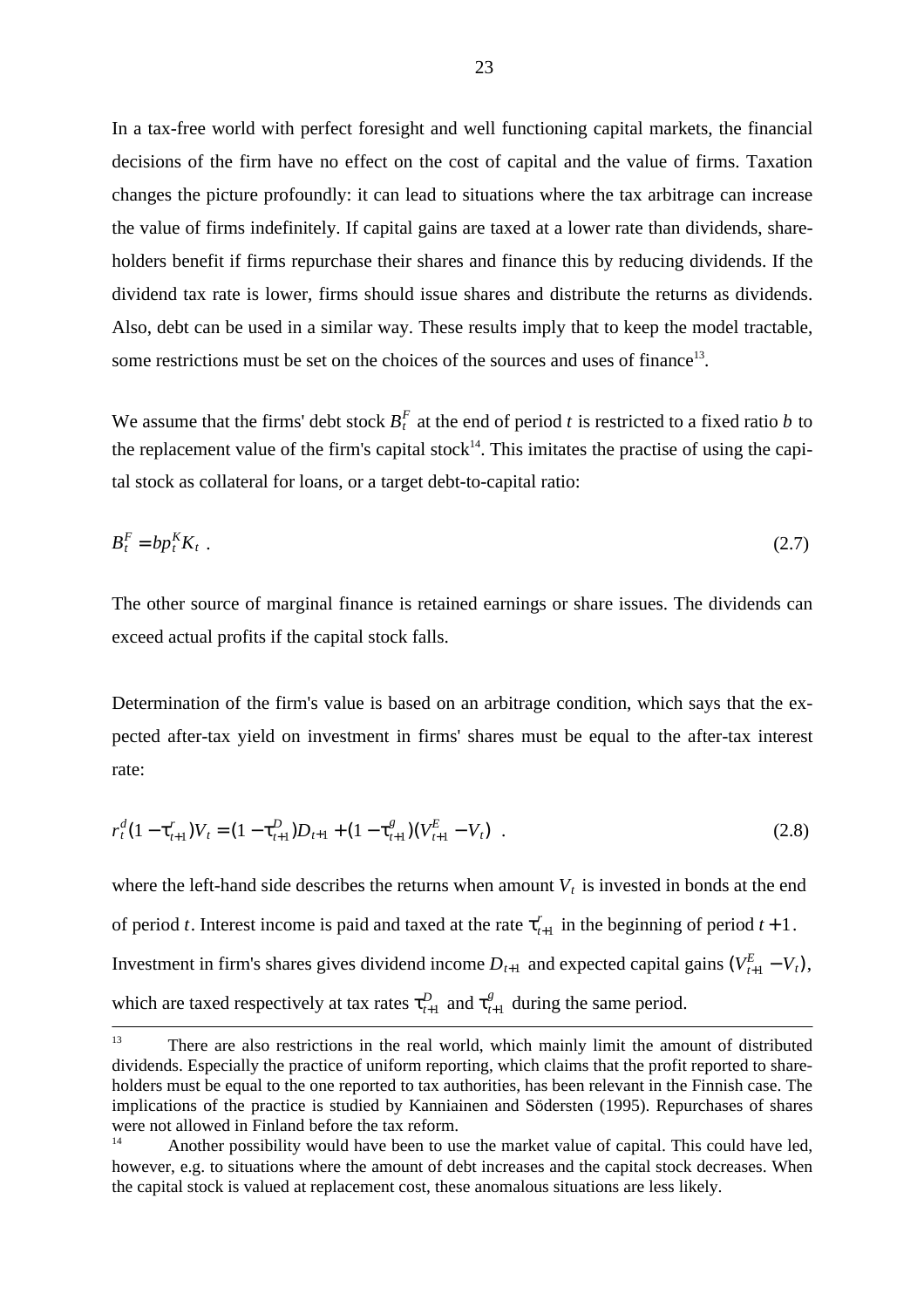In a tax-free world with perfect foresight and well functioning capital markets, the financial decisions of the firm have no effect on the cost of capital and the value of firms. Taxation changes the picture profoundly: it can lead to situations where the tax arbitrage can increase the value of firms indefinitely. If capital gains are taxed at a lower rate than dividends, shareholders benefit if firms repurchase their shares and finance this by reducing dividends. If the dividend tax rate is lower, firms should issue shares and distribute the returns as dividends. Also, debt can be used in a similar way. These results imply that to keep the model tractable, some restrictions must be set on the choices of the sources and uses of finance[13].

We assume that the firms' debt stock $B_t^F$ at the end of period $t$ is restricted to a fixed ratio $b$ to the replacement value of the firm's capital stock[14]. This imitates the practise of using the capital stock as collateral for loans, or a target debt-to-capital ratio:

$$B_t^F = bp_t^K K_t \ . \tag{2.7}$$

The other source of marginal finance is retained earnings or share issues. The dividends can exceed actual profits if the capital stock falls.

Determination of the firm's value is based on an arbitrage condition, which says that the expected after-tax yield on investment in firms' shares must be equal to the after-tax interest rate:

$$r_t^d (1-\tau_{t+1}^r) V_t = (1-\tau_{t+1}^D) D_{t+1} + (1-\tau_{t+1}^g)(V_{t+1}^E - V_t) \ . \tag{2.8}$$

where the left-hand side describes the returns when amount $V_t$ is invested in bonds at the end of period $t$. Interest income is paid and taxed at the rate $\tau_{t+1}^r$ in the beginning of period $t+1$. Investment in firm's shares gives dividend income $D_{t+1}$ and expected capital gains $(V_{t+1}^E - V_t)$, which are taxed respectively at tax rates $\tau_{t+1}^D$ and $\tau_{t+1}^g$ during the same period.

---

[13] There are also restrictions in the real world, which mainly limit the amount of distributed dividends. Especially the practice of uniform reporting, which claims that the profit reported to shareholders must be equal to the one reported to tax authorities, has been relevant in the Finnish case. The implications of the practice is studied by Kanniainen and Södersten (1995). Repurchases of shares were not allowed in Finland before the tax reform.

[14] Another possibility would have been to use the market value of capital. This could have led, however, e.g. to situations where the amount of debt increases and the capital stock decreases. When the capital stock is valued at replacement cost, these anomalous situations are less likely.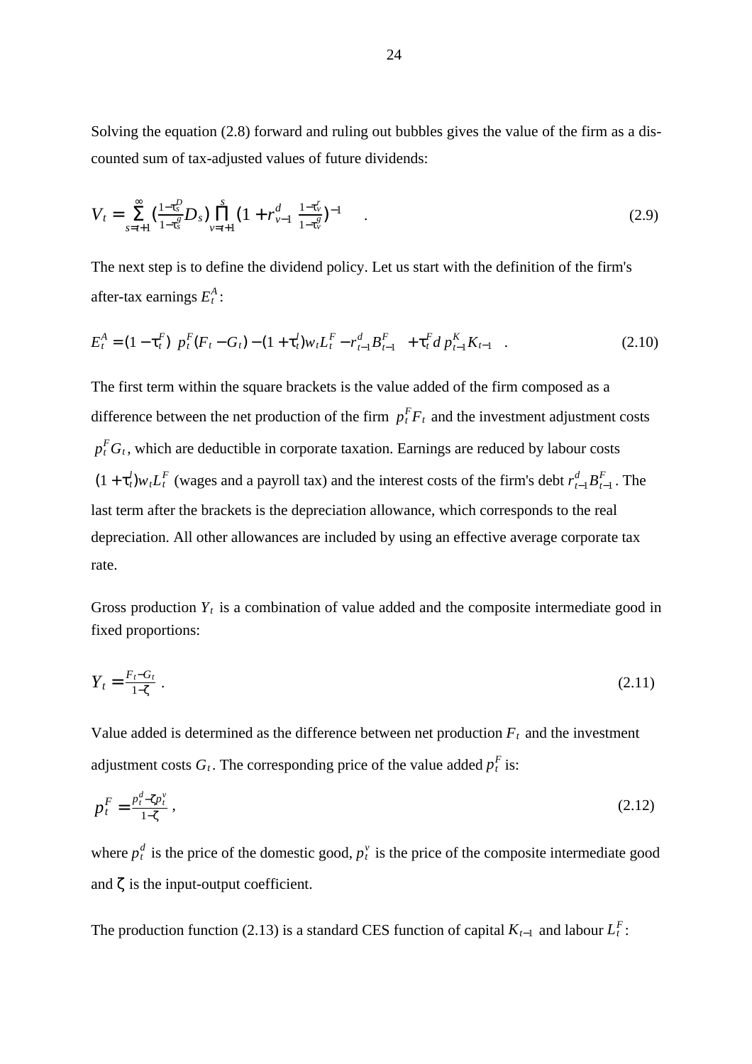Solving the equation (2.8) forward and ruling out bubbles gives the value of the firm as a discounted sum of tax-adjusted values of future dividends:

$$V_t = \sum_{s=t+1}^{\infty} \left(\tfrac{1-\tau_s^D}{1-\tau_s^g} D_s\right) \prod_{v=t+1}^{s} \left(1 + r_{v-1}^d \tfrac{1-\tau_v^r}{1-\tau_v^g}\right)^{-1} \quad . \tag{2.9}$$

The next step is to define the dividend policy. Let us start with the definition of the firm's after-tax earnings $E_t^A$:

$$E_t^A = (1-\tau_t^F)\left[ p_t^F (F_t - G_t) - (1+\tau_t^l) w_t L_t^F - r_{t-1}^d B_{t-1}^F \right] + \tau_t^F d\, p_{t-1}^K K_{t-1} \quad . \tag{2.10}$$

The first term within the square brackets is the value added of the firm composed as a difference between the net production of the firm $p_t^F F_t$ and the investment adjustment costs $p_t^F G_t$, which are deductible in corporate taxation. Earnings are reduced by labour costs $(1+\tau_t^l) w_t L_t^F$ (wages and a payroll tax) and the interest costs of the firm's debt $r_{t-1}^d B_{t-1}^F$. The last term after the brackets is the depreciation allowance, which corresponds to the real depreciation. All other allowances are included by using an effective average corporate tax rate.

Gross production $Y_t$ is a combination of value added and the composite intermediate good in fixed proportions:

$$Y_t = \tfrac{F_t - G_t}{1-\zeta} \ . \tag{2.11}$$

Value added is determined as the difference between net production $F_t$ and the investment adjustment costs $G_t$. The corresponding price of the value added $p_t^F$ is:

$$p_t^F = \tfrac{p_t^d - \zeta p_t^v}{1-\zeta} \ , \tag{2.12}$$

where $p_t^d$ is the price of the domestic good, $p_t^v$ is the price of the composite intermediate good and $\zeta$ is the input-output coefficient.

The production function (2.13) is a standard CES function of capital $K_{t-1}$ and labour $L_t^F$: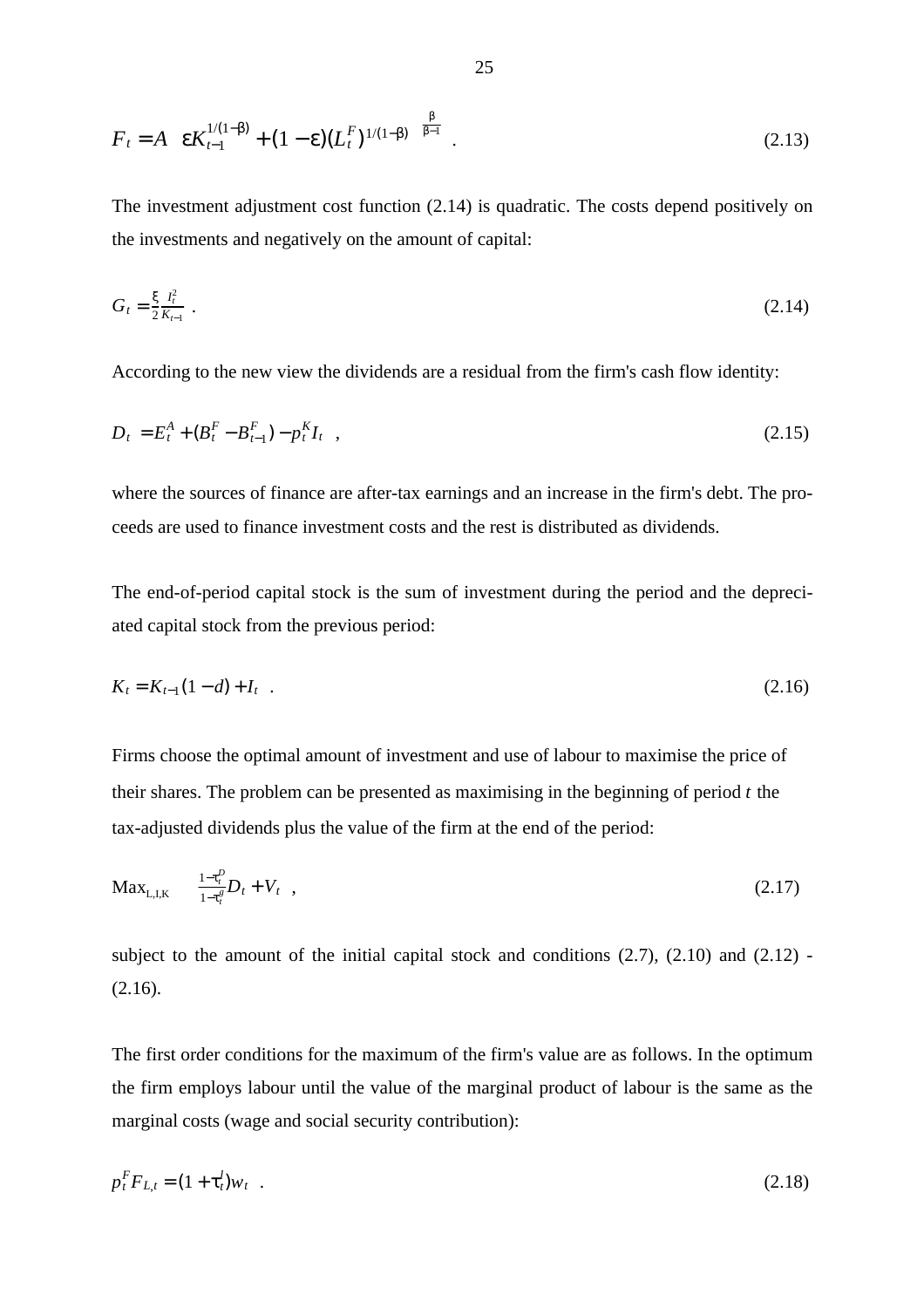$$F_t = A\left[\varepsilon K_{t-1}^{1/(1-\beta)} + (1-\varepsilon)(L_t^F)^{1/(1-\beta)}\right]^{\frac{\beta}{\beta-1}} . \tag{2.13}$$

The investment adjustment cost function (2.14) is quadratic. The costs depend positively on the investments and negatively on the amount of capital:

$$G_t = \frac{\xi}{2}\frac{I_t^2}{K_{t-1}} . \tag{2.14}$$

According to the new view the dividends are a residual from the firm's cash flow identity:

$$D_t = E_t^A + (B_t^F - B_{t-1}^F) - p_t^K I_t \;, \tag{2.15}$$

where the sources of finance are after-tax earnings and an increase in the firm's debt. The proceeds are used to finance investment costs and the rest is distributed as dividends.

The end-of-period capital stock is the sum of investment during the period and the depreciated capital stock from the previous period:

$$K_t = K_{t-1}(1-d) + I_t \;. \tag{2.16}$$

Firms choose the optimal amount of investment and use of labour to maximise the price of their shares. The problem can be presented as maximising in the beginning of period $t$ the tax-adjusted dividends plus the value of the firm at the end of the period:

$$\mathrm{Max}_{\mathrm{L,I,K}} \quad \frac{1-\tau_t^D}{1-\tau_t^g} D_t + V_t \;, \tag{2.17}$$

subject to the amount of the initial capital stock and conditions (2.7), (2.10) and (2.12) - (2.16).

The first order conditions for the maximum of the firm's value are as follows. In the optimum the firm employs labour until the value of the marginal product of labour is the same as the marginal costs (wage and social security contribution):

$$p_t^F F_{L,t} = (1+\tau_t^J) w_t \;. \tag{2.18}$$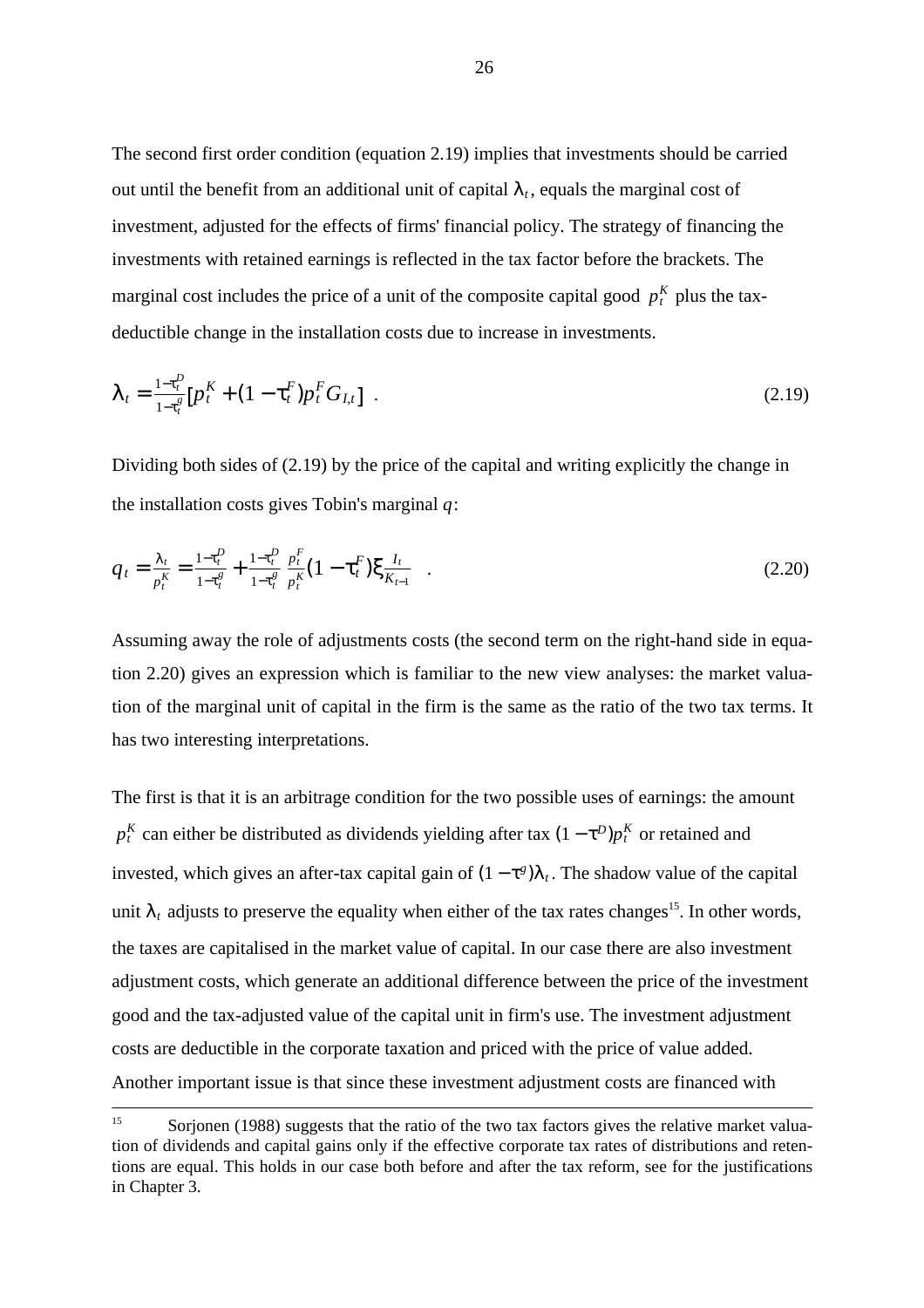The second first order condition (equation 2.19) implies that investments should be carried out until the benefit from an additional unit of capital $\lambda_t$, equals the marginal cost of investment, adjusted for the effects of firms' financial policy. The strategy of financing the investments with retained earnings is reflected in the tax factor before the brackets. The marginal cost includes the price of a unit of the composite capital good $p_t^K$ plus the tax-deductible change in the installation costs due to increase in investments.

$$\lambda_t = \frac{1-\tau_t^D}{1-\tau_t^g}[p_t^K + (1-\tau_t^F)p_t^F G_{I,t}] \quad . \tag{2.19}$$

Dividing both sides of (2.19) by the price of the capital and writing explicitly the change in the installation costs gives Tobin's marginal $q$:

$$q_t = \frac{\lambda_t}{p_t^K} = \frac{1-\tau_t^D}{1-\tau_t^g} + \frac{1-\tau_t^D}{1-\tau_t^g}\frac{p_t^F}{p_t^K}(1-\tau_t^F)\xi\frac{I_t}{K_{t-1}} \quad . \tag{2.20}$$

Assuming away the role of adjustments costs (the second term on the right-hand side in equation 2.20) gives an expression which is familiar to the new view analyses: the market valuation of the marginal unit of capital in the firm is the same as the ratio of the two tax terms. It has two interesting interpretations.

The first is that it is an arbitrage condition for the two possible uses of earnings: the amount $p_t^K$ can either be distributed as dividends yielding after tax $(1-\tau^D)p_t^K$ or retained and invested, which gives an after-tax capital gain of $(1-\tau^g)\lambda_t$. The shadow value of the capital unit $\lambda_t$ adjusts to preserve the equality when either of the tax rates changes[15]. In other words, the taxes are capitalised in the market value of capital. In our case there are also investment adjustment costs, which generate an additional difference between the price of the investment good and the tax-adjusted value of the capital unit in firm's use. The investment adjustment costs are deductible in the corporate taxation and priced with the price of value added. Another important issue is that since these investment adjustment costs are financed with

---

[15] Sorjonen (1988) suggests that the ratio of the two tax factors gives the relative market valuation of dividends and capital gains only if the effective corporate tax rates of distributions and retentions are equal. This holds in our case both before and after the tax reform, see for the justifications in Chapter 3.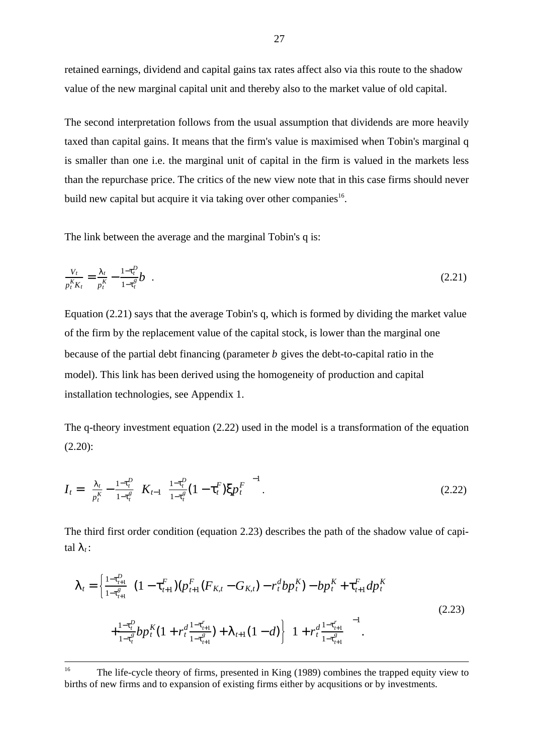retained earnings, dividend and capital gains tax rates affect also via this route to the shadow value of the new marginal capital unit and thereby also to the market value of old capital.

The second interpretation follows from the usual assumption that dividends are more heavily taxed than capital gains. It means that the firm's value is maximised when Tobin's marginal q is smaller than one i.e. the marginal unit of capital in the firm is valued in the markets less than the repurchase price. The critics of the new view note that in this case firms should never build new capital but acquire it via taking over other companies[16].

The link between the average and the marginal Tobin's q is:

$$\frac{V_t}{p_t^K K_t} = \frac{\lambda_t}{p_t^K} - \frac{1-\tau_t^D}{1-\tau_t^g} b \quad . \tag{2.21}$$

Equation (2.21) says that the average Tobin's q, which is formed by dividing the market value of the firm by the replacement value of the capital stock, is lower than the marginal one because of the partial debt financing (parameter $b$ gives the debt-to-capital ratio in the model). This link has been derived using the homogeneity of production and capital installation technologies, see Appendix 1.

The q-theory investment equation (2.22) used in the model is a transformation of the equation (2.20):

$$I_t = \left(\frac{\lambda_t}{p_t^K} - \frac{1-\tau_t^D}{1-\tau_t^g}\right) K_{t-1} \left(\frac{1-\tau_t^D}{1-\tau_t^g}(1-\tau_t^F)\xi p_t^F\right)^{-1} . \tag{2.22}$$

The third first order condition (equation 2.23) describes the path of the shadow value of capital $\lambda_t$:

$$\begin{aligned}\lambda_t = \Bigg\{ & \frac{1-\tau_{t+1}^D}{1-\tau_{t+1}^g}\left((1-\tau_{t+1}^F)(p_{t+1}^F(F_{K,t} - G_{K,t}) - r_t^d b p_t^K) - b p_t^K + \tau_{t+1}^F d p_t^K\right) \\ & + \frac{1-\tau_t^D}{1-\tau_t^g} b p_t^K (1 + r_t^d \frac{1-\tau_{t+1}^r}{1-\tau_{t+1}^g}) + \lambda_{t+1}(1-d)\Bigg\} \left(1 + r_t^d \frac{1-\tau_{t+1}^r}{1-\tau_{t+1}^g}\right)^{-1} .\end{aligned} \tag{2.23}$$

---

[16] The life-cycle theory of firms, presented in King (1989) combines the trapped equity view to births of new firms and to expansion of existing firms either by acqusitions or by investments.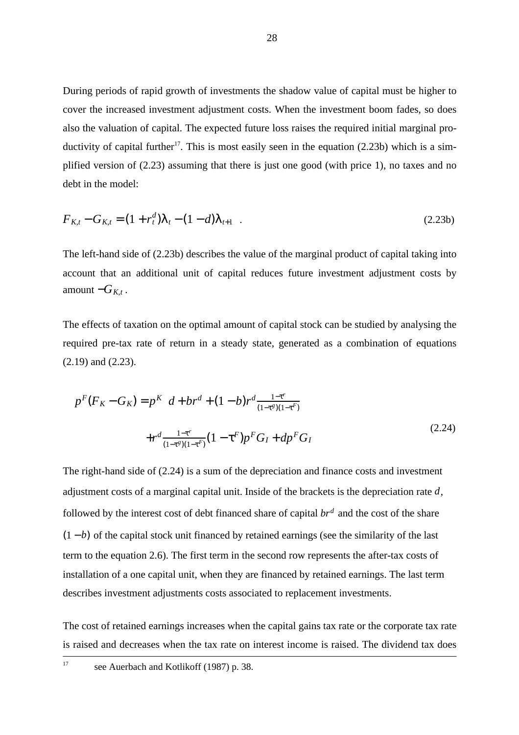During periods of rapid growth of investments the shadow value of capital must be higher to cover the increased investment adjustment costs. When the investment boom fades, so does also the valuation of capital. The expected future loss raises the required initial marginal productivity of capital further[17]. This is most easily seen in the equation (2.23b) which is a simplified version of (2.23) assuming that there is just one good (with price 1), no taxes and no debt in the model:

$$F_{K,t} - G_{K,t} = (1 + r_t^d)\lambda_t - (1 - d)\lambda_{t+1} \quad . \tag{2.23b}$$

The left-hand side of (2.23b) describes the value of the marginal product of capital taking into account that an additional unit of capital reduces future investment adjustment costs by amount $-G_{K,t}$.

The effects of taxation on the optimal amount of capital stock can be studied by analysing the required pre-tax rate of return in a steady state, generated as a combination of equations (2.19) and (2.23).

$$\begin{aligned} p^F(F_K - G_K) = p^K \Big[ d + br^d + (1-b)r^d \tfrac{1-\tau^r}{(1-\tau^g)(1-\tau^F)} \Big] \\ + r^d \tfrac{1-\tau^r}{(1-\tau^g)(1-\tau^F)}(1-\tau^F)p^F G_I + dp^F G_I \end{aligned} \tag{2.24}$$

The right-hand side of (2.24) is a sum of the depreciation and finance costs and investment adjustment costs of a marginal capital unit. Inside of the brackets is the depreciation rate $d$, followed by the interest cost of debt financed share of capital $br^d$ and the cost of the share $(1-b)$ of the capital stock unit financed by retained earnings (see the similarity of the last term to the equation 2.6). The first term in the second row represents the after-tax costs of installation of a one capital unit, when they are financed by retained earnings. The last term describes investment adjustments costs associated to replacement investments.

The cost of retained earnings increases when the capital gains tax rate or the corporate tax rate is raised and decreases when the tax rate on interest income is raised. The dividend tax does

[17] see Auerbach and Kotlikoff (1987) p. 38.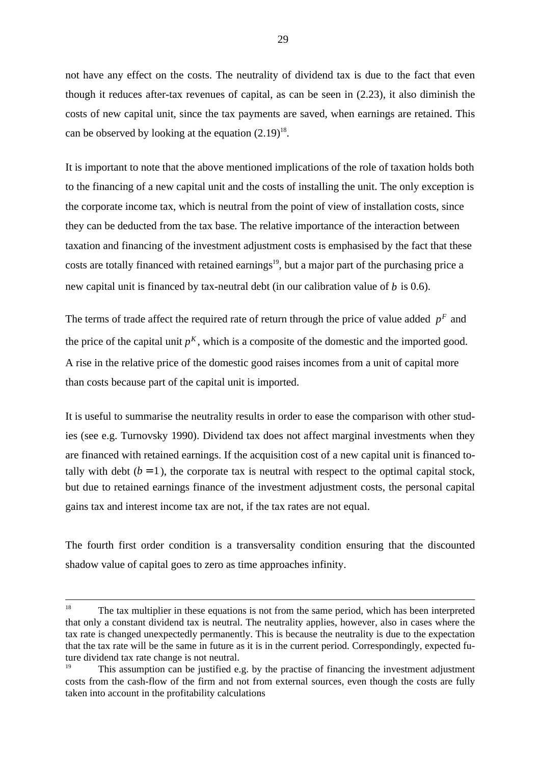not have any effect on the costs. The neutrality of dividend tax is due to the fact that even though it reduces after-tax revenues of capital, as can be seen in (2.23), it also diminish the costs of new capital unit, since the tax payments are saved, when earnings are retained. This can be observed by looking at the equation (2.19)[18].

It is important to note that the above mentioned implications of the role of taxation holds both to the financing of a new capital unit and the costs of installing the unit. The only exception is the corporate income tax, which is neutral from the point of view of installation costs, since they can be deducted from the tax base. The relative importance of the interaction between taxation and financing of the investment adjustment costs is emphasised by the fact that these costs are totally financed with retained earnings[19], but a major part of the purchasing price a new capital unit is financed by tax-neutral debt (in our calibration value of $b$ is 0.6).

The terms of trade affect the required rate of return through the price of value added $p^F$ and the price of the capital unit $p^K$, which is a composite of the domestic and the imported good. A rise in the relative price of the domestic good raises incomes from a unit of capital more than costs because part of the capital unit is imported.

It is useful to summarise the neutrality results in order to ease the comparison with other studies (see e.g. Turnovsky 1990). Dividend tax does not affect marginal investments when they are financed with retained earnings. If the acquisition cost of a new capital unit is financed totally with debt ($b = 1$), the corporate tax is neutral with respect to the optimal capital stock, but due to retained earnings finance of the investment adjustment costs, the personal capital gains tax and interest income tax are not, if the tax rates are not equal.

The fourth first order condition is a transversality condition ensuring that the discounted shadow value of capital goes to zero as time approaches infinity.

---

[18] The tax multiplier in these equations is not from the same period, which has been interpreted that only a constant dividend tax is neutral. The neutrality applies, however, also in cases where the tax rate is changed unexpectedly permanently. This is because the neutrality is due to the expectation that the tax rate will be the same in future as it is in the current period. Correspondingly, expected future dividend tax rate change is not neutral.

[19] This assumption can be justified e.g. by the practise of financing the investment adjustment costs from the cash-flow of the firm and not from external sources, even though the costs are fully taken into account in the profitability calculations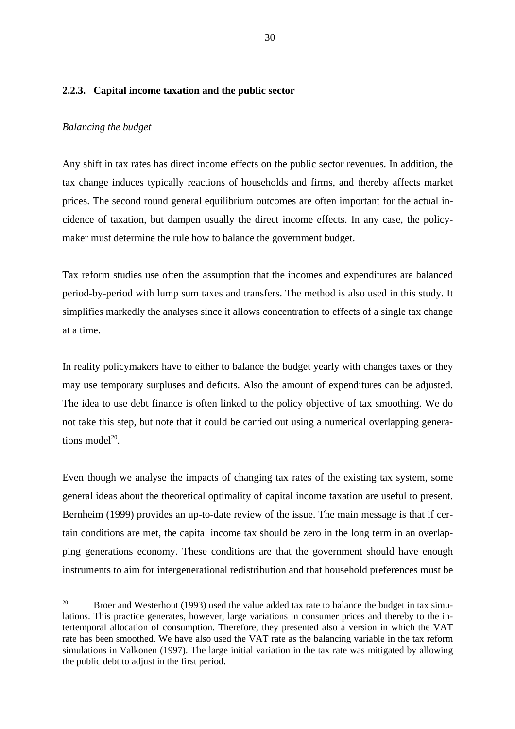### 2.2.3. Capital income taxation and the public sector

*Balancing the budget*

Any shift in tax rates has direct income effects on the public sector revenues. In addition, the tax change induces typically reactions of households and firms, and thereby affects market prices. The second round general equilibrium outcomes are often important for the actual incidence of taxation, but dampen usually the direct income effects. In any case, the policymaker must determine the rule how to balance the government budget.

Tax reform studies use often the assumption that the incomes and expenditures are balanced period-by-period with lump sum taxes and transfers. The method is also used in this study. It simplifies markedly the analyses since it allows concentration to effects of a single tax change at a time.

In reality policymakers have to either to balance the budget yearly with changes taxes or they may use temporary surpluses and deficits. Also the amount of expenditures can be adjusted. The idea to use debt finance is often linked to the policy objective of tax smoothing. We do not take this step, but note that it could be carried out using a numerical overlapping generations model[20].

Even though we analyse the impacts of changing tax rates of the existing tax system, some general ideas about the theoretical optimality of capital income taxation are useful to present. Bernheim (1999) provides an up-to-date review of the issue. The main message is that if certain conditions are met, the capital income tax should be zero in the long term in an overlapping generations economy. These conditions are that the government should have enough instruments to aim for intergenerational redistribution and that household preferences must be

---

[20] Broer and Westerhout (1993) used the value added tax rate to balance the budget in tax simulations. This practice generates, however, large variations in consumer prices and thereby to the intertemporal allocation of consumption. Therefore, they presented also a version in which the VAT rate has been smoothed. We have also used the VAT rate as the balancing variable in the tax reform simulations in Valkonen (1997). The large initial variation in the tax rate was mitigated by allowing the public debt to adjust in the first period.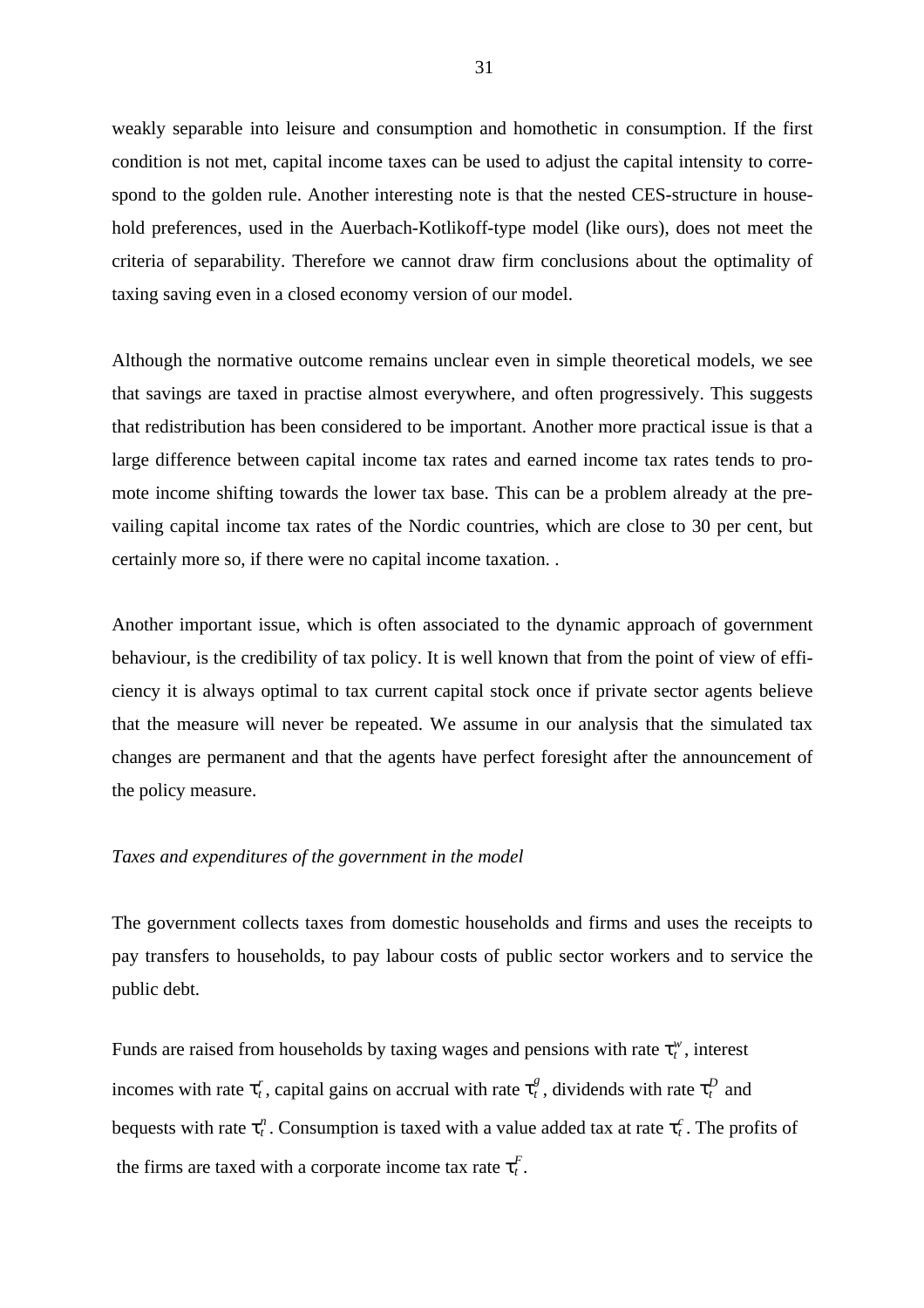weakly separable into leisure and consumption and homothetic in consumption. If the first condition is not met, capital income taxes can be used to adjust the capital intensity to correspond to the golden rule. Another interesting note is that the nested CES-structure in household preferences, used in the Auerbach-Kotlikoff-type model (like ours), does not meet the criteria of separability. Therefore we cannot draw firm conclusions about the optimality of taxing saving even in a closed economy version of our model.

Although the normative outcome remains unclear even in simple theoretical models, we see that savings are taxed in practise almost everywhere, and often progressively. This suggests that redistribution has been considered to be important. Another more practical issue is that a large difference between capital income tax rates and earned income tax rates tends to promote income shifting towards the lower tax base. This can be a problem already at the prevailing capital income tax rates of the Nordic countries, which are close to 30 per cent, but certainly more so, if there were no capital income taxation. .

Another important issue, which is often associated to the dynamic approach of government behaviour, is the credibility of tax policy. It is well known that from the point of view of efficiency it is always optimal to tax current capital stock once if private sector agents believe that the measure will never be repeated. We assume in our analysis that the simulated tax changes are permanent and that the agents have perfect foresight after the announcement of the policy measure.

*Taxes and expenditures of the government in the model*

The government collects taxes from domestic households and firms and uses the receipts to pay transfers to households, to pay labour costs of public sector workers and to service the public debt.

Funds are raised from households by taxing wages and pensions with rate $\tau_t^w$, interest incomes with rate $\tau_t^r$, capital gains on accrual with rate $\tau_t^g$, dividends with rate $\tau_t^D$ and bequests with rate $\tau_t^n$. Consumption is taxed with a value added tax at rate $\tau_t^c$. The profits of the firms are taxed with a corporate income tax rate $\tau_t^F$.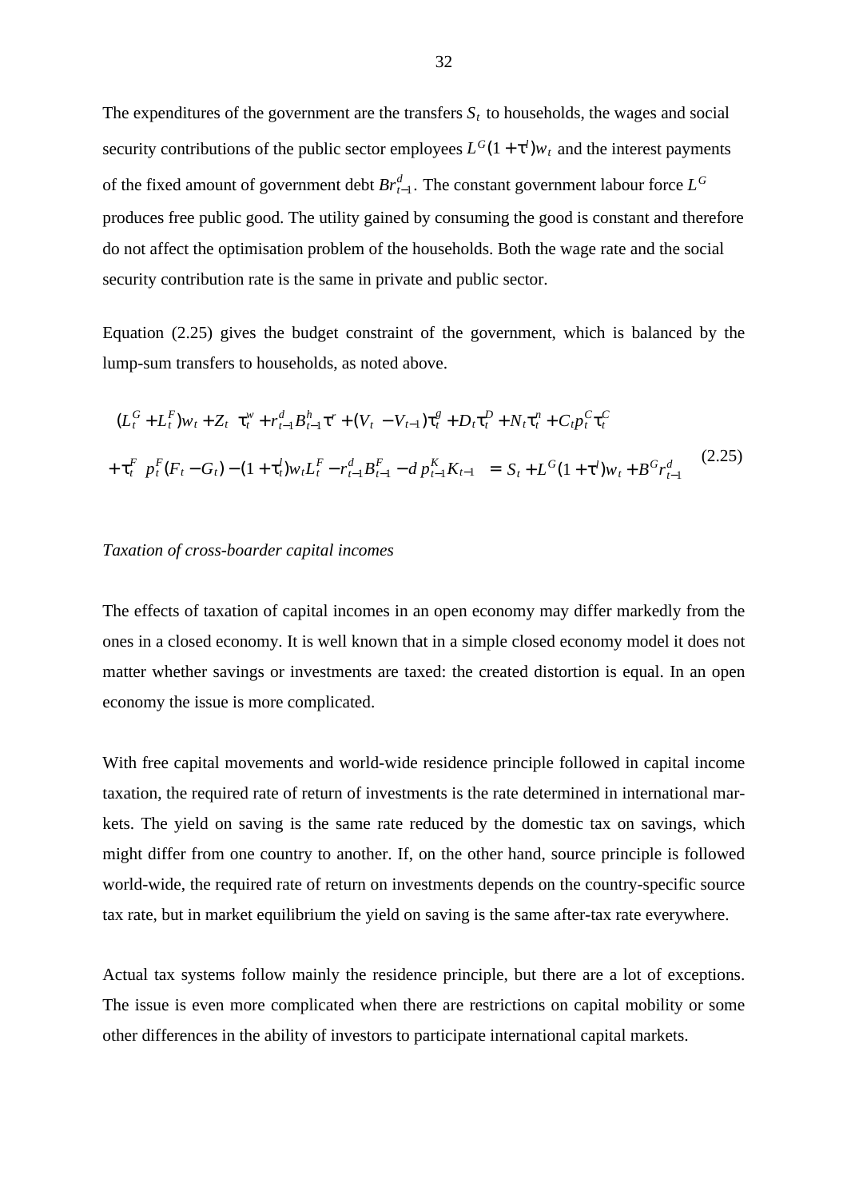The expenditures of the government are the transfers $S_t$ to households, the wages and social security contributions of the public sector employees $L^G(1+\tau^l)w_t$ and the interest payments of the fixed amount of government debt $Br_{t-1}^d$. The constant government labour force $L^G$ produces free public good. The utility gained by consuming the good is constant and therefore do not affect the optimisation problem of the households. Both the wage rate and the social security contribution rate is the same in private and public sector.

Equation (2.25) gives the budget constraint of the government, which is balanced by the lump-sum transfers to households, as noted above.

$$
\begin{aligned}
&(L_t^G + L_t^F)w_t + Z_t\ \tau_t^w + r_{t-1}^d B_{t-1}^h \tau^r + (V_t - V_{t-1})\tau_t^g + D_t \tau_t^D + N_t \tau_t^n + C_t p_t^C \tau_t^C \\
&+ \tau_t^F\ p_t^F (F_t - G_t) - (1+\tau_t^l) w_t L_t^F - r_{t-1}^d B_{t-1}^F - d\, p_{t-1}^K K_{t-1} \ = S_t + L^G (1+\tau^l) w_t + B^G r_{t-1}^d
\end{aligned}
\tag{2.25}
$$

*Taxation of cross-boarder capital incomes*

The effects of taxation of capital incomes in an open economy may differ markedly from the ones in a closed economy. It is well known that in a simple closed economy model it does not matter whether savings or investments are taxed: the created distortion is equal. In an open economy the issue is more complicated.

With free capital movements and world-wide residence principle followed in capital income taxation, the required rate of return of investments is the rate determined in international markets. The yield on saving is the same rate reduced by the domestic tax on savings, which might differ from one country to another. If, on the other hand, source principle is followed world-wide, the required rate of return on investments depends on the country-specific source tax rate, but in market equilibrium the yield on saving is the same after-tax rate everywhere.

Actual tax systems follow mainly the residence principle, but there are a lot of exceptions. The issue is even more complicated when there are restrictions on capital mobility or some other differences in the ability of investors to participate international capital markets.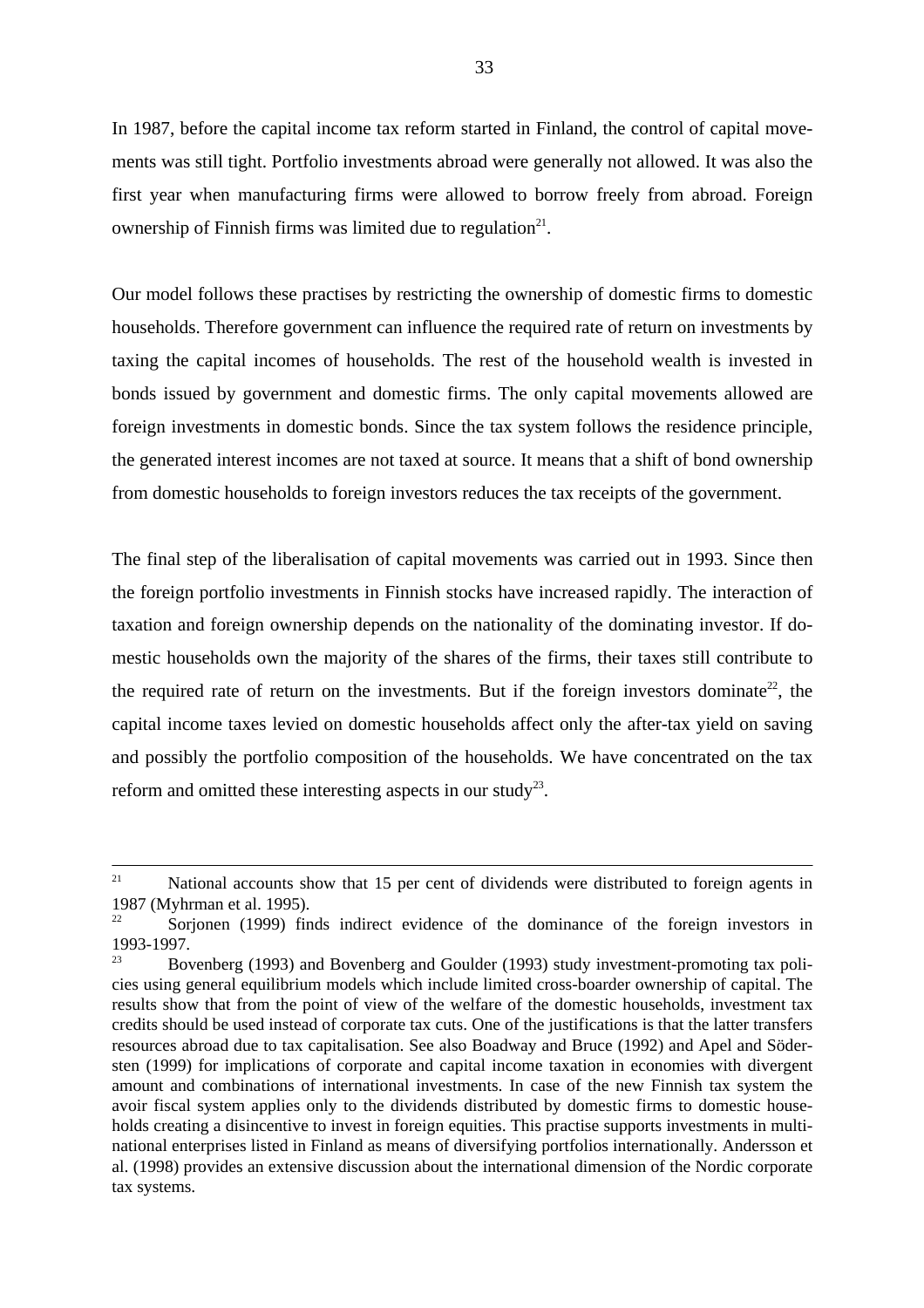In 1987, before the capital income tax reform started in Finland, the control of capital movements was still tight. Portfolio investments abroad were generally not allowed. It was also the first year when manufacturing firms were allowed to borrow freely from abroad. Foreign ownership of Finnish firms was limited due to regulation[21].

Our model follows these practises by restricting the ownership of domestic firms to domestic households. Therefore government can influence the required rate of return on investments by taxing the capital incomes of households. The rest of the household wealth is invested in bonds issued by government and domestic firms. The only capital movements allowed are foreign investments in domestic bonds. Since the tax system follows the residence principle, the generated interest incomes are not taxed at source. It means that a shift of bond ownership from domestic households to foreign investors reduces the tax receipts of the government.

The final step of the liberalisation of capital movements was carried out in 1993. Since then the foreign portfolio investments in Finnish stocks have increased rapidly. The interaction of taxation and foreign ownership depends on the nationality of the dominating investor. If domestic households own the majority of the shares of the firms, their taxes still contribute to the required rate of return on the investments. But if the foreign investors dominate[22], the capital income taxes levied on domestic households affect only the after-tax yield on saving and possibly the portfolio composition of the households. We have concentrated on the tax reform and omitted these interesting aspects in our study[23].

---

[21] National accounts show that 15 per cent of dividends were distributed to foreign agents in 1987 (Myhrman et al. 1995).

[22] Sorjonen (1999) finds indirect evidence of the dominance of the foreign investors in 1993-1997.

[23] Bovenberg (1993) and Bovenberg and Goulder (1993) study investment-promoting tax policies using general equilibrium models which include limited cross-boarder ownership of capital. The results show that from the point of view of the welfare of the domestic households, investment tax credits should be used instead of corporate tax cuts. One of the justifications is that the latter transfers resources abroad due to tax capitalisation. See also Boadway and Bruce (1992) and Apel and Södersten (1999) for implications of corporate and capital income taxation in economies with divergent amount and combinations of international investments. In case of the new Finnish tax system the avoir fiscal system applies only to the dividends distributed by domestic firms to domestic households creating a disincentive to invest in foreign equities. This practise supports investments in multinational enterprises listed in Finland as means of diversifying portfolios internationally. Andersson et al. (1998) provides an extensive discussion about the international dimension of the Nordic corporate tax systems.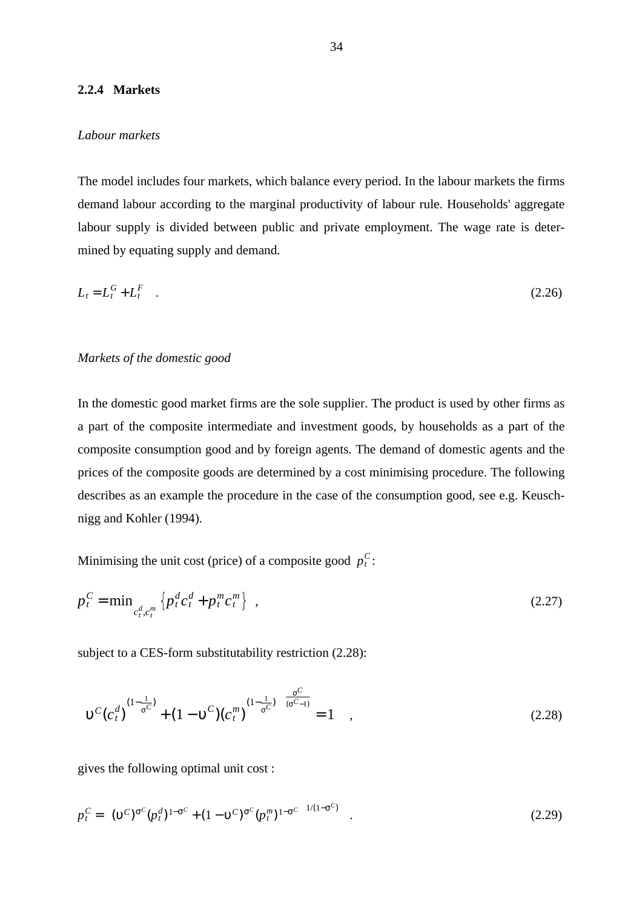### 2.2.4 Markets

*Labour markets*

The model includes four markets, which balance every period. In the labour markets the firms demand labour according to the marginal productivity of labour rule. Households' aggregate labour supply is divided between public and private employment. The wage rate is determined by equating supply and demand.

$$L_t = L_t^G + L_t^F \quad . \tag{2.26}$$

*Markets of the domestic good*

In the domestic good market firms are the sole supplier. The product is used by other firms as a part of the composite intermediate and investment goods, by households as a part of the composite consumption good and by foreign agents. The demand of domestic agents and the prices of the composite goods are determined by a cost minimising procedure. The following describes as an example the procedure in the case of the consumption good, see e.g. Keuschnigg and Kohler (1994).

Minimising the unit cost (price) of a composite good $p_t^C$:

$$p_t^C = \min_{c_t^d, c_t^m} \left\{ p_t^d c_t^d + p_t^m c_t^m \right\} \quad , \tag{2.27}$$

subject to a CES-form substitutability restriction (2.28):

$$\left[ \upsilon^C (c_t^d)^{\left(1-\frac{1}{\sigma^C}\right)} + (1-\upsilon^C)(c_t^m)^{\left(1-\frac{1}{\sigma^C}\right)} \right]^{\frac{\sigma^C}{(\sigma^C-1)}} = 1 \quad , \tag{2.28}$$

gives the following optimal unit cost :

$$p_t^C = \left[ (\upsilon^C)^{\sigma^C} (p_t^d)^{1-\sigma^C} + (1-\upsilon^C)^{\sigma^C} (p_t^m)^{1-\sigma^C} \right]^{1/(1-\sigma^C)} \quad . \tag{2.29}$$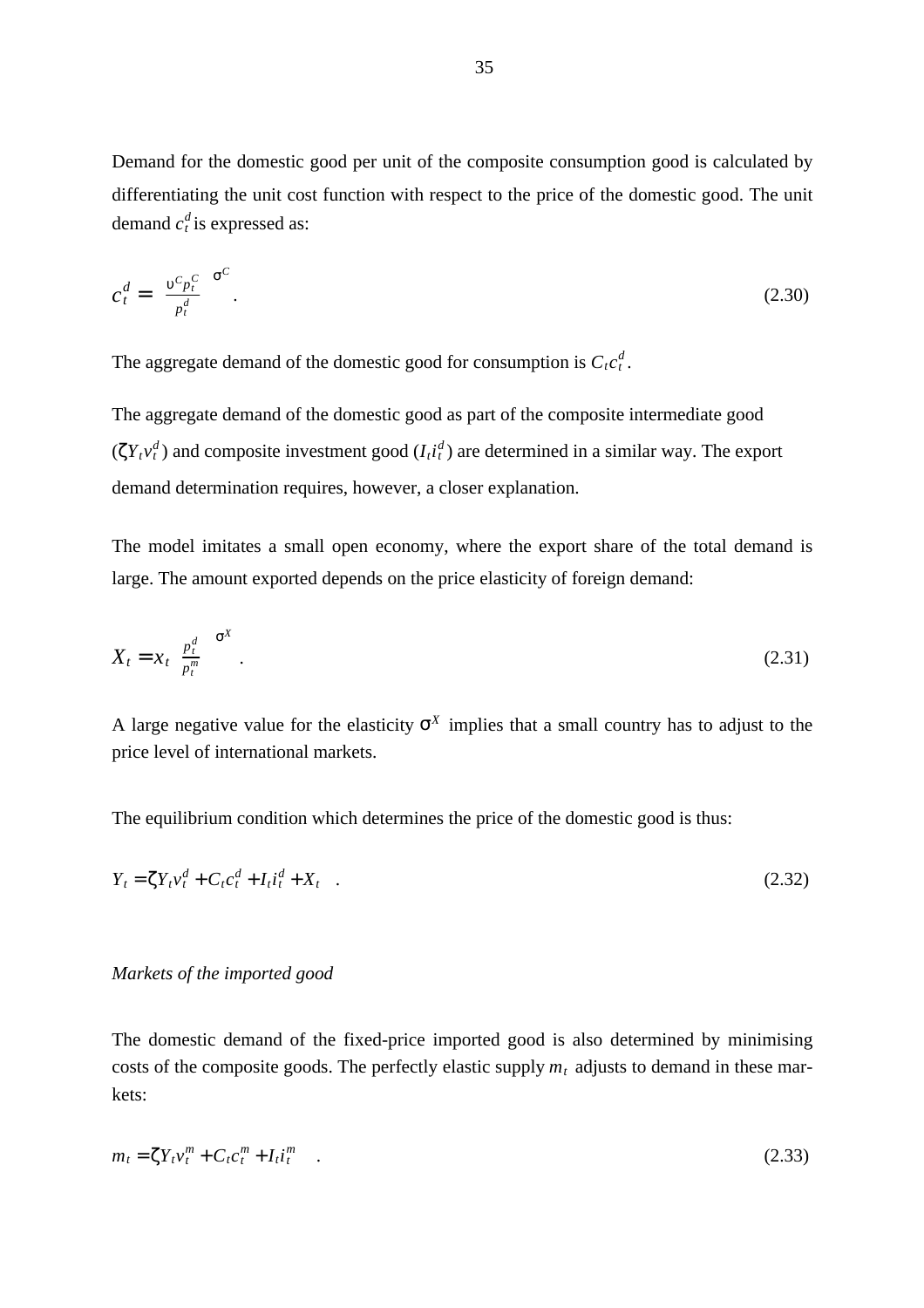Demand for the domestic good per unit of the composite consumption good is calculated by differentiating the unit cost function with respect to the price of the domestic good. The unit demand $c_t^d$ is expressed as:

$$c_t^d = \left( \frac{\upsilon^C p_t^C}{p_t^d} \right)^{\sigma^C} . \tag{2.30}$$

The aggregate demand of the domestic good for consumption is $C_t c_t^d$.

The aggregate demand of the domestic good as part of the composite intermediate good ($\zeta Y_t v_t^d$) and composite investment good ($I_t i_t^d$) are determined in a similar way. The export demand determination requires, however, a closer explanation.

The model imitates a small open economy, where the export share of the total demand is large. The amount exported depends on the price elasticity of foreign demand:

$$X_t = x_t \left( \frac{p_t^d}{p_t^m} \right)^{\sigma^X} . \tag{2.31}$$

A large negative value for the elasticity $\sigma^X$ implies that a small country has to adjust to the price level of international markets.

The equilibrium condition which determines the price of the domestic good is thus:

$$Y_t = \zeta Y_t v_t^d + C_t c_t^d + I_t i_t^d + X_t \quad . \tag{2.32}$$

*Markets of the imported good*

The domestic demand of the fixed-price imported good is also determined by minimising costs of the composite goods. The perfectly elastic supply $m_t$ adjusts to demand in these markets:

$$m_t = \zeta Y_t v_t^m + C_t c_t^m + I_t i_t^m \quad . \tag{2.33}$$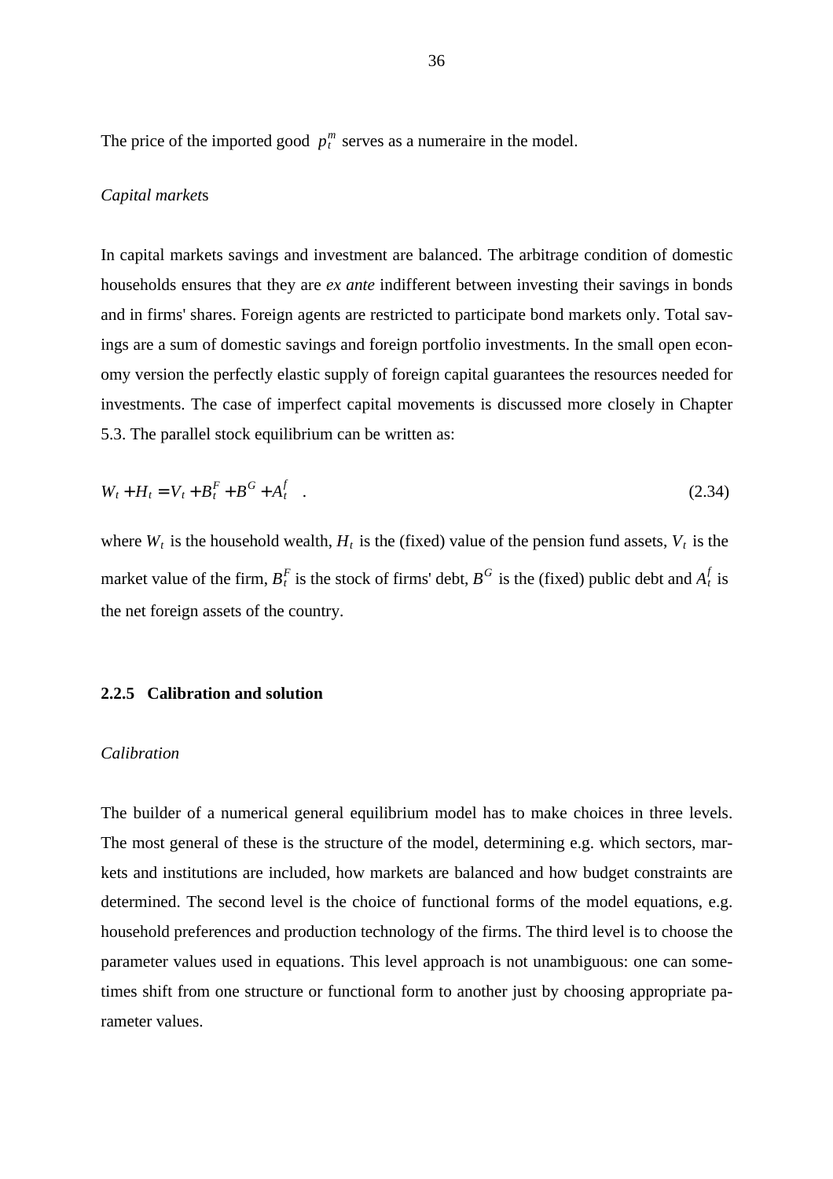The price of the imported good $p_t^m$ serves as a numeraire in the model.

*Capital markets*

In capital markets savings and investment are balanced. The arbitrage condition of domestic households ensures that they are *ex ante* indifferent between investing their savings in bonds and in firms' shares. Foreign agents are restricted to participate bond markets only. Total savings are a sum of domestic savings and foreign portfolio investments. In the small open economy version the perfectly elastic supply of foreign capital guarantees the resources needed for investments. The case of imperfect capital movements is discussed more closely in Chapter 5.3. The parallel stock equilibrium can be written as:

$$W_t + H_t = V_t + B_t^F + B^G + A_t^f \quad . \tag{2.34}$$

where $W_t$ is the household wealth, $H_t$ is the (fixed) value of the pension fund assets, $V_t$ is the market value of the firm, $B_t^F$ is the stock of firms' debt, $B^G$ is the (fixed) public debt and $A_t^f$ is the net foreign assets of the country.

### 2.2.5 Calibration and solution

*Calibration*

The builder of a numerical general equilibrium model has to make choices in three levels. The most general of these is the structure of the model, determining e.g. which sectors, markets and institutions are included, how markets are balanced and how budget constraints are determined. The second level is the choice of functional forms of the model equations, e.g. household preferences and production technology of the firms. The third level is to choose the parameter values used in equations. This level approach is not unambiguous: one can sometimes shift from one structure or functional form to another just by choosing appropriate parameter values.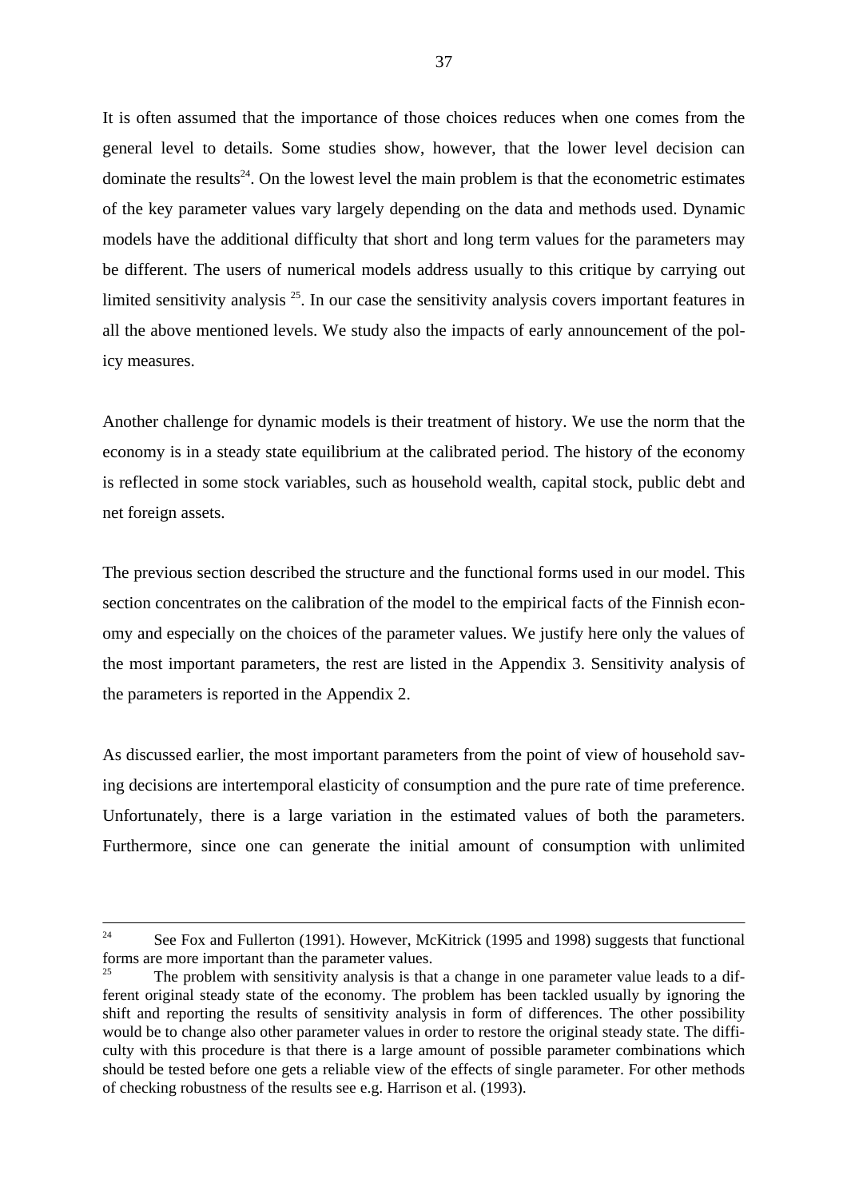It is often assumed that the importance of those choices reduces when one comes from the general level to details. Some studies show, however, that the lower level decision can dominate the results[24]. On the lowest level the main problem is that the econometric estimates of the key parameter values vary largely depending on the data and methods used. Dynamic models have the additional difficulty that short and long term values for the parameters may be different. The users of numerical models address usually to this critique by carrying out limited sensitivity analysis [25]. In our case the sensitivity analysis covers important features in all the above mentioned levels. We study also the impacts of early announcement of the policy measures.

Another challenge for dynamic models is their treatment of history. We use the norm that the economy is in a steady state equilibrium at the calibrated period. The history of the economy is reflected in some stock variables, such as household wealth, capital stock, public debt and net foreign assets.

The previous section described the structure and the functional forms used in our model. This section concentrates on the calibration of the model to the empirical facts of the Finnish economy and especially on the choices of the parameter values. We justify here only the values of the most important parameters, the rest are listed in the Appendix 3. Sensitivity analysis of the parameters is reported in the Appendix 2.

As discussed earlier, the most important parameters from the point of view of household saving decisions are intertemporal elasticity of consumption and the pure rate of time preference. Unfortunately, there is a large variation in the estimated values of both the parameters. Furthermore, since one can generate the initial amount of consumption with unlimited

---

[24] See Fox and Fullerton (1991). However, McKitrick (1995 and 1998) suggests that functional forms are more important than the parameter values.

[25] The problem with sensitivity analysis is that a change in one parameter value leads to a different original steady state of the economy. The problem has been tackled usually by ignoring the shift and reporting the results of sensitivity analysis in form of differences. The other possibility would be to change also other parameter values in order to restore the original steady state. The difficulty with this procedure is that there is a large amount of possible parameter combinations which should be tested before one gets a reliable view of the effects of single parameter. For other methods of checking robustness of the results see e.g. Harrison et al. (1993).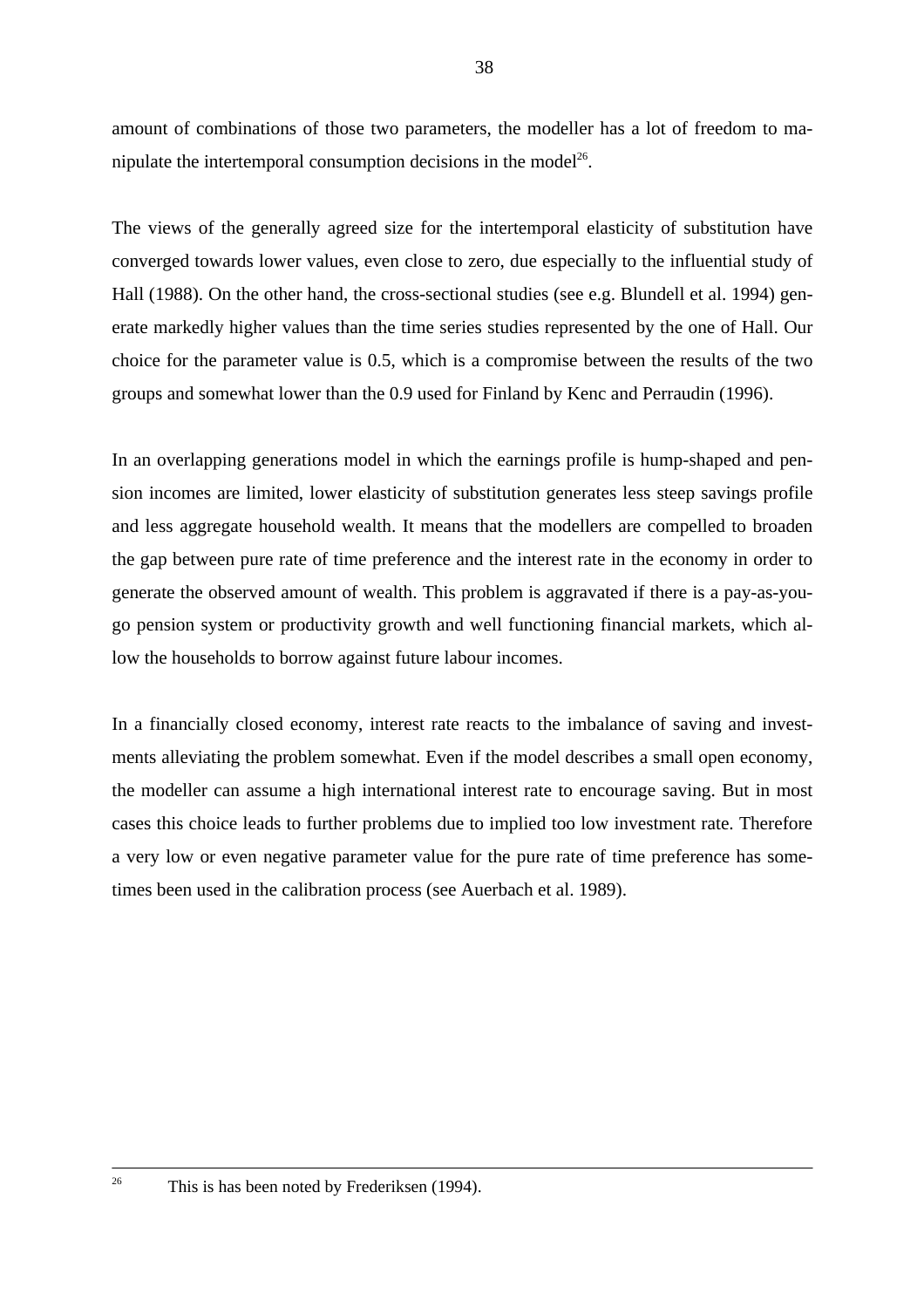amount of combinations of those two parameters, the modeller has a lot of freedom to manipulate the intertemporal consumption decisions in the model[26].

The views of the generally agreed size for the intertemporal elasticity of substitution have converged towards lower values, even close to zero, due especially to the influential study of Hall (1988). On the other hand, the cross-sectional studies (see e.g. Blundell et al. 1994) generate markedly higher values than the time series studies represented by the one of Hall. Our choice for the parameter value is 0.5, which is a compromise between the results of the two groups and somewhat lower than the 0.9 used for Finland by Kenc and Perraudin (1996).

In an overlapping generations model in which the earnings profile is hump-shaped and pension incomes are limited, lower elasticity of substitution generates less steep savings profile and less aggregate household wealth. It means that the modellers are compelled to broaden the gap between pure rate of time preference and the interest rate in the economy in order to generate the observed amount of wealth. This problem is aggravated if there is a pay-as-you-go pension system or productivity growth and well functioning financial markets, which allow the households to borrow against future labour incomes.

In a financially closed economy, interest rate reacts to the imbalance of saving and investments alleviating the problem somewhat. Even if the model describes a small open economy, the modeller can assume a high international interest rate to encourage saving. But in most cases this choice leads to further problems due to implied too low investment rate. Therefore a very low or even negative parameter value for the pure rate of time preference has sometimes been used in the calibration process (see Auerbach et al. 1989).

---

[26] This is has been noted by Frederiksen (1994).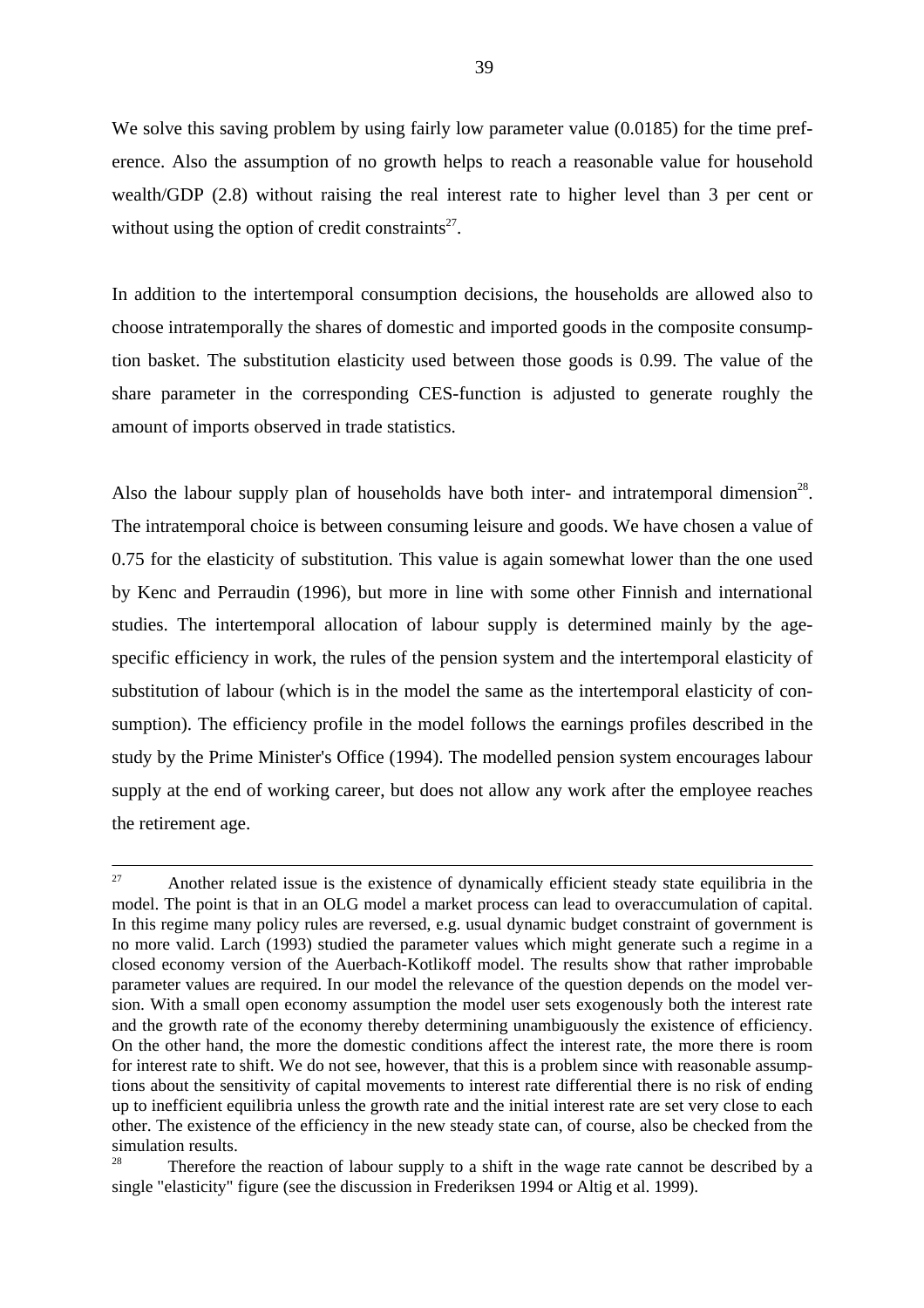We solve this saving problem by using fairly low parameter value (0.0185) for the time preference. Also the assumption of no growth helps to reach a reasonable value for household wealth/GDP (2.8) without raising the real interest rate to higher level than 3 per cent or without using the option of credit constraints[27].

In addition to the intertemporal consumption decisions, the households are allowed also to choose intratemporally the shares of domestic and imported goods in the composite consumption basket. The substitution elasticity used between those goods is 0.99. The value of the share parameter in the corresponding CES-function is adjusted to generate roughly the amount of imports observed in trade statistics.

Also the labour supply plan of households have both inter- and intratemporal dimension[28]. The intratemporal choice is between consuming leisure and goods. We have chosen a value of 0.75 for the elasticity of substitution. This value is again somewhat lower than the one used by Kenc and Perraudin (1996), but more in line with some other Finnish and international studies. The intertemporal allocation of labour supply is determined mainly by the age-specific efficiency in work, the rules of the pension system and the intertemporal elasticity of substitution of labour (which is in the model the same as the intertemporal elasticity of consumption). The efficiency profile in the model follows the earnings profiles described in the study by the Prime Minister's Office (1994). The modelled pension system encourages labour supply at the end of working career, but does not allow any work after the employee reaches the retirement age.

---

[27] Another related issue is the existence of dynamically efficient steady state equilibria in the model. The point is that in an OLG model a market process can lead to overaccumulation of capital. In this regime many policy rules are reversed, e.g. usual dynamic budget constraint of government is no more valid. Larch (1993) studied the parameter values which might generate such a regime in a closed economy version of the Auerbach-Kotlikoff model. The results show that rather improbable parameter values are required. In our model the relevance of the question depends on the model version. With a small open economy assumption the model user sets exogenously both the interest rate and the growth rate of the economy thereby determining unambiguously the existence of efficiency. On the other hand, the more the domestic conditions affect the interest rate, the more there is room for interest rate to shift. We do not see, however, that this is a problem since with reasonable assumptions about the sensitivity of capital movements to interest rate differential there is no risk of ending up to inefficient equilibria unless the growth rate and the initial interest rate are set very close to each other. The existence of the efficiency in the new steady state can, of course, also be checked from the simulation results.

[28] Therefore the reaction of labour supply to a shift in the wage rate cannot be described by a single "elasticity" figure (see the discussion in Frederiksen 1994 or Altig et al. 1999).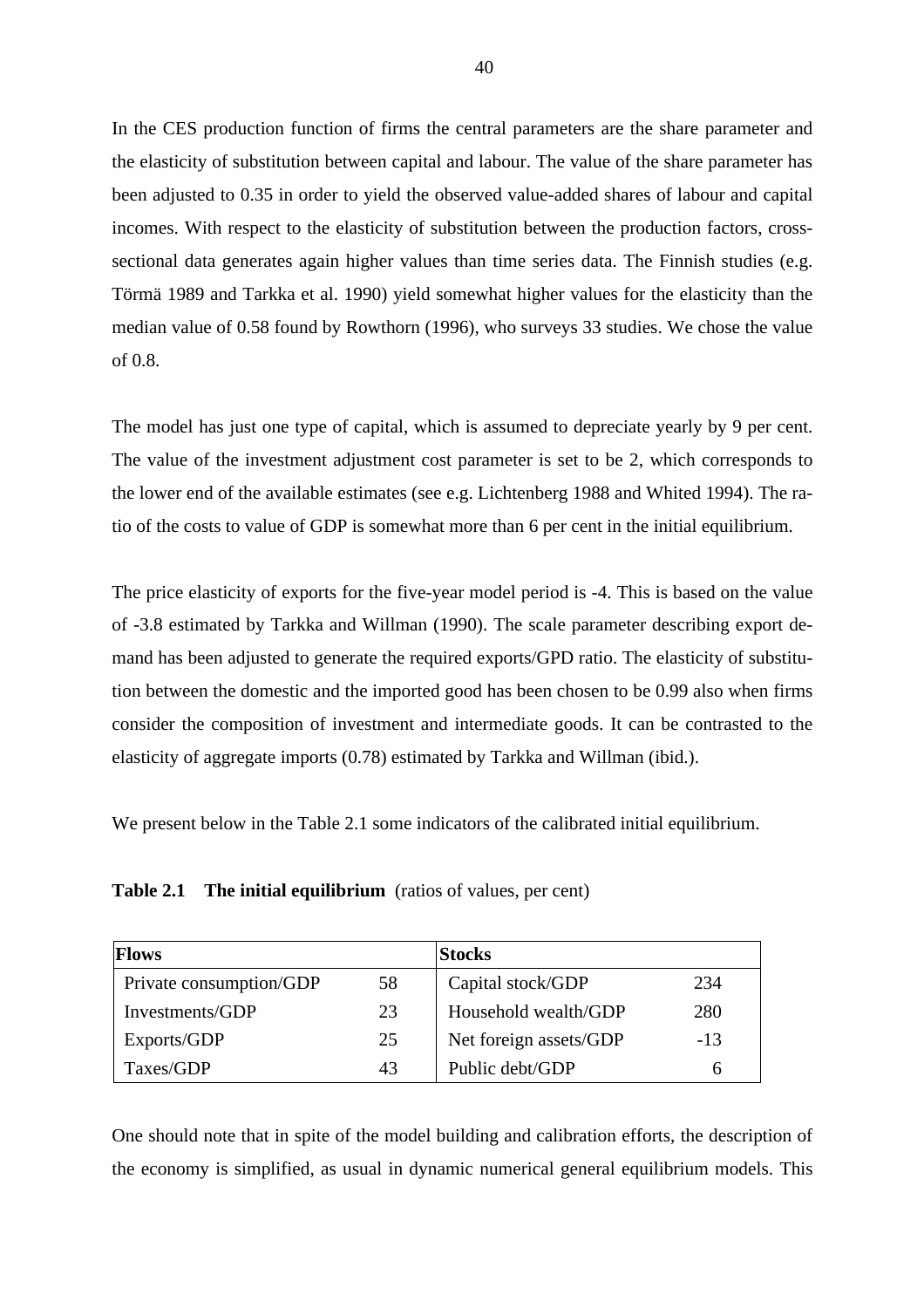In the CES production function of firms the central parameters are the share parameter and the elasticity of substitution between capital and labour. The value of the share parameter has been adjusted to 0.35 in order to yield the observed value-added shares of labour and capital incomes. With respect to the elasticity of substitution between the production factors, cross-sectional data generates again higher values than time series data. The Finnish studies (e.g. Törmä 1989 and Tarkka et al. 1990) yield somewhat higher values for the elasticity than the median value of 0.58 found by Rowthorn (1996), who surveys 33 studies. We chose the value of 0.8.

The model has just one type of capital, which is assumed to depreciate yearly by 9 per cent. The value of the investment adjustment cost parameter is set to be 2, which corresponds to the lower end of the available estimates (see e.g. Lichtenberg 1988 and Whited 1994). The ratio of the costs to value of GDP is somewhat more than 6 per cent in the initial equilibrium.

The price elasticity of exports for the five-year model period is -4. This is based on the value of -3.8 estimated by Tarkka and Willman (1990). The scale parameter describing export demand has been adjusted to generate the required exports/GPD ratio. The elasticity of substitution between the domestic and the imported good has been chosen to be 0.99 also when firms consider the composition of investment and intermediate goods. It can be contrasted to the elasticity of aggregate imports (0.78) estimated by Tarkka and Willman (ibid.).

We present below in the Table 2.1 some indicators of the calibrated initial equilibrium.

**Table 2.1 The initial equilibrium** (ratios of values, per cent)

| **Flows** | | **Stocks** | |
|---|---|---|---|
| Private consumption/GDP | 58 | Capital stock/GDP | 234 |
| Investments/GDP | 23 | Household wealth/GDP | 280 |
| Exports/GDP | 25 | Net foreign assets/GDP | -13 |
| Taxes/GDP | 43 | Public debt/GDP | 6 |

One should note that in spite of the model building and calibration efforts, the description of the economy is simplified, as usual in dynamic numerical general equilibrium models. This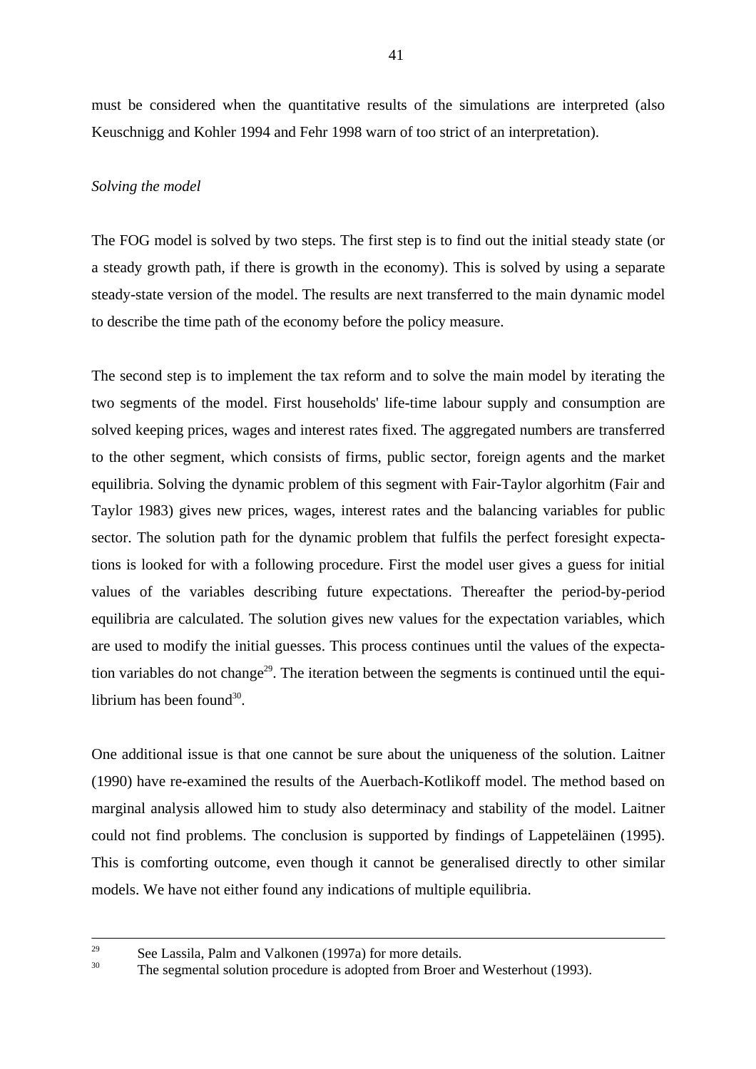must be considered when the quantitative results of the simulations are interpreted (also Keuschnigg and Kohler 1994 and Fehr 1998 warn of too strict of an interpretation).

*Solving the model*

The FOG model is solved by two steps. The first step is to find out the initial steady state (or a steady growth path, if there is growth in the economy). This is solved by using a separate steady-state version of the model. The results are next transferred to the main dynamic model to describe the time path of the economy before the policy measure.

The second step is to implement the tax reform and to solve the main model by iterating the two segments of the model. First households' life-time labour supply and consumption are solved keeping prices, wages and interest rates fixed. The aggregated numbers are transferred to the other segment, which consists of firms, public sector, foreign agents and the market equilibria. Solving the dynamic problem of this segment with Fair-Taylor algorhitm (Fair and Taylor 1983) gives new prices, wages, interest rates and the balancing variables for public sector. The solution path for the dynamic problem that fulfils the perfect foresight expectations is looked for with a following procedure. First the model user gives a guess for initial values of the variables describing future expectations. Thereafter the period-by-period equilibria are calculated. The solution gives new values for the expectation variables, which are used to modify the initial guesses. This process continues until the values of the expectation variables do not change[29]. The iteration between the segments is continued until the equilibrium has been found[30].

One additional issue is that one cannot be sure about the uniqueness of the solution. Laitner (1990) have re-examined the results of the Auerbach-Kotlikoff model. The method based on marginal analysis allowed him to study also determinacy and stability of the model. Laitner could not find problems. The conclusion is supported by findings of Lappeteläinen (1995). This is comforting outcome, even though it cannot be generalised directly to other similar models. We have not either found any indications of multiple equilibria.

---

[29] See Lassila, Palm and Valkonen (1997a) for more details.

[30] The segmental solution procedure is adopted from Broer and Westerhout (1993).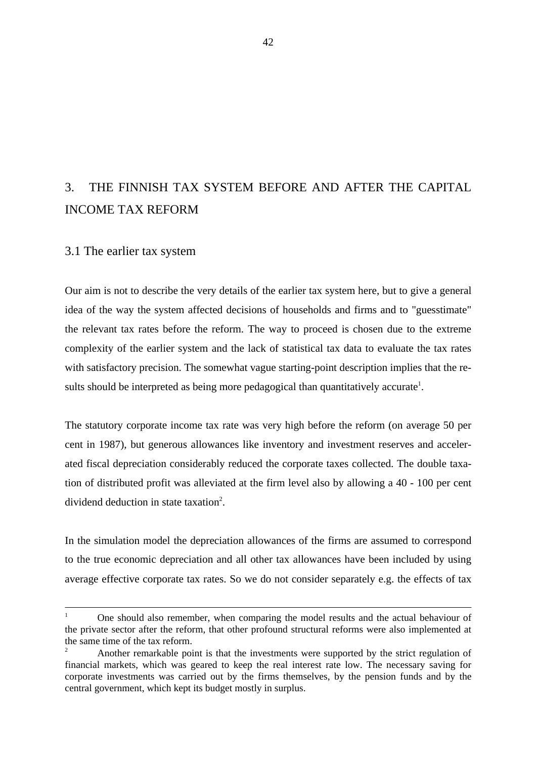# 3. THE FINNISH TAX SYSTEM BEFORE AND AFTER THE CAPITAL INCOME TAX REFORM

## 3.1 The earlier tax system

Our aim is not to describe the very details of the earlier tax system here, but to give a general idea of the way the system affected decisions of households and firms and to "guesstimate" the relevant tax rates before the reform. The way to proceed is chosen due to the extreme complexity of the earlier system and the lack of statistical tax data to evaluate the tax rates with satisfactory precision. The somewhat vague starting-point description implies that the results should be interpreted as being more pedagogical than quantitatively accurate[1].

The statutory corporate income tax rate was very high before the reform (on average 50 per cent in 1987), but generous allowances like inventory and investment reserves and accelerated fiscal depreciation considerably reduced the corporate taxes collected. The double taxation of distributed profit was alleviated at the firm level also by allowing a 40 - 100 per cent dividend deduction in state taxation[2].

In the simulation model the depreciation allowances of the firms are assumed to correspond to the true economic depreciation and all other tax allowances have been included by using average effective corporate tax rates. So we do not consider separately e.g. the effects of tax

---

[1] One should also remember, when comparing the model results and the actual behaviour of the private sector after the reform, that other profound structural reforms were also implemented at the same time of the tax reform.

[2] Another remarkable point is that the investments were supported by the strict regulation of financial markets, which was geared to keep the real interest rate low. The necessary saving for corporate investments was carried out by the firms themselves, by the pension funds and by the central government, which kept its budget mostly in surplus.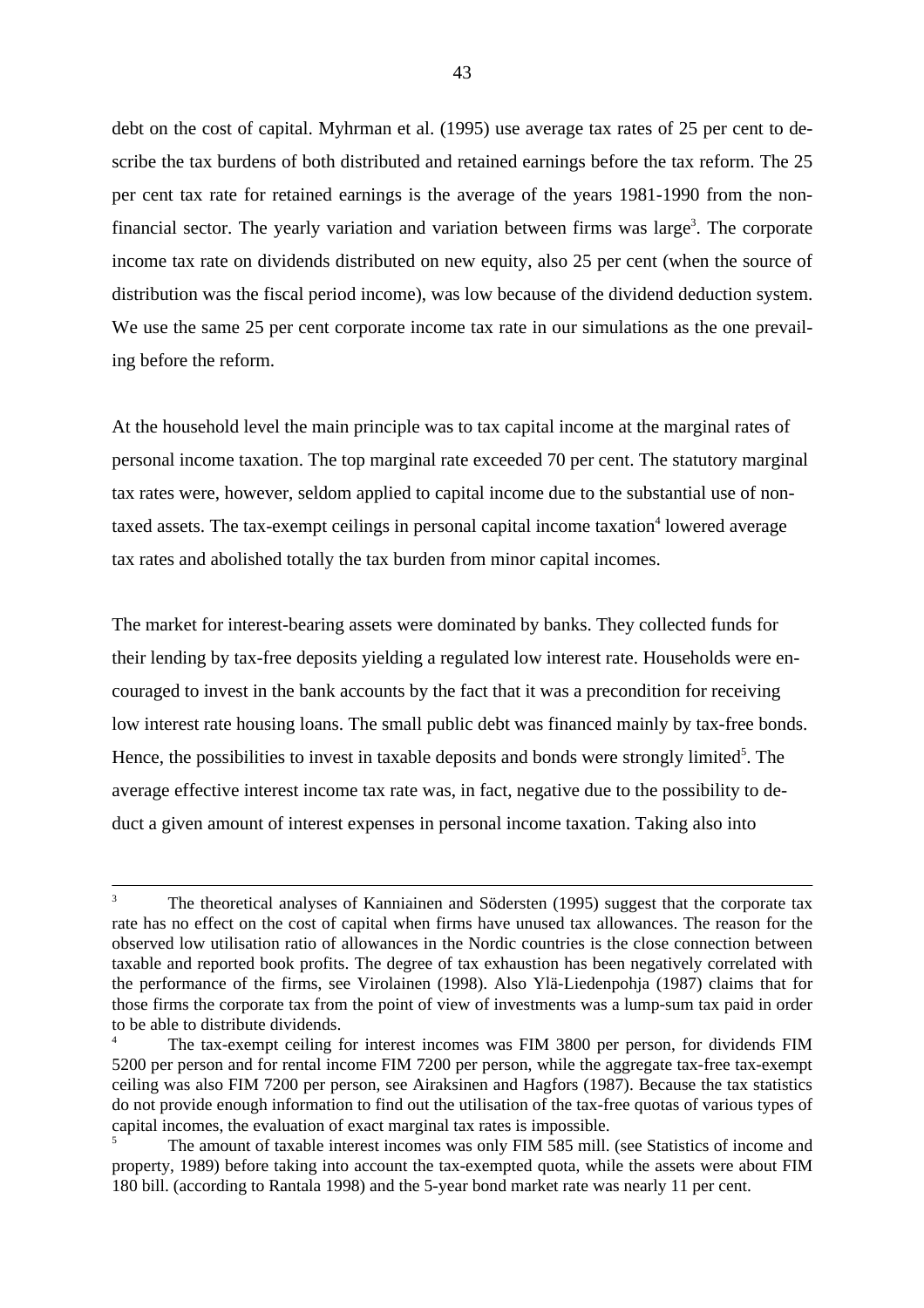debt on the cost of capital. Myhrman et al. (1995) use average tax rates of 25 per cent to describe the tax burdens of both distributed and retained earnings before the tax reform. The 25 per cent tax rate for retained earnings is the average of the years 1981-1990 from the non-financial sector. The yearly variation and variation between firms was large[3]. The corporate income tax rate on dividends distributed on new equity, also 25 per cent (when the source of distribution was the fiscal period income), was low because of the dividend deduction system. We use the same 25 per cent corporate income tax rate in our simulations as the one prevailing before the reform.

At the household level the main principle was to tax capital income at the marginal rates of personal income taxation. The top marginal rate exceeded 70 per cent. The statutory marginal tax rates were, however, seldom applied to capital income due to the substantial use of non-taxed assets. The tax-exempt ceilings in personal capital income taxation[4] lowered average tax rates and abolished totally the tax burden from minor capital incomes.

The market for interest-bearing assets were dominated by banks. They collected funds for their lending by tax-free deposits yielding a regulated low interest rate. Households were encouraged to invest in the bank accounts by the fact that it was a precondition for receiving low interest rate housing loans. The small public debt was financed mainly by tax-free bonds. Hence, the possibilities to invest in taxable deposits and bonds were strongly limited[5]. The average effective interest income tax rate was, in fact, negative due to the possibility to deduct a given amount of interest expenses in personal income taxation. Taking also into

---

[3] The theoretical analyses of Kanniainen and Södersten (1995) suggest that the corporate tax rate has no effect on the cost of capital when firms have unused tax allowances. The reason for the observed low utilisation ratio of allowances in the Nordic countries is the close connection between taxable and reported book profits. The degree of tax exhaustion has been negatively correlated with the performance of the firms, see Virolainen (1998). Also Ylä-Liedenpohja (1987) claims that for those firms the corporate tax from the point of view of investments was a lump-sum tax paid in order to be able to distribute dividends.

[4] The tax-exempt ceiling for interest incomes was FIM 3800 per person, for dividends FIM 5200 per person and for rental income FIM 7200 per person, while the aggregate tax-free tax-exempt ceiling was also FIM 7200 per person, see Airaksinen and Hagfors (1987). Because the tax statistics do not provide enough information to find out the utilisation of the tax-free quotas of various types of capital incomes, the evaluation of exact marginal tax rates is impossible.

[5] The amount of taxable interest incomes was only FIM 585 mill. (see Statistics of income and property, 1989) before taking into account the tax-exempted quota, while the assets were about FIM 180 bill. (according to Rantala 1998) and the 5-year bond market rate was nearly 11 per cent.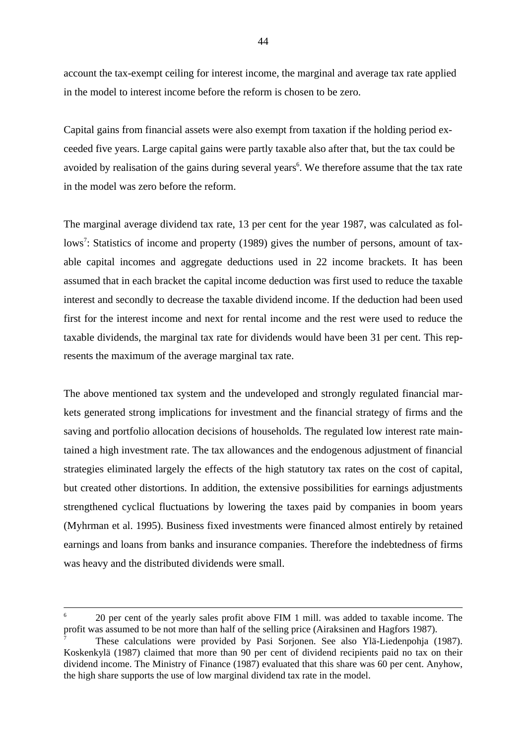account the tax-exempt ceiling for interest income, the marginal and average tax rate applied in the model to interest income before the reform is chosen to be zero.

Capital gains from financial assets were also exempt from taxation if the holding period exceeded five years. Large capital gains were partly taxable also after that, but the tax could be avoided by realisation of the gains during several years[6]. We therefore assume that the tax rate in the model was zero before the reform.

The marginal average dividend tax rate, 13 per cent for the year 1987, was calculated as follows[7]: Statistics of income and property (1989) gives the number of persons, amount of taxable capital incomes and aggregate deductions used in 22 income brackets. It has been assumed that in each bracket the capital income deduction was first used to reduce the taxable interest and secondly to decrease the taxable dividend income. If the deduction had been used first for the interest income and next for rental income and the rest were used to reduce the taxable dividends, the marginal tax rate for dividends would have been 31 per cent. This represents the maximum of the average marginal tax rate.

The above mentioned tax system and the undeveloped and strongly regulated financial markets generated strong implications for investment and the financial strategy of firms and the saving and portfolio allocation decisions of households. The regulated low interest rate maintained a high investment rate. The tax allowances and the endogenous adjustment of financial strategies eliminated largely the effects of the high statutory tax rates on the cost of capital, but created other distortions. In addition, the extensive possibilities for earnings adjustments strengthened cyclical fluctuations by lowering the taxes paid by companies in boom years (Myhrman et al. 1995). Business fixed investments were financed almost entirely by retained earnings and loans from banks and insurance companies. Therefore the indebtedness of firms was heavy and the distributed dividends were small.

---

[6] 20 per cent of the yearly sales profit above FIM 1 mill. was added to taxable income. The profit was assumed to be not more than half of the selling price (Airaksinen and Hagfors 1987).

[7] These calculations were provided by Pasi Sorjonen. See also Ylä-Liedenpohja (1987). Koskenkylä (1987) claimed that more than 90 per cent of dividend recipients paid no tax on their dividend income. The Ministry of Finance (1987) evaluated that this share was 60 per cent. Anyhow, the high share supports the use of low marginal dividend tax rate in the model.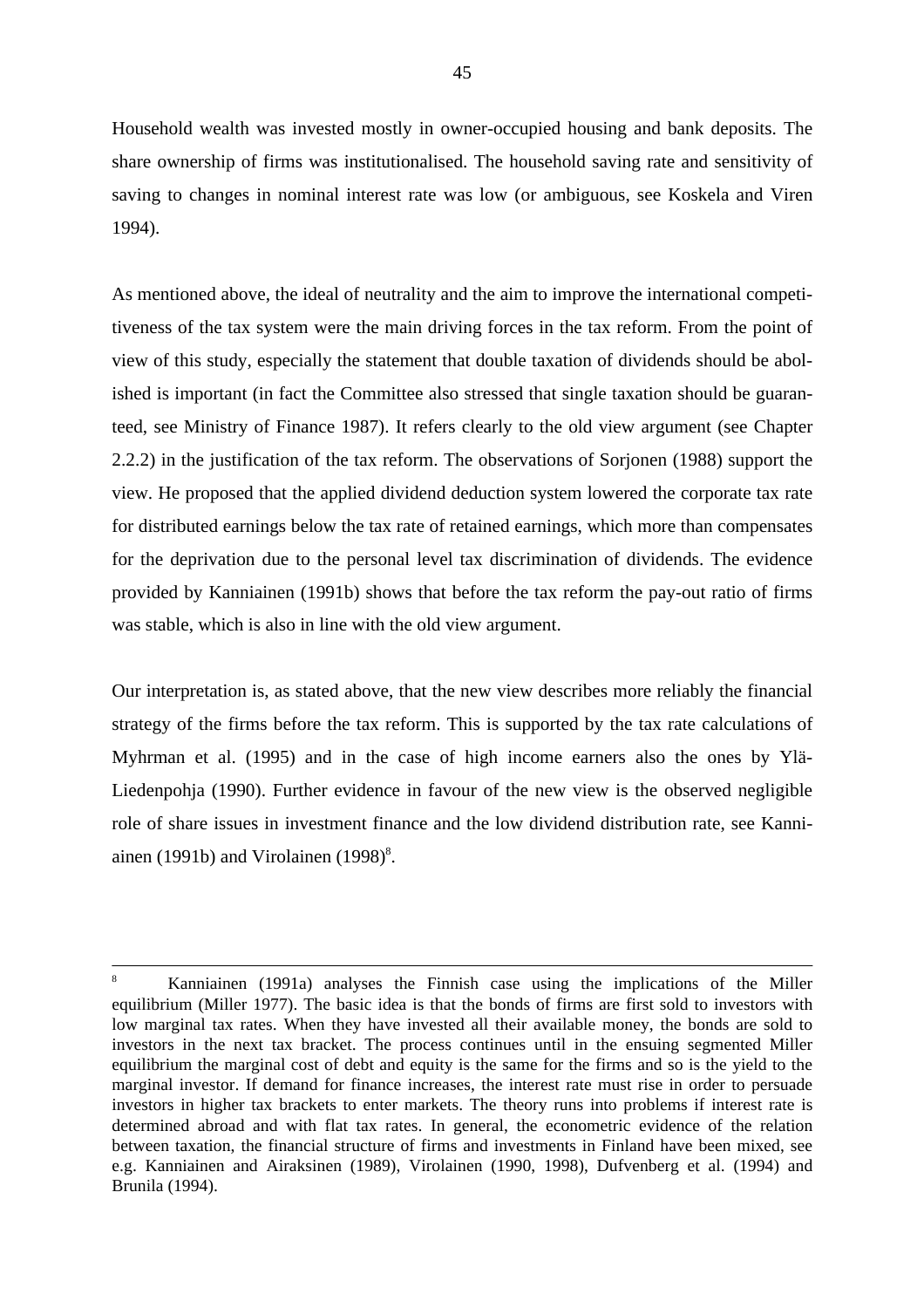Household wealth was invested mostly in owner-occupied housing and bank deposits. The share ownership of firms was institutionalised. The household saving rate and sensitivity of saving to changes in nominal interest rate was low (or ambiguous, see Koskela and Viren 1994).

As mentioned above, the ideal of neutrality and the aim to improve the international competitiveness of the tax system were the main driving forces in the tax reform. From the point of view of this study, especially the statement that double taxation of dividends should be abolished is important (in fact the Committee also stressed that single taxation should be guaranteed, see Ministry of Finance 1987). It refers clearly to the old view argument (see Chapter 2.2.2) in the justification of the tax reform. The observations of Sorjonen (1988) support the view. He proposed that the applied dividend deduction system lowered the corporate tax rate for distributed earnings below the tax rate of retained earnings, which more than compensates for the deprivation due to the personal level tax discrimination of dividends. The evidence provided by Kanniainen (1991b) shows that before the tax reform the pay-out ratio of firms was stable, which is also in line with the old view argument.

Our interpretation is, as stated above, that the new view describes more reliably the financial strategy of the firms before the tax reform. This is supported by the tax rate calculations of Myhrman et al. (1995) and in the case of high income earners also the ones by Ylä-Liedenpohja (1990). Further evidence in favour of the new view is the observed negligible role of share issues in investment finance and the low dividend distribution rate, see Kanniainen (1991b) and Virolainen (1998)[8].

---

[8] Kanniainen (1991a) analyses the Finnish case using the implications of the Miller equilibrium (Miller 1977). The basic idea is that the bonds of firms are first sold to investors with low marginal tax rates. When they have invested all their available money, the bonds are sold to investors in the next tax bracket. The process continues until in the ensuing segmented Miller equilibrium the marginal cost of debt and equity is the same for the firms and so is the yield to the marginal investor. If demand for finance increases, the interest rate must rise in order to persuade investors in higher tax brackets to enter markets. The theory runs into problems if interest rate is determined abroad and with flat tax rates. In general, the econometric evidence of the relation between taxation, the financial structure of firms and investments in Finland have been mixed, see e.g. Kanniainen and Airaksinen (1989), Virolainen (1990, 1998), Dufvenberg et al. (1994) and Brunila (1994).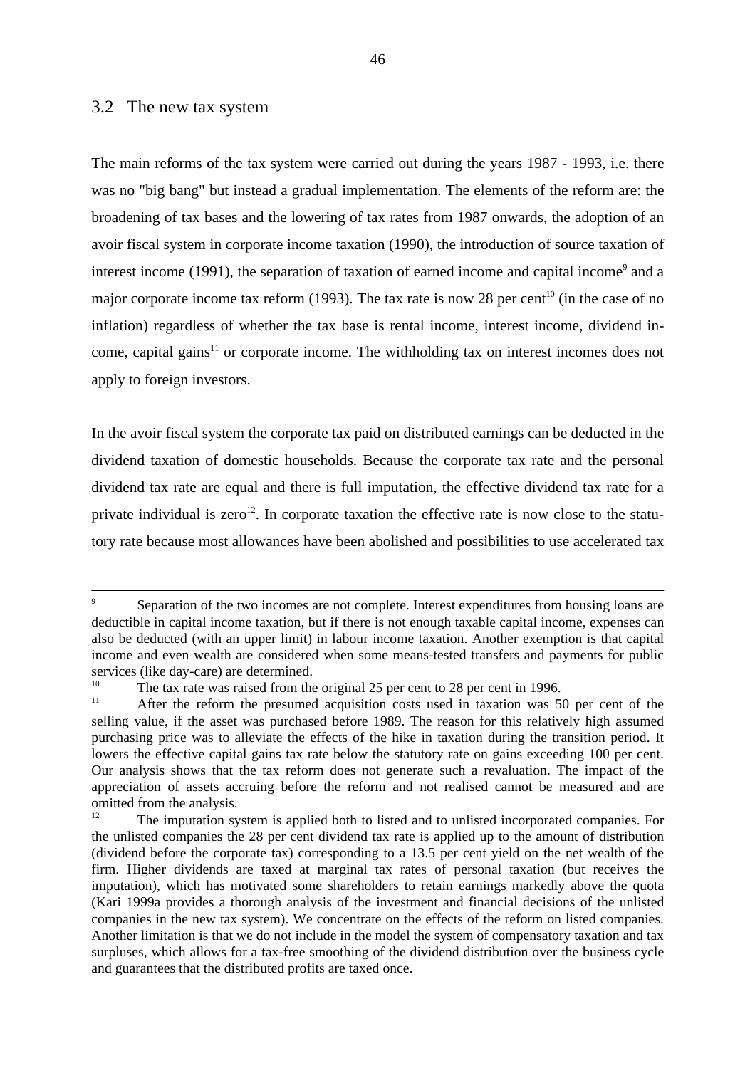## 3.2 The new tax system

The main reforms of the tax system were carried out during the years 1987 - 1993, i.e. there was no "big bang" but instead a gradual implementation. The elements of the reform are: the broadening of tax bases and the lowering of tax rates from 1987 onwards, the adoption of an avoir fiscal system in corporate income taxation (1990), the introduction of source taxation of interest income (1991), the separation of taxation of earned income and capital income[9] and a major corporate income tax reform (1993). The tax rate is now 28 per cent[10] (in the case of no inflation) regardless of whether the tax base is rental income, interest income, dividend income, capital gains[11] or corporate income. The withholding tax on interest incomes does not apply to foreign investors.

In the avoir fiscal system the corporate tax paid on distributed earnings can be deducted in the dividend taxation of domestic households. Because the corporate tax rate and the personal dividend tax rate are equal and there is full imputation, the effective dividend tax rate for a private individual is zero[12]. In corporate taxation the effective rate is now close to the statutory rate because most allowances have been abolished and possibilities to use accelerated tax

---

[9] Separation of the two incomes are not complete. Interest expenditures from housing loans are deductible in capital income taxation, but if there is not enough taxable capital income, expenses can also be deducted (with an upper limit) in labour income taxation. Another exemption is that capital income and even wealth are considered when some means-tested transfers and payments for public services (like day-care) are determined.

[10] The tax rate was raised from the original 25 per cent to 28 per cent in 1996.

[11] After the reform the presumed acquisition costs used in taxation was 50 per cent of the selling value, if the asset was purchased before 1989. The reason for this relatively high assumed purchasing price was to alleviate the effects of the hike in taxation during the transition period. It lowers the effective capital gains tax rate below the statutory rate on gains exceeding 100 per cent. Our analysis shows that the tax reform does not generate such a revaluation. The impact of the appreciation of assets accruing before the reform and not realised cannot be measured and are omitted from the analysis.

[12] The imputation system is applied both to listed and to unlisted incorporated companies. For the unlisted companies the 28 per cent dividend tax rate is applied up to the amount of distribution (dividend before the corporate tax) corresponding to a 13.5 per cent yield on the net wealth of the firm. Higher dividends are taxed at marginal tax rates of personal taxation (but receives the imputation), which has motivated some shareholders to retain earnings markedly above the quota (Kari 1999a provides a thorough analysis of the investment and financial decisions of the unlisted companies in the new tax system). We concentrate on the effects of the reform on listed companies. Another limitation is that we do not include in the model the system of compensatory taxation and tax surpluses, which allows for a tax-free smoothing of the dividend distribution over the business cycle and guarantees that the distributed profits are taxed once.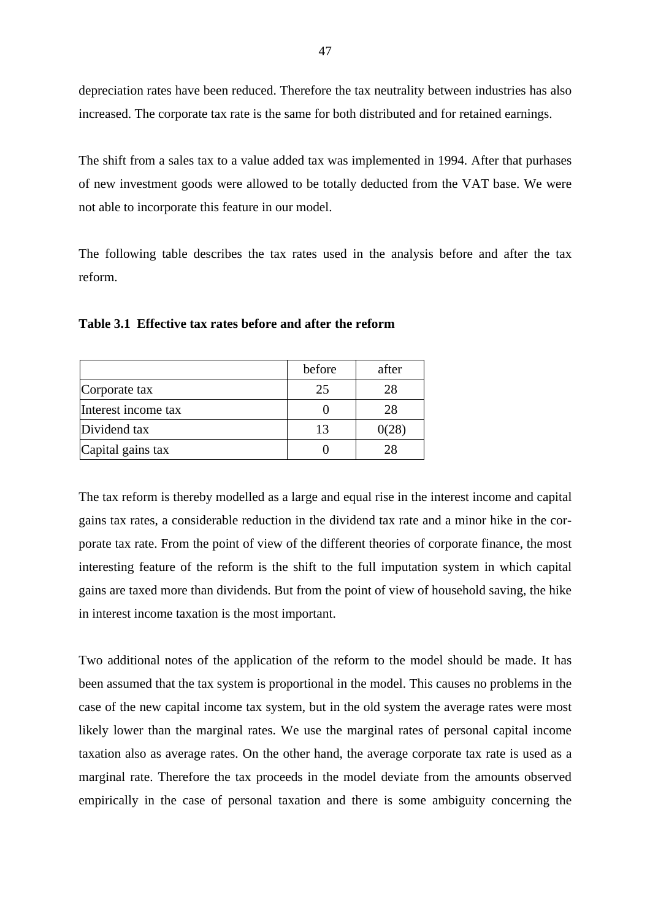depreciation rates have been reduced. Therefore the tax neutrality between industries has also increased. The corporate tax rate is the same for both distributed and for retained earnings.

The shift from a sales tax to a value added tax was implemented in 1994. After that purhases of new investment goods were allowed to be totally deducted from the VAT base. We were not able to incorporate this feature in our model.

The following table describes the tax rates used in the analysis before and after the tax reform.

**Table 3.1 Effective tax rates before and after the reform**

| | before | after |
|---|---|---|
| Corporate tax | 25 | 28 |
| Interest income tax | 0 | 28 |
| Dividend tax | 13 | 0(28) |
| Capital gains tax | 0 | 28 |

The tax reform is thereby modelled as a large and equal rise in the interest income and capital gains tax rates, a considerable reduction in the dividend tax rate and a minor hike in the corporate tax rate. From the point of view of the different theories of corporate finance, the most interesting feature of the reform is the shift to the full imputation system in which capital gains are taxed more than dividends. But from the point of view of household saving, the hike in interest income taxation is the most important.

Two additional notes of the application of the reform to the model should be made. It has been assumed that the tax system is proportional in the model. This causes no problems in the case of the new capital income tax system, but in the old system the average rates were most likely lower than the marginal rates. We use the marginal rates of personal capital income taxation also as average rates. On the other hand, the average corporate tax rate is used as a marginal rate. Therefore the tax proceeds in the model deviate from the amounts observed empirically in the case of personal taxation and there is some ambiguity concerning the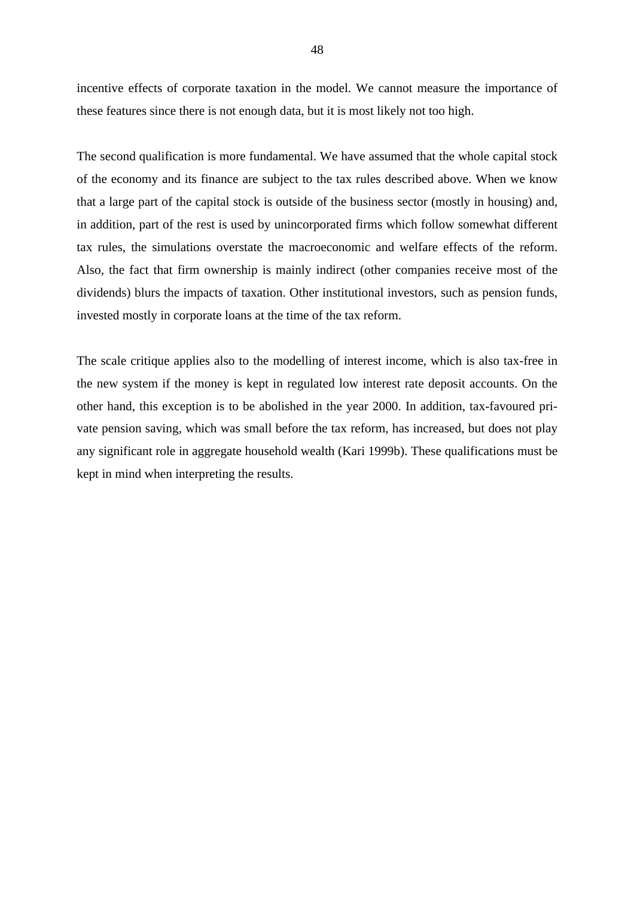incentive effects of corporate taxation in the model. We cannot measure the importance of these features since there is not enough data, but it is most likely not too high.

The second qualification is more fundamental. We have assumed that the whole capital stock of the economy and its finance are subject to the tax rules described above. When we know that a large part of the capital stock is outside of the business sector (mostly in housing) and, in addition, part of the rest is used by unincorporated firms which follow somewhat different tax rules, the simulations overstate the macroeconomic and welfare effects of the reform. Also, the fact that firm ownership is mainly indirect (other companies receive most of the dividends) blurs the impacts of taxation. Other institutional investors, such as pension funds, invested mostly in corporate loans at the time of the tax reform.

The scale critique applies also to the modelling of interest income, which is also tax-free in the new system if the money is kept in regulated low interest rate deposit accounts. On the other hand, this exception is to be abolished in the year 2000. In addition, tax-favoured private pension saving, which was small before the tax reform, has increased, but does not play any significant role in aggregate household wealth (Kari 1999b). These qualifications must be kept in mind when interpreting the results.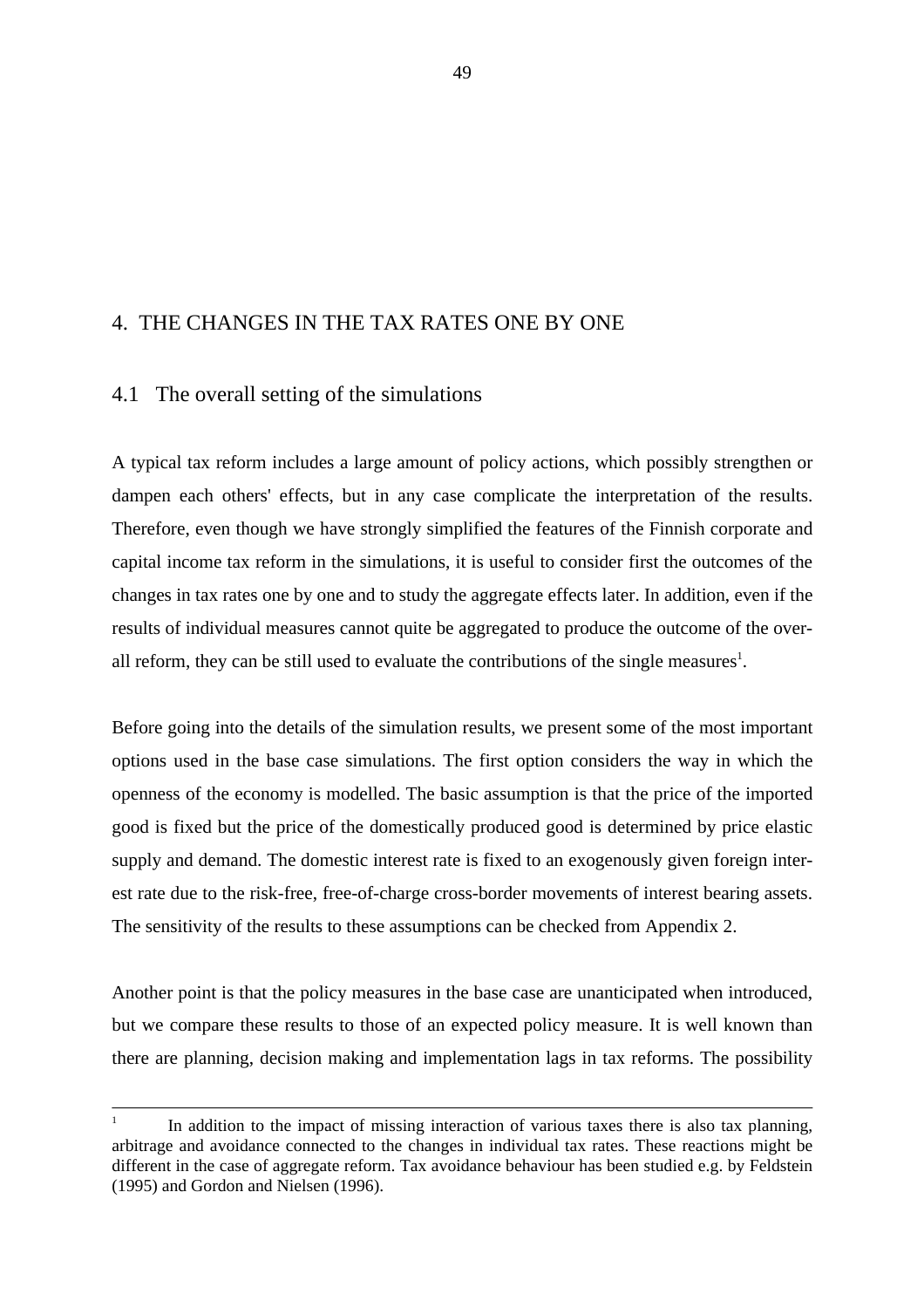# 4. THE CHANGES IN THE TAX RATES ONE BY ONE

## 4.1 The overall setting of the simulations

A typical tax reform includes a large amount of policy actions, which possibly strengthen or dampen each others' effects, but in any case complicate the interpretation of the results. Therefore, even though we have strongly simplified the features of the Finnish corporate and capital income tax reform in the simulations, it is useful to consider first the outcomes of the changes in tax rates one by one and to study the aggregate effects later. In addition, even if the results of individual measures cannot quite be aggregated to produce the outcome of the overall reform, they can be still used to evaluate the contributions of the single measures[1].

Before going into the details of the simulation results, we present some of the most important options used in the base case simulations. The first option considers the way in which the openness of the economy is modelled. The basic assumption is that the price of the imported good is fixed but the price of the domestically produced good is determined by price elastic supply and demand. The domestic interest rate is fixed to an exogenously given foreign interest rate due to the risk-free, free-of-charge cross-border movements of interest bearing assets. The sensitivity of the results to these assumptions can be checked from Appendix 2.

Another point is that the policy measures in the base case are unanticipated when introduced, but we compare these results to those of an expected policy measure. It is well known than there are planning, decision making and implementation lags in tax reforms. The possibility

---

[1] In addition to the impact of missing interaction of various taxes there is also tax planning, arbitrage and avoidance connected to the changes in individual tax rates. These reactions might be different in the case of aggregate reform. Tax avoidance behaviour has been studied e.g. by Feldstein (1995) and Gordon and Nielsen (1996).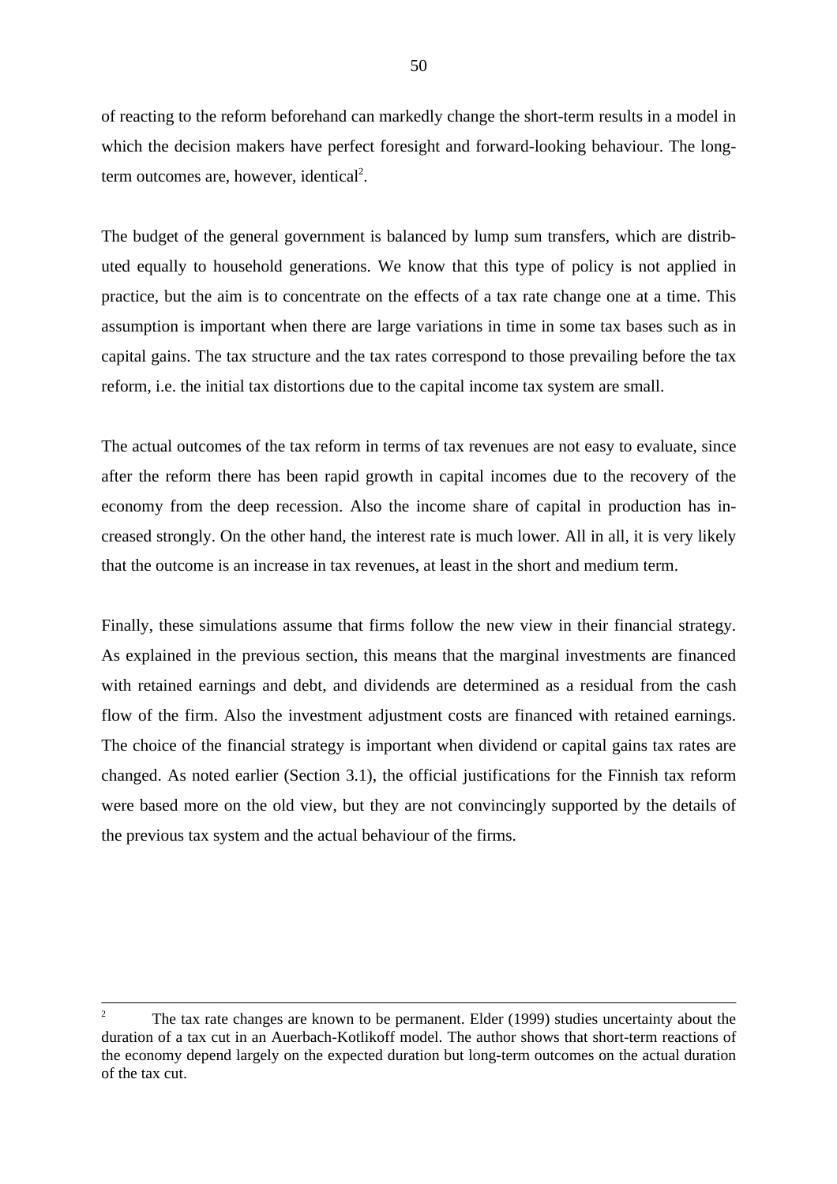of reacting to the reform beforehand can markedly change the short-term results in a model in which the decision makers have perfect foresight and forward-looking behaviour. The long-term outcomes are, however, identical[2].

The budget of the general government is balanced by lump sum transfers, which are distributed equally to household generations. We know that this type of policy is not applied in practice, but the aim is to concentrate on the effects of a tax rate change one at a time. This assumption is important when there are large variations in time in some tax bases such as in capital gains. The tax structure and the tax rates correspond to those prevailing before the tax reform, i.e. the initial tax distortions due to the capital income tax system are small.

The actual outcomes of the tax reform in terms of tax revenues are not easy to evaluate, since after the reform there has been rapid growth in capital incomes due to the recovery of the economy from the deep recession. Also the income share of capital in production has increased strongly. On the other hand, the interest rate is much lower. All in all, it is very likely that the outcome is an increase in tax revenues, at least in the short and medium term.

Finally, these simulations assume that firms follow the new view in their financial strategy. As explained in the previous section, this means that the marginal investments are financed with retained earnings and debt, and dividends are determined as a residual from the cash flow of the firm. Also the investment adjustment costs are financed with retained earnings. The choice of the financial strategy is important when dividend or capital gains tax rates are changed. As noted earlier (Section 3.1), the official justifications for the Finnish tax reform were based more on the old view, but they are not convincingly supported by the details of the previous tax system and the actual behaviour of the firms.

---

[2] The tax rate changes are known to be permanent. Elder (1999) studies uncertainty about the duration of a tax cut in an Auerbach-Kotlikoff model. The author shows that short-term reactions of the economy depend largely on the expected duration but long-term outcomes on the actual duration of the tax cut.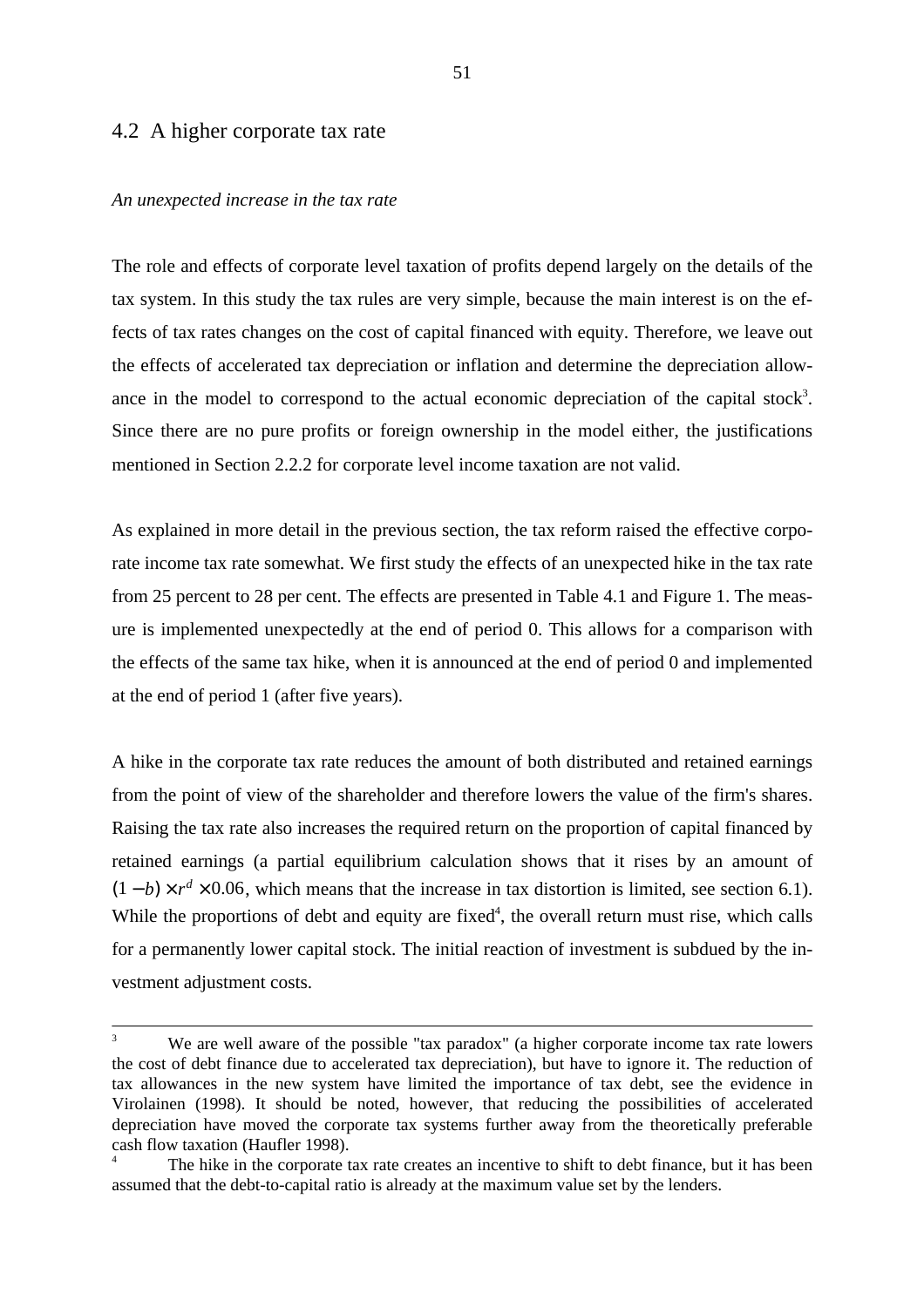## 4.2 A higher corporate tax rate

*An unexpected increase in the tax rate*

The role and effects of corporate level taxation of profits depend largely on the details of the tax system. In this study the tax rules are very simple, because the main interest is on the effects of tax rates changes on the cost of capital financed with equity. Therefore, we leave out the effects of accelerated tax depreciation or inflation and determine the depreciation allowance in the model to correspond to the actual economic depreciation of the capital stock[3]. Since there are no pure profits or foreign ownership in the model either, the justifications mentioned in Section 2.2.2 for corporate level income taxation are not valid.

As explained in more detail in the previous section, the tax reform raised the effective corporate income tax rate somewhat. We first study the effects of an unexpected hike in the tax rate from 25 percent to 28 per cent. The effects are presented in Table 4.1 and Figure 1. The measure is implemented unexpectedly at the end of period 0. This allows for a comparison with the effects of the same tax hike, when it is announced at the end of period 0 and implemented at the end of period 1 (after five years).

A hike in the corporate tax rate reduces the amount of both distributed and retained earnings from the point of view of the shareholder and therefore lowers the value of the firm's shares. Raising the tax rate also increases the required return on the proportion of capital financed by retained earnings (a partial equilibrium calculation shows that it rises by an amount of $(1-b)\times r^d \times 0.06$, which means that the increase in tax distortion is limited, see section 6.1). While the proportions of debt and equity are fixed[4], the overall return must rise, which calls for a permanently lower capital stock. The initial reaction of investment is subdued by the investment adjustment costs.

---

[3] We are well aware of the possible "tax paradox" (a higher corporate income tax rate lowers the cost of debt finance due to accelerated tax depreciation), but have to ignore it. The reduction of tax allowances in the new system have limited the importance of tax debt, see the evidence in Virolainen (1998). It should be noted, however, that reducing the possibilities of accelerated depreciation have moved the corporate tax systems further away from the theoretically preferable cash flow taxation (Haufler 1998).

[4] The hike in the corporate tax rate creates an incentive to shift to debt finance, but it has been assumed that the debt-to-capital ratio is already at the maximum value set by the lenders.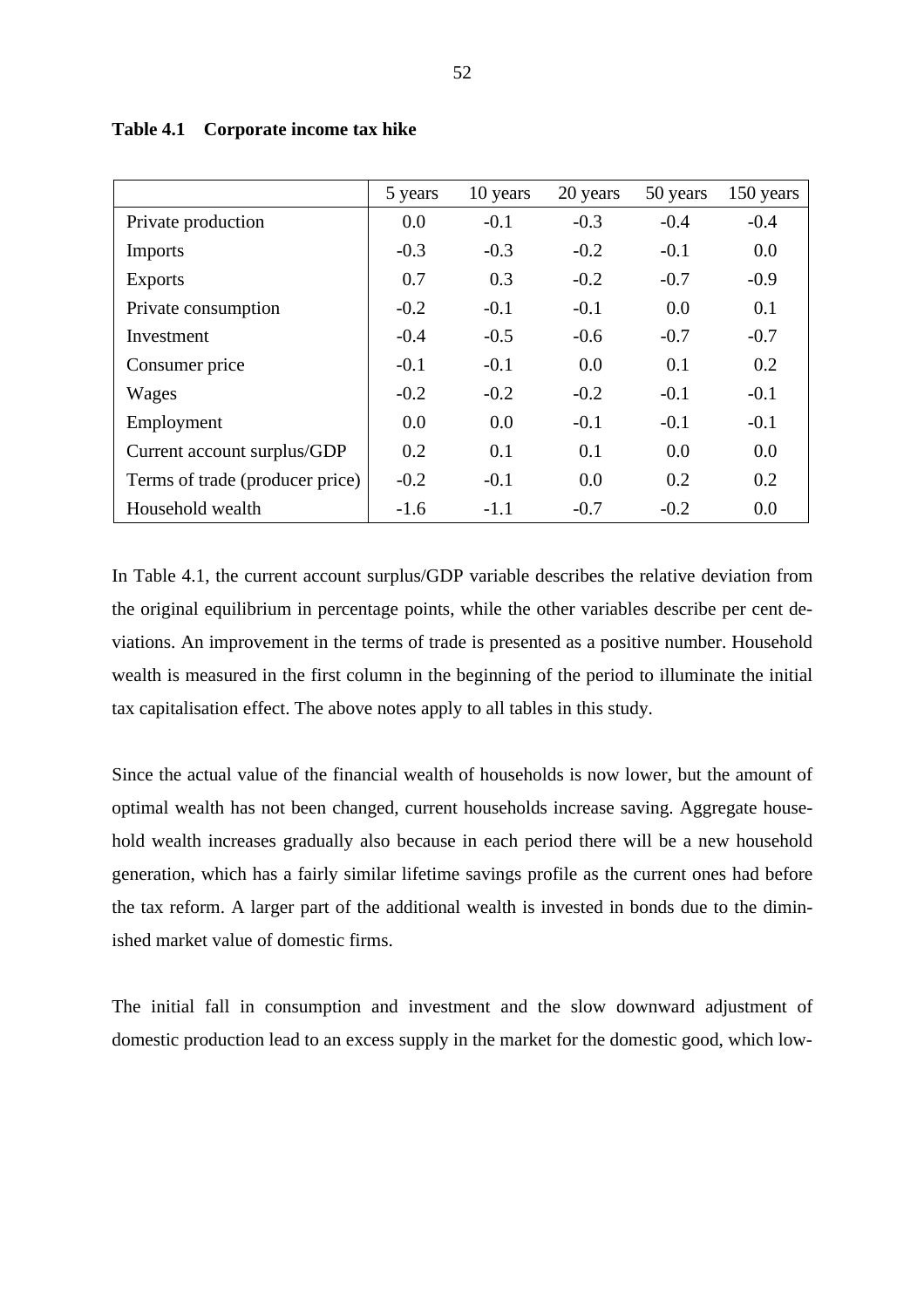**Table 4.1 Corporate income tax hike**

| | 5 years | 10 years | 20 years | 50 years | 150 years |
|---|---|---|---|---|---|
| Private production | 0.0 | -0.1 | -0.3 | -0.4 | -0.4 |
| Imports | -0.3 | -0.3 | -0.2 | -0.1 | 0.0 |
| Exports | 0.7 | 0.3 | -0.2 | -0.7 | -0.9 |
| Private consumption | -0.2 | -0.1 | -0.1 | 0.0 | 0.1 |
| Investment | -0.4 | -0.5 | -0.6 | -0.7 | -0.7 |
| Consumer price | -0.1 | -0.1 | 0.0 | 0.1 | 0.2 |
| Wages | -0.2 | -0.2 | -0.2 | -0.1 | -0.1 |
| Employment | 0.0 | 0.0 | -0.1 | -0.1 | -0.1 |
| Current account surplus/GDP | 0.2 | 0.1 | 0.1 | 0.0 | 0.0 |
| Terms of trade (producer price) | -0.2 | -0.1 | 0.0 | 0.2 | 0.2 |
| Household wealth | -1.6 | -1.1 | -0.7 | -0.2 | 0.0 |

In Table 4.1, the current account surplus/GDP variable describes the relative deviation from the original equilibrium in percentage points, while the other variables describe per cent deviations. An improvement in the terms of trade is presented as a positive number. Household wealth is measured in the first column in the beginning of the period to illuminate the initial tax capitalisation effect. The above notes apply to all tables in this study.

Since the actual value of the financial wealth of households is now lower, but the amount of optimal wealth has not been changed, current households increase saving. Aggregate household wealth increases gradually also because in each period there will be a new household generation, which has a fairly similar lifetime savings profile as the current ones had before the tax reform. A larger part of the additional wealth is invested in bonds due to the diminished market value of domestic firms.

The initial fall in consumption and investment and the slow downward adjustment of domestic production lead to an excess supply in the market for the domestic good, which low-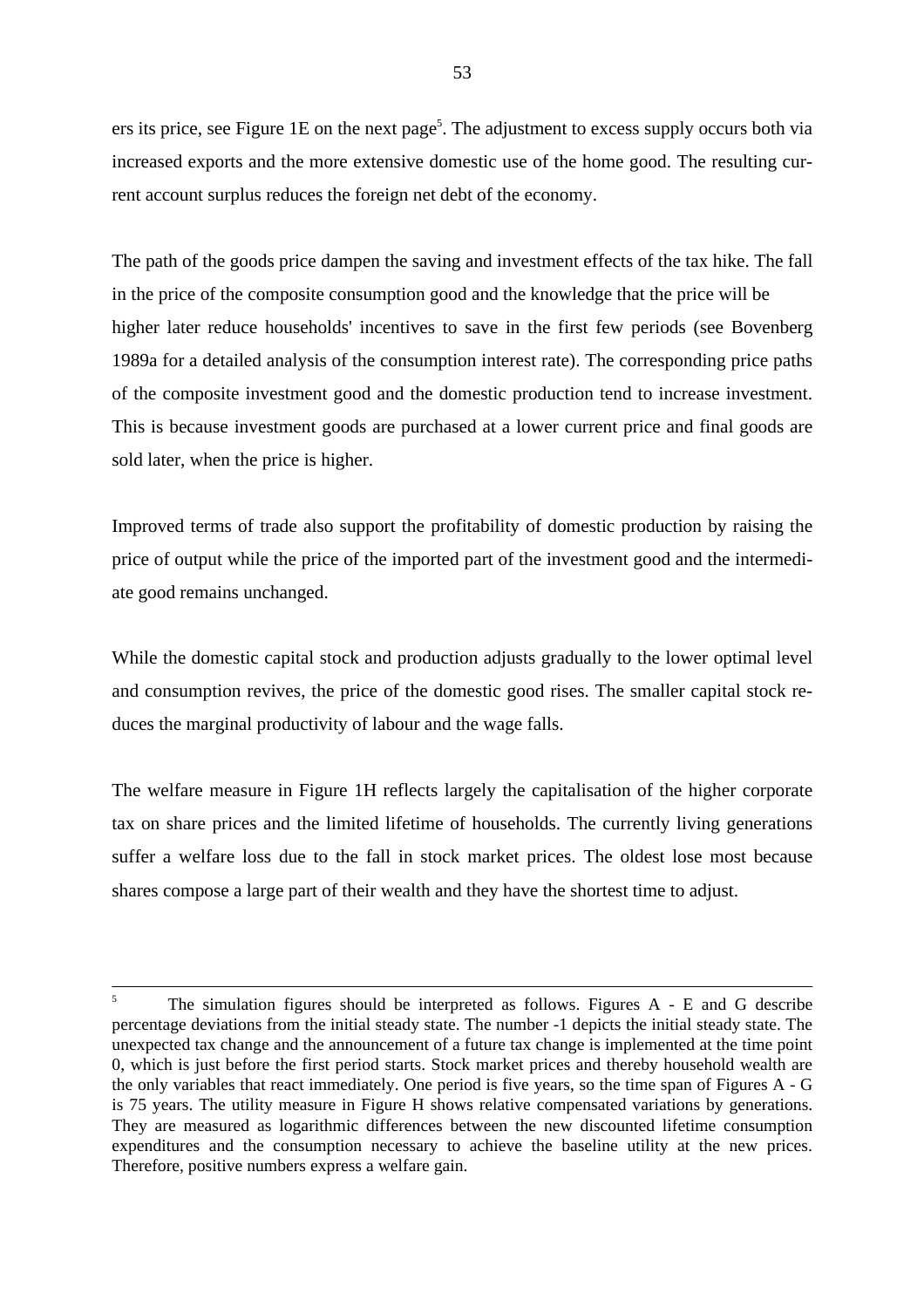ers its price, see Figure 1E on the next page[5]. The adjustment to excess supply occurs both via increased exports and the more extensive domestic use of the home good. The resulting current account surplus reduces the foreign net debt of the economy.

The path of the goods price dampen the saving and investment effects of the tax hike. The fall in the price of the composite consumption good and the knowledge that the price will be higher later reduce households' incentives to save in the first few periods (see Bovenberg 1989a for a detailed analysis of the consumption interest rate). The corresponding price paths of the composite investment good and the domestic production tend to increase investment. This is because investment goods are purchased at a lower current price and final goods are sold later, when the price is higher.

Improved terms of trade also support the profitability of domestic production by raising the price of output while the price of the imported part of the investment good and the intermediate good remains unchanged.

While the domestic capital stock and production adjusts gradually to the lower optimal level and consumption revives, the price of the domestic good rises. The smaller capital stock reduces the marginal productivity of labour and the wage falls.

The welfare measure in Figure 1H reflects largely the capitalisation of the higher corporate tax on share prices and the limited lifetime of households. The currently living generations suffer a welfare loss due to the fall in stock market prices. The oldest lose most because shares compose a large part of their wealth and they have the shortest time to adjust.

---

[5] The simulation figures should be interpreted as follows. Figures A - E and G describe percentage deviations from the initial steady state. The number -1 depicts the initial steady state. The unexpected tax change and the announcement of a future tax change is implemented at the time point 0, which is just before the first period starts. Stock market prices and thereby household wealth are the only variables that react immediately. One period is five years, so the time span of Figures A - G is 75 years. The utility measure in Figure H shows relative compensated variations by generations. They are measured as logarithmic differences between the new discounted lifetime consumption expenditures and the consumption necessary to achieve the baseline utility at the new prices. Therefore, positive numbers express a welfare gain.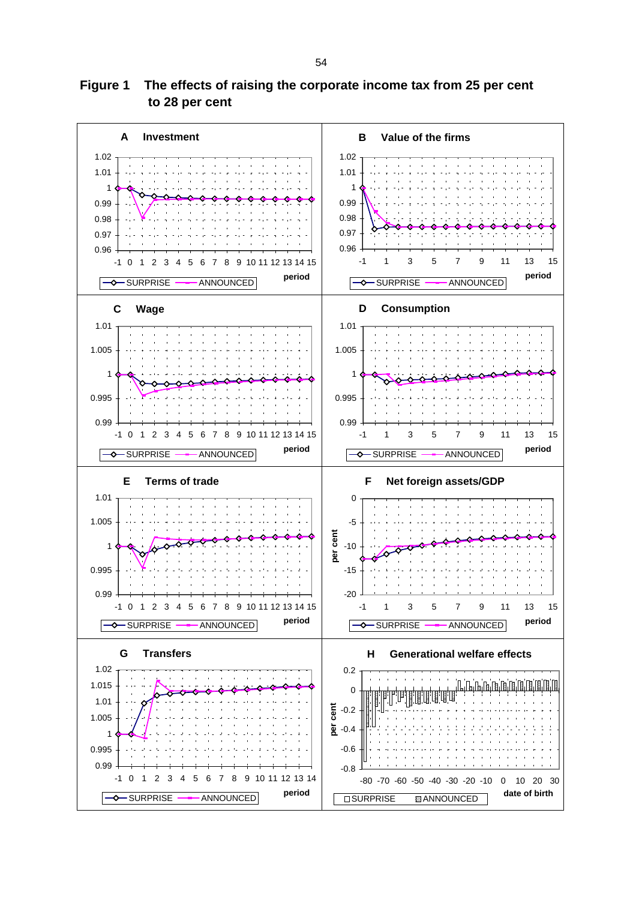**Figure 1 The effects of raising the corporate income tax from 25 per cent to 28 per cent**

**A Investment**

**B Value of the firms**

**C Wage**

**D Consumption**

**E Terms of trade**

**F Net foreign assets/GDP**

**G Transfers**

**H Generational welfare effects**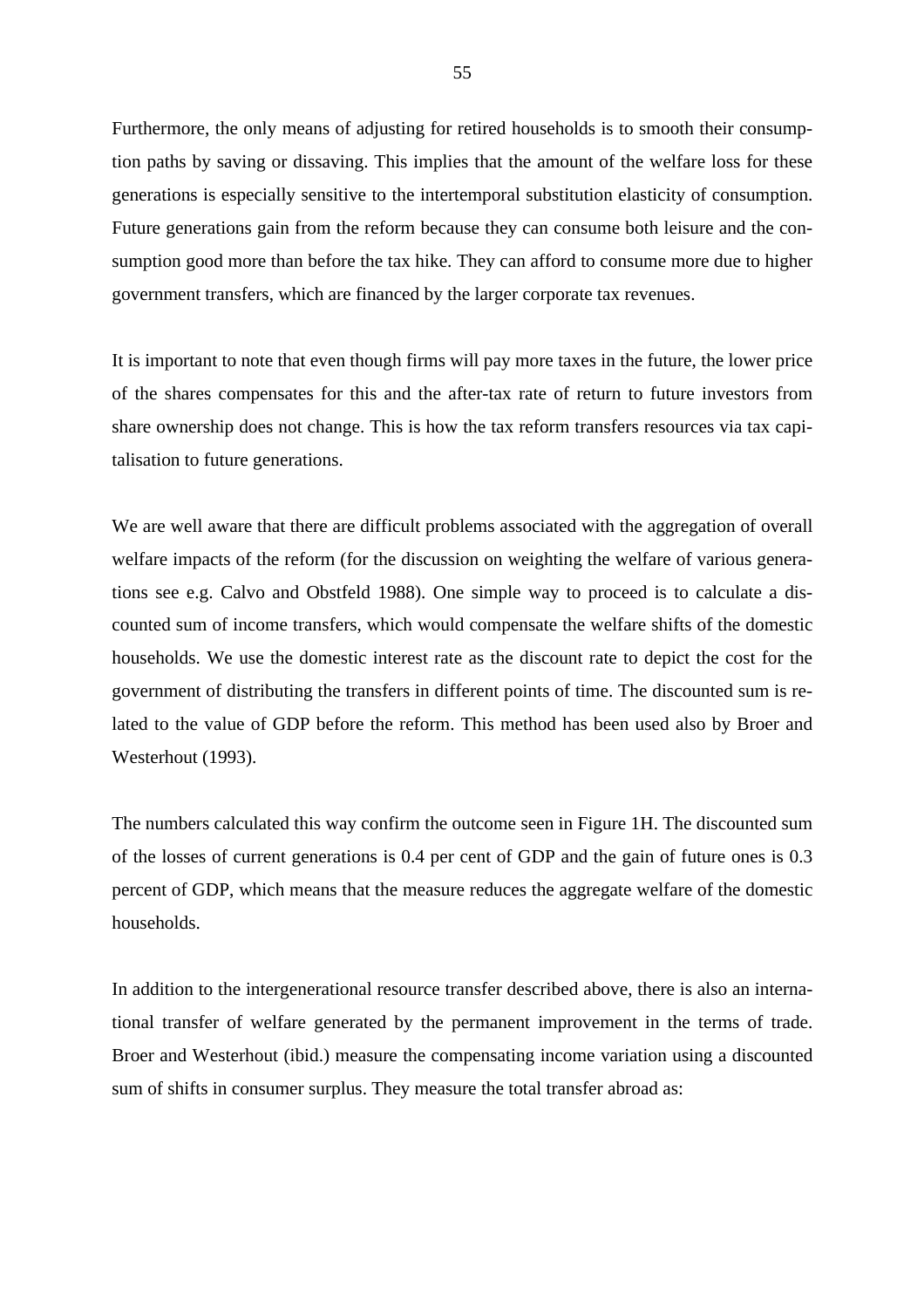Furthermore, the only means of adjusting for retired households is to smooth their consumption paths by saving or dissaving. This implies that the amount of the welfare loss for these generations is especially sensitive to the intertemporal substitution elasticity of consumption. Future generations gain from the reform because they can consume both leisure and the consumption good more than before the tax hike. They can afford to consume more due to higher government transfers, which are financed by the larger corporate tax revenues.

It is important to note that even though firms will pay more taxes in the future, the lower price of the shares compensates for this and the after-tax rate of return to future investors from share ownership does not change. This is how the tax reform transfers resources via tax capitalisation to future generations.

We are well aware that there are difficult problems associated with the aggregation of overall welfare impacts of the reform (for the discussion on weighting the welfare of various generations see e.g. Calvo and Obstfeld 1988). One simple way to proceed is to calculate a discounted sum of income transfers, which would compensate the welfare shifts of the domestic households. We use the domestic interest rate as the discount rate to depict the cost for the government of distributing the transfers in different points of time. The discounted sum is related to the value of GDP before the reform. This method has been used also by Broer and Westerhout (1993).

The numbers calculated this way confirm the outcome seen in Figure 1H. The discounted sum of the losses of current generations is 0.4 per cent of GDP and the gain of future ones is 0.3 percent of GDP, which means that the measure reduces the aggregate welfare of the domestic households.

In addition to the intergenerational resource transfer described above, there is also an international transfer of welfare generated by the permanent improvement in the terms of trade. Broer and Westerhout (ibid.) measure the compensating income variation using a discounted sum of shifts in consumer surplus. They measure the total transfer abroad as: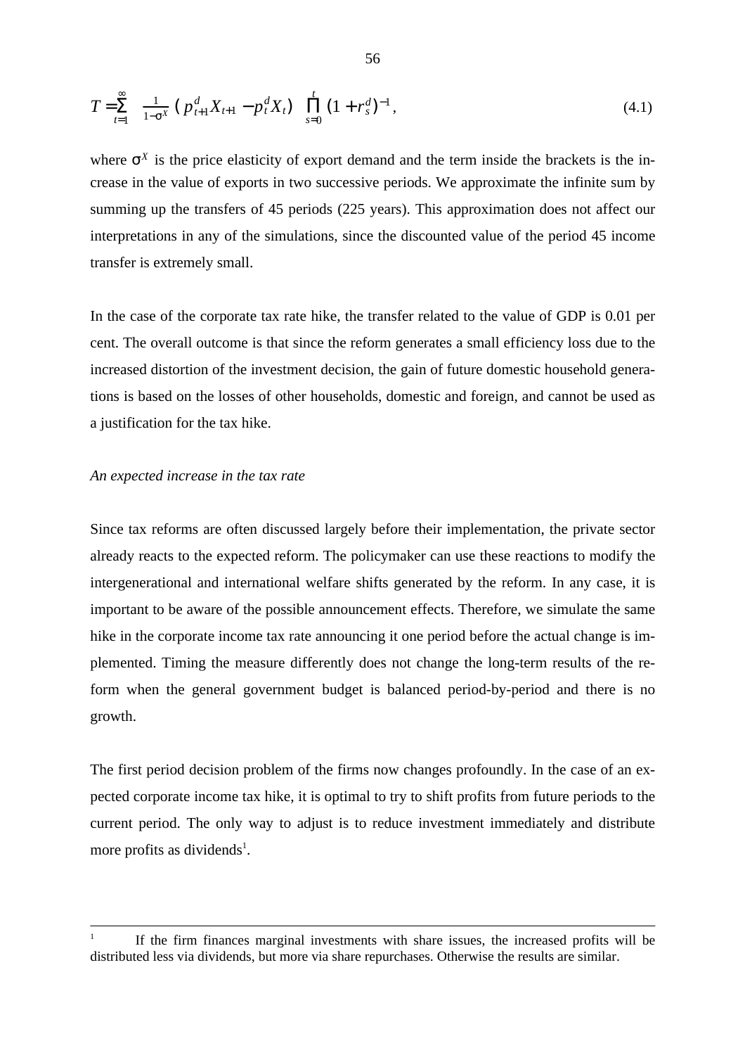$$T = \sum_{t=1}^{\infty} \frac{1}{1-\sigma^X} \left( p_{t+1}^d X_{t+1} - p_t^d X_t \right) \prod_{s=0}^{t} (1 + r_s^d)^{-1}, \tag{4.1}$$

where $\sigma^X$ is the price elasticity of export demand and the term inside the brackets is the increase in the value of exports in two successive periods. We approximate the infinite sum by summing up the transfers of 45 periods (225 years). This approximation does not affect our interpretations in any of the simulations, since the discounted value of the period 45 income transfer is extremely small.

In the case of the corporate tax rate hike, the transfer related to the value of GDP is 0.01 per cent. The overall outcome is that since the reform generates a small efficiency loss due to the increased distortion of the investment decision, the gain of future domestic household generations is based on the losses of other households, domestic and foreign, and cannot be used as a justification for the tax hike.

*An expected increase in the tax rate*

Since tax reforms are often discussed largely before their implementation, the private sector already reacts to the expected reform. The policymaker can use these reactions to modify the intergenerational and international welfare shifts generated by the reform. In any case, it is important to be aware of the possible announcement effects. Therefore, we simulate the same hike in the corporate income tax rate announcing it one period before the actual change is implemented. Timing the measure differently does not change the long-term results of the reform when the general government budget is balanced period-by-period and there is no growth.

The first period decision problem of the firms now changes profoundly. In the case of an expected corporate income tax hike, it is optimal to try to shift profits from future periods to the current period. The only way to adjust is to reduce investment immediately and distribute more profits as dividends[1].

[1] If the firm finances marginal investments with share issues, the increased profits will be distributed less via dividends, but more via share repurchases. Otherwise the results are similar.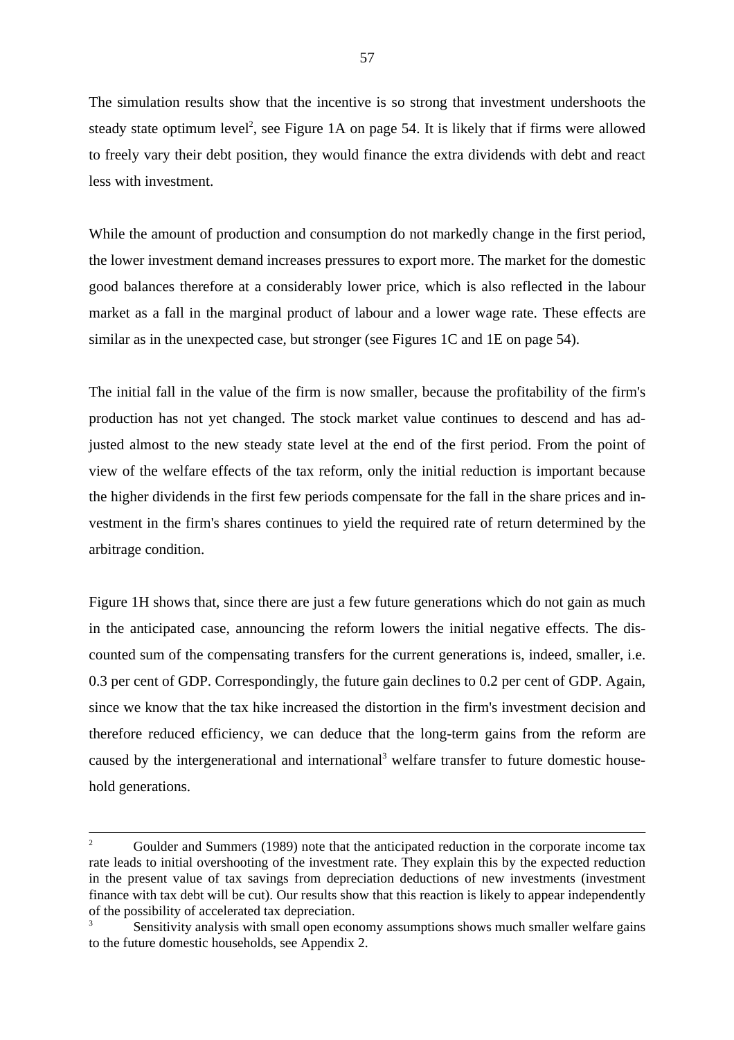The simulation results show that the incentive is so strong that investment undershoots the steady state optimum level[2], see Figure 1A on page 54. It is likely that if firms were allowed to freely vary their debt position, they would finance the extra dividends with debt and react less with investment.

While the amount of production and consumption do not markedly change in the first period, the lower investment demand increases pressures to export more. The market for the domestic good balances therefore at a considerably lower price, which is also reflected in the labour market as a fall in the marginal product of labour and a lower wage rate. These effects are similar as in the unexpected case, but stronger (see Figures 1C and 1E on page 54).

The initial fall in the value of the firm is now smaller, because the profitability of the firm's production has not yet changed. The stock market value continues to descend and has adjusted almost to the new steady state level at the end of the first period. From the point of view of the welfare effects of the tax reform, only the initial reduction is important because the higher dividends in the first few periods compensate for the fall in the share prices and investment in the firm's shares continues to yield the required rate of return determined by the arbitrage condition.

Figure 1H shows that, since there are just a few future generations which do not gain as much in the anticipated case, announcing the reform lowers the initial negative effects. The discounted sum of the compensating transfers for the current generations is, indeed, smaller, i.e. 0.3 per cent of GDP. Correspondingly, the future gain declines to 0.2 per cent of GDP. Again, since we know that the tax hike increased the distortion in the firm's investment decision and therefore reduced efficiency, we can deduce that the long-term gains from the reform are caused by the intergenerational and international[3] welfare transfer to future domestic household generations.

---

[2] Goulder and Summers (1989) note that the anticipated reduction in the corporate income tax rate leads to initial overshooting of the investment rate. They explain this by the expected reduction in the present value of tax savings from depreciation deductions of new investments (investment finance with tax debt will be cut). Our results show that this reaction is likely to appear independently of the possibility of accelerated tax depreciation.

[3] Sensitivity analysis with small open economy assumptions shows much smaller welfare gains to the future domestic households, see Appendix 2.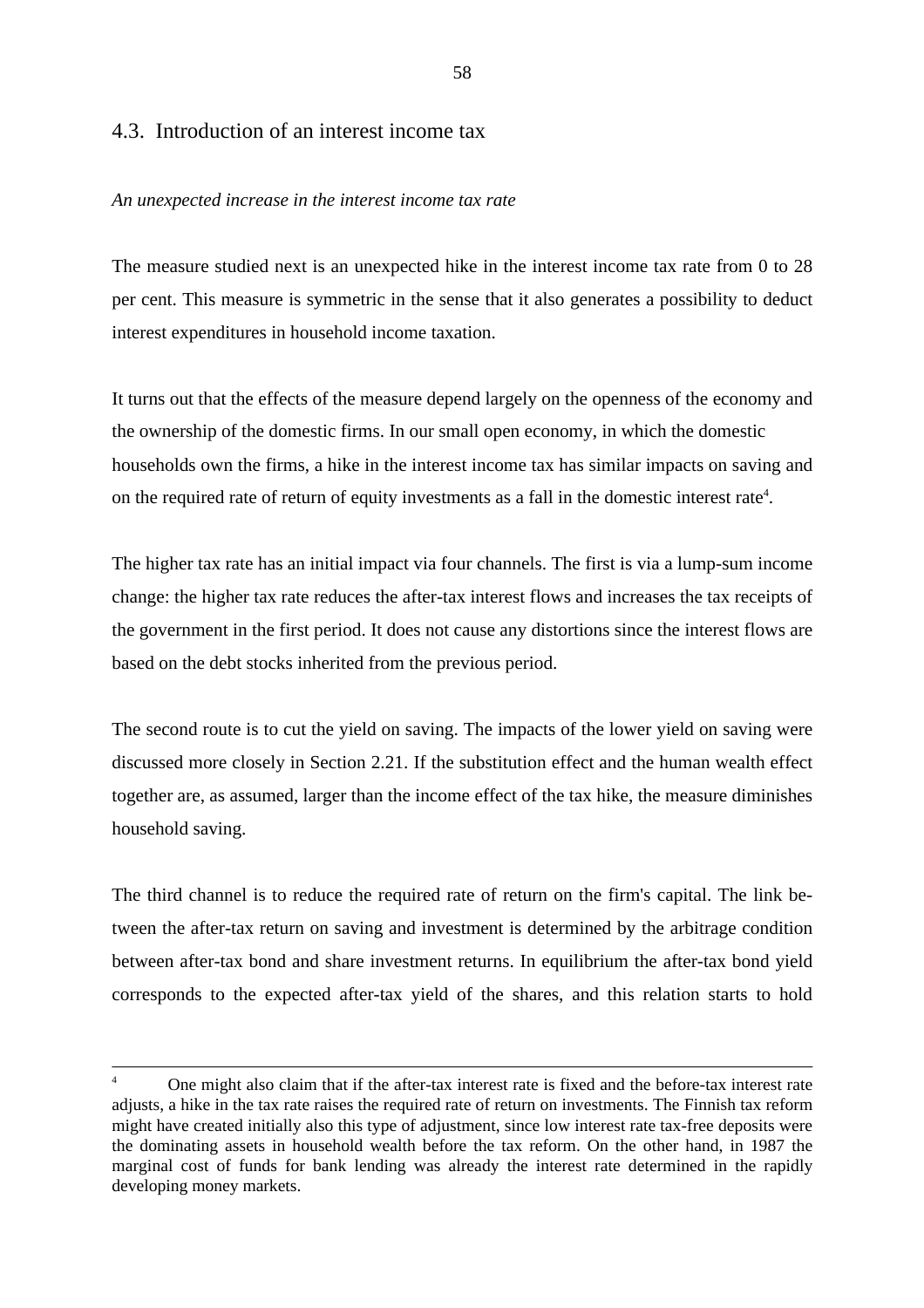## 4.3. Introduction of an interest income tax

*An unexpected increase in the interest income tax rate*

The measure studied next is an unexpected hike in the interest income tax rate from 0 to 28 per cent. This measure is symmetric in the sense that it also generates a possibility to deduct interest expenditures in household income taxation.

It turns out that the effects of the measure depend largely on the openness of the economy and the ownership of the domestic firms. In our small open economy, in which the domestic households own the firms, a hike in the interest income tax has similar impacts on saving and on the required rate of return of equity investments as a fall in the domestic interest rate[4].

The higher tax rate has an initial impact via four channels. The first is via a lump-sum income change: the higher tax rate reduces the after-tax interest flows and increases the tax receipts of the government in the first period. It does not cause any distortions since the interest flows are based on the debt stocks inherited from the previous period.

The second route is to cut the yield on saving. The impacts of the lower yield on saving were discussed more closely in Section 2.21. If the substitution effect and the human wealth effect together are, as assumed, larger than the income effect of the tax hike, the measure diminishes household saving.

The third channel is to reduce the required rate of return on the firm's capital. The link between the after-tax return on saving and investment is determined by the arbitrage condition between after-tax bond and share investment returns. In equilibrium the after-tax bond yield corresponds to the expected after-tax yield of the shares, and this relation starts to hold

---

[4] One might also claim that if the after-tax interest rate is fixed and the before-tax interest rate adjusts, a hike in the tax rate raises the required rate of return on investments. The Finnish tax reform might have created initially also this type of adjustment, since low interest rate tax-free deposits were the dominating assets in household wealth before the tax reform. On the other hand, in 1987 the marginal cost of funds for bank lending was already the interest rate determined in the rapidly developing money markets.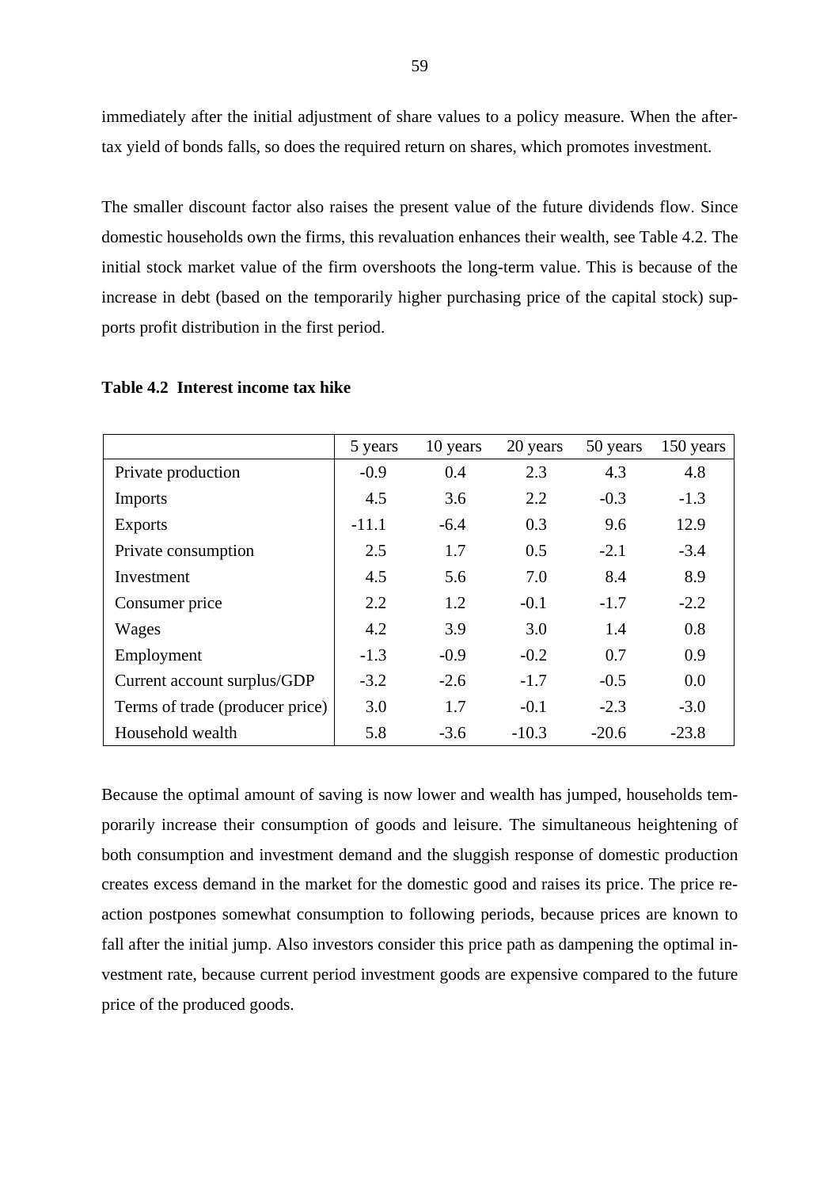immediately after the initial adjustment of share values to a policy measure. When the after-tax yield of bonds falls, so does the required return on shares, which promotes investment.

The smaller discount factor also raises the present value of the future dividends flow. Since domestic households own the firms, this revaluation enhances their wealth, see Table 4.2. The initial stock market value of the firm overshoots the long-term value. This is because of the increase in debt (based on the temporarily higher purchasing price of the capital stock) supports profit distribution in the first period.

**Table 4.2 Interest income tax hike**

| | 5 years | 10 years | 20 years | 50 years | 150 years |
|---|---|---|---|---|---|
| Private production | -0.9 | 0.4 | 2.3 | 4.3 | 4.8 |
| Imports | 4.5 | 3.6 | 2.2 | -0.3 | -1.3 |
| Exports | -11.1 | -6.4 | 0.3 | 9.6 | 12.9 |
| Private consumption | 2.5 | 1.7 | 0.5 | -2.1 | -3.4 |
| Investment | 4.5 | 5.6 | 7.0 | 8.4 | 8.9 |
| Consumer price | 2.2 | 1.2 | -0.1 | -1.7 | -2.2 |
| Wages | 4.2 | 3.9 | 3.0 | 1.4 | 0.8 |
| Employment | -1.3 | -0.9 | -0.2 | 0.7 | 0.9 |
| Current account surplus/GDP | -3.2 | -2.6 | -1.7 | -0.5 | 0.0 |
| Terms of trade (producer price) | 3.0 | 1.7 | -0.1 | -2.3 | -3.0 |
| Household wealth | 5.8 | -3.6 | -10.3 | -20.6 | -23.8 |

Because the optimal amount of saving is now lower and wealth has jumped, households temporarily increase their consumption of goods and leisure. The simultaneous heightening of both consumption and investment demand and the sluggish response of domestic production creates excess demand in the market for the domestic good and raises its price. The price reaction postpones somewhat consumption to following periods, because prices are known to fall after the initial jump. Also investors consider this price path as dampening the optimal investment rate, because current period investment goods are expensive compared to the future price of the produced goods.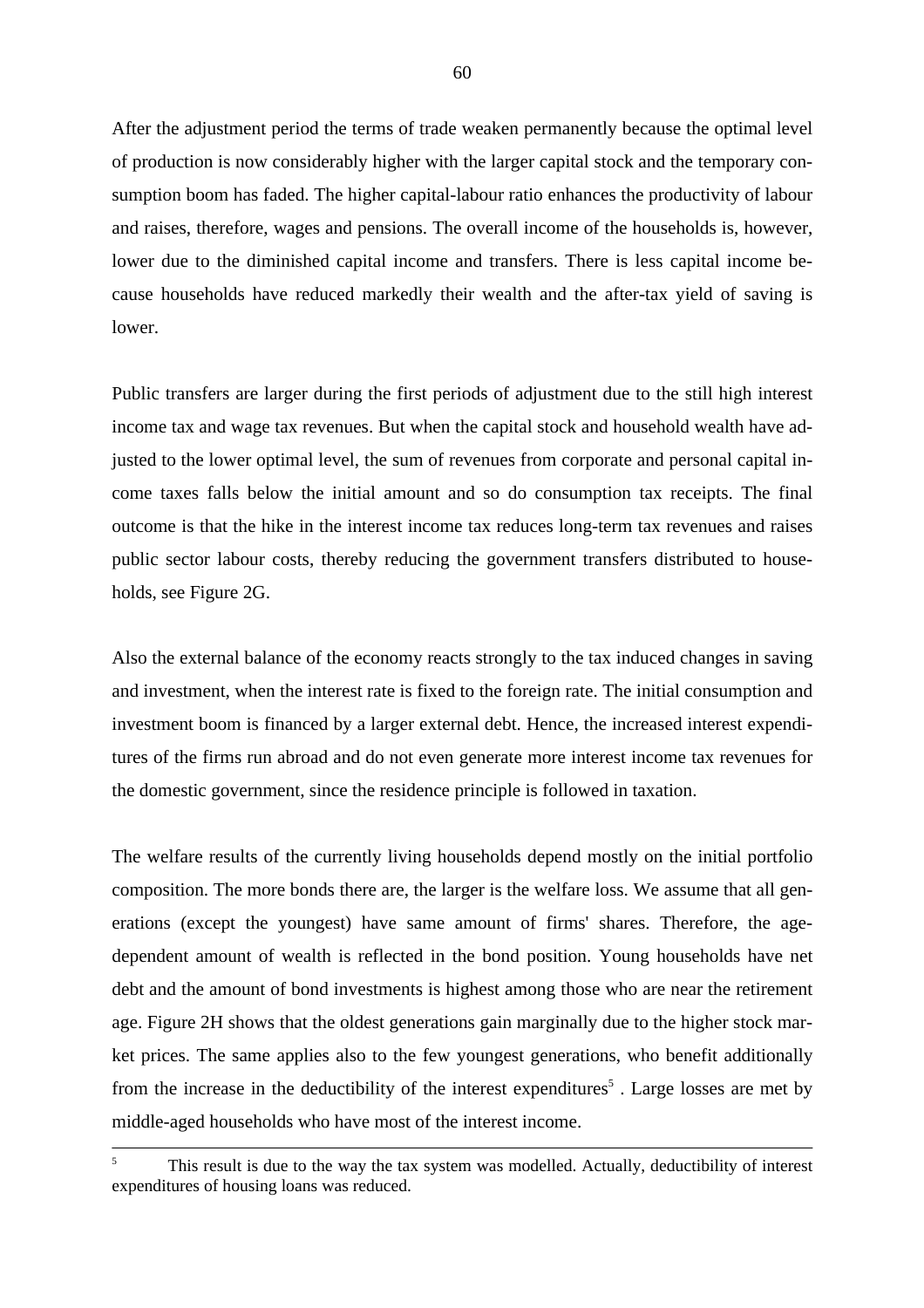After the adjustment period the terms of trade weaken permanently because the optimal level of production is now considerably higher with the larger capital stock and the temporary consumption boom has faded. The higher capital-labour ratio enhances the productivity of labour and raises, therefore, wages and pensions. The overall income of the households is, however, lower due to the diminished capital income and transfers. There is less capital income because households have reduced markedly their wealth and the after-tax yield of saving is lower.

Public transfers are larger during the first periods of adjustment due to the still high interest income tax and wage tax revenues. But when the capital stock and household wealth have adjusted to the lower optimal level, the sum of revenues from corporate and personal capital income taxes falls below the initial amount and so do consumption tax receipts. The final outcome is that the hike in the interest income tax reduces long-term tax revenues and raises public sector labour costs, thereby reducing the government transfers distributed to households, see Figure 2G.

Also the external balance of the economy reacts strongly to the tax induced changes in saving and investment, when the interest rate is fixed to the foreign rate. The initial consumption and investment boom is financed by a larger external debt. Hence, the increased interest expenditures of the firms run abroad and do not even generate more interest income tax revenues for the domestic government, since the residence principle is followed in taxation.

The welfare results of the currently living households depend mostly on the initial portfolio composition. The more bonds there are, the larger is the welfare loss. We assume that all generations (except the youngest) have same amount of firms' shares. Therefore, the age-dependent amount of wealth is reflected in the bond position. Young households have net debt and the amount of bond investments is highest among those who are near the retirement age. Figure 2H shows that the oldest generations gain marginally due to the higher stock market prices. The same applies also to the few youngest generations, who benefit additionally from the increase in the deductibility of the interest expenditures[5] . Large losses are met by middle-aged households who have most of the interest income.

---

[5] This result is due to the way the tax system was modelled. Actually, deductibility of interest expenditures of housing loans was reduced.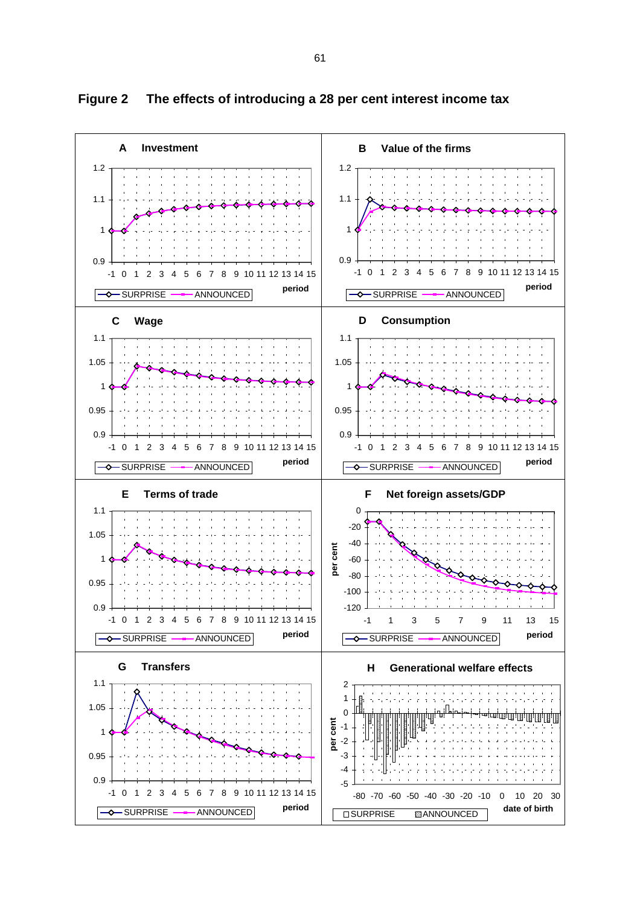**Figure 2 The effects of introducing a 28 per cent interest income tax**

**A Investment**

**B Value of the firms**

**C Wage**

**D Consumption**

**E Terms of trade**

**F Net foreign assets/GDP**

**G Transfers**

**H Generational welfare effects**

SURPRISE ANNOUNCED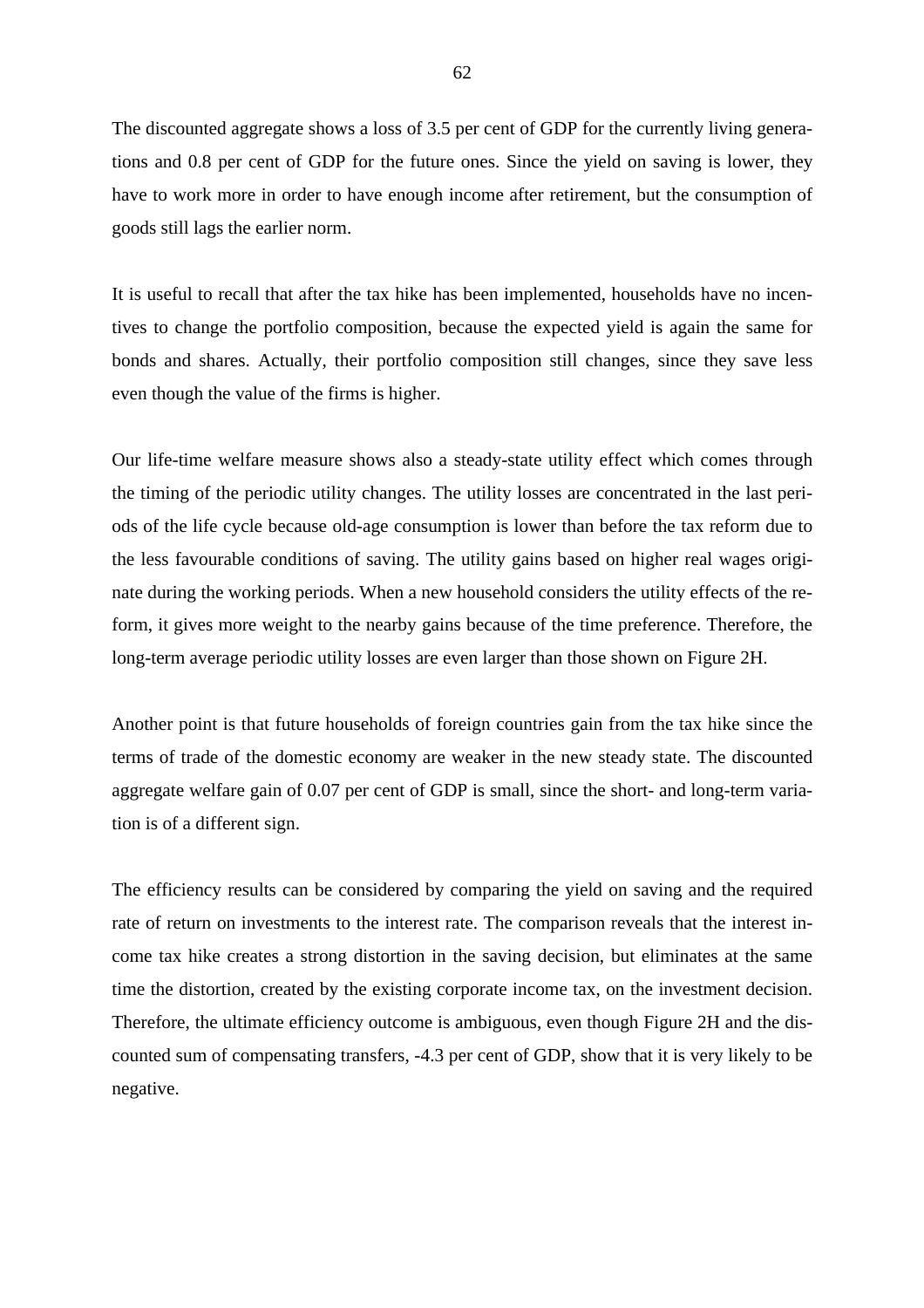The discounted aggregate shows a loss of 3.5 per cent of GDP for the currently living generations and 0.8 per cent of GDP for the future ones. Since the yield on saving is lower, they have to work more in order to have enough income after retirement, but the consumption of goods still lags the earlier norm.

It is useful to recall that after the tax hike has been implemented, households have no incentives to change the portfolio composition, because the expected yield is again the same for bonds and shares. Actually, their portfolio composition still changes, since they save less even though the value of the firms is higher.

Our life-time welfare measure shows also a steady-state utility effect which comes through the timing of the periodic utility changes. The utility losses are concentrated in the last periods of the life cycle because old-age consumption is lower than before the tax reform due to the less favourable conditions of saving. The utility gains based on higher real wages originate during the working periods. When a new household considers the utility effects of the reform, it gives more weight to the nearby gains because of the time preference. Therefore, the long-term average periodic utility losses are even larger than those shown on Figure 2H.

Another point is that future households of foreign countries gain from the tax hike since the terms of trade of the domestic economy are weaker in the new steady state. The discounted aggregate welfare gain of 0.07 per cent of GDP is small, since the short- and long-term variation is of a different sign.

The efficiency results can be considered by comparing the yield on saving and the required rate of return on investments to the interest rate. The comparison reveals that the interest income tax hike creates a strong distortion in the saving decision, but eliminates at the same time the distortion, created by the existing corporate income tax, on the investment decision. Therefore, the ultimate efficiency outcome is ambiguous, even though Figure 2H and the discounted sum of compensating transfers, -4.3 per cent of GDP, show that it is very likely to be negative.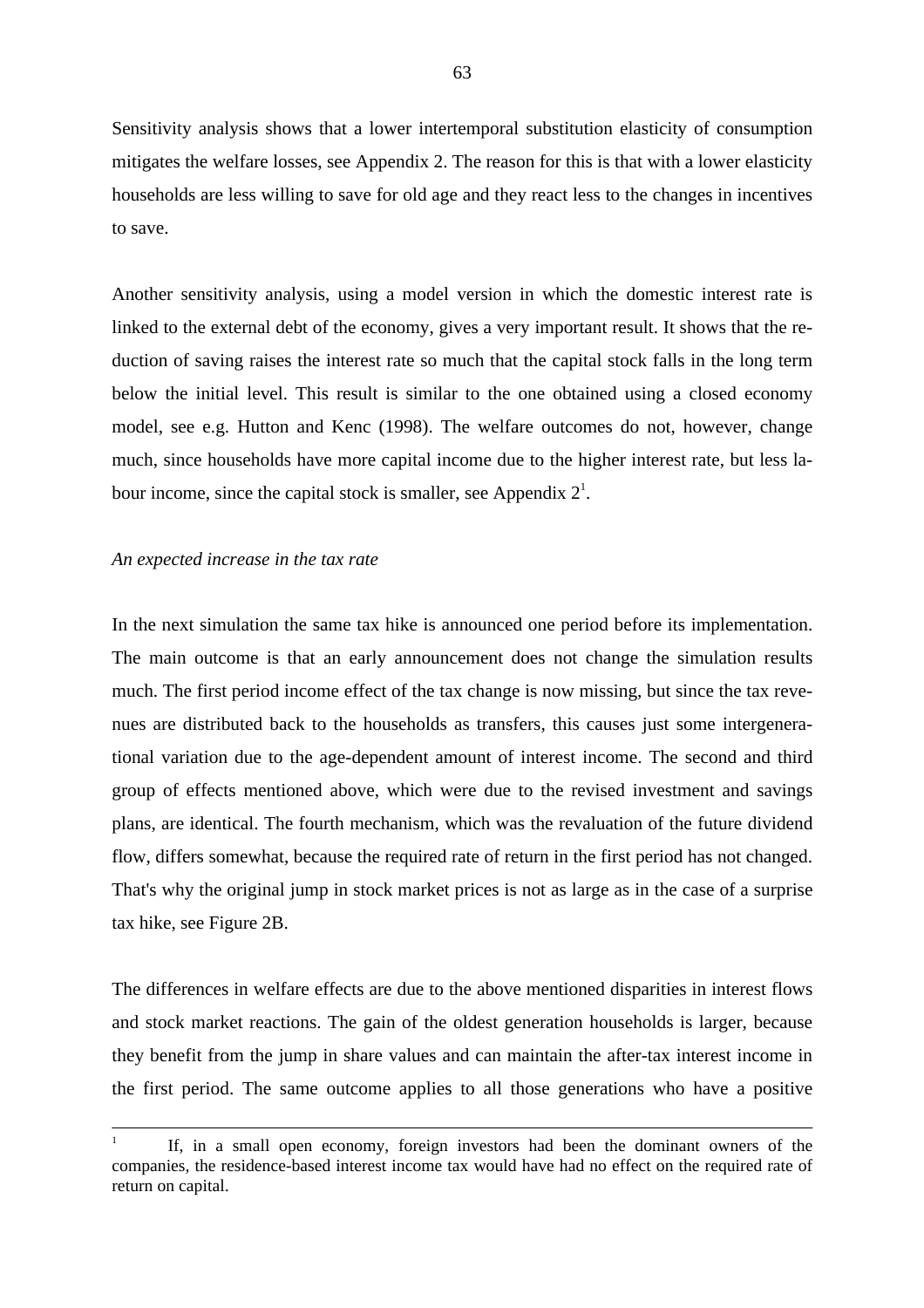Sensitivity analysis shows that a lower intertemporal substitution elasticity of consumption mitigates the welfare losses, see Appendix 2. The reason for this is that with a lower elasticity households are less willing to save for old age and they react less to the changes in incentives to save.

Another sensitivity analysis, using a model version in which the domestic interest rate is linked to the external debt of the economy, gives a very important result. It shows that the reduction of saving raises the interest rate so much that the capital stock falls in the long term below the initial level. This result is similar to the one obtained using a closed economy model, see e.g. Hutton and Kenc (1998). The welfare outcomes do not, however, change much, since households have more capital income due to the higher interest rate, but less labour income, since the capital stock is smaller, see Appendix 2[1].

*An expected increase in the tax rate*

In the next simulation the same tax hike is announced one period before its implementation. The main outcome is that an early announcement does not change the simulation results much. The first period income effect of the tax change is now missing, but since the tax revenues are distributed back to the households as transfers, this causes just some intergenerational variation due to the age-dependent amount of interest income. The second and third group of effects mentioned above, which were due to the revised investment and savings plans, are identical. The fourth mechanism, which was the revaluation of the future dividend flow, differs somewhat, because the required rate of return in the first period has not changed. That's why the original jump in stock market prices is not as large as in the case of a surprise tax hike, see Figure 2B.

The differences in welfare effects are due to the above mentioned disparities in interest flows and stock market reactions. The gain of the oldest generation households is larger, because they benefit from the jump in share values and can maintain the after-tax interest income in the first period. The same outcome applies to all those generations who have a positive

---

[1] If, in a small open economy, foreign investors had been the dominant owners of the companies, the residence-based interest income tax would have had no effect on the required rate of return on capital.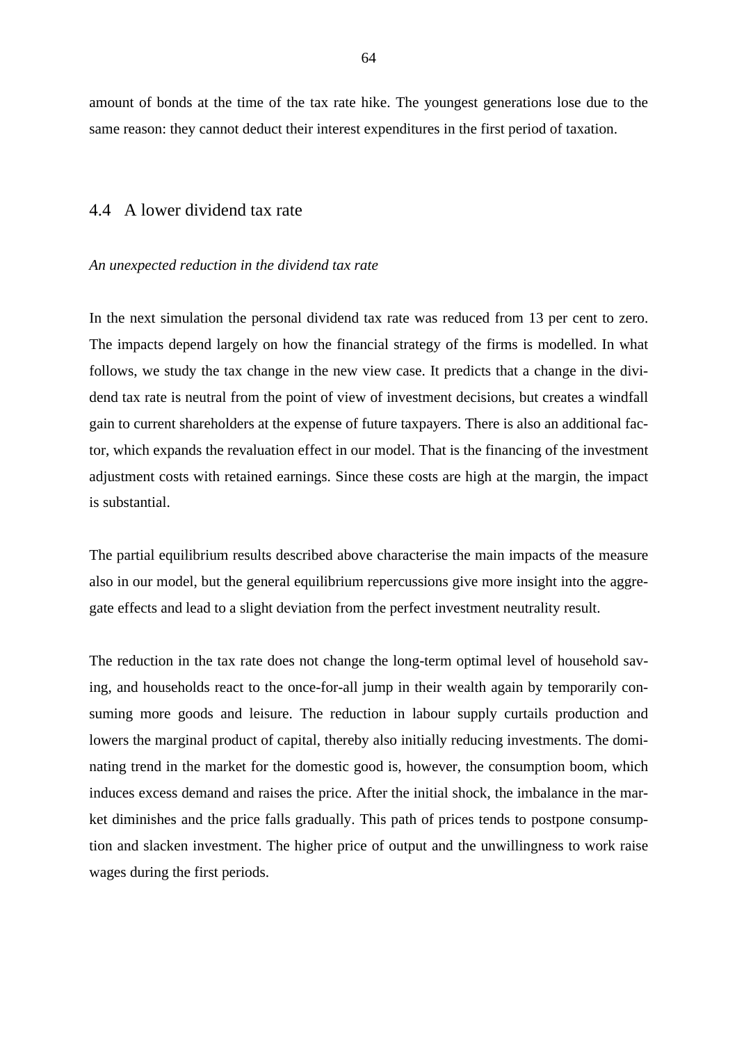amount of bonds at the time of the tax rate hike. The youngest generations lose due to the same reason: they cannot deduct their interest expenditures in the first period of taxation.

## 4.4 A lower dividend tax rate

*An unexpected reduction in the dividend tax rate*

In the next simulation the personal dividend tax rate was reduced from 13 per cent to zero. The impacts depend largely on how the financial strategy of the firms is modelled. In what follows, we study the tax change in the new view case. It predicts that a change in the dividend tax rate is neutral from the point of view of investment decisions, but creates a windfall gain to current shareholders at the expense of future taxpayers. There is also an additional factor, which expands the revaluation effect in our model. That is the financing of the investment adjustment costs with retained earnings. Since these costs are high at the margin, the impact is substantial.

The partial equilibrium results described above characterise the main impacts of the measure also in our model, but the general equilibrium repercussions give more insight into the aggregate effects and lead to a slight deviation from the perfect investment neutrality result.

The reduction in the tax rate does not change the long-term optimal level of household saving, and households react to the once-for-all jump in their wealth again by temporarily consuming more goods and leisure. The reduction in labour supply curtails production and lowers the marginal product of capital, thereby also initially reducing investments. The dominating trend in the market for the domestic good is, however, the consumption boom, which induces excess demand and raises the price. After the initial shock, the imbalance in the market diminishes and the price falls gradually. This path of prices tends to postpone consumption and slacken investment. The higher price of output and the unwillingness to work raise wages during the first periods.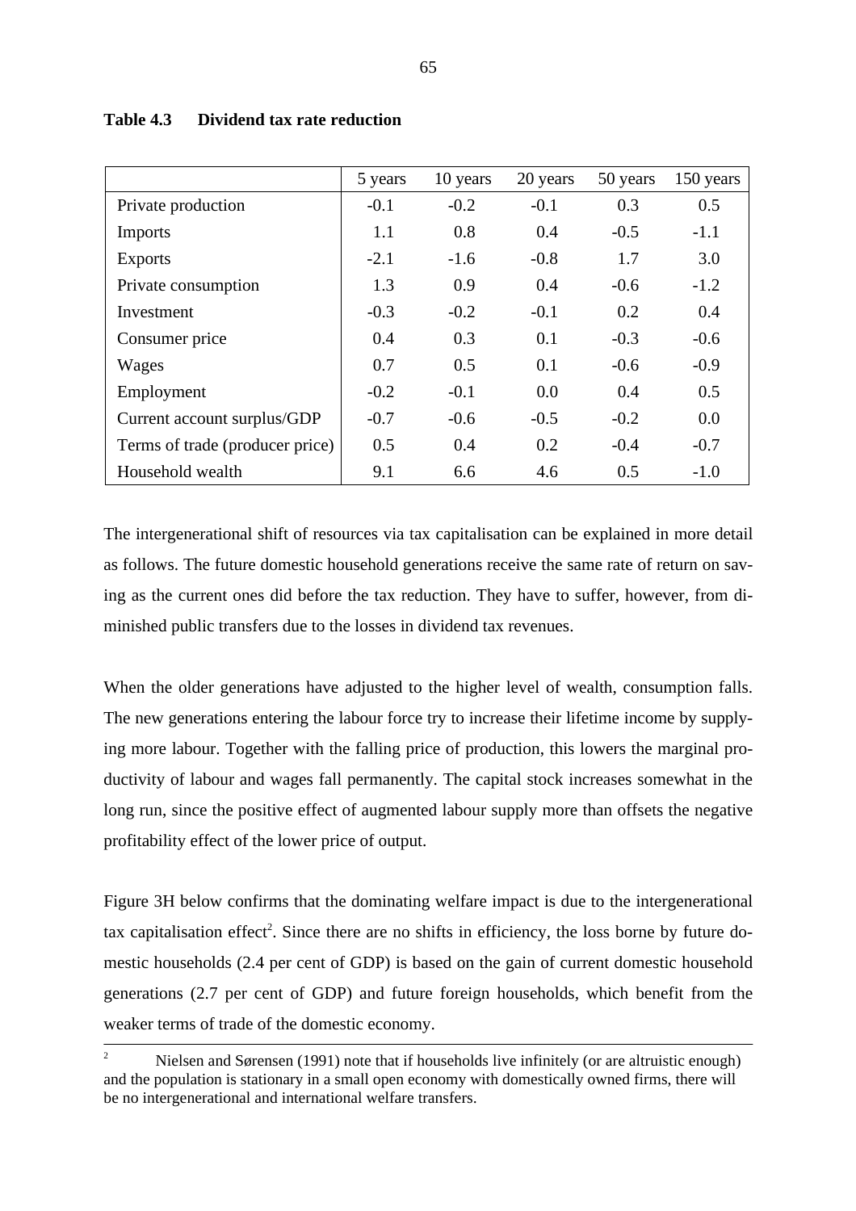**Table 4.3 Dividend tax rate reduction**

| | 5 years | 10 years | 20 years | 50 years | 150 years |
|---|---|---|---|---|---|
| Private production | -0.1 | -0.2 | -0.1 | 0.3 | 0.5 |
| Imports | 1.1 | 0.8 | 0.4 | -0.5 | -1.1 |
| Exports | -2.1 | -1.6 | -0.8 | 1.7 | 3.0 |
| Private consumption | 1.3 | 0.9 | 0.4 | -0.6 | -1.2 |
| Investment | -0.3 | -0.2 | -0.1 | 0.2 | 0.4 |
| Consumer price | 0.4 | 0.3 | 0.1 | -0.3 | -0.6 |
| Wages | 0.7 | 0.5 | 0.1 | -0.6 | -0.9 |
| Employment | -0.2 | -0.1 | 0.0 | 0.4 | 0.5 |
| Current account surplus/GDP | -0.7 | -0.6 | -0.5 | -0.2 | 0.0 |
| Terms of trade (producer price) | 0.5 | 0.4 | 0.2 | -0.4 | -0.7 |
| Household wealth | 9.1 | 6.6 | 4.6 | 0.5 | -1.0 |

The intergenerational shift of resources via tax capitalisation can be explained in more detail as follows. The future domestic household generations receive the same rate of return on saving as the current ones did before the tax reduction. They have to suffer, however, from diminished public transfers due to the losses in dividend tax revenues.

When the older generations have adjusted to the higher level of wealth, consumption falls. The new generations entering the labour force try to increase their lifetime income by supplying more labour. Together with the falling price of production, this lowers the marginal productivity of labour and wages fall permanently. The capital stock increases somewhat in the long run, since the positive effect of augmented labour supply more than offsets the negative profitability effect of the lower price of output.

Figure 3H below confirms that the dominating welfare impact is due to the intergenerational tax capitalisation effect[2]. Since there are no shifts in efficiency, the loss borne by future domestic households (2.4 per cent of GDP) is based on the gain of current domestic household generations (2.7 per cent of GDP) and future foreign households, which benefit from the weaker terms of trade of the domestic economy.

---

[2] Nielsen and Sørensen (1991) note that if households live infinitely (or are altruistic enough) and the population is stationary in a small open economy with domestically owned firms, there will be no intergenerational and international welfare transfers.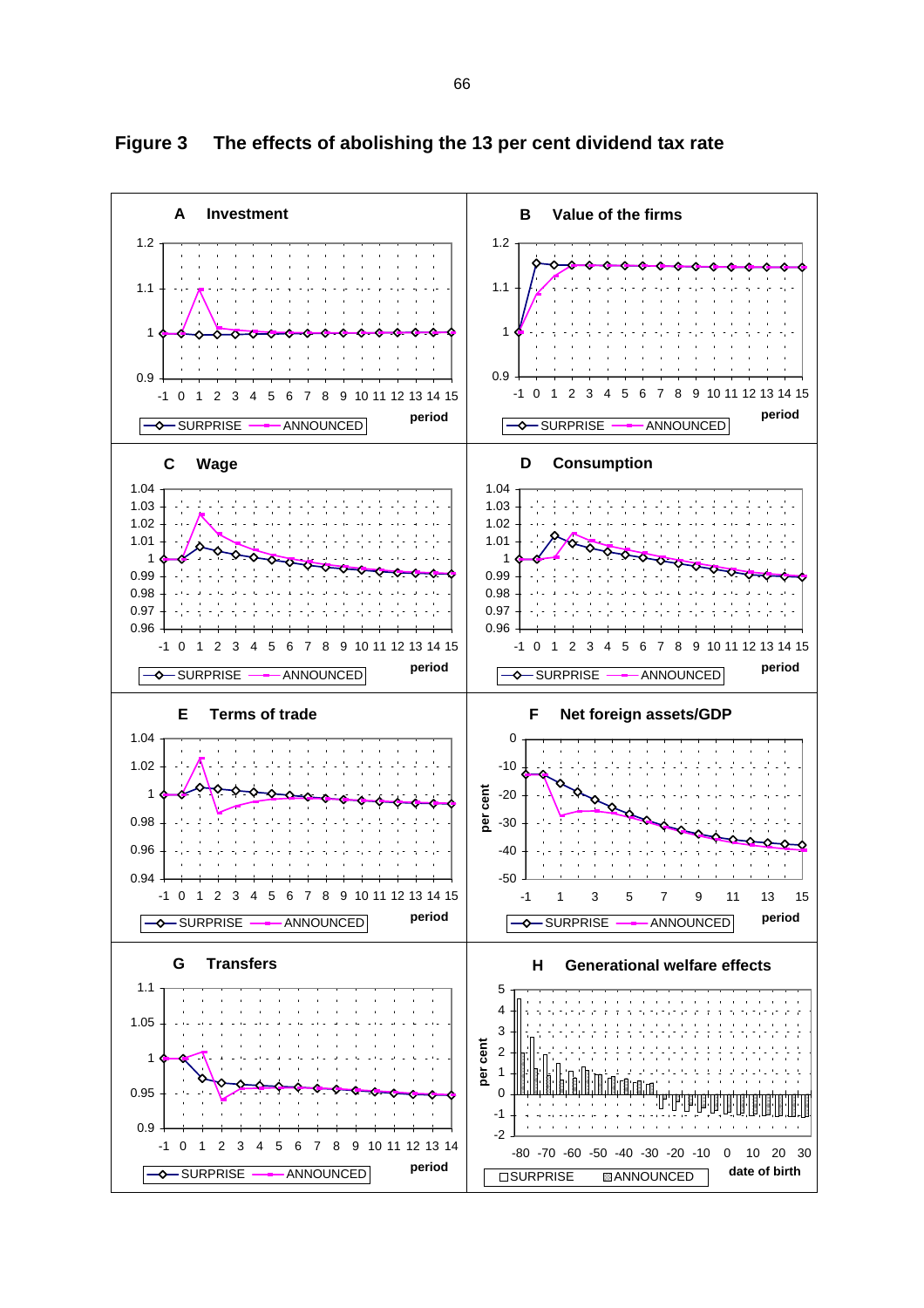**Figure 3 The effects of abolishing the 13 per cent dividend tax rate**

**A Investment**

**B Value of the firms**

**C Wage**

**D Consumption**

**E Terms of trade**

**F Net foreign assets/GDP**

**G Transfers**

**H Generational welfare effects**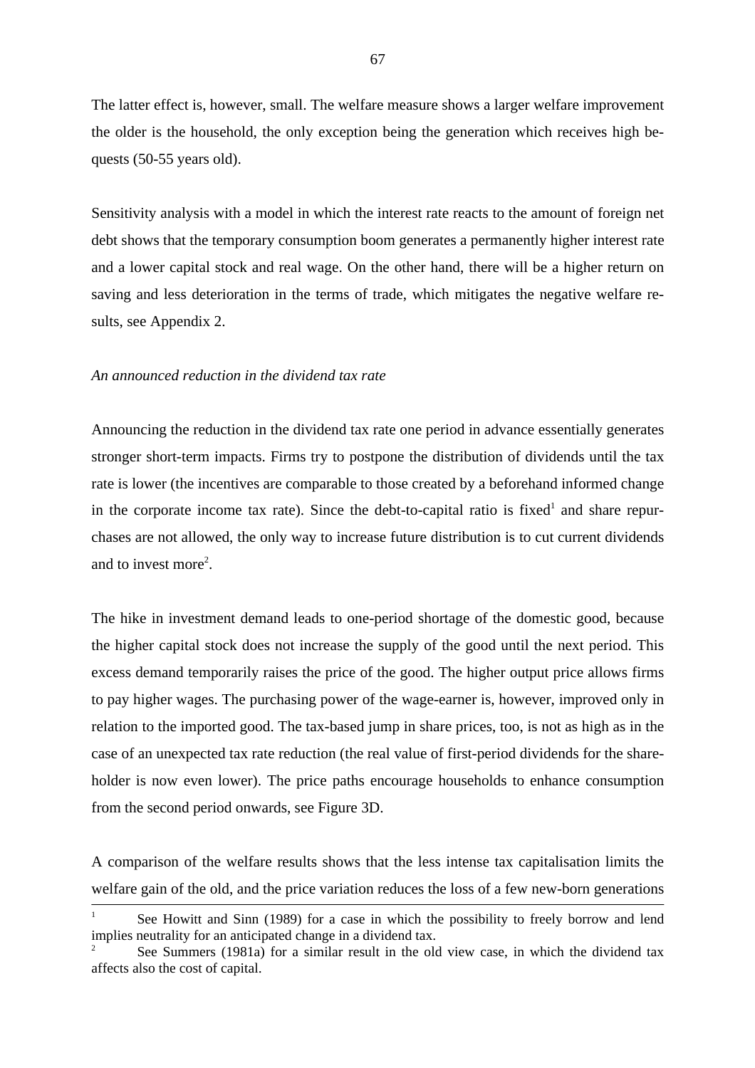The latter effect is, however, small. The welfare measure shows a larger welfare improvement the older is the household, the only exception being the generation which receives high bequests (50-55 years old).

Sensitivity analysis with a model in which the interest rate reacts to the amount of foreign net debt shows that the temporary consumption boom generates a permanently higher interest rate and a lower capital stock and real wage. On the other hand, there will be a higher return on saving and less deterioration in the terms of trade, which mitigates the negative welfare results, see Appendix 2.

*An announced reduction in the dividend tax rate*

Announcing the reduction in the dividend tax rate one period in advance essentially generates stronger short-term impacts. Firms try to postpone the distribution of dividends until the tax rate is lower (the incentives are comparable to those created by a beforehand informed change in the corporate income tax rate). Since the debt-to-capital ratio is fixed[1] and share repurchases are not allowed, the only way to increase future distribution is to cut current dividends and to invest more[2].

The hike in investment demand leads to one-period shortage of the domestic good, because the higher capital stock does not increase the supply of the good until the next period. This excess demand temporarily raises the price of the good. The higher output price allows firms to pay higher wages. The purchasing power of the wage-earner is, however, improved only in relation to the imported good. The tax-based jump in share prices, too, is not as high as in the case of an unexpected tax rate reduction (the real value of first-period dividends for the shareholder is now even lower). The price paths encourage households to enhance consumption from the second period onwards, see Figure 3D.

A comparison of the welfare results shows that the less intense tax capitalisation limits the welfare gain of the old, and the price variation reduces the loss of a few new-born generations

---

[1] See Howitt and Sinn (1989) for a case in which the possibility to freely borrow and lend implies neutrality for an anticipated change in a dividend tax.

[2] See Summers (1981a) for a similar result in the old view case, in which the dividend tax affects also the cost of capital.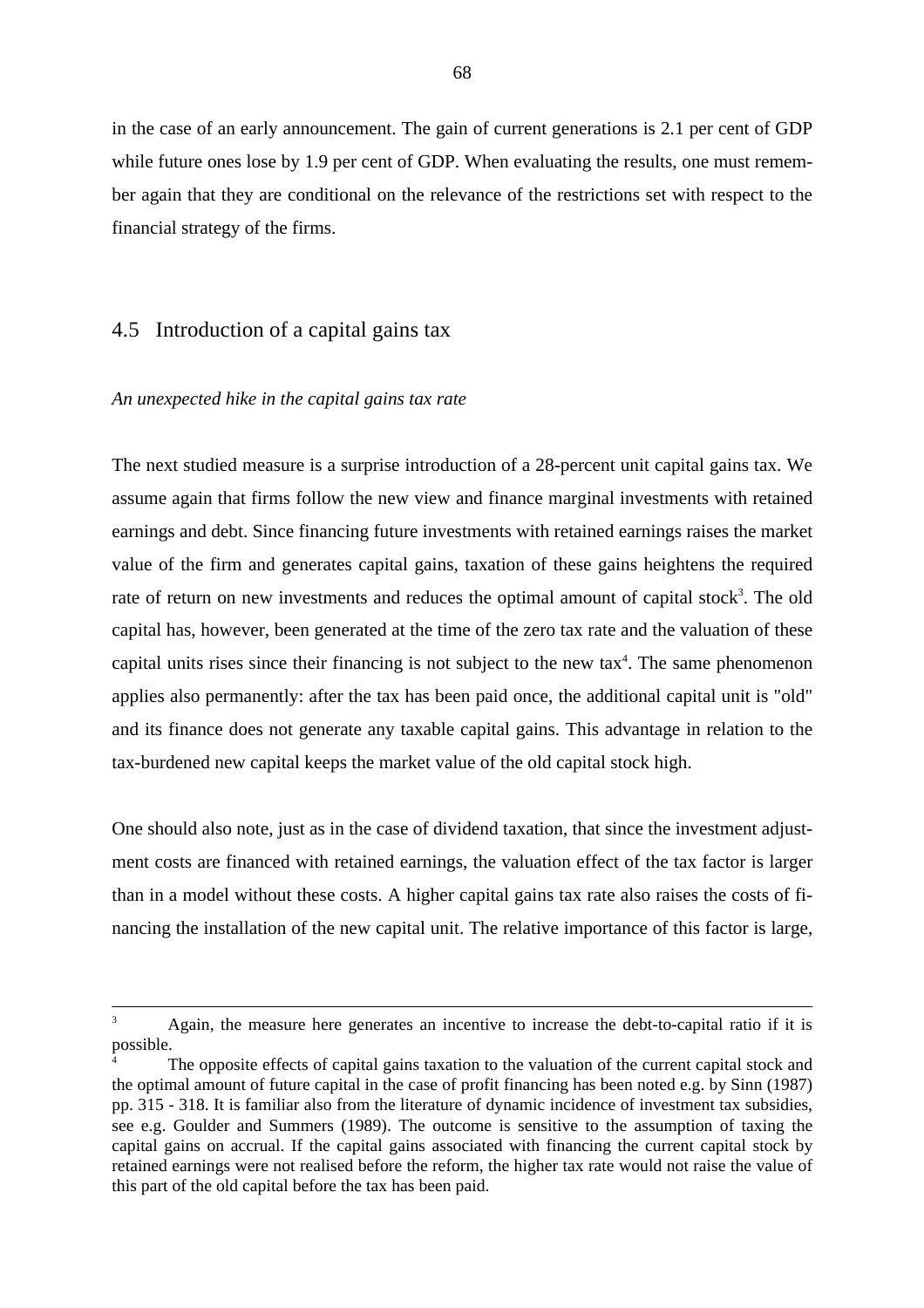in the case of an early announcement. The gain of current generations is 2.1 per cent of GDP while future ones lose by 1.9 per cent of GDP. When evaluating the results, one must remember again that they are conditional on the relevance of the restrictions set with respect to the financial strategy of the firms.

## 4.5 Introduction of a capital gains tax

*An unexpected hike in the capital gains tax rate*

The next studied measure is a surprise introduction of a 28-percent unit capital gains tax. We assume again that firms follow the new view and finance marginal investments with retained earnings and debt. Since financing future investments with retained earnings raises the market value of the firm and generates capital gains, taxation of these gains heightens the required rate of return on new investments and reduces the optimal amount of capital stock[3]. The old capital has, however, been generated at the time of the zero tax rate and the valuation of these capital units rises since their financing is not subject to the new tax[4]. The same phenomenon applies also permanently: after the tax has been paid once, the additional capital unit is "old" and its finance does not generate any taxable capital gains. This advantage in relation to the tax-burdened new capital keeps the market value of the old capital stock high.

One should also note, just as in the case of dividend taxation, that since the investment adjustment costs are financed with retained earnings, the valuation effect of the tax factor is larger than in a model without these costs. A higher capital gains tax rate also raises the costs of financing the installation of the new capital unit. The relative importance of this factor is large,

---

[3] Again, the measure here generates an incentive to increase the debt-to-capital ratio if it is possible.

[4] The opposite effects of capital gains taxation to the valuation of the current capital stock and the optimal amount of future capital in the case of profit financing has been noted e.g. by Sinn (1987) pp. 315 - 318. It is familiar also from the literature of dynamic incidence of investment tax subsidies, see e.g. Goulder and Summers (1989). The outcome is sensitive to the assumption of taxing the capital gains on accrual. If the capital gains associated with financing the current capital stock by retained earnings were not realised before the reform, the higher tax rate would not raise the value of this part of the old capital before the tax has been paid.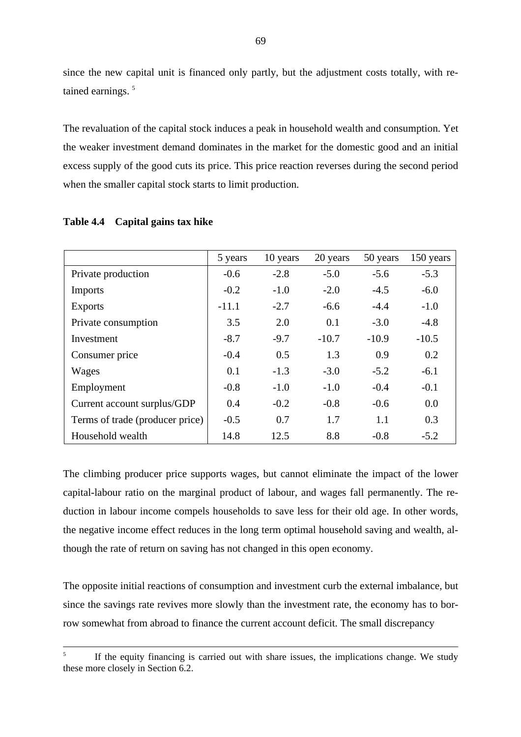since the new capital unit is financed only partly, but the adjustment costs totally, with retained earnings. [5]

The revaluation of the capital stock induces a peak in household wealth and consumption. Yet the weaker investment demand dominates in the market for the domestic good and an initial excess supply of the good cuts its price. This price reaction reverses during the second period when the smaller capital stock starts to limit production.

**Table 4.4 Capital gains tax hike**

| | 5 years | 10 years | 20 years | 50 years | 150 years |
|---|---|---|---|---|---|
| Private production | -0.6 | -2.8 | -5.0 | -5.6 | -5.3 |
| Imports | -0.2 | -1.0 | -2.0 | -4.5 | -6.0 |
| Exports | -11.1 | -2.7 | -6.6 | -4.4 | -1.0 |
| Private consumption | 3.5 | 2.0 | 0.1 | -3.0 | -4.8 |
| Investment | -8.7 | -9.7 | -10.7 | -10.9 | -10.5 |
| Consumer price | -0.4 | 0.5 | 1.3 | 0.9 | 0.2 |
| Wages | 0.1 | -1.3 | -3.0 | -5.2 | -6.1 |
| Employment | -0.8 | -1.0 | -1.0 | -0.4 | -0.1 |
| Current account surplus/GDP | 0.4 | -0.2 | -0.8 | -0.6 | 0.0 |
| Terms of trade (producer price) | -0.5 | 0.7 | 1.7 | 1.1 | 0.3 |
| Household wealth | 14.8 | 12.5 | 8.8 | -0.8 | -5.2 |

The climbing producer price supports wages, but cannot eliminate the impact of the lower capital-labour ratio on the marginal product of labour, and wages fall permanently. The reduction in labour income compels households to save less for their old age. In other words, the negative income effect reduces in the long term optimal household saving and wealth, although the rate of return on saving has not changed in this open economy.

The opposite initial reactions of consumption and investment curb the external imbalance, but since the savings rate revives more slowly than the investment rate, the economy has to borrow somewhat from abroad to finance the current account deficit. The small discrepancy

[5] If the equity financing is carried out with share issues, the implications change. We study these more closely in Section 6.2.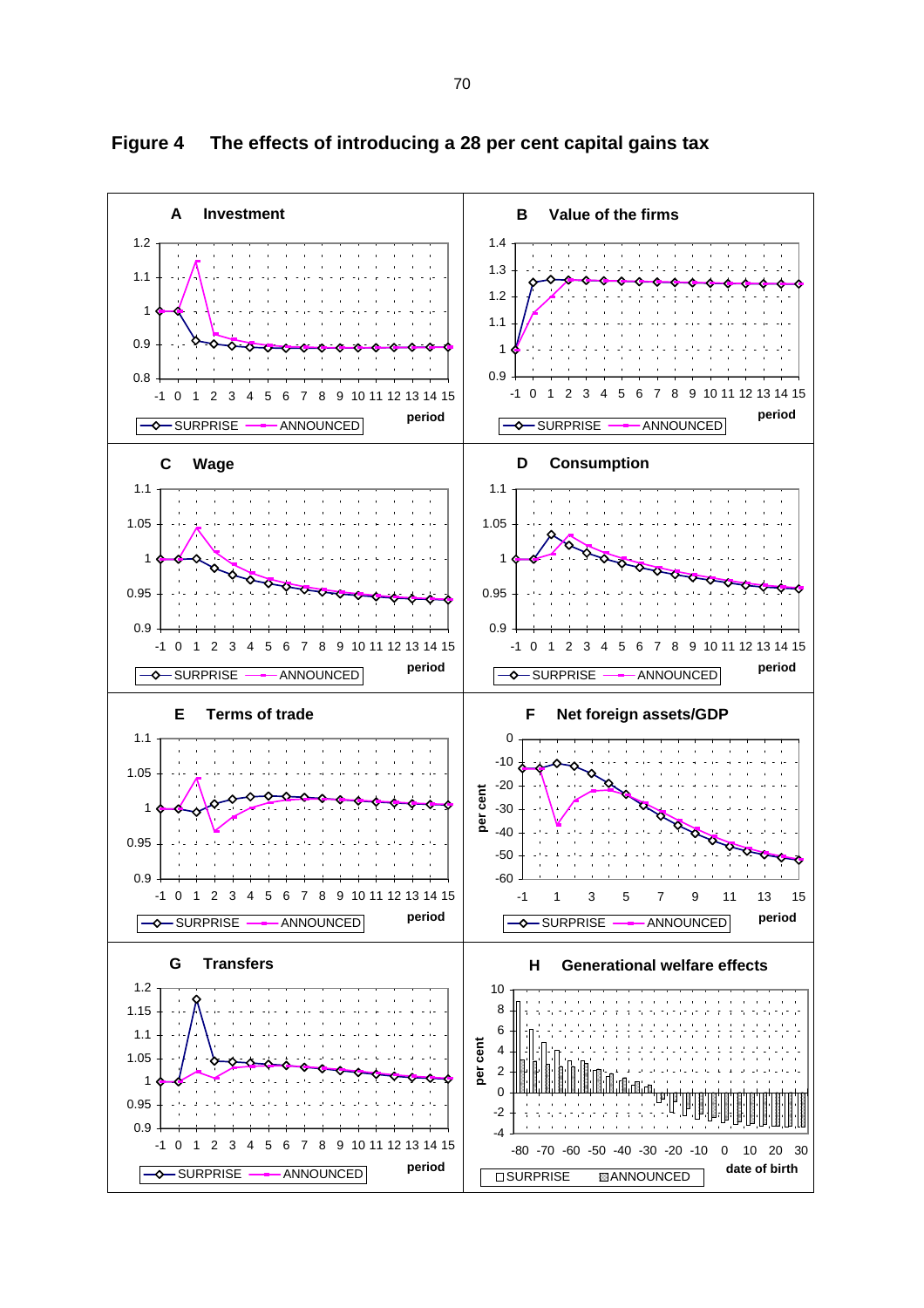**Figure 4 The effects of introducing a 28 per cent capital gains tax**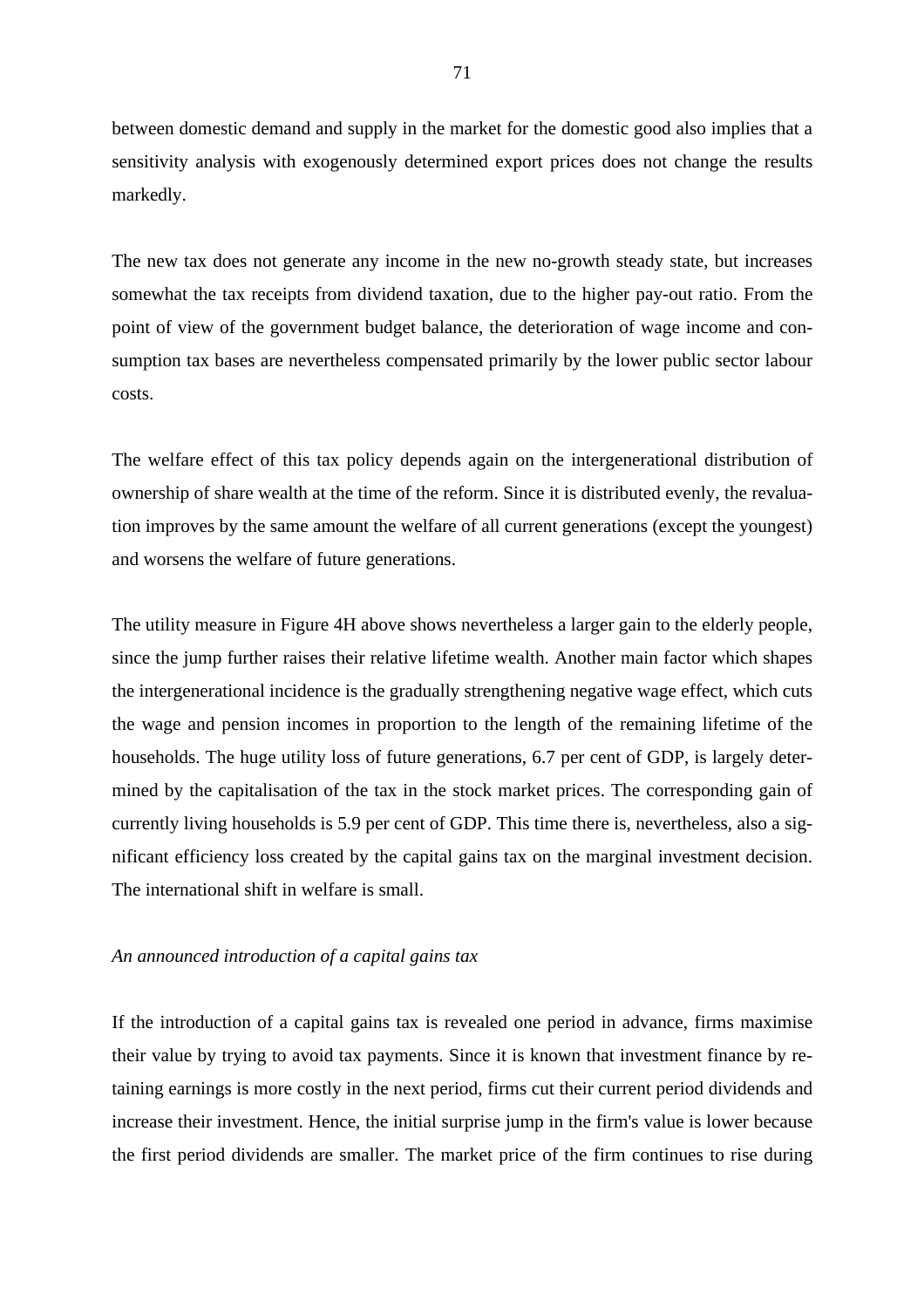between domestic demand and supply in the market for the domestic good also implies that a sensitivity analysis with exogenously determined export prices does not change the results markedly.

The new tax does not generate any income in the new no-growth steady state, but increases somewhat the tax receipts from dividend taxation, due to the higher pay-out ratio. From the point of view of the government budget balance, the deterioration of wage income and consumption tax bases are nevertheless compensated primarily by the lower public sector labour costs.

The welfare effect of this tax policy depends again on the intergenerational distribution of ownership of share wealth at the time of the reform. Since it is distributed evenly, the revaluation improves by the same amount the welfare of all current generations (except the youngest) and worsens the welfare of future generations.

The utility measure in Figure 4H above shows nevertheless a larger gain to the elderly people, since the jump further raises their relative lifetime wealth. Another main factor which shapes the intergenerational incidence is the gradually strengthening negative wage effect, which cuts the wage and pension incomes in proportion to the length of the remaining lifetime of the households. The huge utility loss of future generations, 6.7 per cent of GDP, is largely determined by the capitalisation of the tax in the stock market prices. The corresponding gain of currently living households is 5.9 per cent of GDP. This time there is, nevertheless, also a significant efficiency loss created by the capital gains tax on the marginal investment decision. The international shift in welfare is small.

*An announced introduction of a capital gains tax*

If the introduction of a capital gains tax is revealed one period in advance, firms maximise their value by trying to avoid tax payments. Since it is known that investment finance by retaining earnings is more costly in the next period, firms cut their current period dividends and increase their investment. Hence, the initial surprise jump in the firm's value is lower because the first period dividends are smaller. The market price of the firm continues to rise during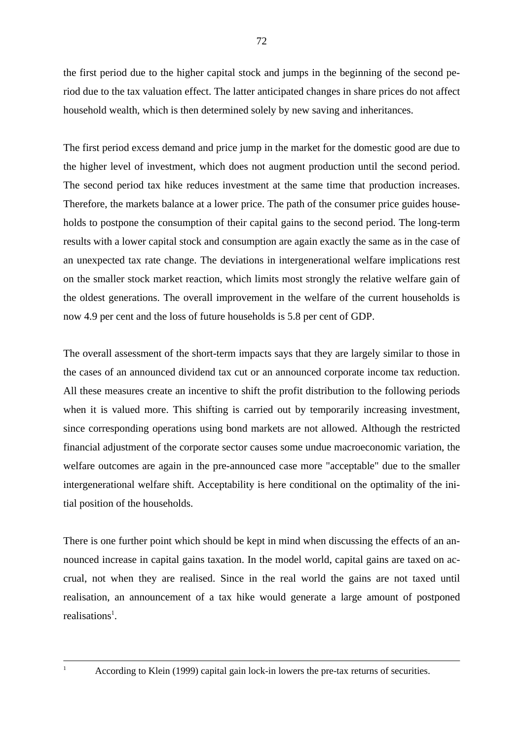the first period due to the higher capital stock and jumps in the beginning of the second period due to the tax valuation effect. The latter anticipated changes in share prices do not affect household wealth, which is then determined solely by new saving and inheritances.

The first period excess demand and price jump in the market for the domestic good are due to the higher level of investment, which does not augment production until the second period. The second period tax hike reduces investment at the same time that production increases. Therefore, the markets balance at a lower price. The path of the consumer price guides households to postpone the consumption of their capital gains to the second period. The long-term results with a lower capital stock and consumption are again exactly the same as in the case of an unexpected tax rate change. The deviations in intergenerational welfare implications rest on the smaller stock market reaction, which limits most strongly the relative welfare gain of the oldest generations. The overall improvement in the welfare of the current households is now 4.9 per cent and the loss of future households is 5.8 per cent of GDP.

The overall assessment of the short-term impacts says that they are largely similar to those in the cases of an announced dividend tax cut or an announced corporate income tax reduction. All these measures create an incentive to shift the profit distribution to the following periods when it is valued more. This shifting is carried out by temporarily increasing investment, since corresponding operations using bond markets are not allowed. Although the restricted financial adjustment of the corporate sector causes some undue macroeconomic variation, the welfare outcomes are again in the pre-announced case more "acceptable" due to the smaller intergenerational welfare shift. Acceptability is here conditional on the optimality of the initial position of the households.

There is one further point which should be kept in mind when discussing the effects of an announced increase in capital gains taxation. In the model world, capital gains are taxed on accrual, not when they are realised. Since in the real world the gains are not taxed until realisation, an announcement of a tax hike would generate a large amount of postponed realisations[1].

[1] According to Klein (1999) capital gain lock-in lowers the pre-tax returns of securities.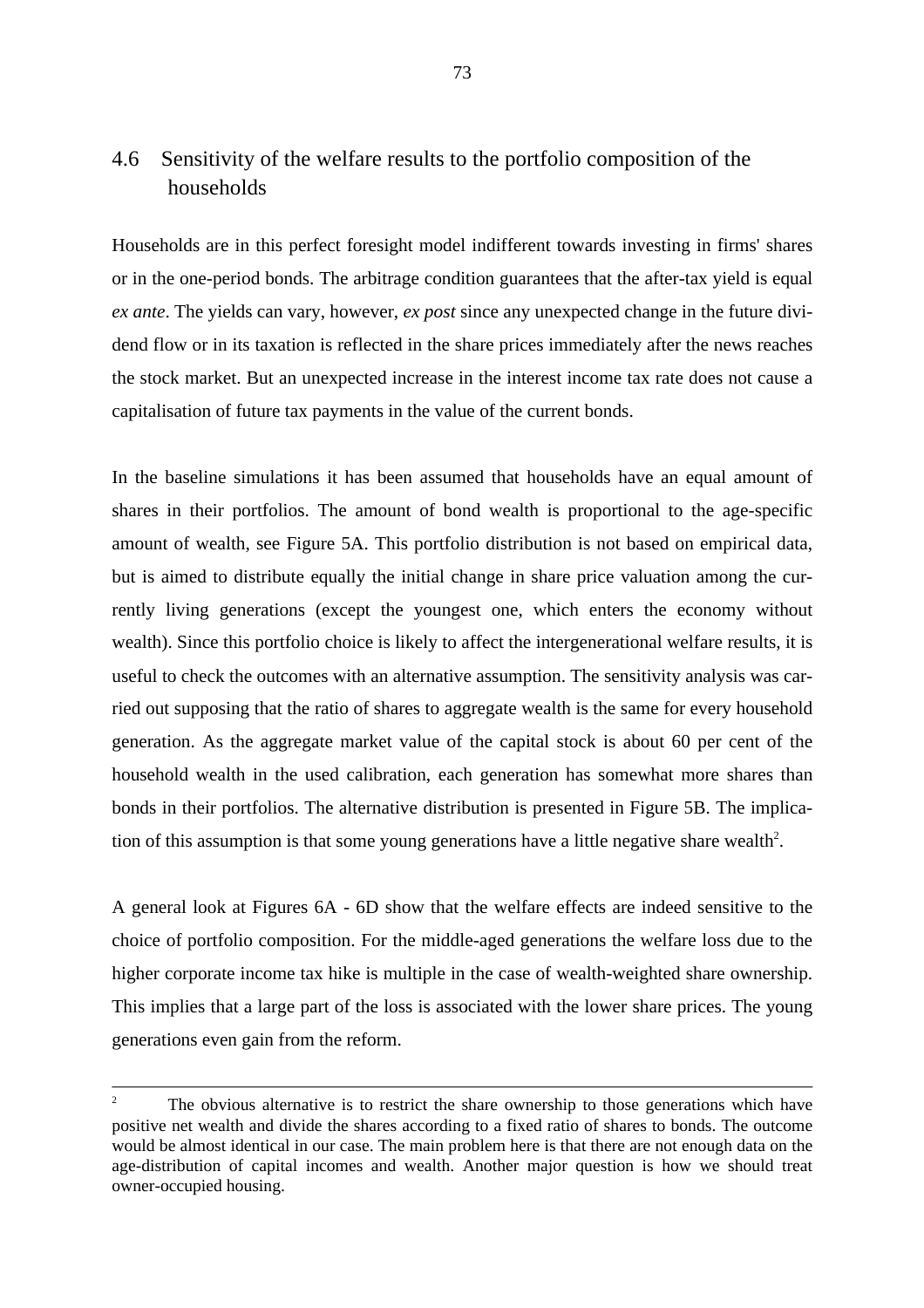## 4.6 Sensitivity of the welfare results to the portfolio composition of the households

Households are in this perfect foresight model indifferent towards investing in firms' shares or in the one-period bonds. The arbitrage condition guarantees that the after-tax yield is equal *ex ante*. The yields can vary, however, *ex post* since any unexpected change in the future dividend flow or in its taxation is reflected in the share prices immediately after the news reaches the stock market. But an unexpected increase in the interest income tax rate does not cause a capitalisation of future tax payments in the value of the current bonds.

In the baseline simulations it has been assumed that households have an equal amount of shares in their portfolios. The amount of bond wealth is proportional to the age-specific amount of wealth, see Figure 5A. This portfolio distribution is not based on empirical data, but is aimed to distribute equally the initial change in share price valuation among the currently living generations (except the youngest one, which enters the economy without wealth). Since this portfolio choice is likely to affect the intergenerational welfare results, it is useful to check the outcomes with an alternative assumption. The sensitivity analysis was carried out supposing that the ratio of shares to aggregate wealth is the same for every household generation. As the aggregate market value of the capital stock is about 60 per cent of the household wealth in the used calibration, each generation has somewhat more shares than bonds in their portfolios. The alternative distribution is presented in Figure 5B. The implication of this assumption is that some young generations have a little negative share wealth[2].

A general look at Figures 6A - 6D show that the welfare effects are indeed sensitive to the choice of portfolio composition. For the middle-aged generations the welfare loss due to the higher corporate income tax hike is multiple in the case of wealth-weighted share ownership. This implies that a large part of the loss is associated with the lower share prices. The young generations even gain from the reform.

---

[2] The obvious alternative is to restrict the share ownership to those generations which have positive net wealth and divide the shares according to a fixed ratio of shares to bonds. The outcome would be almost identical in our case. The main problem here is that there are not enough data on the age-distribution of capital incomes and wealth. Another major question is how we should treat owner-occupied housing.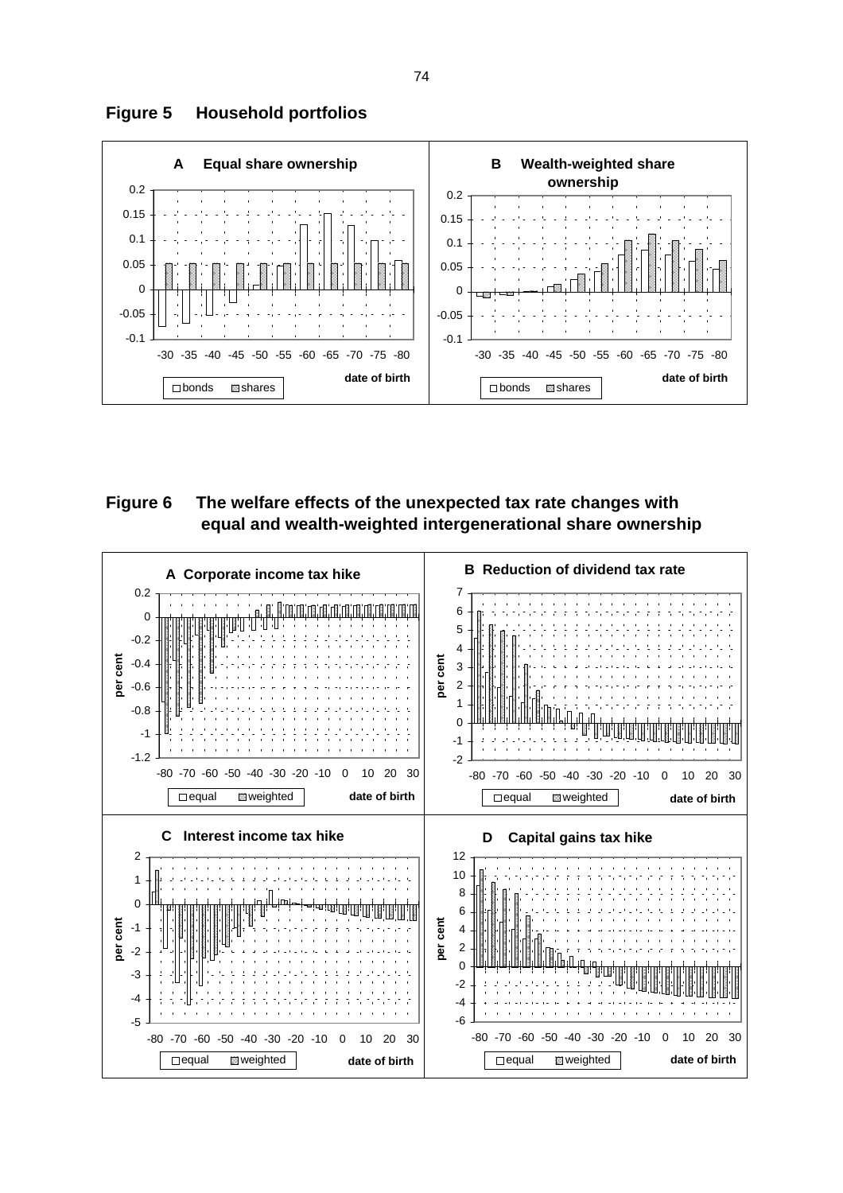**Figure 5 Household portfolios**

**A Equal share ownership**

**B Wealth-weighted share ownership**

**Figure 6 The welfare effects of the unexpected tax rate changes with equal and wealth-weighted intergenerational share ownership**

**A Corporate income tax hike**

**B Reduction of dividend tax rate**

**C Interest income tax hike**

**D Capital gains tax hike**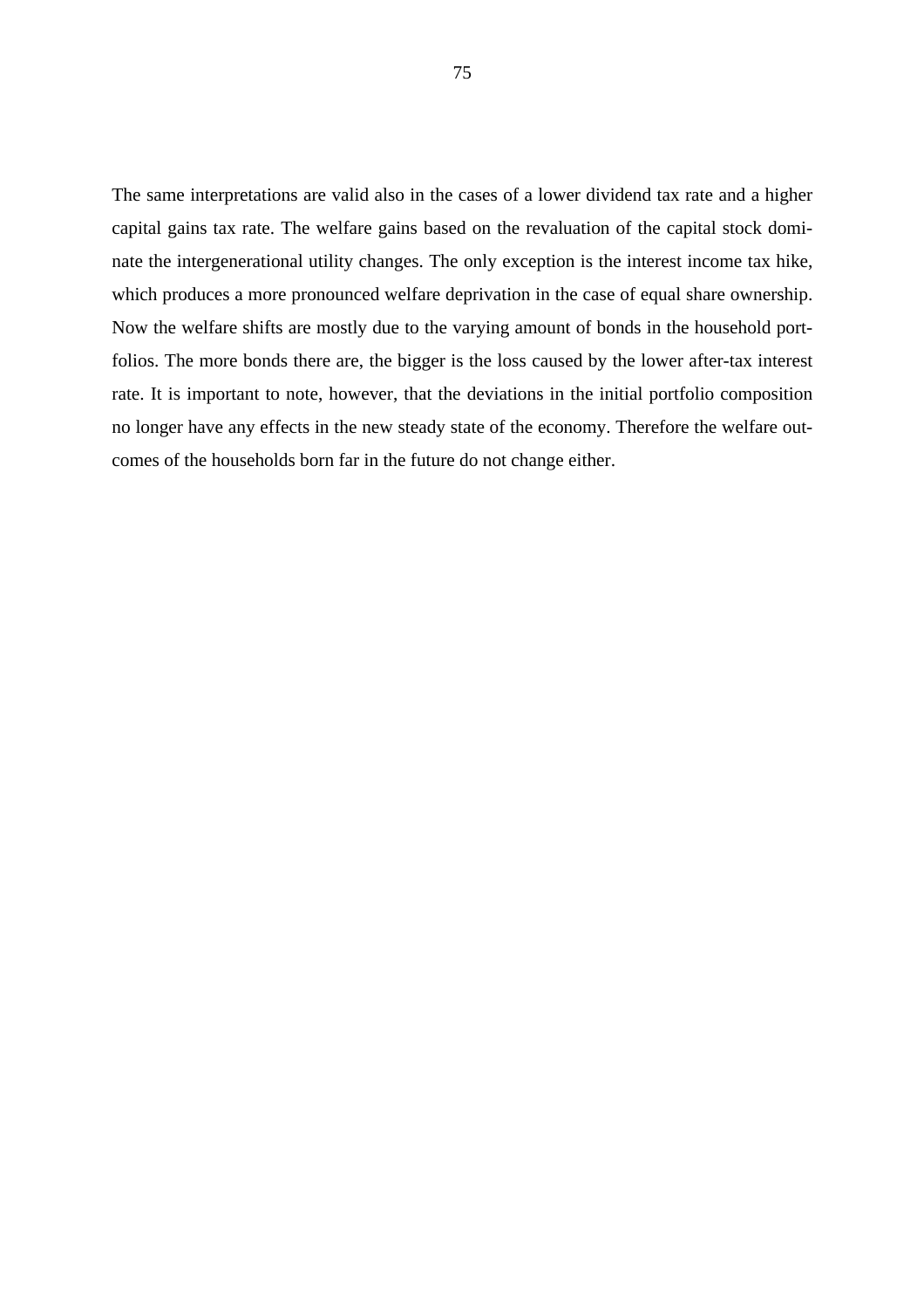The same interpretations are valid also in the cases of a lower dividend tax rate and a higher capital gains tax rate. The welfare gains based on the revaluation of the capital stock dominate the intergenerational utility changes. The only exception is the interest income tax hike, which produces a more pronounced welfare deprivation in the case of equal share ownership. Now the welfare shifts are mostly due to the varying amount of bonds in the household portfolios. The more bonds there are, the bigger is the loss caused by the lower after-tax interest rate. It is important to note, however, that the deviations in the initial portfolio composition no longer have any effects in the new steady state of the economy. Therefore the welfare outcomes of the households born far in the future do not change either.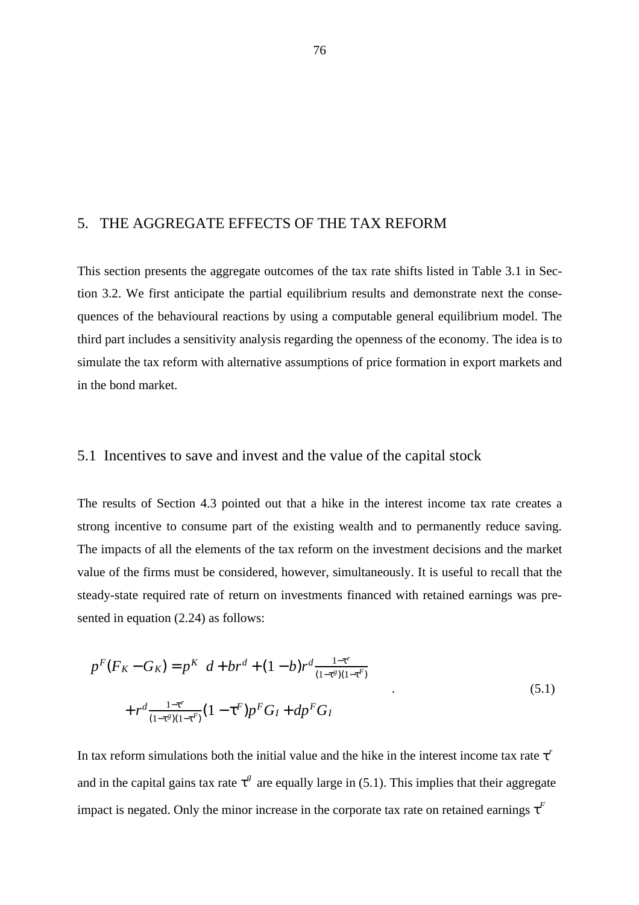# 5. THE AGGREGATE EFFECTS OF THE TAX REFORM

This section presents the aggregate outcomes of the tax rate shifts listed in Table 3.1 in Section 3.2. We first anticipate the partial equilibrium results and demonstrate next the consequences of the behavioural reactions by using a computable general equilibrium model. The third part includes a sensitivity analysis regarding the openness of the economy. The idea is to simulate the tax reform with alternative assumptions of price formation in export markets and in the bond market.

## 5.1 Incentives to save and invest and the value of the capital stock

The results of Section 4.3 pointed out that a hike in the interest income tax rate creates a strong incentive to consume part of the existing wealth and to permanently reduce saving. The impacts of all the elements of the tax reform on the investment decisions and the market value of the firms must be considered, however, simultaneously. It is useful to recall that the steady-state required rate of return on investments financed with retained earnings was presented in equation (2.24) as follows:

$$
\begin{aligned}
p^F(F_K - G_K) = p^K \Big( d + br^d + (1-b)r^d \tfrac{1-\tau^r}{(1-\tau^g)(1-\tau^F)} \\
+ r^d \tfrac{1-\tau^r}{(1-\tau^g)(1-\tau^F)}(1-\tau^F)p^F G_I + dp^F G_I \Big)
\end{aligned}
\qquad (5.1)
$$

In tax reform simulations both the initial value and the hike in the interest income tax rate $\tau^r$ and in the capital gains tax rate $\tau^g$ are equally large in (5.1). This implies that their aggregate impact is negated. Only the minor increase in the corporate tax rate on retained earnings $\tau^F$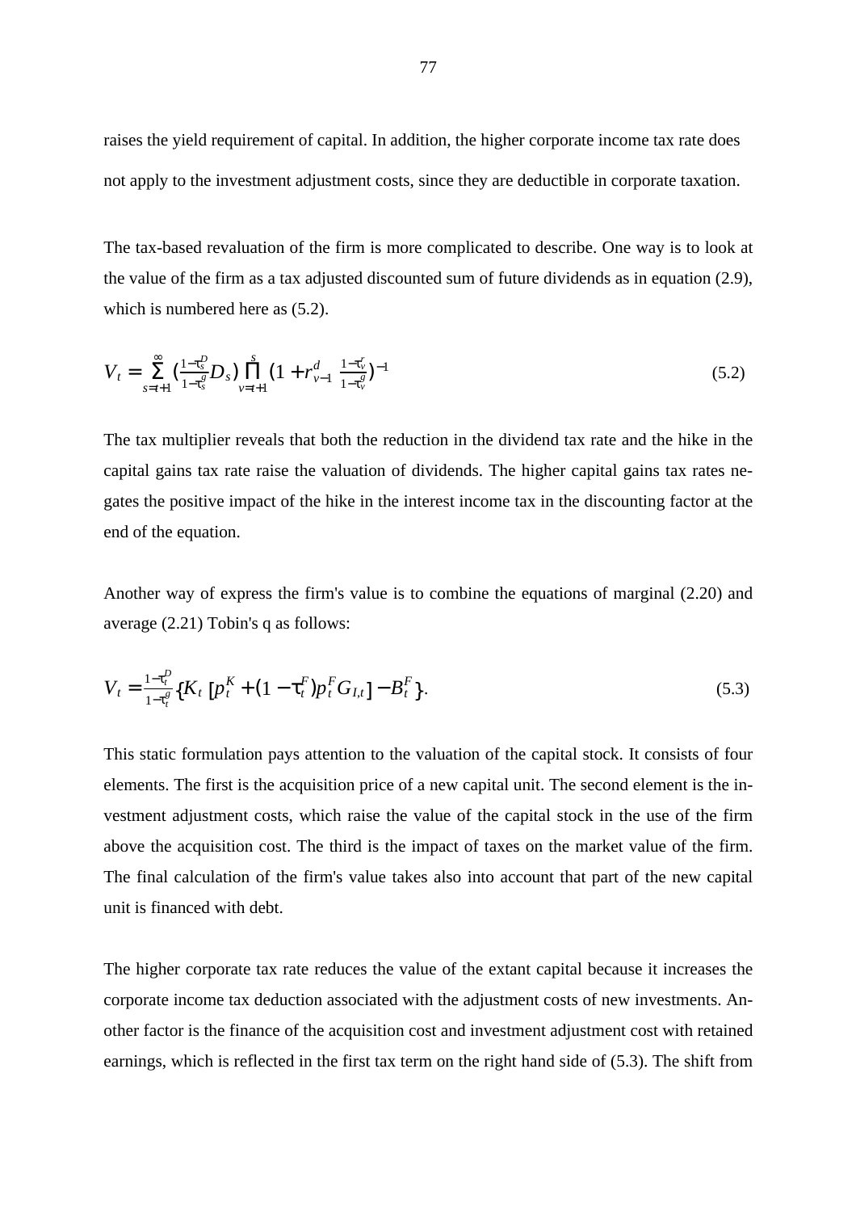raises the yield requirement of capital. In addition, the higher corporate income tax rate does not apply to the investment adjustment costs, since they are deductible in corporate taxation.

The tax-based revaluation of the firm is more complicated to describe. One way is to look at the value of the firm as a tax adjusted discounted sum of future dividends as in equation (2.9), which is numbered here as (5.2).

$$V_t = \sum_{s=t+1}^{\infty} \left(\frac{1-\tau_s^D}{1-\tau_s^g} D_s\right) \prod_{v=t+1}^{s} \left(1 + r_{v-1}^d \frac{1-\tau_v^r}{1-\tau_v^g}\right)^{-1} \tag{5.2}$$

The tax multiplier reveals that both the reduction in the dividend tax rate and the hike in the capital gains tax rate raise the valuation of dividends. The higher capital gains tax rates negates the positive impact of the hike in the interest income tax in the discounting factor at the end of the equation.

Another way of express the firm's value is to combine the equations of marginal (2.20) and average (2.21) Tobin's q as follows:

$$V_t = \frac{1-\tau_t^D}{1-\tau_t^g} \{K_t \, [p_t^K + (1-\tau_t^F) p_t^F G_{I,t}] - B_t^F\}. \tag{5.3}$$

This static formulation pays attention to the valuation of the capital stock. It consists of four elements. The first is the acquisition price of a new capital unit. The second element is the investment adjustment costs, which raise the value of the capital stock in the use of the firm above the acquisition cost. The third is the impact of taxes on the market value of the firm. The final calculation of the firm's value takes also into account that part of the new capital unit is financed with debt.

The higher corporate tax rate reduces the value of the extant capital because it increases the corporate income tax deduction associated with the adjustment costs of new investments. Another factor is the finance of the acquisition cost and investment adjustment cost with retained earnings, which is reflected in the first tax term on the right hand side of (5.3). The shift from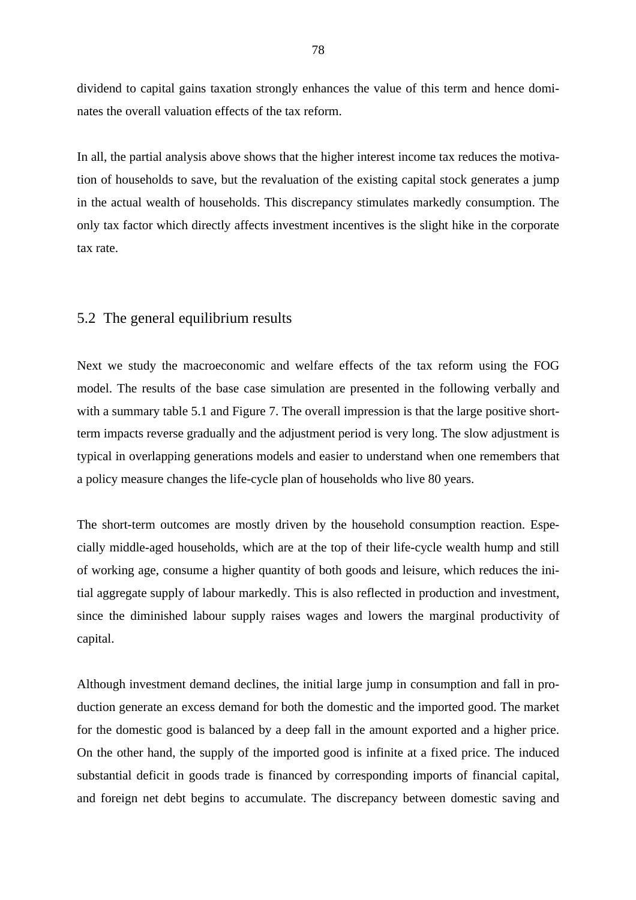dividend to capital gains taxation strongly enhances the value of this term and hence dominates the overall valuation effects of the tax reform.

In all, the partial analysis above shows that the higher interest income tax reduces the motivation of households to save, but the revaluation of the existing capital stock generates a jump in the actual wealth of households. This discrepancy stimulates markedly consumption. The only tax factor which directly affects investment incentives is the slight hike in the corporate tax rate.

## 5.2 The general equilibrium results

Next we study the macroeconomic and welfare effects of the tax reform using the FOG model. The results of the base case simulation are presented in the following verbally and with a summary table 5.1 and Figure 7. The overall impression is that the large positive short-term impacts reverse gradually and the adjustment period is very long. The slow adjustment is typical in overlapping generations models and easier to understand when one remembers that a policy measure changes the life-cycle plan of households who live 80 years.

The short-term outcomes are mostly driven by the household consumption reaction. Especially middle-aged households, which are at the top of their life-cycle wealth hump and still of working age, consume a higher quantity of both goods and leisure, which reduces the initial aggregate supply of labour markedly. This is also reflected in production and investment, since the diminished labour supply raises wages and lowers the marginal productivity of capital.

Although investment demand declines, the initial large jump in consumption and fall in production generate an excess demand for both the domestic and the imported good. The market for the domestic good is balanced by a deep fall in the amount exported and a higher price. On the other hand, the supply of the imported good is infinite at a fixed price. The induced substantial deficit in goods trade is financed by corresponding imports of financial capital, and foreign net debt begins to accumulate. The discrepancy between domestic saving and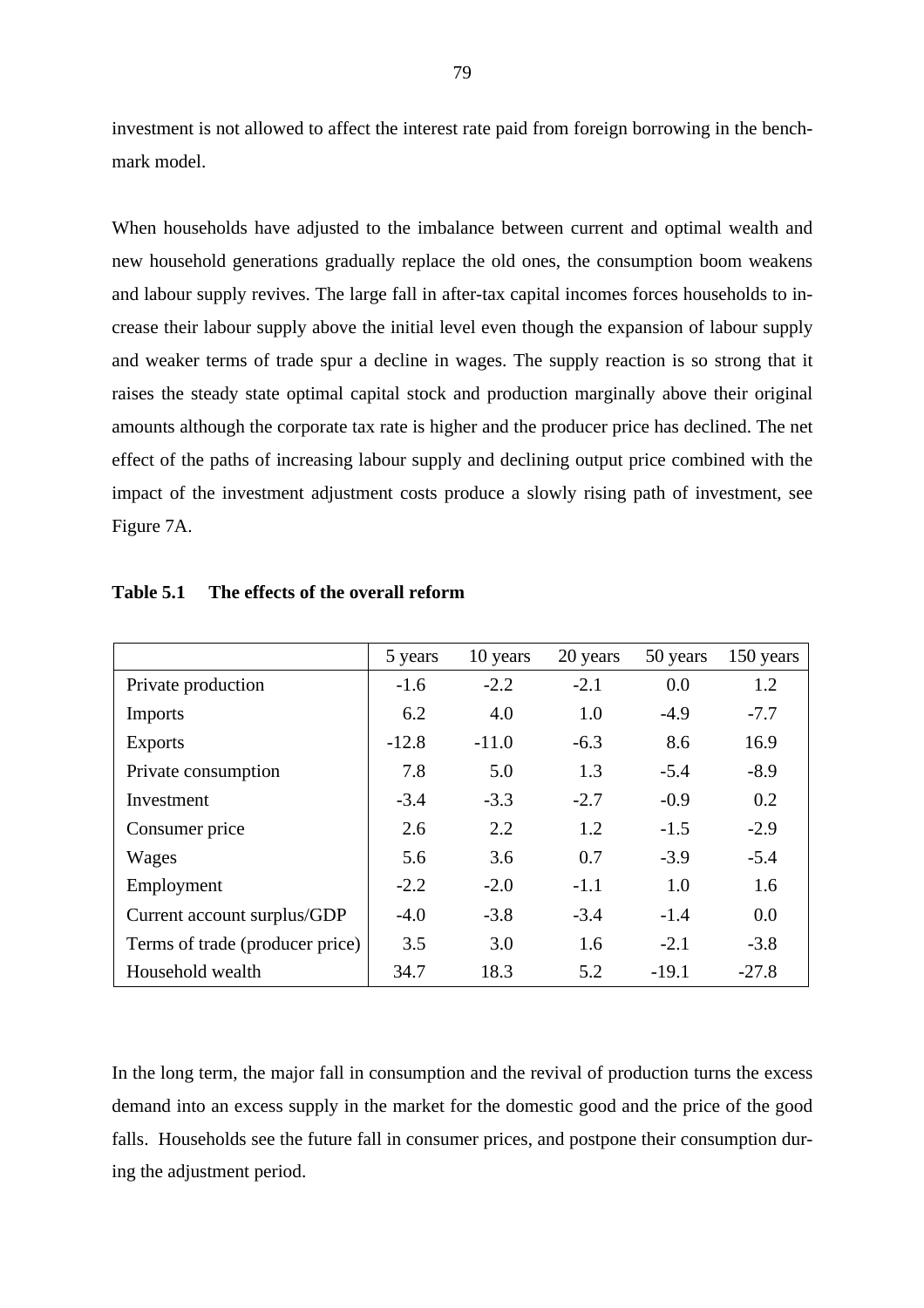investment is not allowed to affect the interest rate paid from foreign borrowing in the benchmark model.

When households have adjusted to the imbalance between current and optimal wealth and new household generations gradually replace the old ones, the consumption boom weakens and labour supply revives. The large fall in after-tax capital incomes forces households to increase their labour supply above the initial level even though the expansion of labour supply and weaker terms of trade spur a decline in wages. The supply reaction is so strong that it raises the steady state optimal capital stock and production marginally above their original amounts although the corporate tax rate is higher and the producer price has declined. The net effect of the paths of increasing labour supply and declining output price combined with the impact of the investment adjustment costs produce a slowly rising path of investment, see Figure 7A.

**Table 5.1 The effects of the overall reform**

| | 5 years | 10 years | 20 years | 50 years | 150 years |
|---|---|---|---|---|---|
| Private production | -1.6 | -2.2 | -2.1 | 0.0 | 1.2 |
| Imports | 6.2 | 4.0 | 1.0 | -4.9 | -7.7 |
| Exports | -12.8 | -11.0 | -6.3 | 8.6 | 16.9 |
| Private consumption | 7.8 | 5.0 | 1.3 | -5.4 | -8.9 |
| Investment | -3.4 | -3.3 | -2.7 | -0.9 | 0.2 |
| Consumer price | 2.6 | 2.2 | 1.2 | -1.5 | -2.9 |
| Wages | 5.6 | 3.6 | 0.7 | -3.9 | -5.4 |
| Employment | -2.2 | -2.0 | -1.1 | 1.0 | 1.6 |
| Current account surplus/GDP | -4.0 | -3.8 | -3.4 | -1.4 | 0.0 |
| Terms of trade (producer price) | 3.5 | 3.0 | 1.6 | -2.1 | -3.8 |
| Household wealth | 34.7 | 18.3 | 5.2 | -19.1 | -27.8 |

In the long term, the major fall in consumption and the revival of production turns the excess demand into an excess supply in the market for the domestic good and the price of the good falls. Households see the future fall in consumer prices, and postpone their consumption during the adjustment period.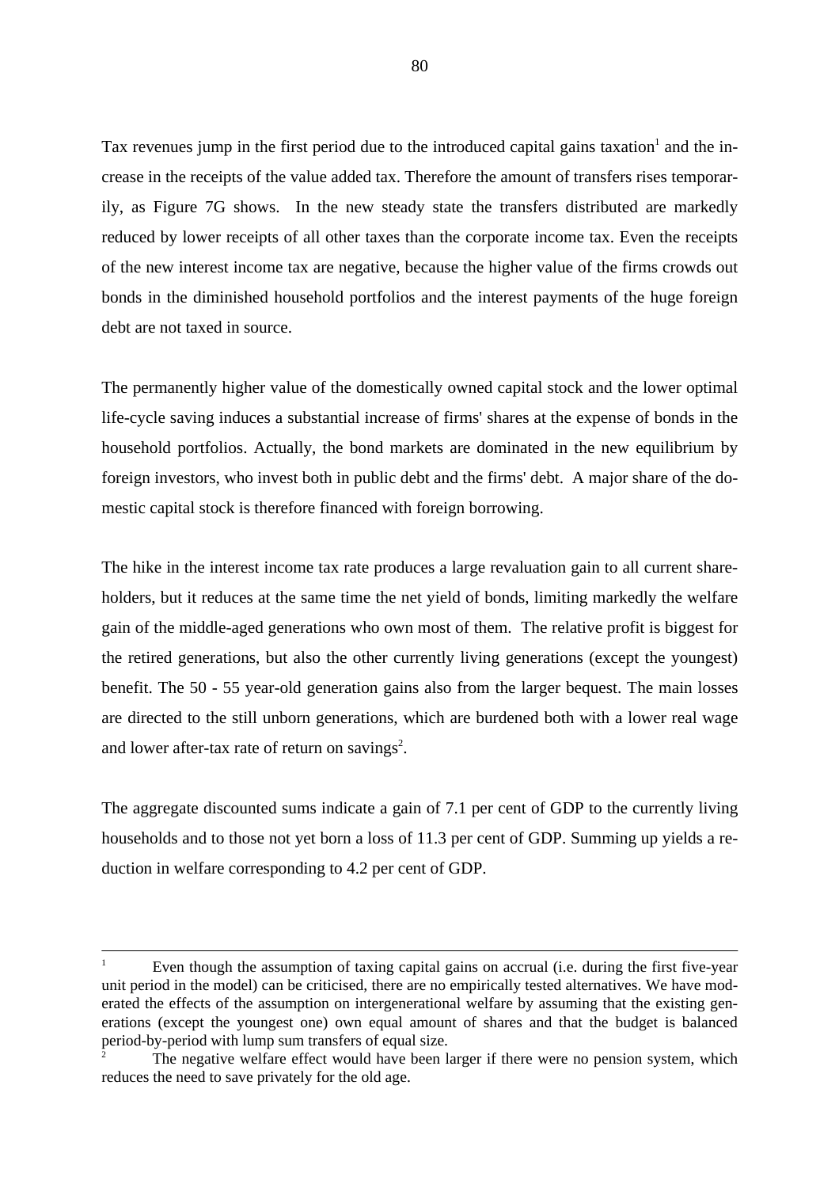Tax revenues jump in the first period due to the introduced capital gains taxation[1] and the increase in the receipts of the value added tax. Therefore the amount of transfers rises temporarily, as Figure 7G shows. In the new steady state the transfers distributed are markedly reduced by lower receipts of all other taxes than the corporate income tax. Even the receipts of the new interest income tax are negative, because the higher value of the firms crowds out bonds in the diminished household portfolios and the interest payments of the huge foreign debt are not taxed in source.

The permanently higher value of the domestically owned capital stock and the lower optimal life-cycle saving induces a substantial increase of firms' shares at the expense of bonds in the household portfolios. Actually, the bond markets are dominated in the new equilibrium by foreign investors, who invest both in public debt and the firms' debt. A major share of the domestic capital stock is therefore financed with foreign borrowing.

The hike in the interest income tax rate produces a large revaluation gain to all current shareholders, but it reduces at the same time the net yield of bonds, limiting markedly the welfare gain of the middle-aged generations who own most of them. The relative profit is biggest for the retired generations, but also the other currently living generations (except the youngest) benefit. The 50 - 55 year-old generation gains also from the larger bequest. The main losses are directed to the still unborn generations, which are burdened both with a lower real wage and lower after-tax rate of return on savings[2].

The aggregate discounted sums indicate a gain of 7.1 per cent of GDP to the currently living households and to those not yet born a loss of 11.3 per cent of GDP. Summing up yields a reduction in welfare corresponding to 4.2 per cent of GDP.

---

[1] Even though the assumption of taxing capital gains on accrual (i.e. during the first five-year unit period in the model) can be criticised, there are no empirically tested alternatives. We have moderated the effects of the assumption on intergenerational welfare by assuming that the existing generations (except the youngest one) own equal amount of shares and that the budget is balanced period-by-period with lump sum transfers of equal size.

[2] The negative welfare effect would have been larger if there were no pension system, which reduces the need to save privately for the old age.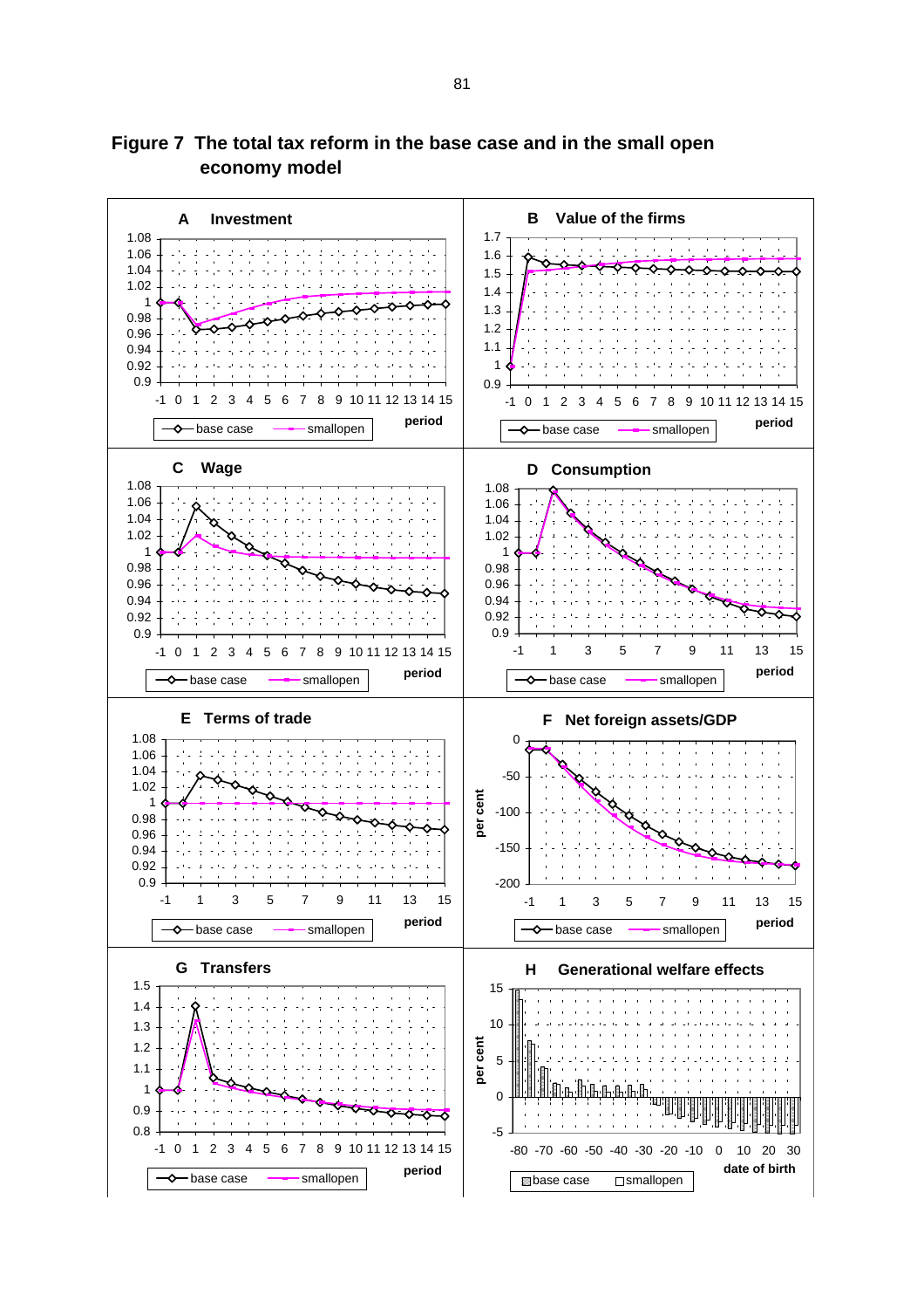**Figure 7 The total tax reform in the base case and in the small open economy model**

**A Investment**

**B Value of the firms**

**C Wage**

**D Consumption**

**E Terms of trade**

**F Net foreign assets/GDP**

**G Transfers**

**H Generational welfare effects**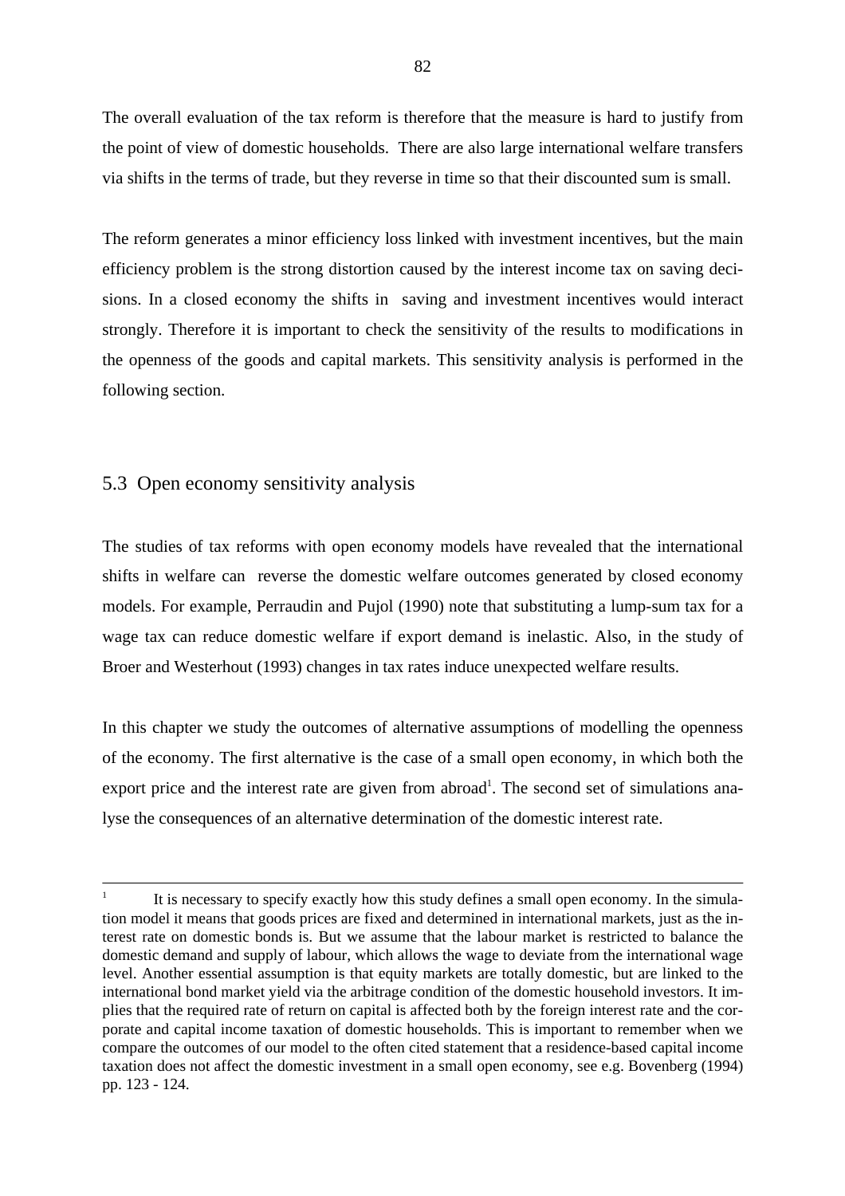The overall evaluation of the tax reform is therefore that the measure is hard to justify from the point of view of domestic households. There are also large international welfare transfers via shifts in the terms of trade, but they reverse in time so that their discounted sum is small.

The reform generates a minor efficiency loss linked with investment incentives, but the main efficiency problem is the strong distortion caused by the interest income tax on saving decisions. In a closed economy the shifts in saving and investment incentives would interact strongly. Therefore it is important to check the sensitivity of the results to modifications in the openness of the goods and capital markets. This sensitivity analysis is performed in the following section.

## 5.3 Open economy sensitivity analysis

The studies of tax reforms with open economy models have revealed that the international shifts in welfare can reverse the domestic welfare outcomes generated by closed economy models. For example, Perraudin and Pujol (1990) note that substituting a lump-sum tax for a wage tax can reduce domestic welfare if export demand is inelastic. Also, in the study of Broer and Westerhout (1993) changes in tax rates induce unexpected welfare results.

In this chapter we study the outcomes of alternative assumptions of modelling the openness of the economy. The first alternative is the case of a small open economy, in which both the export price and the interest rate are given from abroad[1]. The second set of simulations analyse the consequences of an alternative determination of the domestic interest rate.

---

[1] It is necessary to specify exactly how this study defines a small open economy. In the simulation model it means that goods prices are fixed and determined in international markets, just as the interest rate on domestic bonds is. But we assume that the labour market is restricted to balance the domestic demand and supply of labour, which allows the wage to deviate from the international wage level. Another essential assumption is that equity markets are totally domestic, but are linked to the international bond market yield via the arbitrage condition of the domestic household investors. It implies that the required rate of return on capital is affected both by the foreign interest rate and the corporate and capital income taxation of domestic households. This is important to remember when we compare the outcomes of our model to the often cited statement that a residence-based capital income taxation does not affect the domestic investment in a small open economy, see e.g. Bovenberg (1994) pp. 123 - 124.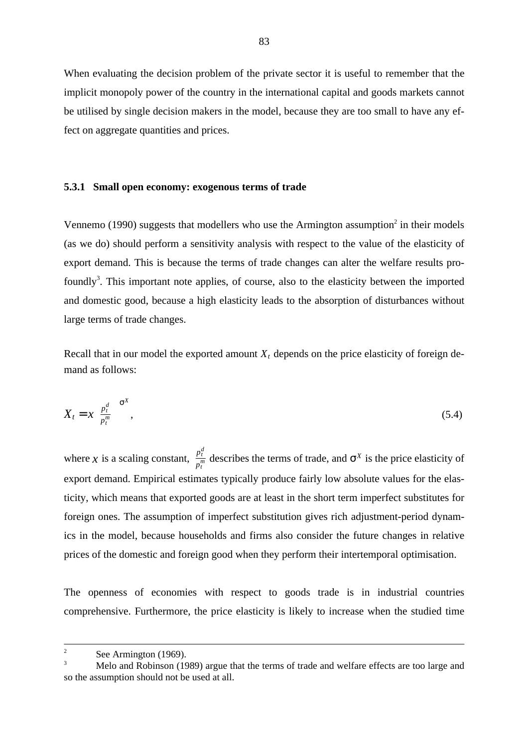When evaluating the decision problem of the private sector it is useful to remember that the implicit monopoly power of the country in the international capital and goods markets cannot be utilised by single decision makers in the model, because they are too small to have any effect on aggregate quantities and prices.

### 5.3.1 Small open economy: exogenous terms of trade

Vennemo (1990) suggests that modellers who use the Armington assumption[2] in their models (as we do) should perform a sensitivity analysis with respect to the value of the elasticity of export demand. This is because the terms of trade changes can alter the welfare results profoundly[3]. This important note applies, of course, also to the elasticity between the imported and domestic good, because a high elasticity leads to the absorption of disturbances without large terms of trade changes.

Recall that in our model the exported amount $X_t$ depends on the price elasticity of foreign demand as follows:

$$X_t = x \left( \frac{p_t^d}{p_t^m} \right)^{\sigma^X}, \tag{5.4}$$

where $x$ is a scaling constant, $\frac{p_t^d}{p_t^m}$ describes the terms of trade, and $\sigma^X$ is the price elasticity of export demand. Empirical estimates typically produce fairly low absolute values for the elasticity, which means that exported goods are at least in the short term imperfect substitutes for foreign ones. The assumption of imperfect substitution gives rich adjustment-period dynamics in the model, because households and firms also consider the future changes in relative prices of the domestic and foreign good when they perform their intertemporal optimisation.

The openness of economies with respect to goods trade is in industrial countries comprehensive. Furthermore, the price elasticity is likely to increase when the studied time

---

[2] See Armington (1969).

[3] Melo and Robinson (1989) argue that the terms of trade and welfare effects are too large and so the assumption should not be used at all.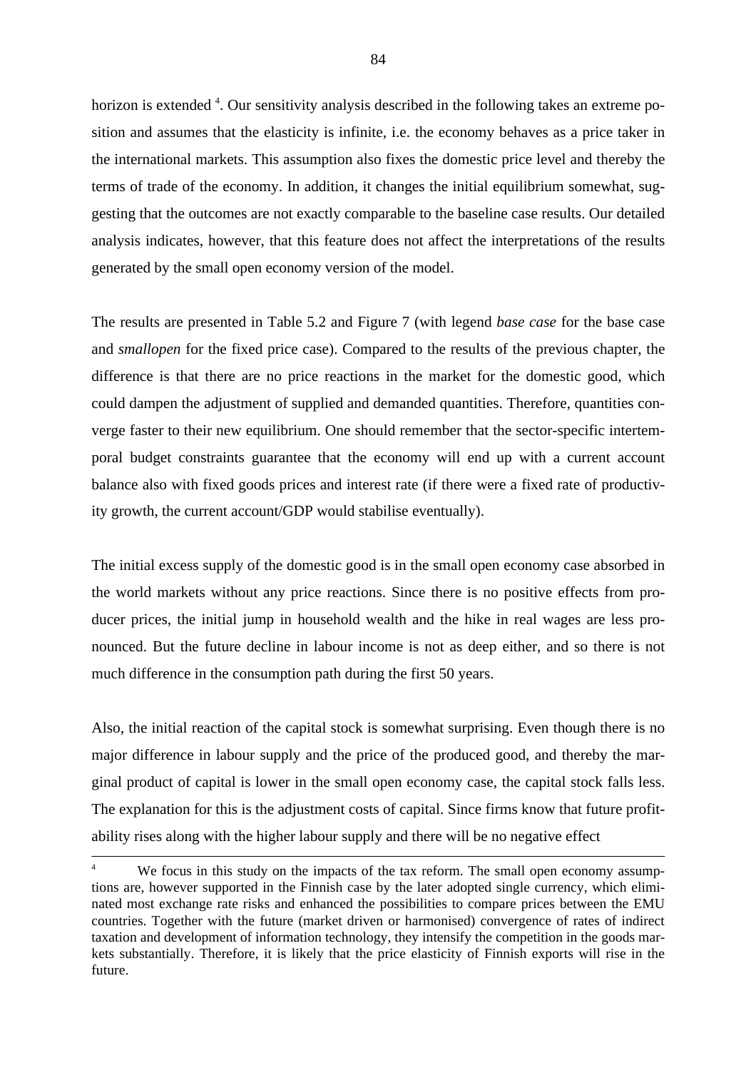horizon is extended [4]. Our sensitivity analysis described in the following takes an extreme position and assumes that the elasticity is infinite, i.e. the economy behaves as a price taker in the international markets. This assumption also fixes the domestic price level and thereby the terms of trade of the economy. In addition, it changes the initial equilibrium somewhat, suggesting that the outcomes are not exactly comparable to the baseline case results. Our detailed analysis indicates, however, that this feature does not affect the interpretations of the results generated by the small open economy version of the model.

The results are presented in Table 5.2 and Figure 7 (with legend *base case* for the base case and *smallopen* for the fixed price case). Compared to the results of the previous chapter, the difference is that there are no price reactions in the market for the domestic good, which could dampen the adjustment of supplied and demanded quantities. Therefore, quantities converge faster to their new equilibrium. One should remember that the sector-specific intertemporal budget constraints guarantee that the economy will end up with a current account balance also with fixed goods prices and interest rate (if there were a fixed rate of productivity growth, the current account/GDP would stabilise eventually).

The initial excess supply of the domestic good is in the small open economy case absorbed in the world markets without any price reactions. Since there is no positive effects from producer prices, the initial jump in household wealth and the hike in real wages are less pronounced. But the future decline in labour income is not as deep either, and so there is not much difference in the consumption path during the first 50 years.

Also, the initial reaction of the capital stock is somewhat surprising. Even though there is no major difference in labour supply and the price of the produced good, and thereby the marginal product of capital is lower in the small open economy case, the capital stock falls less. The explanation for this is the adjustment costs of capital. Since firms know that future profitability rises along with the higher labour supply and there will be no negative effect

---

[4] We focus in this study on the impacts of the tax reform. The small open economy assumptions are, however supported in the Finnish case by the later adopted single currency, which eliminated most exchange rate risks and enhanced the possibilities to compare prices between the EMU countries. Together with the future (market driven or harmonised) convergence of rates of indirect taxation and development of information technology, they intensify the competition in the goods markets substantially. Therefore, it is likely that the price elasticity of Finnish exports will rise in the future.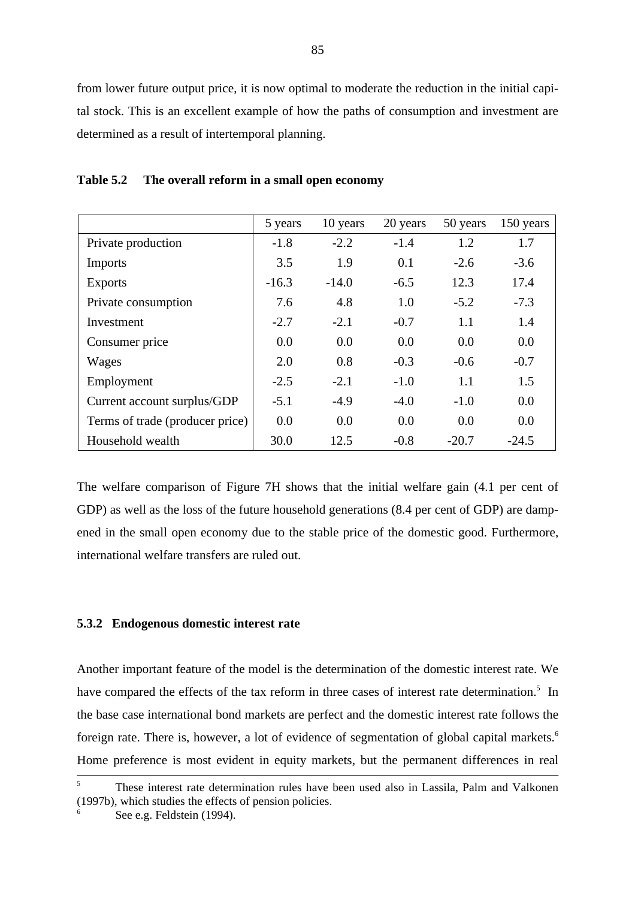from lower future output price, it is now optimal to moderate the reduction in the initial capital stock. This is an excellent example of how the paths of consumption and investment are determined as a result of intertemporal planning.

**Table 5.2 The overall reform in a small open economy**

| | 5 years | 10 years | 20 years | 50 years | 150 years |
|---|---|---|---|---|---|
| Private production | -1.8 | -2.2 | -1.4 | 1.2 | 1.7 |
| Imports | 3.5 | 1.9 | 0.1 | -2.6 | -3.6 |
| Exports | -16.3 | -14.0 | -6.5 | 12.3 | 17.4 |
| Private consumption | 7.6 | 4.8 | 1.0 | -5.2 | -7.3 |
| Investment | -2.7 | -2.1 | -0.7 | 1.1 | 1.4 |
| Consumer price | 0.0 | 0.0 | 0.0 | 0.0 | 0.0 |
| Wages | 2.0 | 0.8 | -0.3 | -0.6 | -0.7 |
| Employment | -2.5 | -2.1 | -1.0 | 1.1 | 1.5 |
| Current account surplus/GDP | -5.1 | -4.9 | -4.0 | -1.0 | 0.0 |
| Terms of trade (producer price) | 0.0 | 0.0 | 0.0 | 0.0 | 0.0 |
| Household wealth | 30.0 | 12.5 | -0.8 | -20.7 | -24.5 |

The welfare comparison of Figure 7H shows that the initial welfare gain (4.1 per cent of GDP) as well as the loss of the future household generations (8.4 per cent of GDP) are dampened in the small open economy due to the stable price of the domestic good. Furthermore, international welfare transfers are ruled out.

### 5.3.2 Endogenous domestic interest rate

Another important feature of the model is the determination of the domestic interest rate. We have compared the effects of the tax reform in three cases of interest rate determination.[5] In the base case international bond markets are perfect and the domestic interest rate follows the foreign rate. There is, however, a lot of evidence of segmentation of global capital markets.[6] Home preference is most evident in equity markets, but the permanent differences in real

---

[5] These interest rate determination rules have been used also in Lassila, Palm and Valkonen (1997b), which studies the effects of pension policies.

[6] See e.g. Feldstein (1994).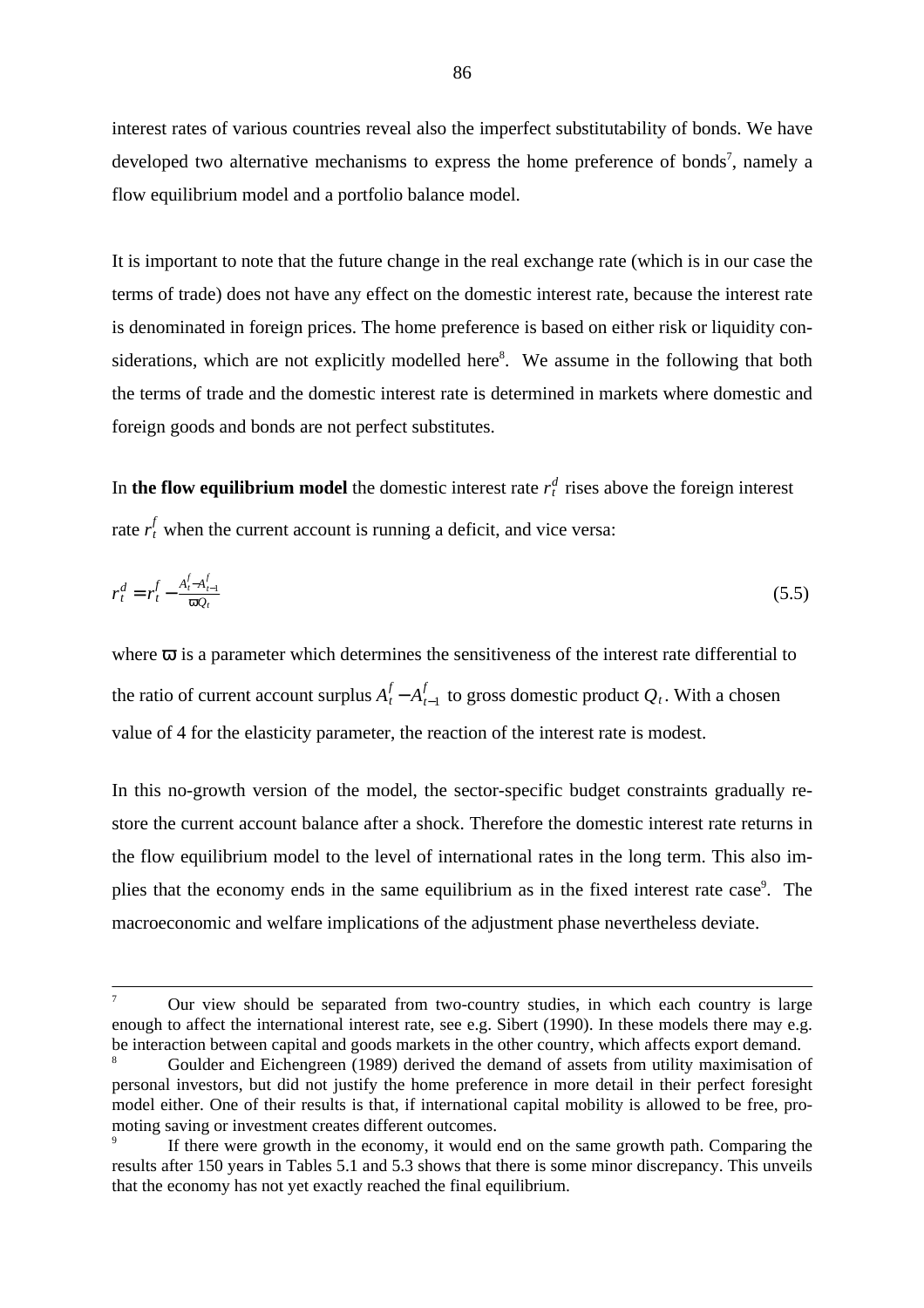interest rates of various countries reveal also the imperfect substitutability of bonds. We have developed two alternative mechanisms to express the home preference of bonds[7], namely a flow equilibrium model and a portfolio balance model.

It is important to note that the future change in the real exchange rate (which is in our case the terms of trade) does not have any effect on the domestic interest rate, because the interest rate is denominated in foreign prices. The home preference is based on either risk or liquidity considerations, which are not explicitly modelled here[8]. We assume in the following that both the terms of trade and the domestic interest rate is determined in markets where domestic and foreign goods and bonds are not perfect substitutes.

In **the flow equilibrium model** the domestic interest rate $r_t^d$ rises above the foreign interest rate $r_t^f$ when the current account is running a deficit, and vice versa:

$$r_t^d = r_t^f - \frac{A_t^f - A_{t-1}^f}{\varpi Q_t} \tag{5.5}$$

where $\varpi$ is a parameter which determines the sensitiveness of the interest rate differential to the ratio of current account surplus $A_t^f - A_{t-1}^f$ to gross domestic product $Q_t$. With a chosen value of 4 for the elasticity parameter, the reaction of the interest rate is modest.

In this no-growth version of the model, the sector-specific budget constraints gradually restore the current account balance after a shock. Therefore the domestic interest rate returns in the flow equilibrium model to the level of international rates in the long term. This also implies that the economy ends in the same equilibrium as in the fixed interest rate case[9]. The macroeconomic and welfare implications of the adjustment phase nevertheless deviate.

---

[7] Our view should be separated from two-country studies, in which each country is large enough to affect the international interest rate, see e.g. Sibert (1990). In these models there may e.g. be interaction between capital and goods markets in the other country, which affects export demand.

[8] Goulder and Eichengreen (1989) derived the demand of assets from utility maximisation of personal investors, but did not justify the home preference in more detail in their perfect foresight model either. One of their results is that, if international capital mobility is allowed to be free, promoting saving or investment creates different outcomes.

[9] If there were growth in the economy, it would end on the same growth path. Comparing the results after 150 years in Tables 5.1 and 5.3 shows that there is some minor discrepancy. This unveils that the economy has not yet exactly reached the final equilibrium.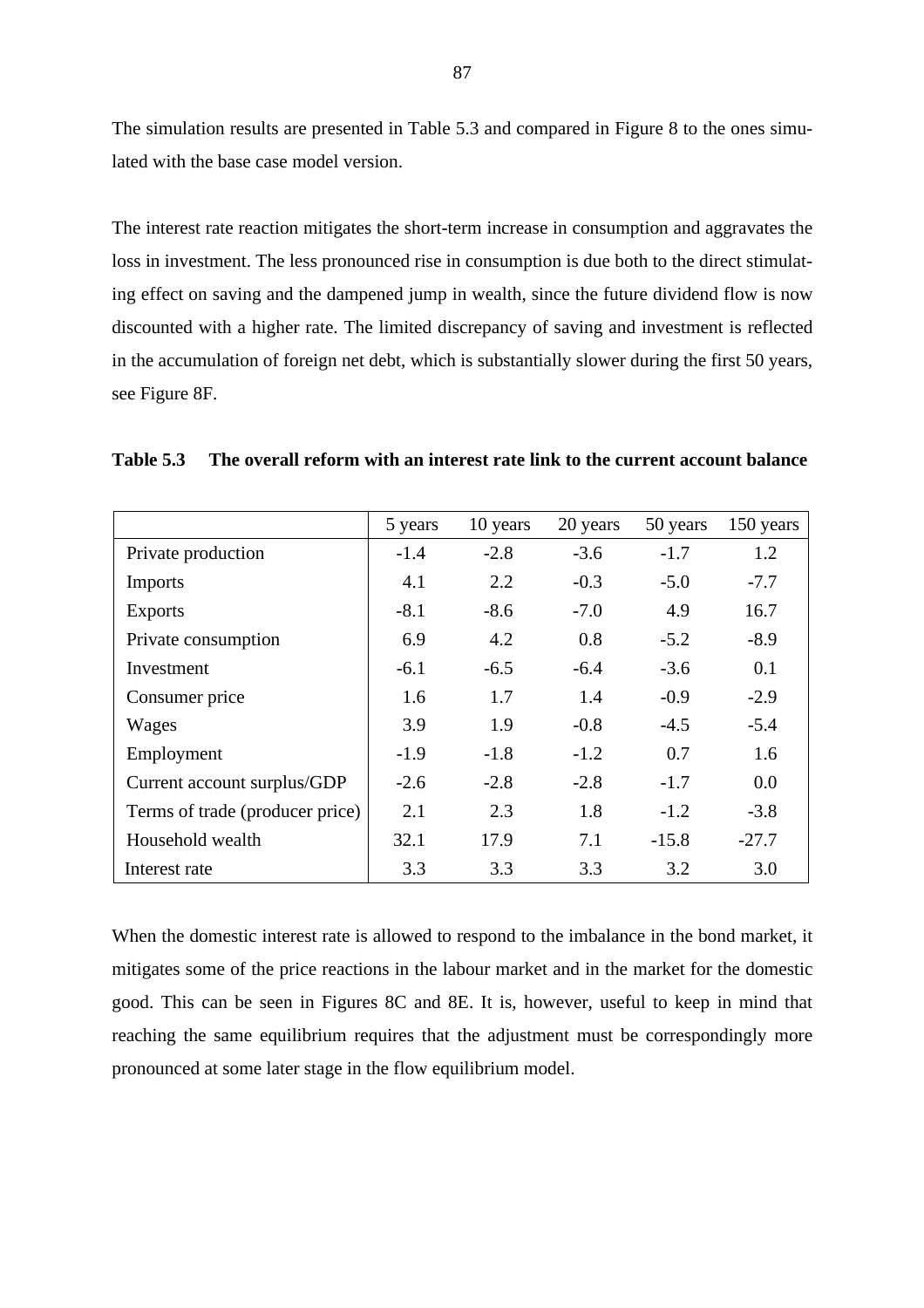The simulation results are presented in Table 5.3 and compared in Figure 8 to the ones simulated with the base case model version.

The interest rate reaction mitigates the short-term increase in consumption and aggravates the loss in investment. The less pronounced rise in consumption is due both to the direct stimulating effect on saving and the dampened jump in wealth, since the future dividend flow is now discounted with a higher rate. The limited discrepancy of saving and investment is reflected in the accumulation of foreign net debt, which is substantially slower during the first 50 years, see Figure 8F.

**Table 5.3 The overall reform with an interest rate link to the current account balance**

| | 5 years | 10 years | 20 years | 50 years | 150 years |
|---|---|---|---|---|---|
| Private production | -1.4 | -2.8 | -3.6 | -1.7 | 1.2 |
| Imports | 4.1 | 2.2 | -0.3 | -5.0 | -7.7 |
| Exports | -8.1 | -8.6 | -7.0 | 4.9 | 16.7 |
| Private consumption | 6.9 | 4.2 | 0.8 | -5.2 | -8.9 |
| Investment | -6.1 | -6.5 | -6.4 | -3.6 | 0.1 |
| Consumer price | 1.6 | 1.7 | 1.4 | -0.9 | -2.9 |
| Wages | 3.9 | 1.9 | -0.8 | -4.5 | -5.4 |
| Employment | -1.9 | -1.8 | -1.2 | 0.7 | 1.6 |
| Current account surplus/GDP | -2.6 | -2.8 | -2.8 | -1.7 | 0.0 |
| Terms of trade (producer price) | 2.1 | 2.3 | 1.8 | -1.2 | -3.8 |
| Household wealth | 32.1 | 17.9 | 7.1 | -15.8 | -27.7 |
| Interest rate | 3.3 | 3.3 | 3.3 | 3.2 | 3.0 |

When the domestic interest rate is allowed to respond to the imbalance in the bond market, it mitigates some of the price reactions in the labour market and in the market for the domestic good. This can be seen in Figures 8C and 8E. It is, however, useful to keep in mind that reaching the same equilibrium requires that the adjustment must be correspondingly more pronounced at some later stage in the flow equilibrium model.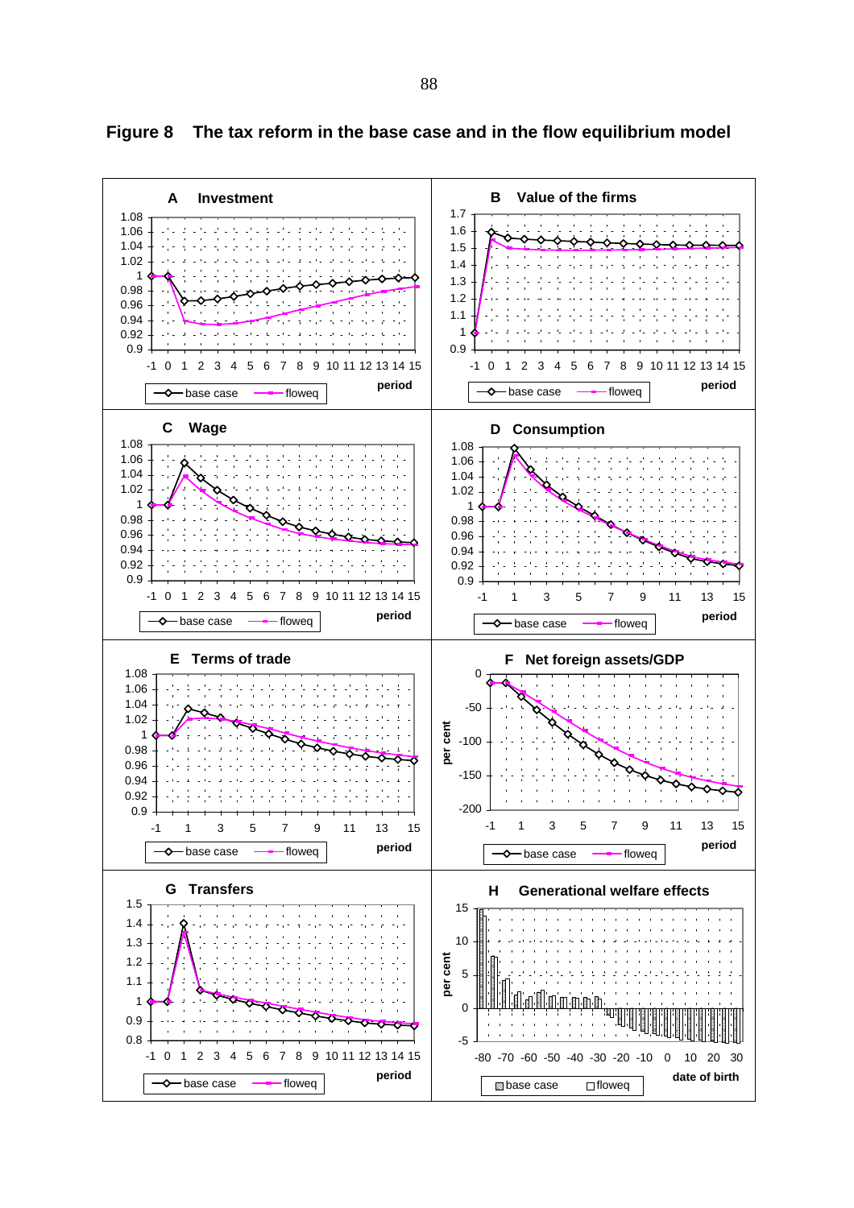# Figure 8 The tax reform in the base case and in the flow equilibrium model

**A Investment**

**B Value of the firms**

**C Wage**

**D Consumption**

**E Terms of trade**

**F Net foreign assets/GDP**

**G Transfers**

**H Generational welfare effects**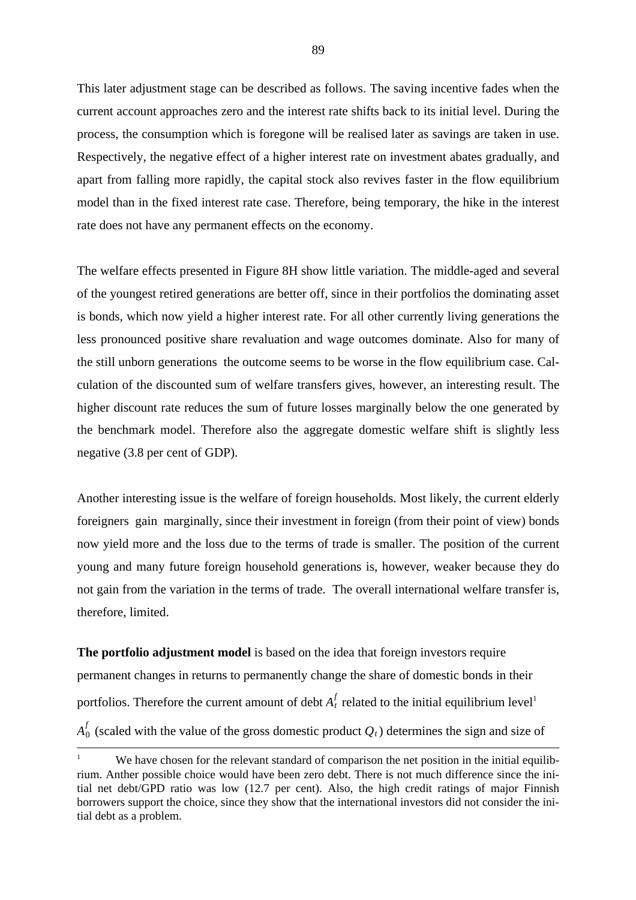This later adjustment stage can be described as follows. The saving incentive fades when the current account approaches zero and the interest rate shifts back to its initial level. During the process, the consumption which is foregone will be realised later as savings are taken in use. Respectively, the negative effect of a higher interest rate on investment abates gradually, and apart from falling more rapidly, the capital stock also revives faster in the flow equilibrium model than in the fixed interest rate case. Therefore, being temporary, the hike in the interest rate does not have any permanent effects on the economy.

The welfare effects presented in Figure 8H show little variation. The middle-aged and several of the youngest retired generations are better off, since in their portfolios the dominating asset is bonds, which now yield a higher interest rate. For all other currently living generations the less pronounced positive share revaluation and wage outcomes dominate. Also for many of the still unborn generations the outcome seems to be worse in the flow equilibrium case. Calculation of the discounted sum of welfare transfers gives, however, an interesting result. The higher discount rate reduces the sum of future losses marginally below the one generated by the benchmark model. Therefore also the aggregate domestic welfare shift is slightly less negative (3.8 per cent of GDP).

Another interesting issue is the welfare of foreign households. Most likely, the current elderly foreigners gain marginally, since their investment in foreign (from their point of view) bonds now yield more and the loss due to the terms of trade is smaller. The position of the current young and many future foreign household generations is, however, weaker because they do not gain from the variation in the terms of trade. The overall international welfare transfer is, therefore, limited.

**The portfolio adjustment model** is based on the idea that foreign investors require permanent changes in returns to permanently change the share of domestic bonds in their portfolios. Therefore the current amount of debt $A_t^f$ related to the initial equilibrium level[1] $A_0^f$ (scaled with the value of the gross domestic product $Q_t$) determines the sign and size of

---

[1] We have chosen for the relevant standard of comparison the net position in the initial equilibrium. Anther possible choice would have been zero debt. There is not much difference since the initial net debt/GPD ratio was low (12.7 per cent). Also, the high credit ratings of major Finnish borrowers support the choice, since they show that the international investors did not consider the initial debt as a problem.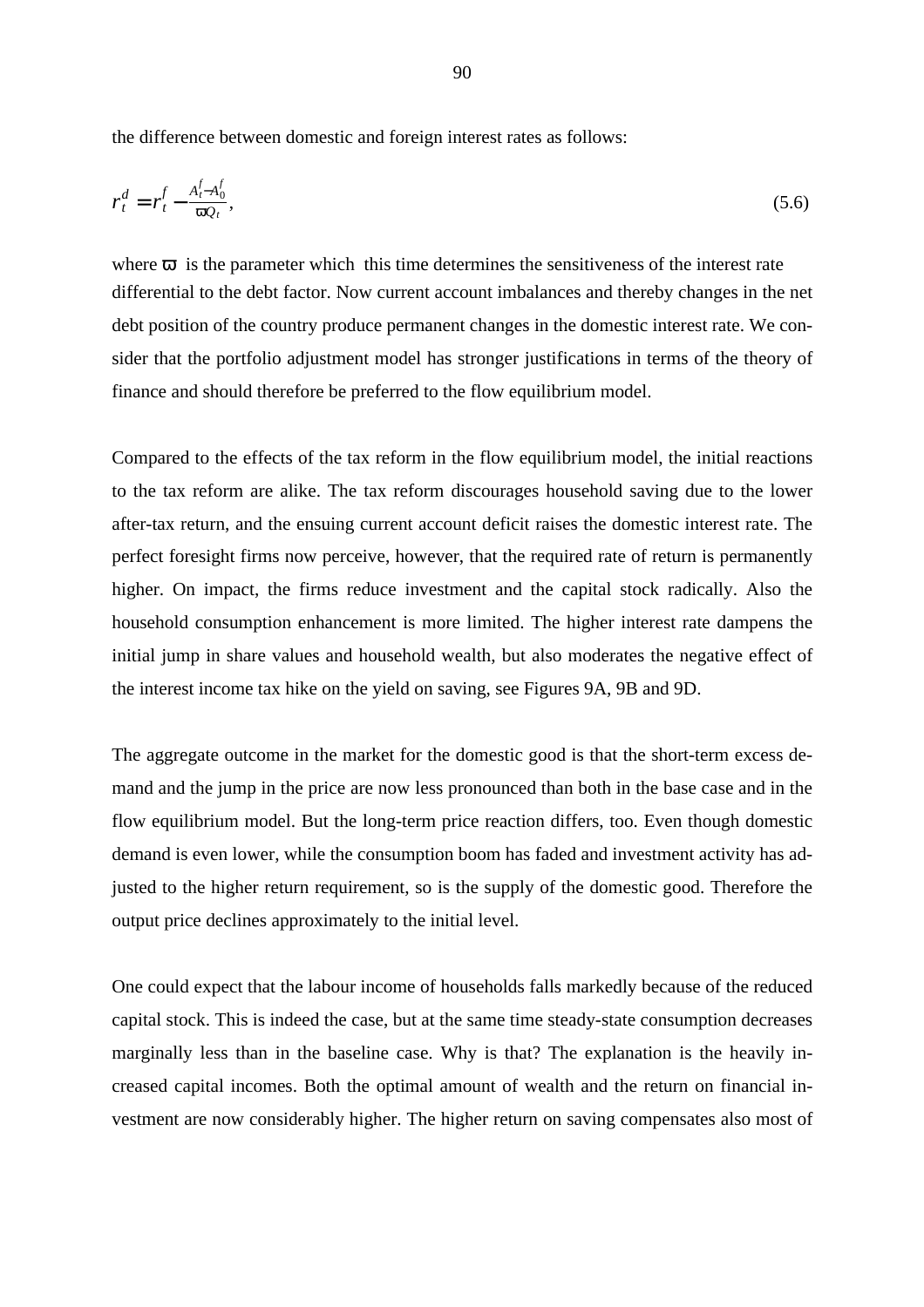the difference between domestic and foreign interest rates as follows:

$$r_t^d = r_t^f - \frac{A_t^f - A_0^f}{\varpi Q_t}, \tag{5.6}$$

where $\varpi$ is the parameter which this time determines the sensitiveness of the interest rate differential to the debt factor. Now current account imbalances and thereby changes in the net debt position of the country produce permanent changes in the domestic interest rate. We consider that the portfolio adjustment model has stronger justifications in terms of the theory of finance and should therefore be preferred to the flow equilibrium model.

Compared to the effects of the tax reform in the flow equilibrium model, the initial reactions to the tax reform are alike. The tax reform discourages household saving due to the lower after-tax return, and the ensuing current account deficit raises the domestic interest rate. The perfect foresight firms now perceive, however, that the required rate of return is permanently higher. On impact, the firms reduce investment and the capital stock radically. Also the household consumption enhancement is more limited. The higher interest rate dampens the initial jump in share values and household wealth, but also moderates the negative effect of the interest income tax hike on the yield on saving, see Figures 9A, 9B and 9D.

The aggregate outcome in the market for the domestic good is that the short-term excess demand and the jump in the price are now less pronounced than both in the base case and in the flow equilibrium model. But the long-term price reaction differs, too. Even though domestic demand is even lower, while the consumption boom has faded and investment activity has adjusted to the higher return requirement, so is the supply of the domestic good. Therefore the output price declines approximately to the initial level.

One could expect that the labour income of households falls markedly because of the reduced capital stock. This is indeed the case, but at the same time steady-state consumption decreases marginally less than in the baseline case. Why is that? The explanation is the heavily increased capital incomes. Both the optimal amount of wealth and the return on financial investment are now considerably higher. The higher return on saving compensates also most of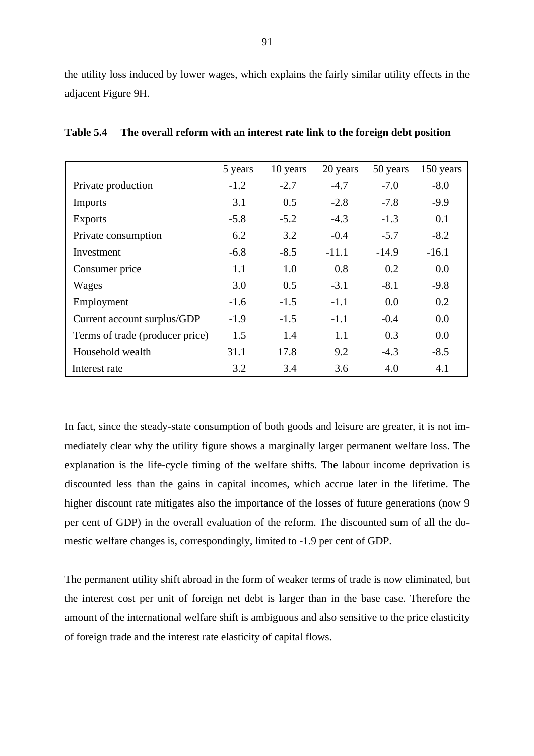the utility loss induced by lower wages, which explains the fairly similar utility effects in the adjacent Figure 9H.

**Table 5.4 The overall reform with an interest rate link to the foreign debt position**

| | 5 years | 10 years | 20 years | 50 years | 150 years |
|---|---|---|---|---|---|
| Private production | -1.2 | -2.7 | -4.7 | -7.0 | -8.0 |
| Imports | 3.1 | 0.5 | -2.8 | -7.8 | -9.9 |
| Exports | -5.8 | -5.2 | -4.3 | -1.3 | 0.1 |
| Private consumption | 6.2 | 3.2 | -0.4 | -5.7 | -8.2 |
| Investment | -6.8 | -8.5 | -11.1 | -14.9 | -16.1 |
| Consumer price | 1.1 | 1.0 | 0.8 | 0.2 | 0.0 |
| Wages | 3.0 | 0.5 | -3.1 | -8.1 | -9.8 |
| Employment | -1.6 | -1.5 | -1.1 | 0.0 | 0.2 |
| Current account surplus/GDP | -1.9 | -1.5 | -1.1 | -0.4 | 0.0 |
| Terms of trade (producer price) | 1.5 | 1.4 | 1.1 | 0.3 | 0.0 |
| Household wealth | 31.1 | 17.8 | 9.2 | -4.3 | -8.5 |
| Interest rate | 3.2 | 3.4 | 3.6 | 4.0 | 4.1 |

In fact, since the steady-state consumption of both goods and leisure are greater, it is not immediately clear why the utility figure shows a marginally larger permanent welfare loss. The explanation is the life-cycle timing of the welfare shifts. The labour income deprivation is discounted less than the gains in capital incomes, which accrue later in the lifetime. The higher discount rate mitigates also the importance of the losses of future generations (now 9 per cent of GDP) in the overall evaluation of the reform. The discounted sum of all the domestic welfare changes is, correspondingly, limited to -1.9 per cent of GDP.

The permanent utility shift abroad in the form of weaker terms of trade is now eliminated, but the interest cost per unit of foreign net debt is larger than in the base case. Therefore the amount of the international welfare shift is ambiguous and also sensitive to the price elasticity of foreign trade and the interest rate elasticity of capital flows.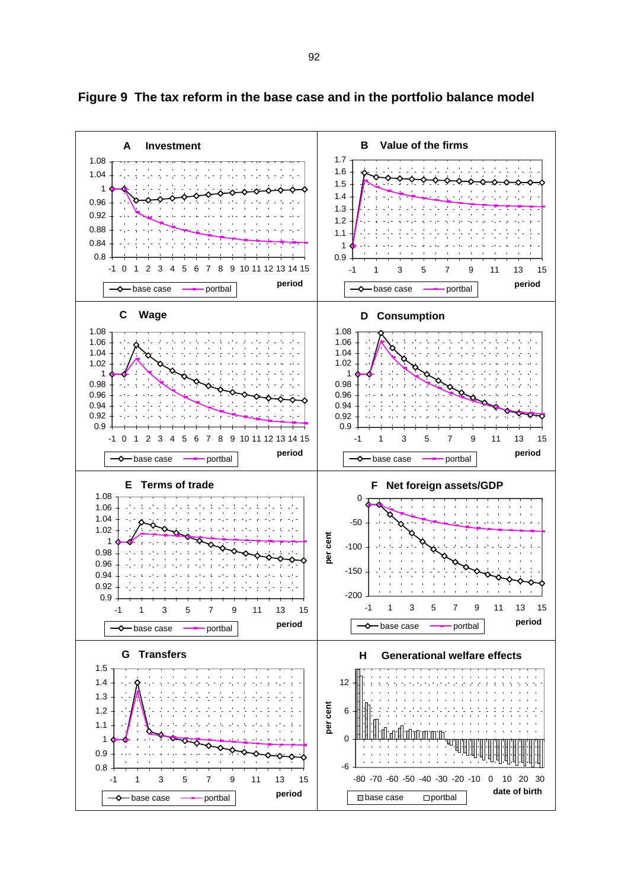**Figure 9 The tax reform in the base case and in the portfolio balance model**

**A Investment**

**B Value of the firms**

**C Wage**

**D Consumption**

**E Terms of trade**

**F Net foreign assets/GDP**

**G Transfers**

**H Generational welfare effects**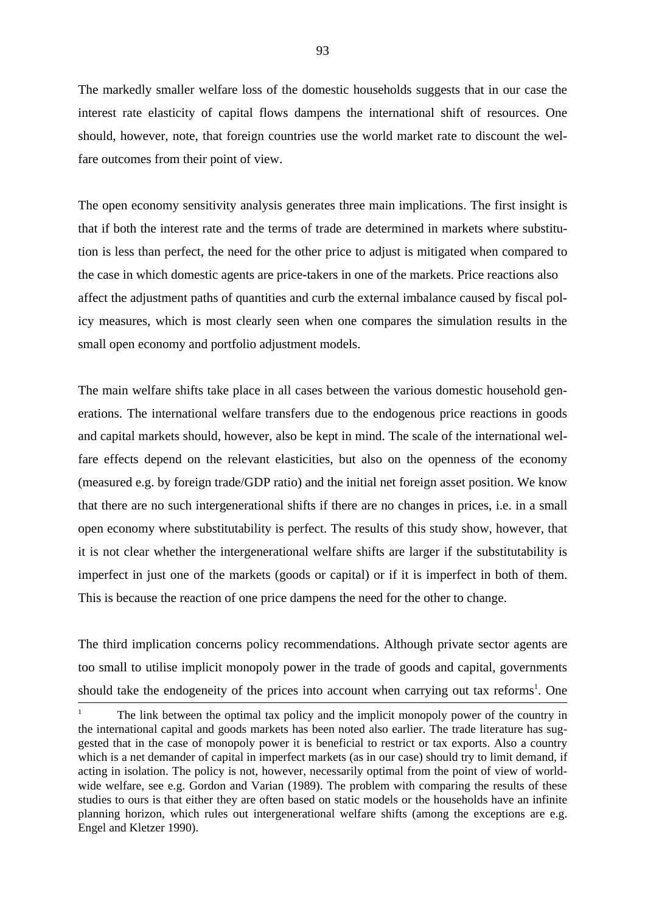The markedly smaller welfare loss of the domestic households suggests that in our case the interest rate elasticity of capital flows dampens the international shift of resources. One should, however, note, that foreign countries use the world market rate to discount the welfare outcomes from their point of view.

The open economy sensitivity analysis generates three main implications. The first insight is that if both the interest rate and the terms of trade are determined in markets where substitution is less than perfect, the need for the other price to adjust is mitigated when compared to the case in which domestic agents are price-takers in one of the markets. Price reactions also affect the adjustment paths of quantities and curb the external imbalance caused by fiscal policy measures, which is most clearly seen when one compares the simulation results in the small open economy and portfolio adjustment models.

The main welfare shifts take place in all cases between the various domestic household generations. The international welfare transfers due to the endogenous price reactions in goods and capital markets should, however, also be kept in mind. The scale of the international welfare effects depend on the relevant elasticities, but also on the openness of the economy (measured e.g. by foreign trade/GDP ratio) and the initial net foreign asset position. We know that there are no such intergenerational shifts if there are no changes in prices, i.e. in a small open economy where substitutability is perfect. The results of this study show, however, that it is not clear whether the intergenerational welfare shifts are larger if the substitutability is imperfect in just one of the markets (goods or capital) or if it is imperfect in both of them. This is because the reaction of one price dampens the need for the other to change.

The third implication concerns policy recommendations. Although private sector agents are too small to utilise implicit monopoly power in the trade of goods and capital, governments should take the endogeneity of the prices into account when carrying out tax reforms[1]. One

---

[1] The link between the optimal tax policy and the implicit monopoly power of the country in the international capital and goods markets has been noted also earlier. The trade literature has suggested that in the case of monopoly power it is beneficial to restrict or tax exports. Also a country which is a net demander of capital in imperfect markets (as in our case) should try to limit demand, if acting in isolation. The policy is not, however, necessarily optimal from the point of view of worldwide welfare, see e.g. Gordon and Varian (1989). The problem with comparing the results of these studies to ours is that either they are often based on static models or the households have an infinite planning horizon, which rules out intergenerational welfare shifts (among the exceptions are e.g. Engel and Kletzer 1990).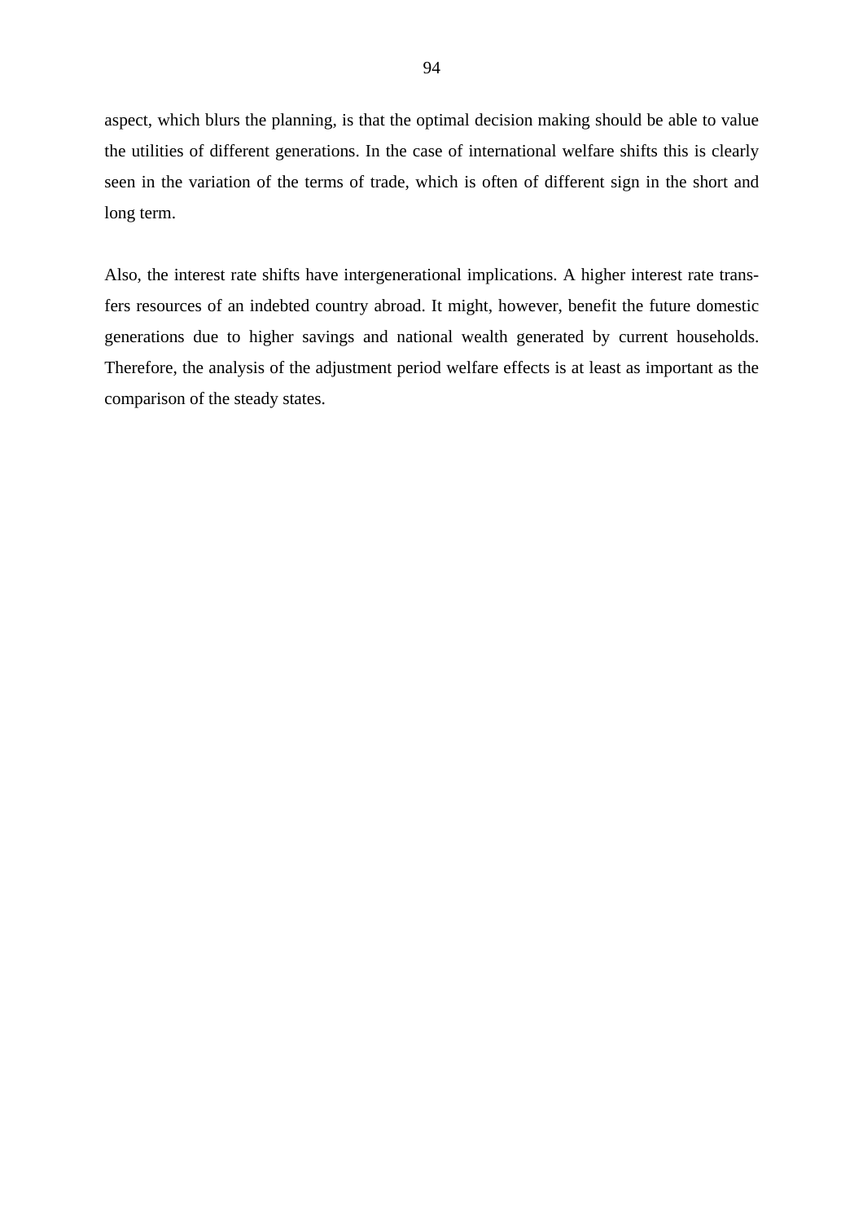aspect, which blurs the planning, is that the optimal decision making should be able to value the utilities of different generations. In the case of international welfare shifts this is clearly seen in the variation of the terms of trade, which is often of different sign in the short and long term.

Also, the interest rate shifts have intergenerational implications. A higher interest rate transfers resources of an indebted country abroad. It might, however, benefit the future domestic generations due to higher savings and national wealth generated by current households. Therefore, the analysis of the adjustment period welfare effects is at least as important as the comparison of the steady states.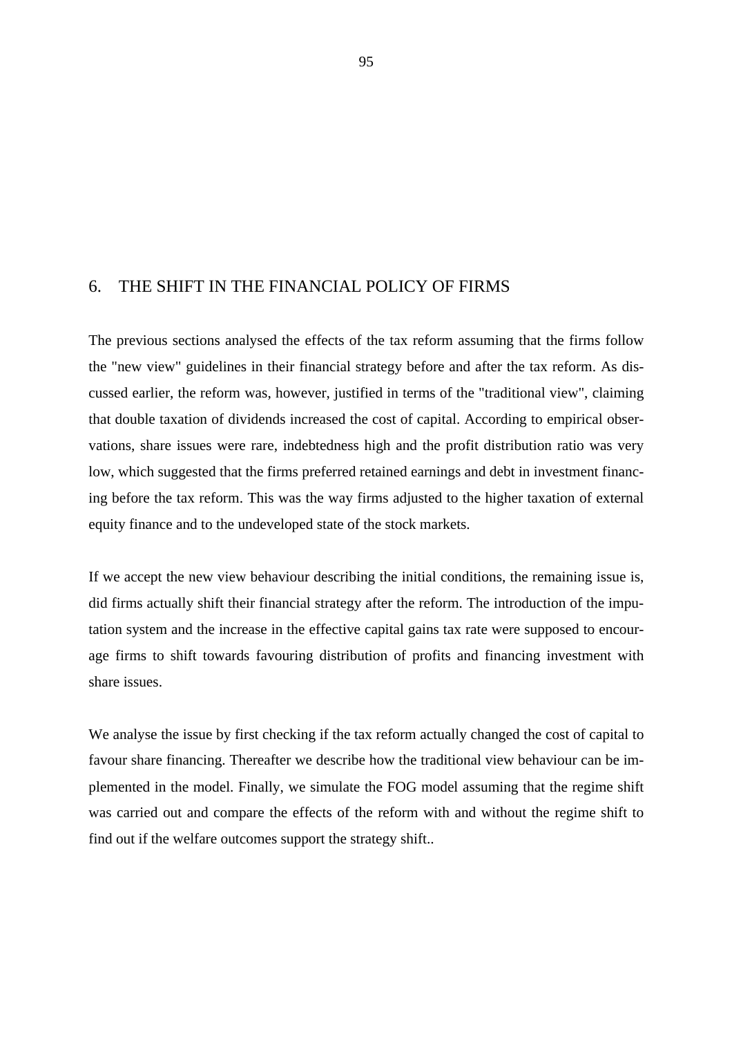# 6. THE SHIFT IN THE FINANCIAL POLICY OF FIRMS

The previous sections analysed the effects of the tax reform assuming that the firms follow the "new view" guidelines in their financial strategy before and after the tax reform. As discussed earlier, the reform was, however, justified in terms of the "traditional view", claiming that double taxation of dividends increased the cost of capital. According to empirical observations, share issues were rare, indebtedness high and the profit distribution ratio was very low, which suggested that the firms preferred retained earnings and debt in investment financing before the tax reform. This was the way firms adjusted to the higher taxation of external equity finance and to the undeveloped state of the stock markets.

If we accept the new view behaviour describing the initial conditions, the remaining issue is, did firms actually shift their financial strategy after the reform. The introduction of the imputation system and the increase in the effective capital gains tax rate were supposed to encourage firms to shift towards favouring distribution of profits and financing investment with share issues.

We analyse the issue by first checking if the tax reform actually changed the cost of capital to favour share financing. Thereafter we describe how the traditional view behaviour can be implemented in the model. Finally, we simulate the FOG model assuming that the regime shift was carried out and compare the effects of the reform with and without the regime shift to find out if the welfare outcomes support the strategy shift..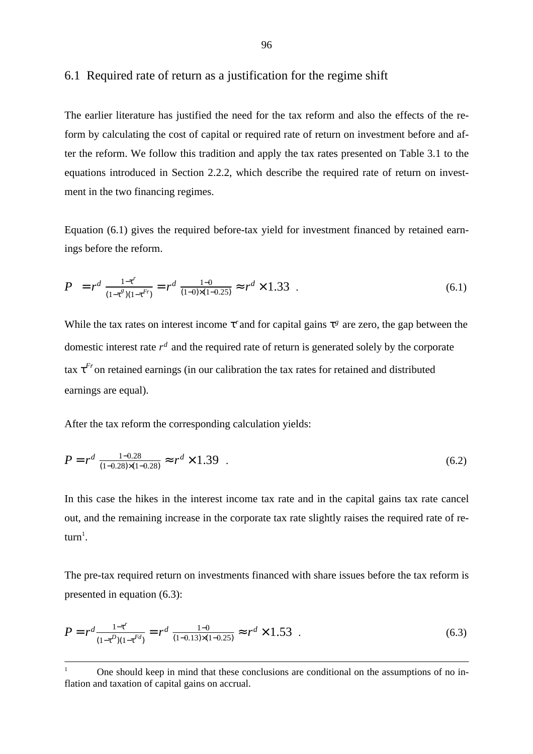## 6.1 Required rate of return as a justification for the regime shift

The earlier literature has justified the need for the tax reform and also the effects of the reform by calculating the cost of capital or required rate of return on investment before and after the reform. We follow this tradition and apply the tax rates presented on Table 3.1 to the equations introduced in Section 2.2.2, which describe the required rate of return on investment in the two financing regimes.

Equation (6.1) gives the required before-tax yield for investment financed by retained earnings before the reform.

$$P = r^d \frac{1-\tau^r}{(1-\tau^g)(1-\tau^{Fr})} = r^d \frac{1-0}{(1-0)\times(1-0.25)} \approx r^d \times 1.33 \quad . \tag{6.1}$$

While the tax rates on interest income $\tau^r$ and for capital gains $\tau^g$ are zero, the gap between the domestic interest rate $r^d$ and the required rate of return is generated solely by the corporate tax $\tau^{Fr}$ on retained earnings (in our calibration the tax rates for retained and distributed earnings are equal).

After the tax reform the corresponding calculation yields:

$$P = r^d \frac{1-0.28}{(1-0.28)\times(1-0.28)} \approx r^d \times 1.39 \quad . \tag{6.2}$$

In this case the hikes in the interest income tax rate and in the capital gains tax rate cancel out, and the remaining increase in the corporate tax rate slightly raises the required rate of return[1].

The pre-tax required return on investments financed with share issues before the tax reform is presented in equation (6.3):

$$P = r^d \frac{1-\tau^r}{(1-\tau^D)(1-\tau^{Fd})} = r^d \frac{1-0}{(1-0.13)\times(1-0.25)} \approx r^d \times 1.53 \quad . \tag{6.3}$$

---

[1] One should keep in mind that these conclusions are conditional on the assumptions of no inflation and taxation of capital gains on accrual.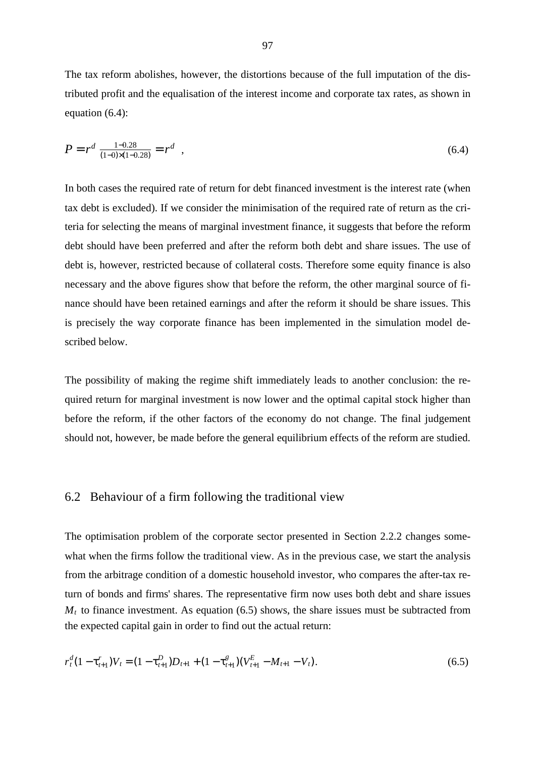The tax reform abolishes, however, the distortions because of the full imputation of the distributed profit and the equalisation of the interest income and corporate tax rates, as shown in equation (6.4):

$$P = r^d \, \frac{1-0.28}{(1-0)\times(1-0.28)} = r^d \quad , \tag{6.4}$$

In both cases the required rate of return for debt financed investment is the interest rate (when tax debt is excluded). If we consider the minimisation of the required rate of return as the criteria for selecting the means of marginal investment finance, it suggests that before the reform debt should have been preferred and after the reform both debt and share issues. The use of debt is, however, restricted because of collateral costs. Therefore some equity finance is also necessary and the above figures show that before the reform, the other marginal source of finance should have been retained earnings and after the reform it should be share issues. This is precisely the way corporate finance has been implemented in the simulation model described below.

The possibility of making the regime shift immediately leads to another conclusion: the required return for marginal investment is now lower and the optimal capital stock higher than before the reform, if the other factors of the economy do not change. The final judgement should not, however, be made before the general equilibrium effects of the reform are studied.

## 6.2 Behaviour of a firm following the traditional view

The optimisation problem of the corporate sector presented in Section 2.2.2 changes somewhat when the firms follow the traditional view. As in the previous case, we start the analysis from the arbitrage condition of a domestic household investor, who compares the after-tax return of bonds and firms' shares. The representative firm now uses both debt and share issues $M_t$ to finance investment. As equation (6.5) shows, the share issues must be subtracted from the expected capital gain in order to find out the actual return:

$$r_t^d(1-\tau_{t+1}^r)V_t = (1-\tau_{t+1}^D)D_{t+1} + (1-\tau_{t+1}^g)(V_{t+1}^E - M_{t+1} - V_t). \tag{6.5}$$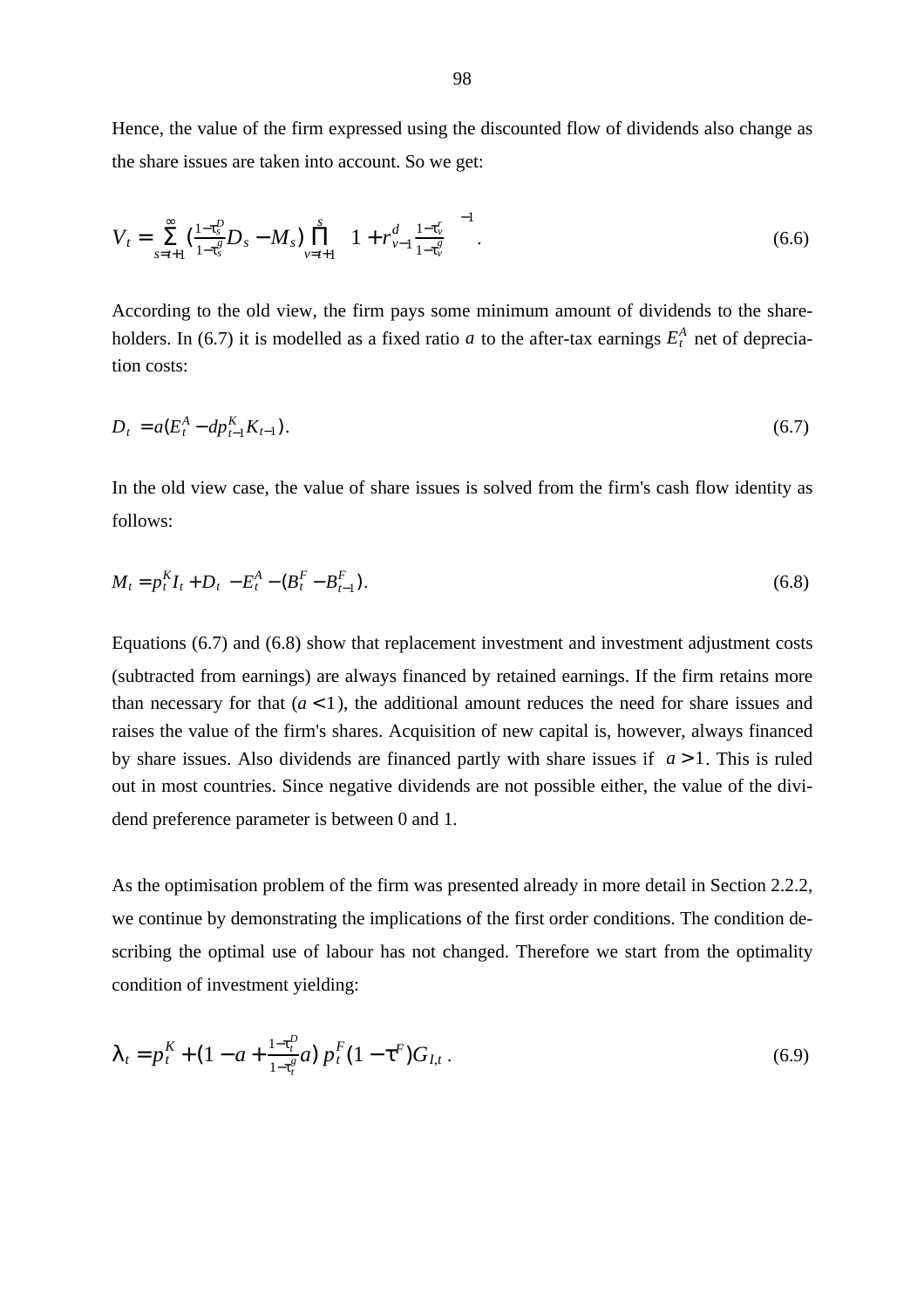Hence, the value of the firm expressed using the discounted flow of dividends also change as the share issues are taken into account. So we get:

$$V_t = \sum_{s=t+1}^{\infty} \left(\frac{1-\tau_s^D}{1-\tau_s^g} D_s - M_s\right) \prod_{v=t+1}^{s} \left(1 + r_{v-1}^d \frac{1-\tau_v^r}{1-\tau_v^g}\right)^{-1}. \tag{6.6}$$

According to the old view, the firm pays some minimum amount of dividends to the shareholders. In (6.7) it is modelled as a fixed ratio $a$ to the after-tax earnings $E_t^A$ net of depreciation costs:

$$D_t = a(E_t^A - dp_{t-1}^K K_{t-1}). \tag{6.7}$$

In the old view case, the value of share issues is solved from the firm's cash flow identity as follows:

$$M_t = p_t^K I_t + D_t - E_t^A - (B_t^F - B_{t-1}^F). \tag{6.8}$$

Equations (6.7) and (6.8) show that replacement investment and investment adjustment costs (subtracted from earnings) are always financed by retained earnings. If the firm retains more than necessary for that ($a < 1$), the additional amount reduces the need for share issues and raises the value of the firm's shares. Acquisition of new capital is, however, always financed by share issues. Also dividends are financed partly with share issues if $a > 1$. This is ruled out in most countries. Since negative dividends are not possible either, the value of the dividend preference parameter is between 0 and 1.

As the optimisation problem of the firm was presented already in more detail in Section 2.2.2, we continue by demonstrating the implications of the first order conditions. The condition describing the optimal use of labour has not changed. Therefore we start from the optimality condition of investment yielding:

$$\lambda_t = p_t^K + \left(1 - a + \frac{1-\tau_t^D}{1-\tau_t^g} a\right) p_t^F (1 - \tau^F) G_{I,t}\,. \tag{6.9}$$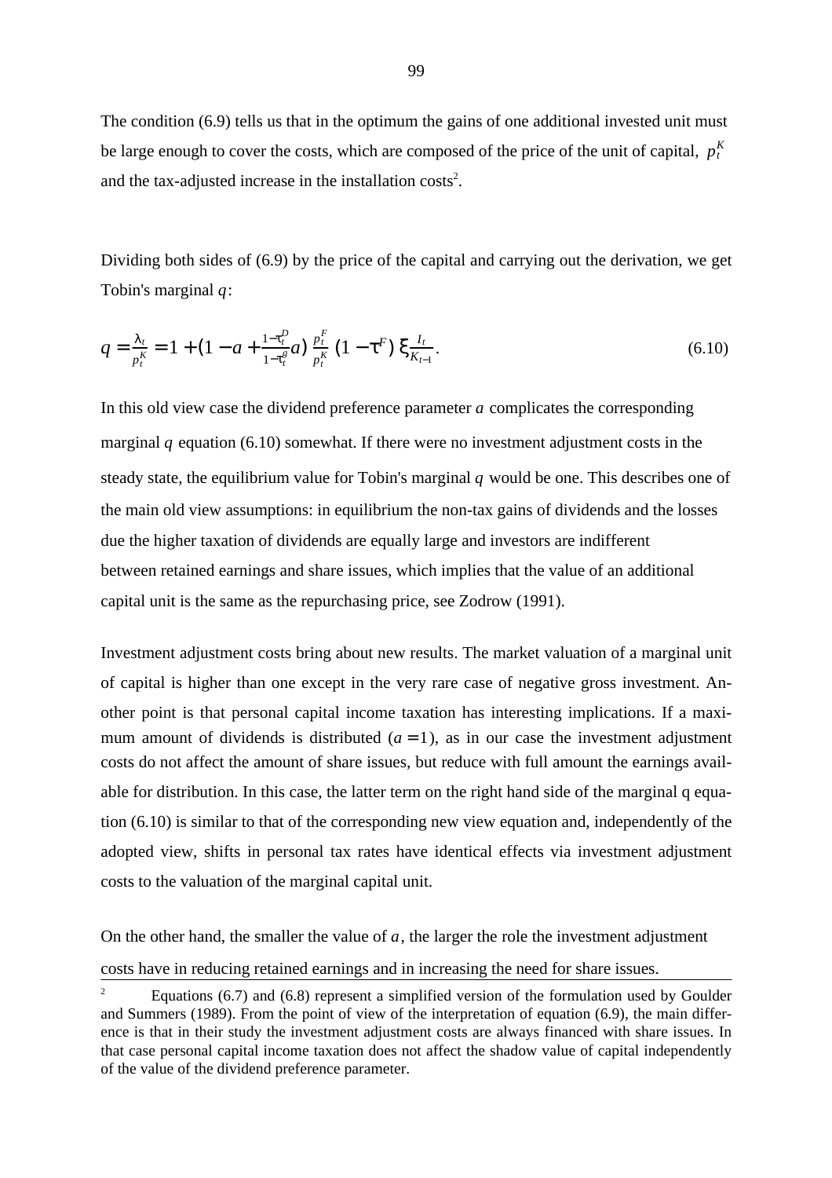The condition (6.9) tells us that in the optimum the gains of one additional invested unit must be large enough to cover the costs, which are composed of the price of the unit of capital, $p_t^K$ and the tax-adjusted increase in the installation costs[2].

Dividing both sides of (6.9) by the price of the capital and carrying out the derivation, we get Tobin's marginal $q$:

$$q = \frac{\lambda_t}{p_t^K} = 1 + \left(1 - a + \frac{1-\tau_t^D}{1-\tau_t^g} a\right) \frac{p_t^F}{p_t^K} \left(1 - \tau^F\right) \xi \frac{I_t}{K_{t-1}}. \tag{6.10}$$

In this old view case the dividend preference parameter $a$ complicates the corresponding marginal $q$ equation (6.10) somewhat. If there were no investment adjustment costs in the steady state, the equilibrium value for Tobin's marginal $q$ would be one. This describes one of the main old view assumptions: in equilibrium the non-tax gains of dividends and the losses due the higher taxation of dividends are equally large and investors are indifferent between retained earnings and share issues, which implies that the value of an additional capital unit is the same as the repurchasing price, see Zodrow (1991).

Investment adjustment costs bring about new results. The market valuation of a marginal unit of capital is higher than one except in the very rare case of negative gross investment. Another point is that personal capital income taxation has interesting implications. If a maximum amount of dividends is distributed ($a = 1$), as in our case the investment adjustment costs do not affect the amount of share issues, but reduce with full amount the earnings available for distribution. In this case, the latter term on the right hand side of the marginal q equation (6.10) is similar to that of the corresponding new view equation and, independently of the adopted view, shifts in personal tax rates have identical effects via investment adjustment costs to the valuation of the marginal capital unit.

On the other hand, the smaller the value of $a$, the larger the role the investment adjustment costs have in reducing retained earnings and in increasing the need for share issues.

---

[2] Equations (6.7) and (6.8) represent a simplified version of the formulation used by Goulder and Summers (1989). From the point of view of the interpretation of equation (6.9), the main difference is that in their study the investment adjustment costs are always financed with share issues. In that case personal capital income taxation does not affect the shadow value of capital independently of the value of the dividend preference parameter.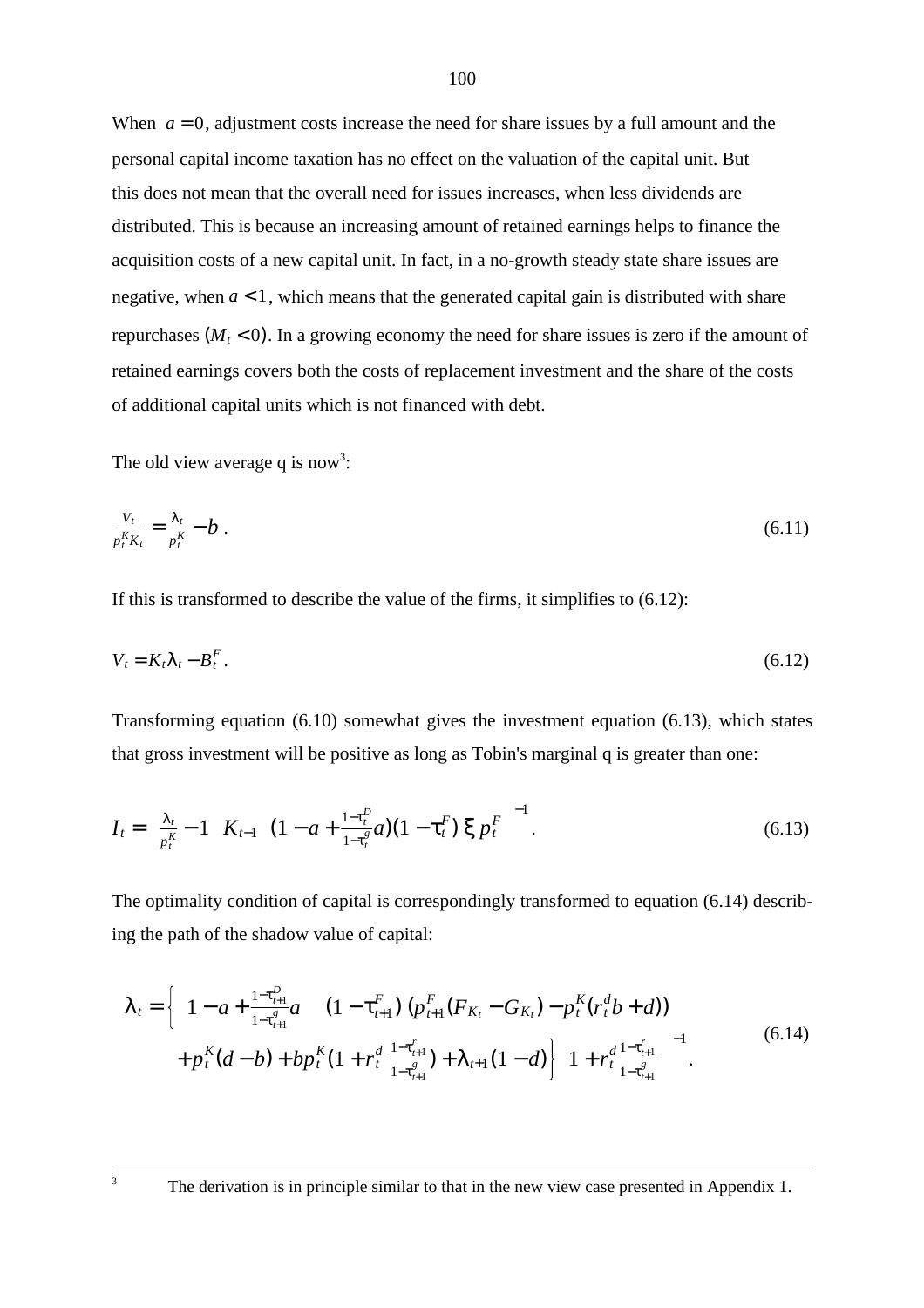When $a = 0$, adjustment costs increase the need for share issues by a full amount and the personal capital income taxation has no effect on the valuation of the capital unit. But this does not mean that the overall need for issues increases, when less dividends are distributed. This is because an increasing amount of retained earnings helps to finance the acquisition costs of a new capital unit. In fact, in a no-growth steady state share issues are negative, when $a < 1$, which means that the generated capital gain is distributed with share repurchases $(M_t < 0)$. In a growing economy the need for share issues is zero if the amount of retained earnings covers both the costs of replacement investment and the share of the costs of additional capital units which is not financed with debt.

The old view average q is now[3]:

$$\frac{V_t}{p_t^K K_t} = \frac{\lambda_t}{p_t^K} - b \,. \tag{6.11}$$

If this is transformed to describe the value of the firms, it simplifies to (6.12):

$$V_t = K_t \lambda_t - B_t^F \,. \tag{6.12}$$

Transforming equation (6.10) somewhat gives the investment equation (6.13), which states that gross investment will be positive as long as Tobin's marginal q is greater than one:

$$I_t = \left(\frac{\lambda_t}{p_t^K} - 1\right) K_{t-1} \left[\left(1 - a + \frac{1-\tau_t^D}{1-\tau_t^g} a\right)(1-\tau_t^F)\, \xi\, p_t^F\right]^{-1} . \tag{6.13}$$

The optimality condition of capital is correspondingly transformed to equation (6.14) describing the path of the shadow value of capital:

$$\begin{aligned} \lambda_t = \Bigg\{ & \left(1 - a + \frac{1-\tau_{t+1}^D}{1-\tau_{t+1}^g} a\right)(1-\tau_{t+1}^F)\left(p_{t+1}^F (F_{K_t} - G_{K_t}) - p_t^K (r_t^d b + d)\right) \\ & + p_t^K (d - b) + b p_t^K \left(1 + r_t^d \frac{1-\tau_{t+1}^r}{1-\tau_{t+1}^g}\right) + \lambda_{t+1}(1-d) \Bigg\} \left(1 + r_t^d \frac{1-\tau_{t+1}^r}{1-\tau_{t+1}^g}\right)^{-1} . \end{aligned} \tag{6.14}$$

---

[3] The derivation is in principle similar to that in the new view case presented in Appendix 1.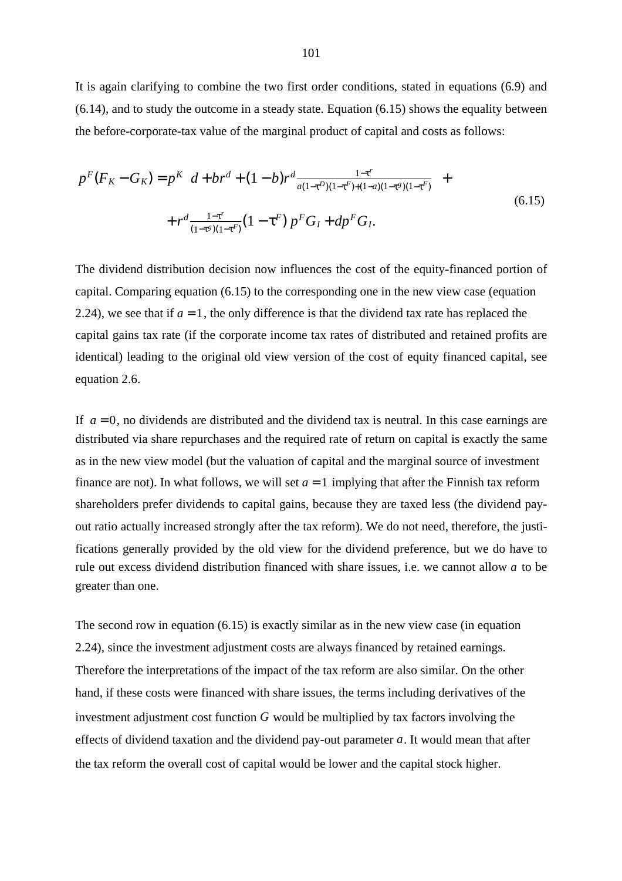It is again clarifying to combine the two first order conditions, stated in equations (6.9) and (6.14), and to study the outcome in a steady state. Equation (6.15) shows the equality between the before-corporate-tax value of the marginal product of capital and costs as follows:

$$
\begin{aligned}
p^F(F_K - G_K) = p^K \Bigg( d + br^d + (1-b)r^d \frac{1-\tau^r}{a(1-\tau^D)(1-\tau^F) + (1-a)(1-\tau^g)(1-\tau^F)} \Bigg) + \\
+ r^d \frac{1-\tau^r}{(1-\tau^g)(1-\tau^F)}(1-\tau^F)\, p^F G_I + dp^F G_I.
\end{aligned}
\tag{6.15}
$$

The dividend distribution decision now influences the cost of the equity-financed portion of capital. Comparing equation (6.15) to the corresponding one in the new view case (equation 2.24), we see that if $a = 1$, the only difference is that the dividend tax rate has replaced the capital gains tax rate (if the corporate income tax rates of distributed and retained profits are identical) leading to the original old view version of the cost of equity financed capital, see equation 2.6.

If $a = 0$, no dividends are distributed and the dividend tax is neutral. In this case earnings are distributed via share repurchases and the required rate of return on capital is exactly the same as in the new view model (but the valuation of capital and the marginal source of investment finance are not). In what follows, we will set $a = 1$ implying that after the Finnish tax reform shareholders prefer dividends to capital gains, because they are taxed less (the dividend pay-out ratio actually increased strongly after the tax reform). We do not need, therefore, the justifications generally provided by the old view for the dividend preference, but we do have to rule out excess dividend distribution financed with share issues, i.e. we cannot allow $a$ to be greater than one.

The second row in equation (6.15) is exactly similar as in the new view case (in equation 2.24), since the investment adjustment costs are always financed by retained earnings. Therefore the interpretations of the impact of the tax reform are also similar. On the other hand, if these costs were financed with share issues, the terms including derivatives of the investment adjustment cost function $G$ would be multiplied by tax factors involving the effects of dividend taxation and the dividend pay-out parameter $a$. It would mean that after the tax reform the overall cost of capital would be lower and the capital stock higher.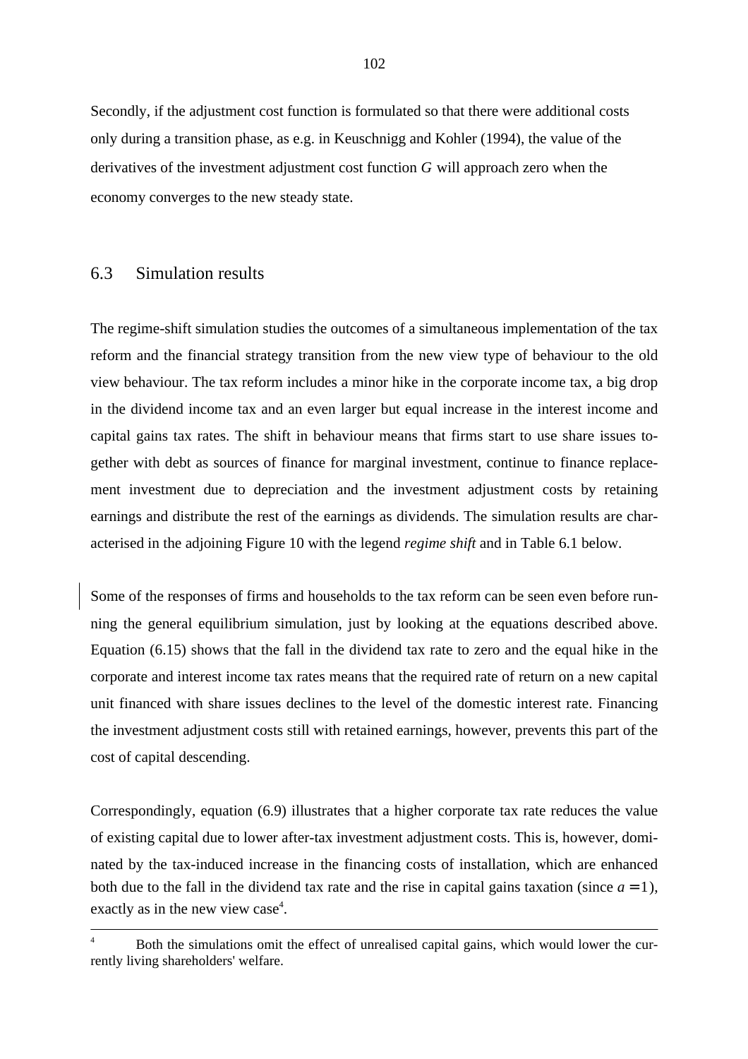Secondly, if the adjustment cost function is formulated so that there were additional costs only during a transition phase, as e.g. in Keuschnigg and Kohler (1994), the value of the derivatives of the investment adjustment cost function $G$ will approach zero when the economy converges to the new steady state.

## 6.3 Simulation results

The regime-shift simulation studies the outcomes of a simultaneous implementation of the tax reform and the financial strategy transition from the new view type of behaviour to the old view behaviour. The tax reform includes a minor hike in the corporate income tax, a big drop in the dividend income tax and an even larger but equal increase in the interest income and capital gains tax rates. The shift in behaviour means that firms start to use share issues together with debt as sources of finance for marginal investment, continue to finance replacement investment due to depreciation and the investment adjustment costs by retaining earnings and distribute the rest of the earnings as dividends. The simulation results are characterised in the adjoining Figure 10 with the legend *regime shift* and in Table 6.1 below.

Some of the responses of firms and households to the tax reform can be seen even before running the general equilibrium simulation, just by looking at the equations described above. Equation (6.15) shows that the fall in the dividend tax rate to zero and the equal hike in the corporate and interest income tax rates means that the required rate of return on a new capital unit financed with share issues declines to the level of the domestic interest rate. Financing the investment adjustment costs still with retained earnings, however, prevents this part of the cost of capital descending.

Correspondingly, equation (6.9) illustrates that a higher corporate tax rate reduces the value of existing capital due to lower after-tax investment adjustment costs. This is, however, dominated by the tax-induced increase in the financing costs of installation, which are enhanced both due to the fall in the dividend tax rate and the rise in capital gains taxation (since $a = 1$), exactly as in the new view case[4].

---

[4] Both the simulations omit the effect of unrealised capital gains, which would lower the currently living shareholders' welfare.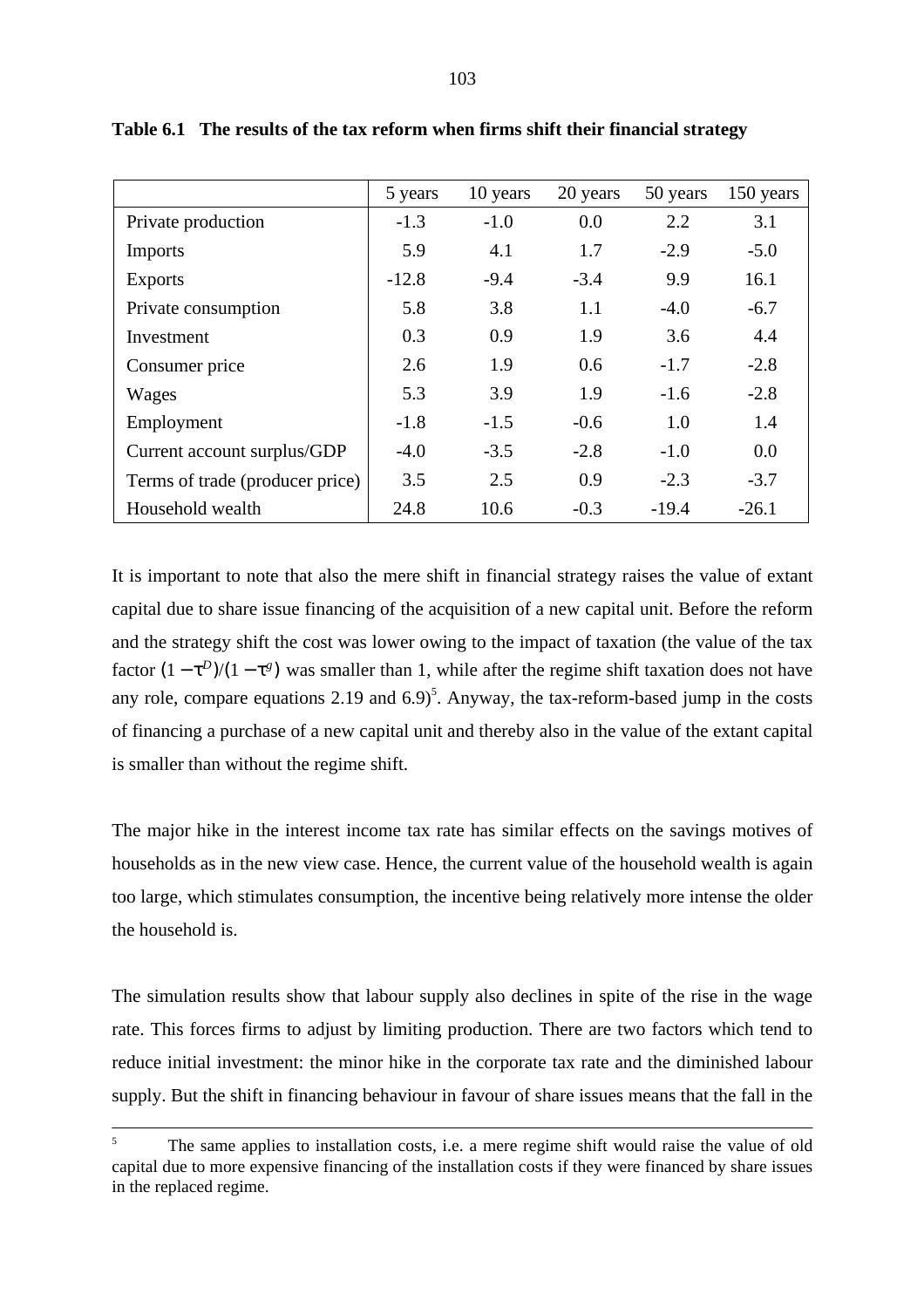**Table 6.1 The results of the tax reform when firms shift their financial strategy**

| | 5 years | 10 years | 20 years | 50 years | 150 years |
|---|---|---|---|---|---|
| Private production | -1.3 | -1.0 | 0.0 | 2.2 | 3.1 |
| Imports | 5.9 | 4.1 | 1.7 | -2.9 | -5.0 |
| Exports | -12.8 | -9.4 | -3.4 | 9.9 | 16.1 |
| Private consumption | 5.8 | 3.8 | 1.1 | -4.0 | -6.7 |
| Investment | 0.3 | 0.9 | 1.9 | 3.6 | 4.4 |
| Consumer price | 2.6 | 1.9 | 0.6 | -1.7 | -2.8 |
| Wages | 5.3 | 3.9 | 1.9 | -1.6 | -2.8 |
| Employment | -1.8 | -1.5 | -0.6 | 1.0 | 1.4 |
| Current account surplus/GDP | -4.0 | -3.5 | -2.8 | -1.0 | 0.0 |
| Terms of trade (producer price) | 3.5 | 2.5 | 0.9 | -2.3 | -3.7 |
| Household wealth | 24.8 | 10.6 | -0.3 | -19.4 | -26.1 |

It is important to note that also the mere shift in financial strategy raises the value of extant capital due to share issue financing of the acquisition of a new capital unit. Before the reform and the strategy shift the cost was lower owing to the impact of taxation (the value of the tax factor $(1-\tau^D)/(1-\tau^g)$ was smaller than 1, while after the regime shift taxation does not have any role, compare equations 2.19 and 6.9)[5]. Anyway, the tax-reform-based jump in the costs of financing a purchase of a new capital unit and thereby also in the value of the extant capital is smaller than without the regime shift.

The major hike in the interest income tax rate has similar effects on the savings motives of households as in the new view case. Hence, the current value of the household wealth is again too large, which stimulates consumption, the incentive being relatively more intense the older the household is.

The simulation results show that labour supply also declines in spite of the rise in the wage rate. This forces firms to adjust by limiting production. There are two factors which tend to reduce initial investment: the minor hike in the corporate tax rate and the diminished labour supply. But the shift in financing behaviour in favour of share issues means that the fall in the

---

[5] The same applies to installation costs, i.e. a mere regime shift would raise the value of old capital due to more expensive financing of the installation costs if they were financed by share issues in the replaced regime.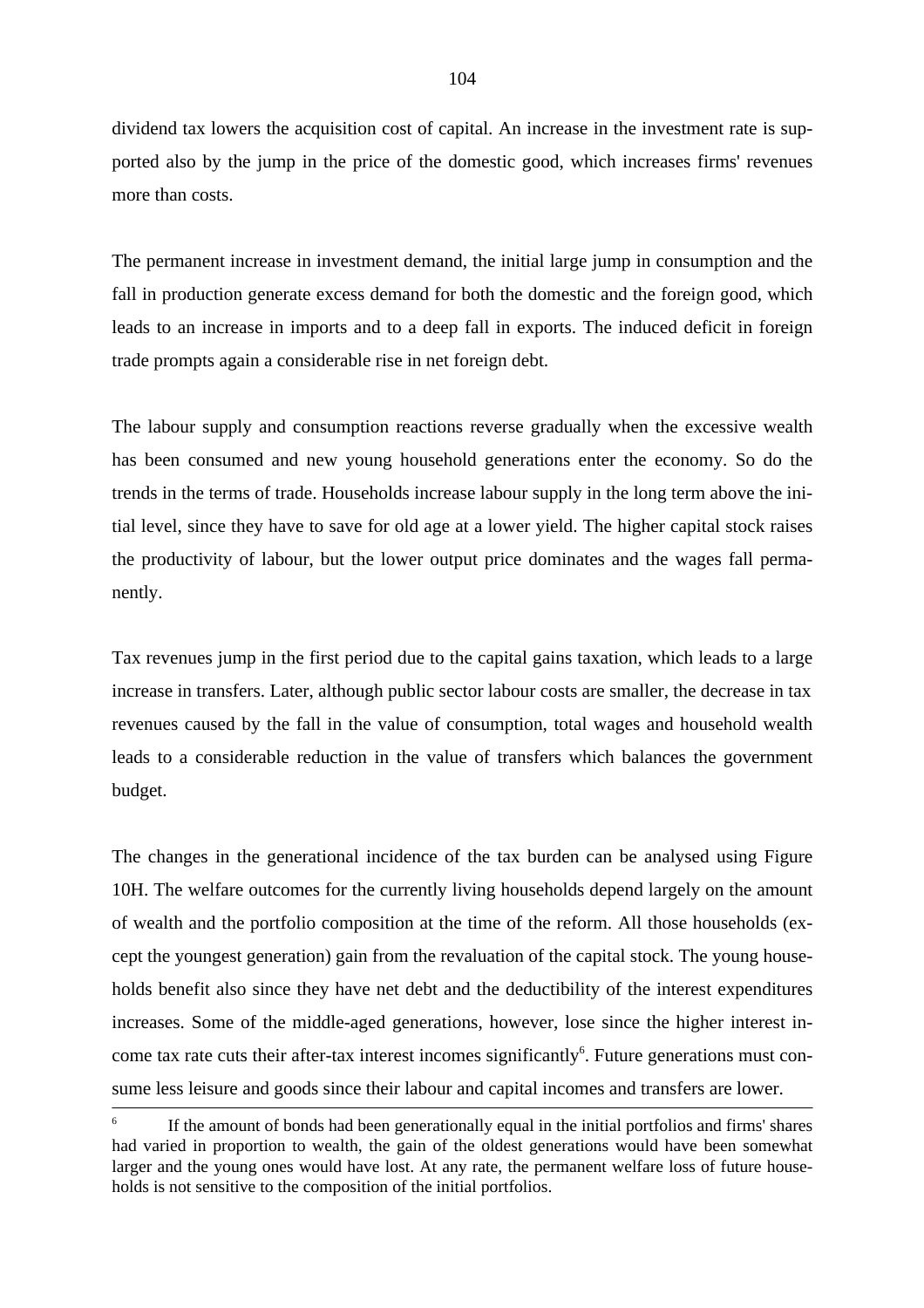dividend tax lowers the acquisition cost of capital. An increase in the investment rate is supported also by the jump in the price of the domestic good, which increases firms' revenues more than costs.

The permanent increase in investment demand, the initial large jump in consumption and the fall in production generate excess demand for both the domestic and the foreign good, which leads to an increase in imports and to a deep fall in exports. The induced deficit in foreign trade prompts again a considerable rise in net foreign debt.

The labour supply and consumption reactions reverse gradually when the excessive wealth has been consumed and new young household generations enter the economy. So do the trends in the terms of trade. Households increase labour supply in the long term above the initial level, since they have to save for old age at a lower yield. The higher capital stock raises the productivity of labour, but the lower output price dominates and the wages fall permanently.

Tax revenues jump in the first period due to the capital gains taxation, which leads to a large increase in transfers. Later, although public sector labour costs are smaller, the decrease in tax revenues caused by the fall in the value of consumption, total wages and household wealth leads to a considerable reduction in the value of transfers which balances the government budget.

The changes in the generational incidence of the tax burden can be analysed using Figure 10H. The welfare outcomes for the currently living households depend largely on the amount of wealth and the portfolio composition at the time of the reform. All those households (except the youngest generation) gain from the revaluation of the capital stock. The young households benefit also since they have net debt and the deductibility of the interest expenditures increases. Some of the middle-aged generations, however, lose since the higher interest income tax rate cuts their after-tax interest incomes significantly[6]. Future generations must consume less leisure and goods since their labour and capital incomes and transfers are lower.

---

[6] If the amount of bonds had been generationally equal in the initial portfolios and firms' shares had varied in proportion to wealth, the gain of the oldest generations would have been somewhat larger and the young ones would have lost. At any rate, the permanent welfare loss of future households is not sensitive to the composition of the initial portfolios.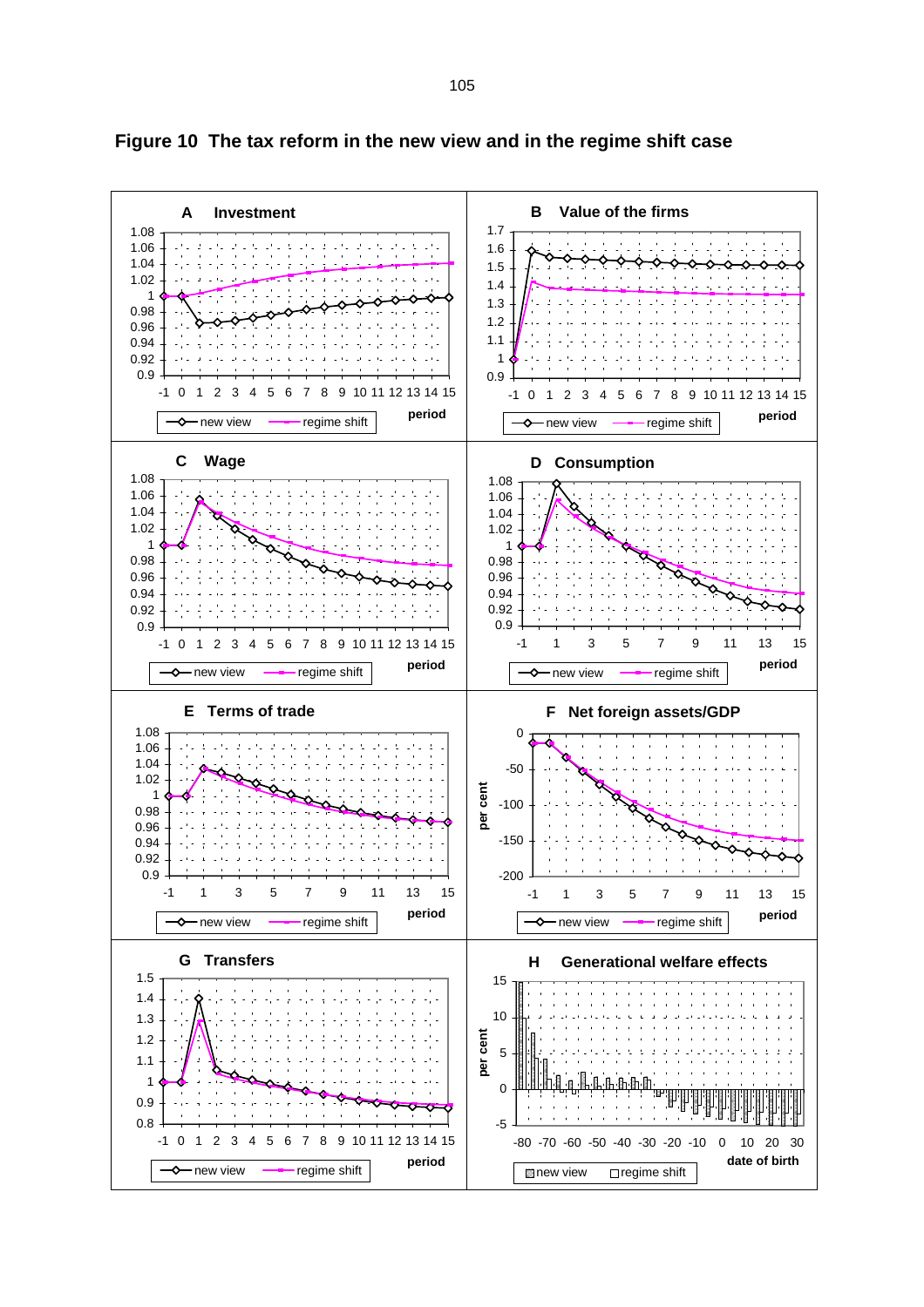**Figure 10 The tax reform in the new view and in the regime shift case**

**A Investment**

**B Value of the firms**

**C Wage**

**D Consumption**

**E Terms of trade**

**F Net foreign assets/GDP**

**G Transfers**

**H Generational welfare effects**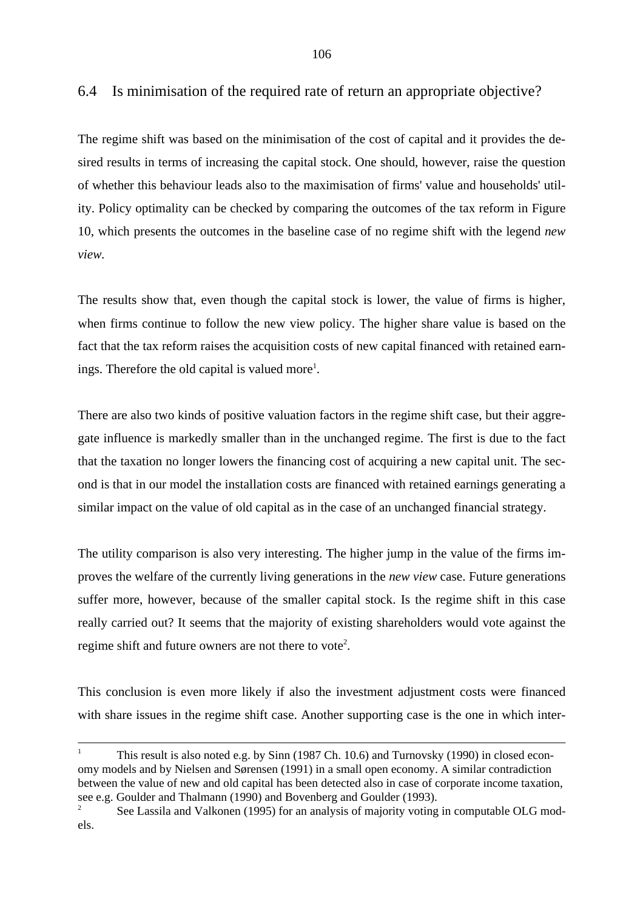## 6.4 Is minimisation of the required rate of return an appropriate objective?

The regime shift was based on the minimisation of the cost of capital and it provides the desired results in terms of increasing the capital stock. One should, however, raise the question of whether this behaviour leads also to the maximisation of firms' value and households' utility. Policy optimality can be checked by comparing the outcomes of the tax reform in Figure 10, which presents the outcomes in the baseline case of no regime shift with the legend *new view*.

The results show that, even though the capital stock is lower, the value of firms is higher, when firms continue to follow the new view policy. The higher share value is based on the fact that the tax reform raises the acquisition costs of new capital financed with retained earnings. Therefore the old capital is valued more[1].

There are also two kinds of positive valuation factors in the regime shift case, but their aggregate influence is markedly smaller than in the unchanged regime. The first is due to the fact that the taxation no longer lowers the financing cost of acquiring a new capital unit. The second is that in our model the installation costs are financed with retained earnings generating a similar impact on the value of old capital as in the case of an unchanged financial strategy.

The utility comparison is also very interesting. The higher jump in the value of the firms improves the welfare of the currently living generations in the *new view* case. Future generations suffer more, however, because of the smaller capital stock. Is the regime shift in this case really carried out? It seems that the majority of existing shareholders would vote against the regime shift and future owners are not there to vote[2].

This conclusion is even more likely if also the investment adjustment costs were financed with share issues in the regime shift case. Another supporting case is the one in which inter-

---

[1] This result is also noted e.g. by Sinn (1987 Ch. 10.6) and Turnovsky (1990) in closed economy models and by Nielsen and Sørensen (1991) in a small open economy. A similar contradiction between the value of new and old capital has been detected also in case of corporate income taxation, see e.g. Goulder and Thalmann (1990) and Bovenberg and Goulder (1993).

[2] See Lassila and Valkonen (1995) for an analysis of majority voting in computable OLG models.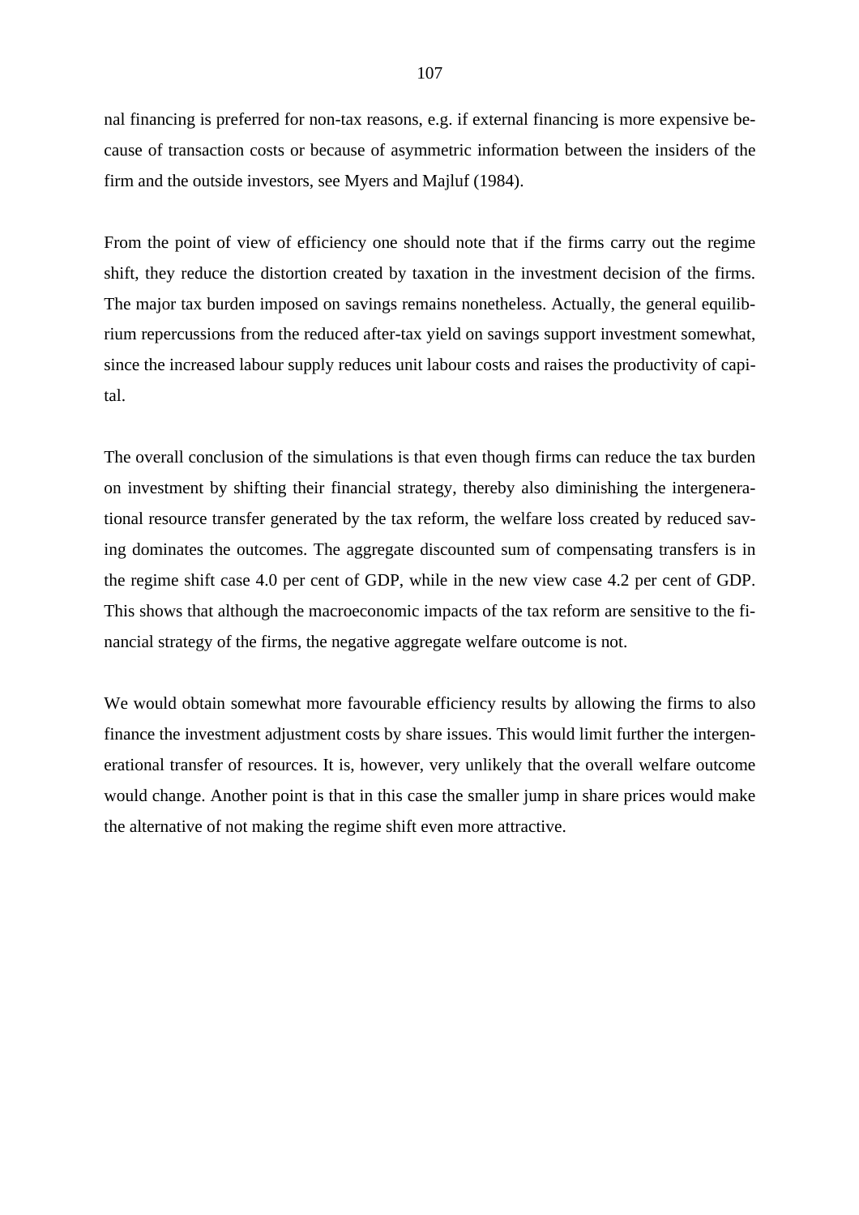nal financing is preferred for non-tax reasons, e.g. if external financing is more expensive because of transaction costs or because of asymmetric information between the insiders of the firm and the outside investors, see Myers and Majluf (1984).

From the point of view of efficiency one should note that if the firms carry out the regime shift, they reduce the distortion created by taxation in the investment decision of the firms. The major tax burden imposed on savings remains nonetheless. Actually, the general equilibrium repercussions from the reduced after-tax yield on savings support investment somewhat, since the increased labour supply reduces unit labour costs and raises the productivity of capital.

The overall conclusion of the simulations is that even though firms can reduce the tax burden on investment by shifting their financial strategy, thereby also diminishing the intergenerational resource transfer generated by the tax reform, the welfare loss created by reduced saving dominates the outcomes. The aggregate discounted sum of compensating transfers is in the regime shift case 4.0 per cent of GDP, while in the new view case 4.2 per cent of GDP. This shows that although the macroeconomic impacts of the tax reform are sensitive to the financial strategy of the firms, the negative aggregate welfare outcome is not.

We would obtain somewhat more favourable efficiency results by allowing the firms to also finance the investment adjustment costs by share issues. This would limit further the intergenerational transfer of resources. It is, however, very unlikely that the overall welfare outcome would change. Another point is that in this case the smaller jump in share prices would make the alternative of not making the regime shift even more attractive.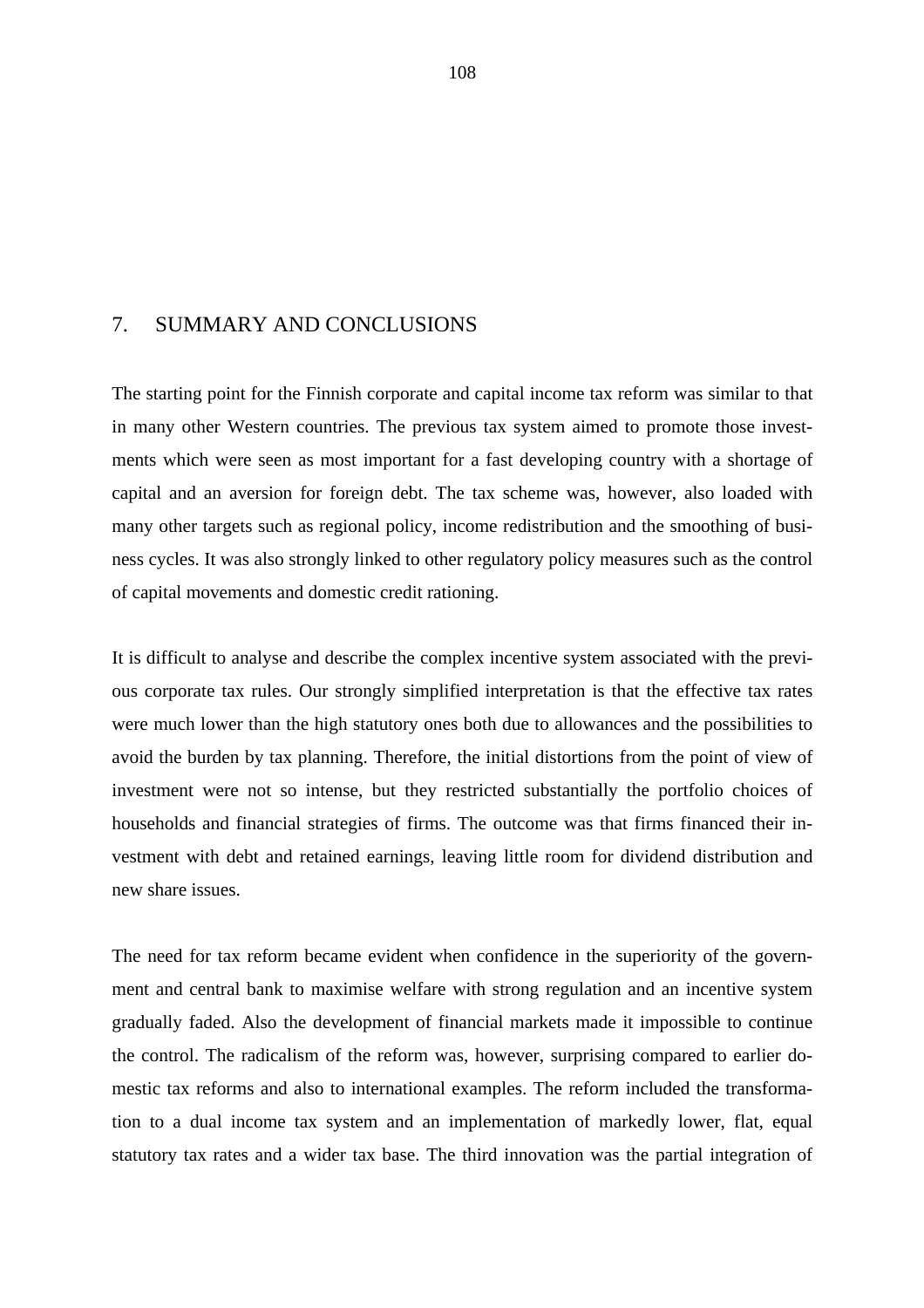# 7. SUMMARY AND CONCLUSIONS

The starting point for the Finnish corporate and capital income tax reform was similar to that in many other Western countries. The previous tax system aimed to promote those investments which were seen as most important for a fast developing country with a shortage of capital and an aversion for foreign debt. The tax scheme was, however, also loaded with many other targets such as regional policy, income redistribution and the smoothing of business cycles. It was also strongly linked to other regulatory policy measures such as the control of capital movements and domestic credit rationing.

It is difficult to analyse and describe the complex incentive system associated with the previous corporate tax rules. Our strongly simplified interpretation is that the effective tax rates were much lower than the high statutory ones both due to allowances and the possibilities to avoid the burden by tax planning. Therefore, the initial distortions from the point of view of investment were not so intense, but they restricted substantially the portfolio choices of households and financial strategies of firms. The outcome was that firms financed their investment with debt and retained earnings, leaving little room for dividend distribution and new share issues.

The need for tax reform became evident when confidence in the superiority of the government and central bank to maximise welfare with strong regulation and an incentive system gradually faded. Also the development of financial markets made it impossible to continue the control. The radicalism of the reform was, however, surprising compared to earlier domestic tax reforms and also to international examples. The reform included the transformation to a dual income tax system and an implementation of markedly lower, flat, equal statutory tax rates and a wider tax base. The third innovation was the partial integration of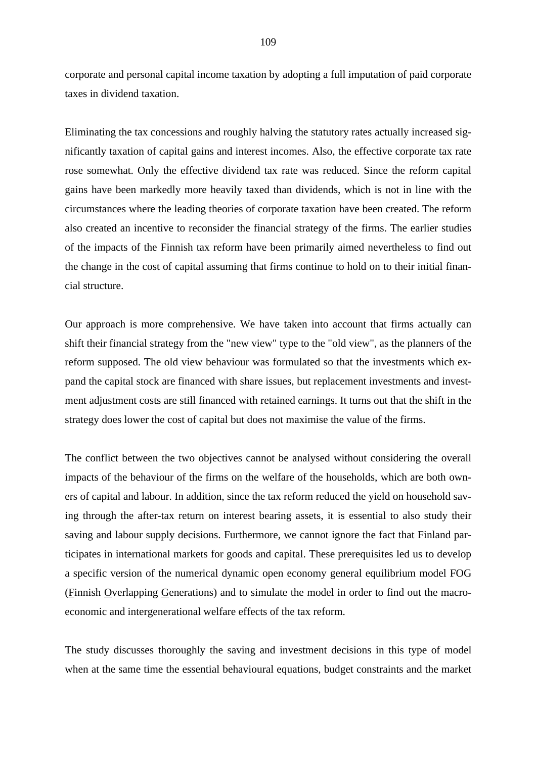corporate and personal capital income taxation by adopting a full imputation of paid corporate taxes in dividend taxation.

Eliminating the tax concessions and roughly halving the statutory rates actually increased significantly taxation of capital gains and interest incomes. Also, the effective corporate tax rate rose somewhat. Only the effective dividend tax rate was reduced. Since the reform capital gains have been markedly more heavily taxed than dividends, which is not in line with the circumstances where the leading theories of corporate taxation have been created. The reform also created an incentive to reconsider the financial strategy of the firms. The earlier studies of the impacts of the Finnish tax reform have been primarily aimed nevertheless to find out the change in the cost of capital assuming that firms continue to hold on to their initial financial structure.

Our approach is more comprehensive. We have taken into account that firms actually can shift their financial strategy from the "new view" type to the "old view", as the planners of the reform supposed. The old view behaviour was formulated so that the investments which expand the capital stock are financed with share issues, but replacement investments and investment adjustment costs are still financed with retained earnings. It turns out that the shift in the strategy does lower the cost of capital but does not maximise the value of the firms.

The conflict between the two objectives cannot be analysed without considering the overall impacts of the behaviour of the firms on the welfare of the households, which are both owners of capital and labour. In addition, since the tax reform reduced the yield on household saving through the after-tax return on interest bearing assets, it is essential to also study their saving and labour supply decisions. Furthermore, we cannot ignore the fact that Finland participates in international markets for goods and capital. These prerequisites led us to develop a specific version of the numerical dynamic open economy general equilibrium model FOG (<u>F</u>innish <u>O</u>verlapping <u>G</u>enerations) and to simulate the model in order to find out the macroeconomic and intergenerational welfare effects of the tax reform.

The study discusses thoroughly the saving and investment decisions in this type of model when at the same time the essential behavioural equations, budget constraints and the market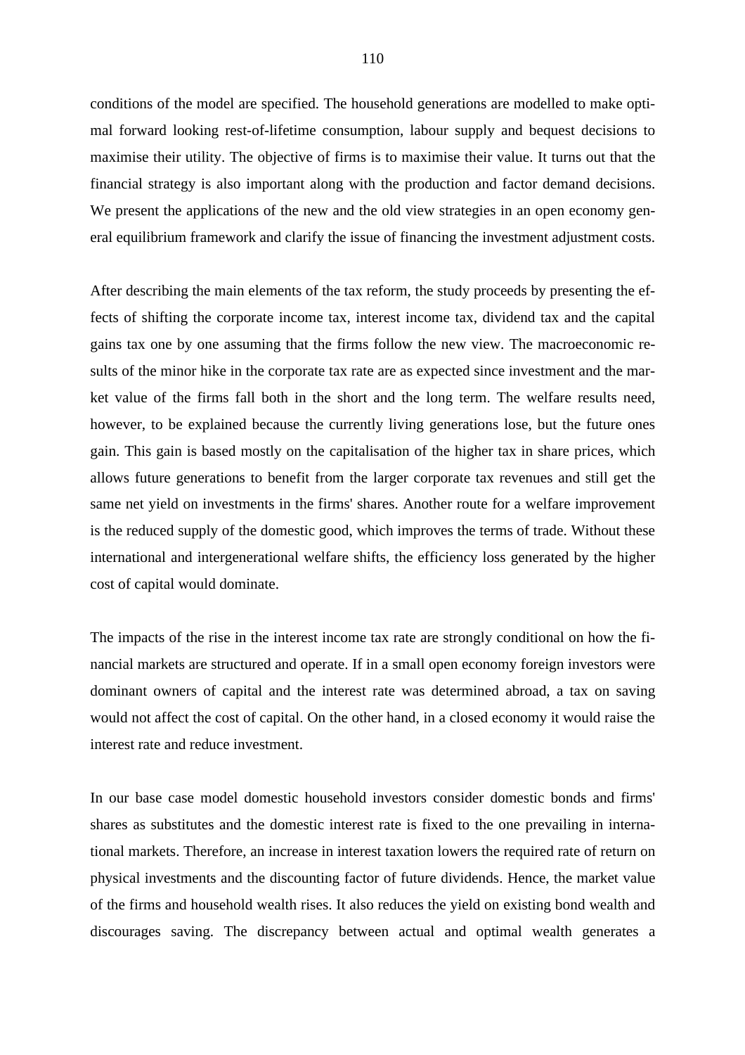conditions of the model are specified. The household generations are modelled to make optimal forward looking rest-of-lifetime consumption, labour supply and bequest decisions to maximise their utility. The objective of firms is to maximise their value. It turns out that the financial strategy is also important along with the production and factor demand decisions. We present the applications of the new and the old view strategies in an open economy general equilibrium framework and clarify the issue of financing the investment adjustment costs.

After describing the main elements of the tax reform, the study proceeds by presenting the effects of shifting the corporate income tax, interest income tax, dividend tax and the capital gains tax one by one assuming that the firms follow the new view. The macroeconomic results of the minor hike in the corporate tax rate are as expected since investment and the market value of the firms fall both in the short and the long term. The welfare results need, however, to be explained because the currently living generations lose, but the future ones gain. This gain is based mostly on the capitalisation of the higher tax in share prices, which allows future generations to benefit from the larger corporate tax revenues and still get the same net yield on investments in the firms' shares. Another route for a welfare improvement is the reduced supply of the domestic good, which improves the terms of trade. Without these international and intergenerational welfare shifts, the efficiency loss generated by the higher cost of capital would dominate.

The impacts of the rise in the interest income tax rate are strongly conditional on how the financial markets are structured and operate. If in a small open economy foreign investors were dominant owners of capital and the interest rate was determined abroad, a tax on saving would not affect the cost of capital. On the other hand, in a closed economy it would raise the interest rate and reduce investment.

In our base case model domestic household investors consider domestic bonds and firms' shares as substitutes and the domestic interest rate is fixed to the one prevailing in international markets. Therefore, an increase in interest taxation lowers the required rate of return on physical investments and the discounting factor of future dividends. Hence, the market value of the firms and household wealth rises. It also reduces the yield on existing bond wealth and discourages saving. The discrepancy between actual and optimal wealth generates a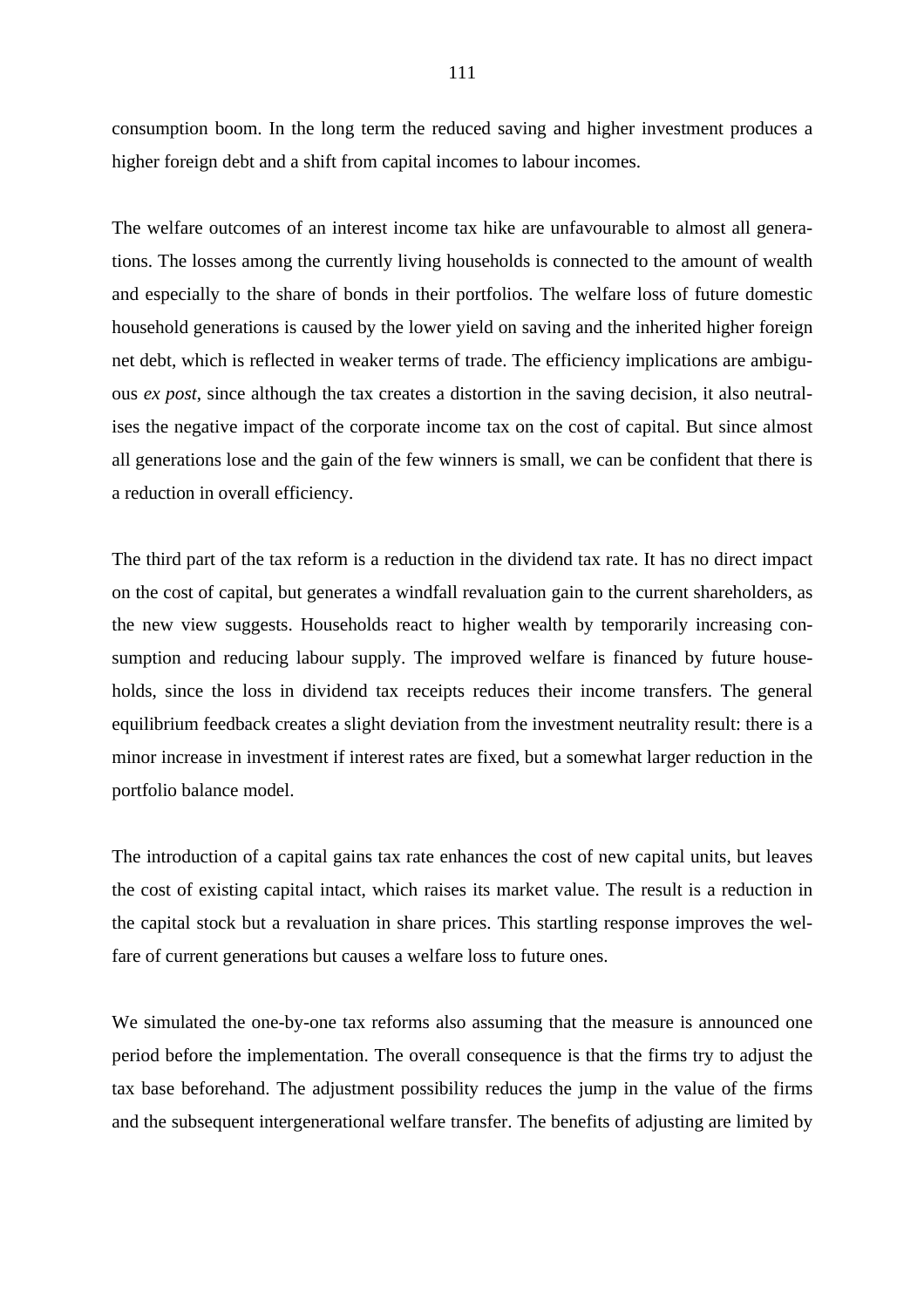consumption boom. In the long term the reduced saving and higher investment produces a higher foreign debt and a shift from capital incomes to labour incomes.

The welfare outcomes of an interest income tax hike are unfavourable to almost all generations. The losses among the currently living households is connected to the amount of wealth and especially to the share of bonds in their portfolios. The welfare loss of future domestic household generations is caused by the lower yield on saving and the inherited higher foreign net debt, which is reflected in weaker terms of trade. The efficiency implications are ambiguous *ex post*, since although the tax creates a distortion in the saving decision, it also neutralises the negative impact of the corporate income tax on the cost of capital. But since almost all generations lose and the gain of the few winners is small, we can be confident that there is a reduction in overall efficiency.

The third part of the tax reform is a reduction in the dividend tax rate. It has no direct impact on the cost of capital, but generates a windfall revaluation gain to the current shareholders, as the new view suggests. Households react to higher wealth by temporarily increasing consumption and reducing labour supply. The improved welfare is financed by future households, since the loss in dividend tax receipts reduces their income transfers. The general equilibrium feedback creates a slight deviation from the investment neutrality result: there is a minor increase in investment if interest rates are fixed, but a somewhat larger reduction in the portfolio balance model.

The introduction of a capital gains tax rate enhances the cost of new capital units, but leaves the cost of existing capital intact, which raises its market value. The result is a reduction in the capital stock but a revaluation in share prices. This startling response improves the welfare of current generations but causes a welfare loss to future ones.

We simulated the one-by-one tax reforms also assuming that the measure is announced one period before the implementation. The overall consequence is that the firms try to adjust the tax base beforehand. The adjustment possibility reduces the jump in the value of the firms and the subsequent intergenerational welfare transfer. The benefits of adjusting are limited by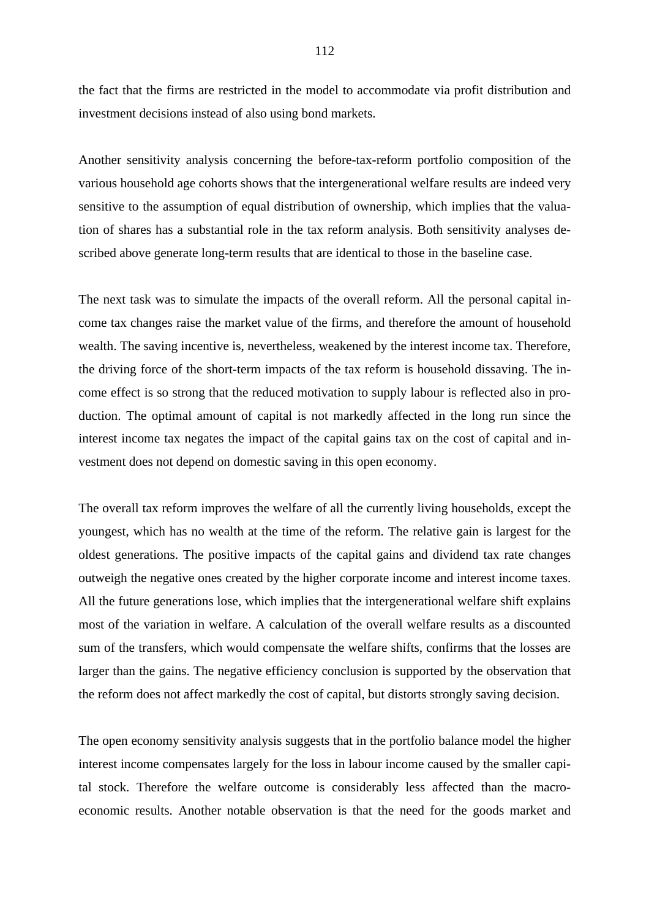the fact that the firms are restricted in the model to accommodate via profit distribution and investment decisions instead of also using bond markets.

Another sensitivity analysis concerning the before-tax-reform portfolio composition of the various household age cohorts shows that the intergenerational welfare results are indeed very sensitive to the assumption of equal distribution of ownership, which implies that the valuation of shares has a substantial role in the tax reform analysis. Both sensitivity analyses described above generate long-term results that are identical to those in the baseline case.

The next task was to simulate the impacts of the overall reform. All the personal capital income tax changes raise the market value of the firms, and therefore the amount of household wealth. The saving incentive is, nevertheless, weakened by the interest income tax. Therefore, the driving force of the short-term impacts of the tax reform is household dissaving. The income effect is so strong that the reduced motivation to supply labour is reflected also in production. The optimal amount of capital is not markedly affected in the long run since the interest income tax negates the impact of the capital gains tax on the cost of capital and investment does not depend on domestic saving in this open economy.

The overall tax reform improves the welfare of all the currently living households, except the youngest, which has no wealth at the time of the reform. The relative gain is largest for the oldest generations. The positive impacts of the capital gains and dividend tax rate changes outweigh the negative ones created by the higher corporate income and interest income taxes. All the future generations lose, which implies that the intergenerational welfare shift explains most of the variation in welfare. A calculation of the overall welfare results as a discounted sum of the transfers, which would compensate the welfare shifts, confirms that the losses are larger than the gains. The negative efficiency conclusion is supported by the observation that the reform does not affect markedly the cost of capital, but distorts strongly saving decision.

The open economy sensitivity analysis suggests that in the portfolio balance model the higher interest income compensates largely for the loss in labour income caused by the smaller capital stock. Therefore the welfare outcome is considerably less affected than the macroeconomic results. Another notable observation is that the need for the goods market and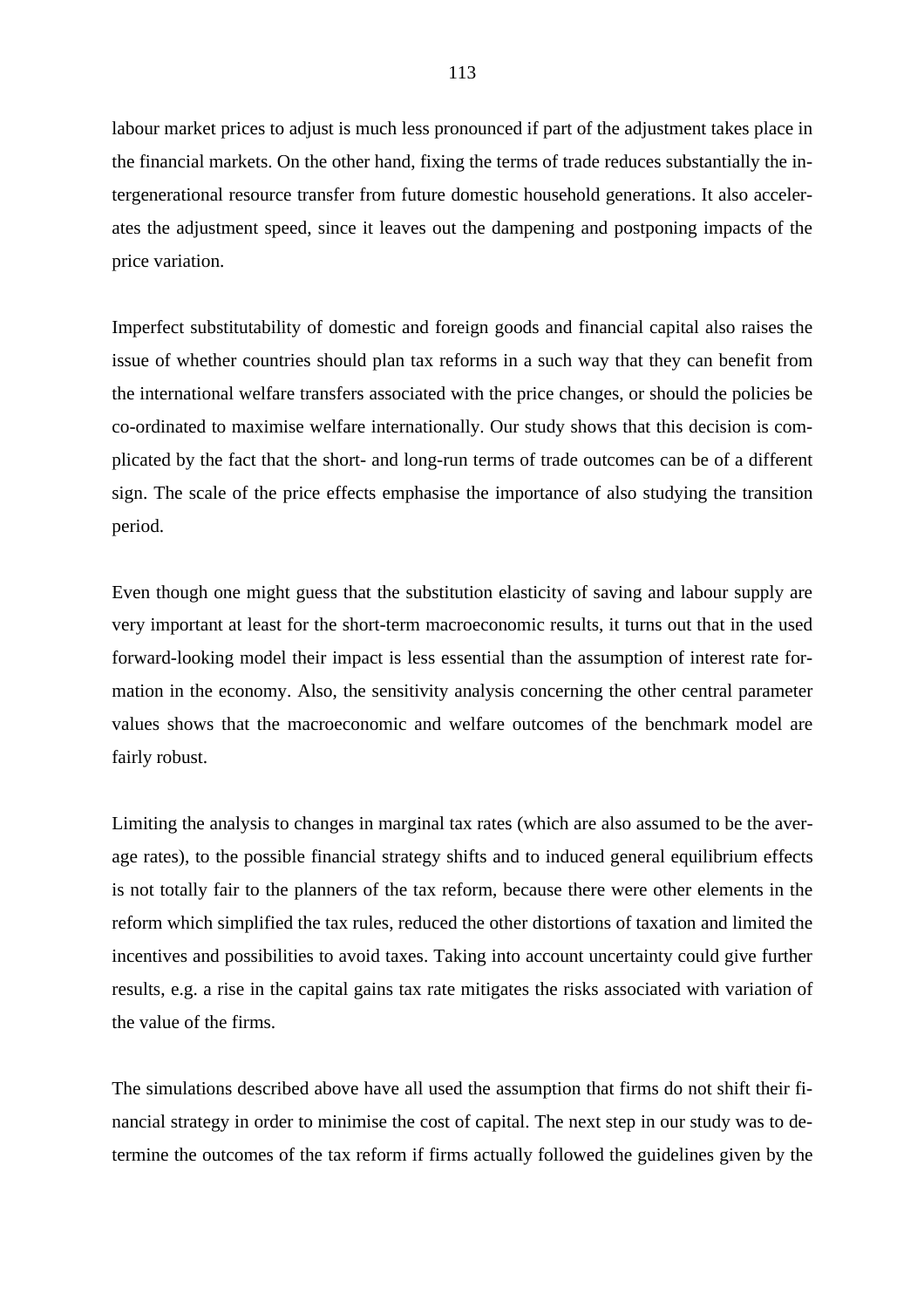labour market prices to adjust is much less pronounced if part of the adjustment takes place in the financial markets. On the other hand, fixing the terms of trade reduces substantially the intergenerational resource transfer from future domestic household generations. It also accelerates the adjustment speed, since it leaves out the dampening and postponing impacts of the price variation.

Imperfect substitutability of domestic and foreign goods and financial capital also raises the issue of whether countries should plan tax reforms in a such way that they can benefit from the international welfare transfers associated with the price changes, or should the policies be co-ordinated to maximise welfare internationally. Our study shows that this decision is complicated by the fact that the short- and long-run terms of trade outcomes can be of a different sign. The scale of the price effects emphasise the importance of also studying the transition period.

Even though one might guess that the substitution elasticity of saving and labour supply are very important at least for the short-term macroeconomic results, it turns out that in the used forward-looking model their impact is less essential than the assumption of interest rate formation in the economy. Also, the sensitivity analysis concerning the other central parameter values shows that the macroeconomic and welfare outcomes of the benchmark model are fairly robust.

Limiting the analysis to changes in marginal tax rates (which are also assumed to be the average rates), to the possible financial strategy shifts and to induced general equilibrium effects is not totally fair to the planners of the tax reform, because there were other elements in the reform which simplified the tax rules, reduced the other distortions of taxation and limited the incentives and possibilities to avoid taxes. Taking into account uncertainty could give further results, e.g. a rise in the capital gains tax rate mitigates the risks associated with variation of the value of the firms.

The simulations described above have all used the assumption that firms do not shift their financial strategy in order to minimise the cost of capital. The next step in our study was to determine the outcomes of the tax reform if firms actually followed the guidelines given by the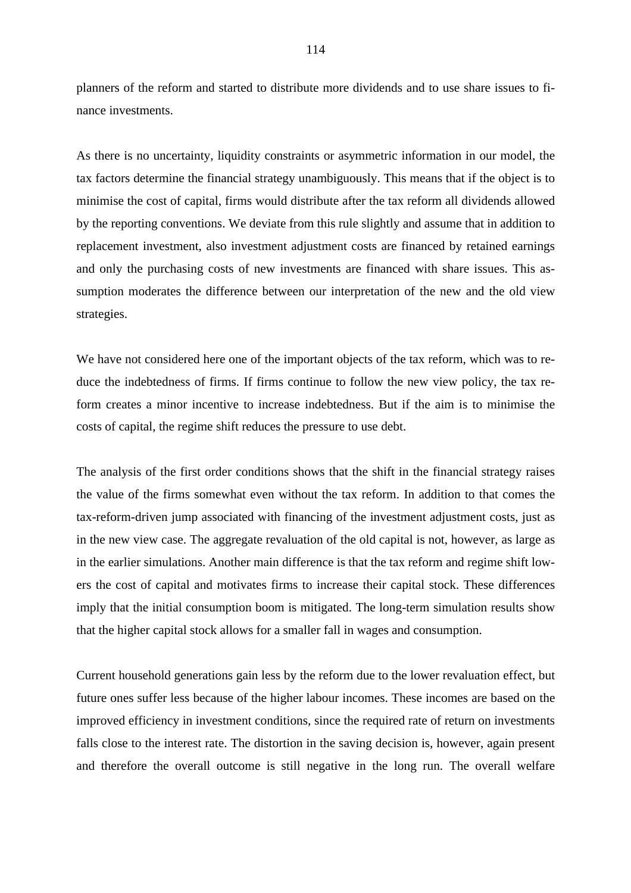planners of the reform and started to distribute more dividends and to use share issues to finance investments.

As there is no uncertainty, liquidity constraints or asymmetric information in our model, the tax factors determine the financial strategy unambiguously. This means that if the object is to minimise the cost of capital, firms would distribute after the tax reform all dividends allowed by the reporting conventions. We deviate from this rule slightly and assume that in addition to replacement investment, also investment adjustment costs are financed by retained earnings and only the purchasing costs of new investments are financed with share issues. This assumption moderates the difference between our interpretation of the new and the old view strategies.

We have not considered here one of the important objects of the tax reform, which was to reduce the indebtedness of firms. If firms continue to follow the new view policy, the tax reform creates a minor incentive to increase indebtedness. But if the aim is to minimise the costs of capital, the regime shift reduces the pressure to use debt.

The analysis of the first order conditions shows that the shift in the financial strategy raises the value of the firms somewhat even without the tax reform. In addition to that comes the tax-reform-driven jump associated with financing of the investment adjustment costs, just as in the new view case. The aggregate revaluation of the old capital is not, however, as large as in the earlier simulations. Another main difference is that the tax reform and regime shift lowers the cost of capital and motivates firms to increase their capital stock. These differences imply that the initial consumption boom is mitigated. The long-term simulation results show that the higher capital stock allows for a smaller fall in wages and consumption.

Current household generations gain less by the reform due to the lower revaluation effect, but future ones suffer less because of the higher labour incomes. These incomes are based on the improved efficiency in investment conditions, since the required rate of return on investments falls close to the interest rate. The distortion in the saving decision is, however, again present and therefore the overall outcome is still negative in the long run. The overall welfare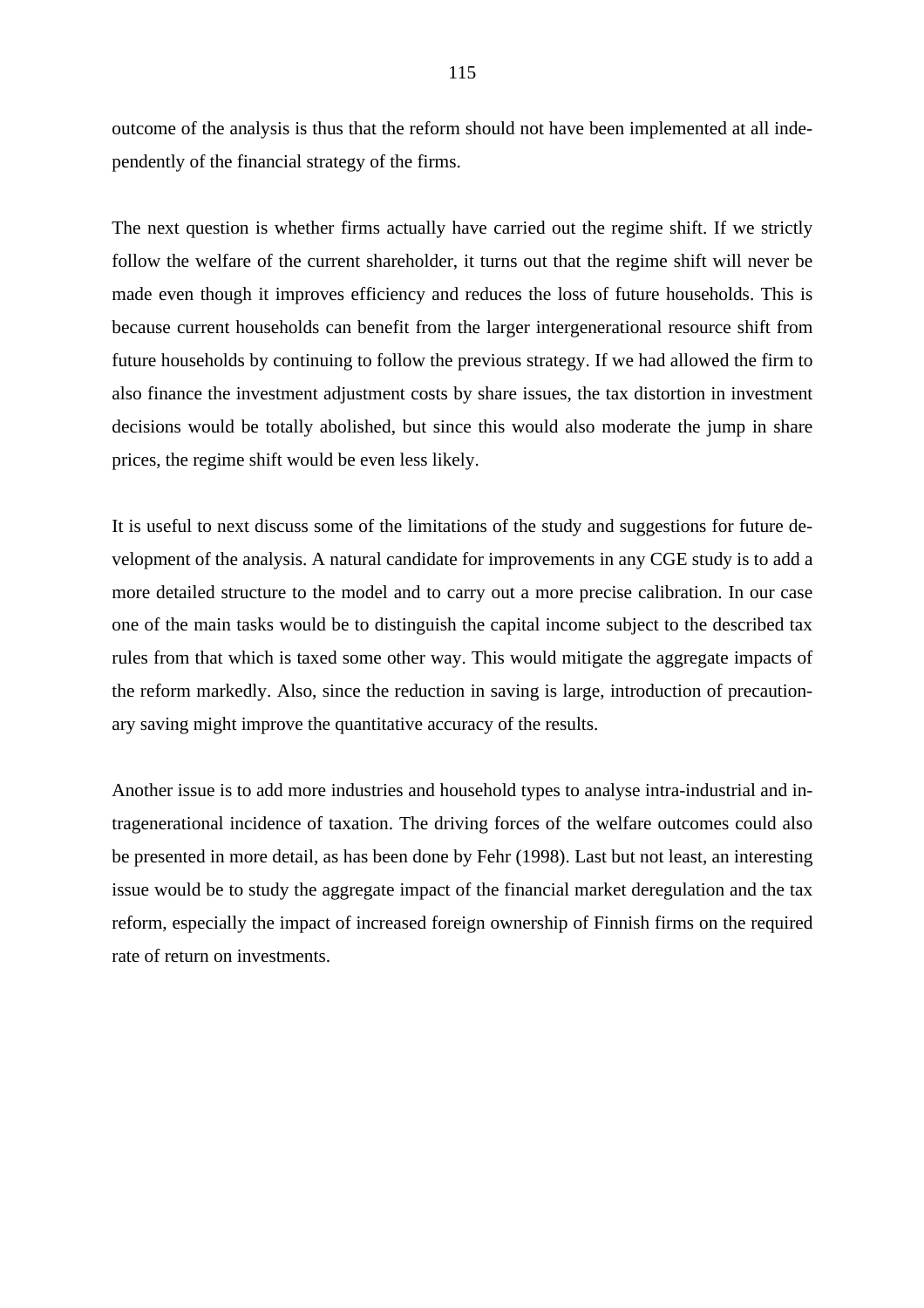outcome of the analysis is thus that the reform should not have been implemented at all independently of the financial strategy of the firms.

The next question is whether firms actually have carried out the regime shift. If we strictly follow the welfare of the current shareholder, it turns out that the regime shift will never be made even though it improves efficiency and reduces the loss of future households. This is because current households can benefit from the larger intergenerational resource shift from future households by continuing to follow the previous strategy. If we had allowed the firm to also finance the investment adjustment costs by share issues, the tax distortion in investment decisions would be totally abolished, but since this would also moderate the jump in share prices, the regime shift would be even less likely.

It is useful to next discuss some of the limitations of the study and suggestions for future development of the analysis. A natural candidate for improvements in any CGE study is to add a more detailed structure to the model and to carry out a more precise calibration. In our case one of the main tasks would be to distinguish the capital income subject to the described tax rules from that which is taxed some other way. This would mitigate the aggregate impacts of the reform markedly. Also, since the reduction in saving is large, introduction of precautionary saving might improve the quantitative accuracy of the results.

Another issue is to add more industries and household types to analyse intra-industrial and intragenerational incidence of taxation. The driving forces of the welfare outcomes could also be presented in more detail, as has been done by Fehr (1998). Last but not least, an interesting issue would be to study the aggregate impact of the financial market deregulation and the tax reform, especially the impact of increased foreign ownership of Finnish firms on the required rate of return on investments.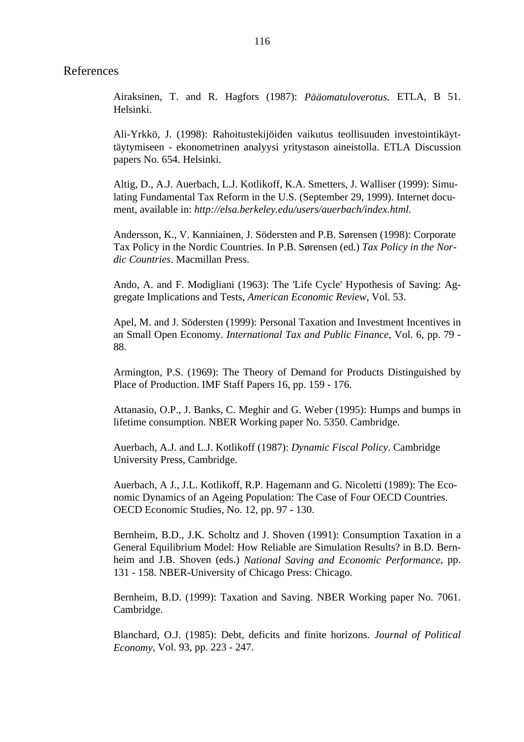# References

Airaksinen, T. and R. Hagfors (1987): *Pääomatuloverotus.* ETLA, B 51. Helsinki.

Ali-Yrkkö, J. (1998): Rahoitustekijöiden vaikutus teollisuuden investointikäyttäytymiseen - ekonometrinen analyysi yritystason aineistolla. ETLA Discussion papers No. 654. Helsinki.

Altig, D., A.J. Auerbach, L.J. Kotlikoff, K.A. Smetters, J. Walliser (1999): Simulating Fundamental Tax Reform in the U.S. (September 29, 1999). Internet document, available in: *http://elsa.berkeley.edu/users/auerbach/index.html.*

Andersson, K., V. Kanniainen, J. Södersten and P.B. Sørensen (1998): Corporate Tax Policy in the Nordic Countries. In P.B. Sørensen (ed.) *Tax Policy in the Nordic Countries*. Macmillan Press.

Ando, A. and F. Modigliani (1963): The 'Life Cycle' Hypothesis of Saving: Aggregate Implications and Tests, *American Economic Review*, Vol. 53.

Apel, M. and J. Södersten (1999): Personal Taxation and Investment Incentives in an Small Open Economy. *International Tax and Public Finance*, Vol. 6, pp. 79 - 88.

Armington, P.S. (1969): The Theory of Demand for Products Distinguished by Place of Production. IMF Staff Papers 16, pp. 159 - 176.

Attanasio, O.P., J. Banks, C. Meghir and G. Weber (1995): Humps and bumps in lifetime consumption. NBER Working paper No. 5350. Cambridge.

Auerbach, A.J. and L.J. Kotlikoff (1987): *Dynamic Fiscal Policy*. Cambridge University Press, Cambridge.

Auerbach, A J., J.L. Kotlikoff, R.P. Hagemann and G. Nicoletti (1989): The Economic Dynamics of an Ageing Population: The Case of Four OECD Countries. OECD Economic Studies, No. 12, pp. 97 - 130.

Bernheim, B.D., J.K. Scholtz and J. Shoven (1991): Consumption Taxation in a General Equilibrium Model: How Reliable are Simulation Results? in B.D. Bernheim and J.B. Shoven (eds.) *National Saving and Economic Performance*, pp. 131 - 158. NBER-University of Chicago Press: Chicago.

Bernheim, B.D. (1999): Taxation and Saving. NBER Working paper No. 7061. Cambridge.

Blanchard, O.J. (1985): Debt, deficits and finite horizons. *Journal of Political Economy*, Vol. 93, pp. 223 - 247.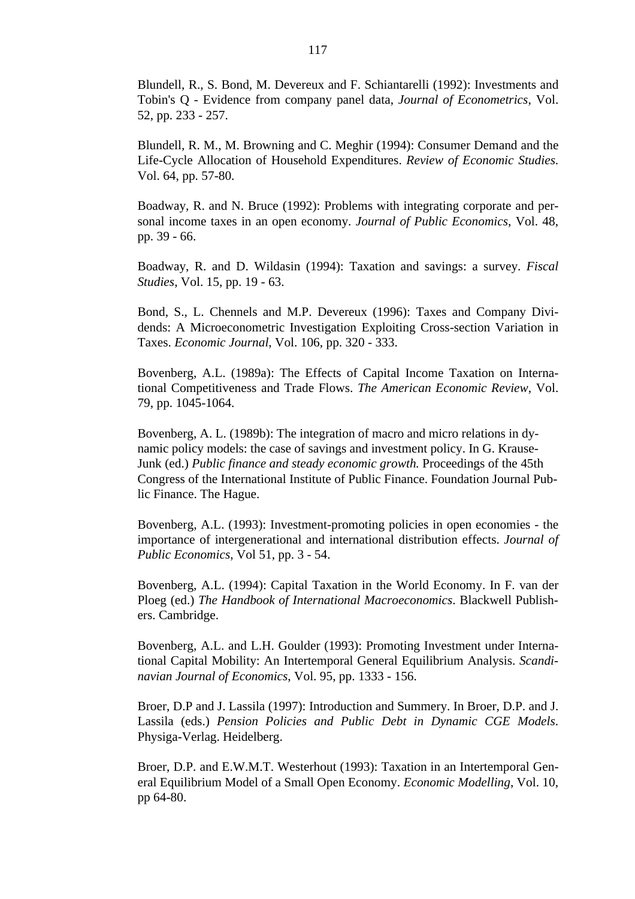Blundell, R., S. Bond, M. Devereux and F. Schiantarelli (1992): Investments and Tobin's Q - Evidence from company panel data, *Journal of Econometrics*, Vol. 52, pp. 233 - 257.

Blundell, R. M., M. Browning and C. Meghir (1994): Consumer Demand and the Life-Cycle Allocation of Household Expenditures. *Review of Economic Studies.* Vol. 64, pp. 57-80.

Boadway, R. and N. Bruce (1992): Problems with integrating corporate and personal income taxes in an open economy. *Journal of Public Economics*, Vol. 48, pp. 39 - 66.

Boadway, R. and D. Wildasin (1994): Taxation and savings: a survey. *Fiscal Studies*, Vol. 15, pp. 19 - 63.

Bond, S., L. Chennels and M.P. Devereux (1996): Taxes and Company Dividends: A Microeconometric Investigation Exploiting Cross-section Variation in Taxes. *Economic Journal*, Vol. 106, pp. 320 - 333.

Bovenberg, A.L. (1989a): The Effects of Capital Income Taxation on International Competitiveness and Trade Flows. *The American Economic Review*, Vol. 79, pp. 1045-1064.

Bovenberg, A. L. (1989b): The integration of macro and micro relations in dynamic policy models: the case of savings and investment policy. In G. Krause-Junk (ed.) *Public finance and steady economic growth.* Proceedings of the 45th Congress of the International Institute of Public Finance. Foundation Journal Public Finance. The Hague.

Bovenberg, A.L. (1993): Investment-promoting policies in open economies - the importance of intergenerational and international distribution effects. *Journal of Public Economics*, Vol 51, pp. 3 - 54.

Bovenberg, A.L. (1994): Capital Taxation in the World Economy. In F. van der Ploeg (ed.) *The Handbook of International Macroeconomics*. Blackwell Publishers. Cambridge.

Bovenberg, A.L. and L.H. Goulder (1993): Promoting Investment under International Capital Mobility: An Intertemporal General Equilibrium Analysis. *Scandinavian Journal of Economics*, Vol. 95, pp. 1333 - 156.

Broer, D.P and J. Lassila (1997): Introduction and Summery. In Broer, D.P. and J. Lassila (eds.) *Pension Policies and Public Debt in Dynamic CGE Models*. Physiga-Verlag. Heidelberg.

Broer, D.P. and E.W.M.T. Westerhout (1993): Taxation in an Intertemporal General Equilibrium Model of a Small Open Economy. *Economic Modelling*, Vol. 10, pp 64-80.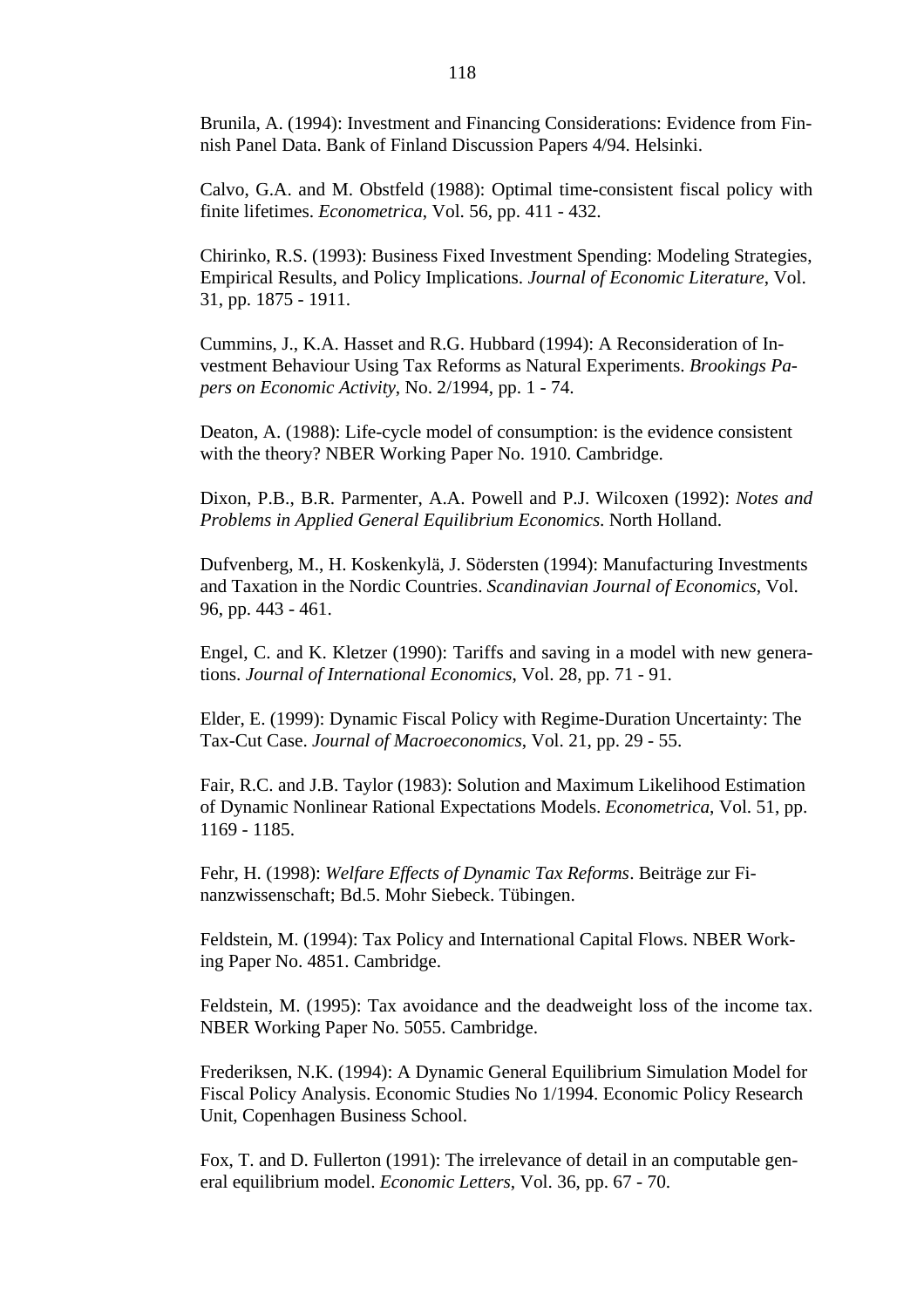Brunila, A. (1994): Investment and Financing Considerations: Evidence from Finnish Panel Data. Bank of Finland Discussion Papers 4/94. Helsinki.

Calvo, G.A. and M. Obstfeld (1988): Optimal time-consistent fiscal policy with finite lifetimes. *Econometrica*, Vol. 56, pp. 411 - 432.

Chirinko, R.S. (1993): Business Fixed Investment Spending: Modeling Strategies, Empirical Results, and Policy Implications. *Journal of Economic Literature*, Vol. 31, pp. 1875 - 1911.

Cummins, J., K.A. Hasset and R.G. Hubbard (1994): A Reconsideration of Investment Behaviour Using Tax Reforms as Natural Experiments. *Brookings Papers on Economic Activity*, No. 2/1994, pp. 1 - 74.

Deaton, A. (1988): Life-cycle model of consumption: is the evidence consistent with the theory? NBER Working Paper No. 1910. Cambridge.

Dixon, P.B., B.R. Parmenter, A.A. Powell and P.J. Wilcoxen (1992): *Notes and Problems in Applied General Equilibrium Economics*. North Holland.

Dufvenberg, M., H. Koskenkylä, J. Södersten (1994): Manufacturing Investments and Taxation in the Nordic Countries. *Scandinavian Journal of Economics*, Vol. 96, pp. 443 - 461.

Engel, C. and K. Kletzer (1990): Tariffs and saving in a model with new generations. *Journal of International Economics*, Vol. 28, pp. 71 - 91.

Elder, E. (1999): Dynamic Fiscal Policy with Regime-Duration Uncertainty: The Tax-Cut Case. *Journal of Macroeconomics*, Vol. 21, pp. 29 - 55.

Fair, R.C. and J.B. Taylor (1983): Solution and Maximum Likelihood Estimation of Dynamic Nonlinear Rational Expectations Models. *Econometrica*, Vol. 51, pp. 1169 - 1185.

Fehr, H. (1998): *Welfare Effects of Dynamic Tax Reforms*. Beiträge zur Finanzwissenschaft; Bd.5. Mohr Siebeck. Tübingen.

Feldstein, M. (1994): Tax Policy and International Capital Flows. NBER Working Paper No. 4851. Cambridge.

Feldstein, M. (1995): Tax avoidance and the deadweight loss of the income tax. NBER Working Paper No. 5055. Cambridge.

Frederiksen, N.K. (1994): A Dynamic General Equilibrium Simulation Model for Fiscal Policy Analysis. Economic Studies No 1/1994. Economic Policy Research Unit, Copenhagen Business School.

Fox, T. and D. Fullerton (1991): The irrelevance of detail in an computable general equilibrium model. *Economic Letters*, Vol. 36, pp. 67 - 70.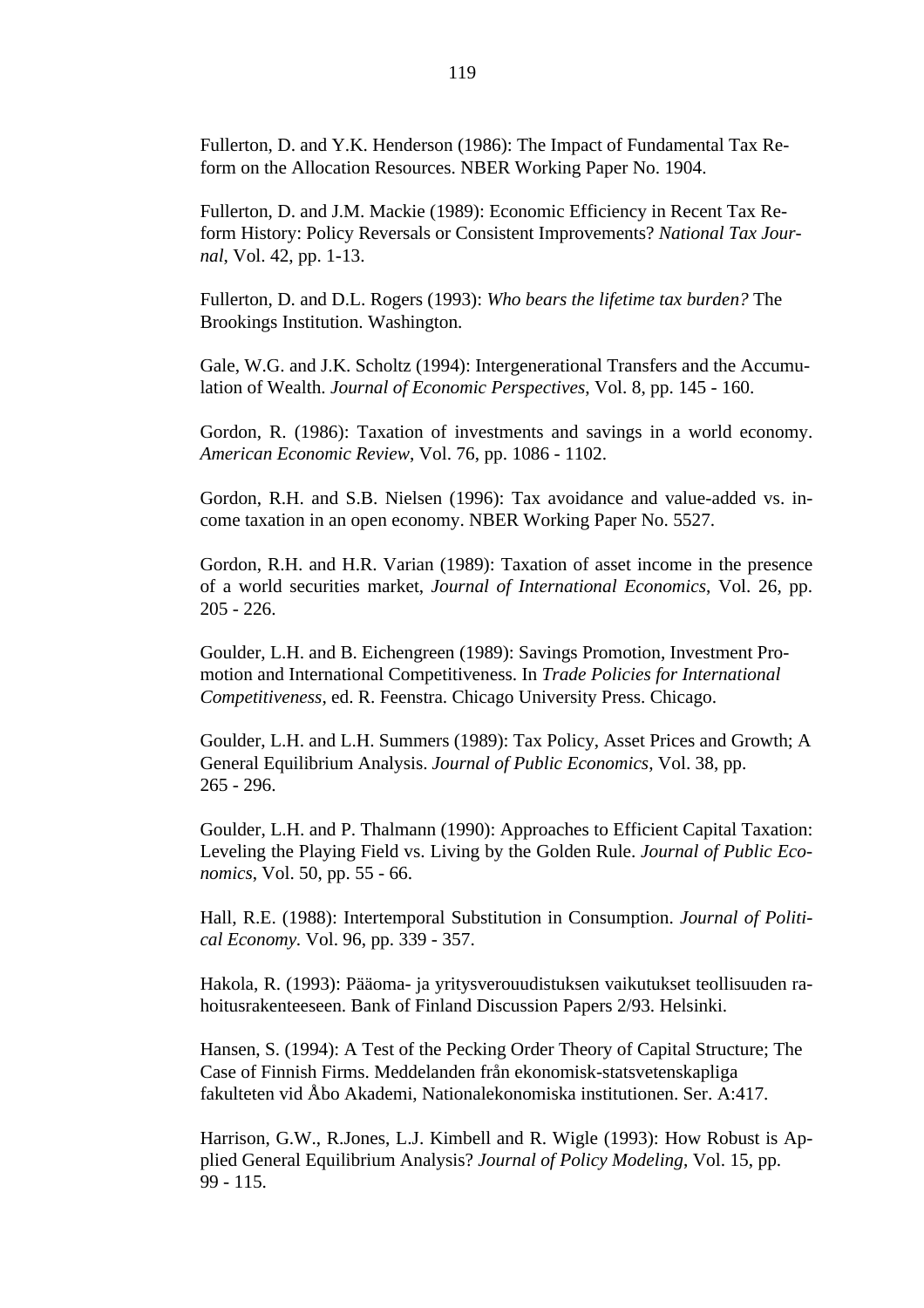Fullerton, D. and Y.K. Henderson (1986): The Impact of Fundamental Tax Reform on the Allocation Resources. NBER Working Paper No. 1904.

Fullerton, D. and J.M. Mackie (1989): Economic Efficiency in Recent Tax Reform History: Policy Reversals or Consistent Improvements? *National Tax Journal*, Vol. 42, pp. 1-13.

Fullerton, D. and D.L. Rogers (1993): *Who bears the lifetime tax burden?* The Brookings Institution. Washington.

Gale, W.G. and J.K. Scholtz (1994): Intergenerational Transfers and the Accumulation of Wealth. *Journal of Economic Perspectives*, Vol. 8, pp. 145 - 160.

Gordon, R. (1986): Taxation of investments and savings in a world economy. *American Economic Review*, Vol. 76, pp. 1086 - 1102.

Gordon, R.H. and S.B. Nielsen (1996): Tax avoidance and value-added vs. income taxation in an open economy. NBER Working Paper No. 5527.

Gordon, R.H. and H.R. Varian (1989): Taxation of asset income in the presence of a world securities market, *Journal of International Economics*, Vol. 26, pp. 205 - 226.

Goulder, L.H. and B. Eichengreen (1989): Savings Promotion, Investment Promotion and International Competitiveness. In *Trade Policies for International Competitiveness*, ed. R. Feenstra. Chicago University Press. Chicago.

Goulder, L.H. and L.H. Summers (1989): Tax Policy, Asset Prices and Growth; A General Equilibrium Analysis. *Journal of Public Economics*, Vol. 38, pp. 265 - 296.

Goulder, L.H. and P. Thalmann (1990): Approaches to Efficient Capital Taxation: Leveling the Playing Field vs. Living by the Golden Rule. *Journal of Public Economics*, Vol. 50, pp. 55 - 66.

Hall, R.E. (1988): Intertemporal Substitution in Consumption. *Journal of Political Economy*. Vol. 96, pp. 339 - 357.

Hakola, R. (1993): Pääoma- ja yritysverouudistuksen vaikutukset teollisuuden rahoitusrakenteeseen. Bank of Finland Discussion Papers 2/93. Helsinki.

Hansen, S. (1994): A Test of the Pecking Order Theory of Capital Structure; The Case of Finnish Firms. Meddelanden från ekonomisk-statsvetenskapliga fakulteten vid Åbo Akademi, Nationalekonomiska institutionen. Ser. A:417.

Harrison, G.W., R.Jones, L.J. Kimbell and R. Wigle (1993): How Robust is Applied General Equilibrium Analysis? *Journal of Policy Modeling*, Vol. 15, pp. 99 - 115.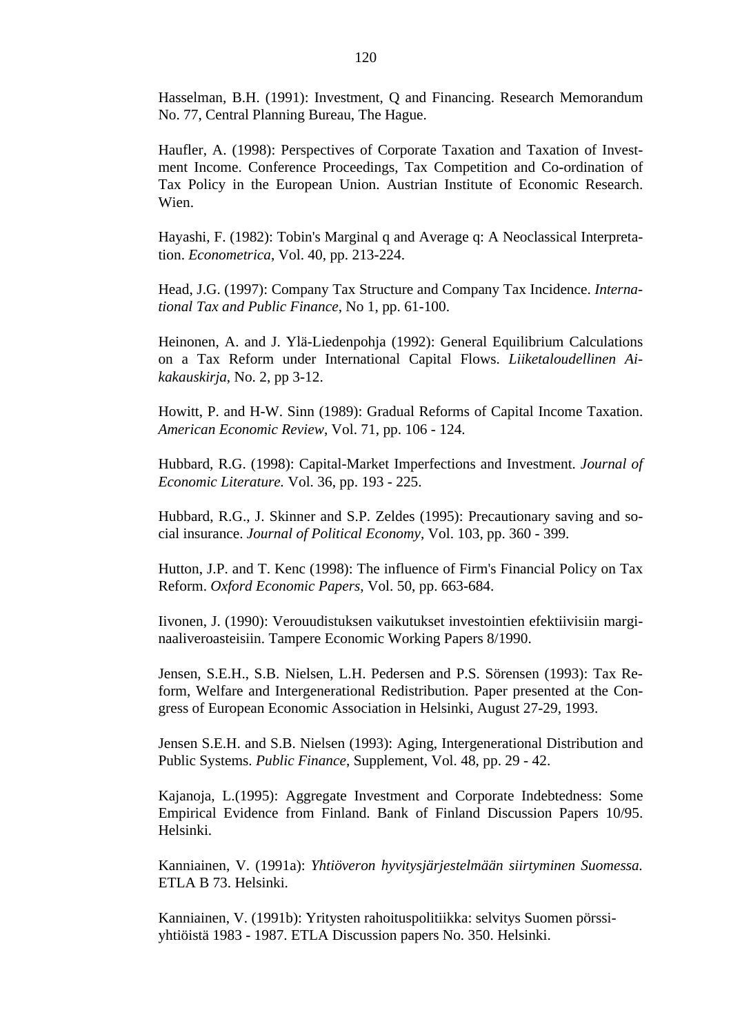Hasselman, B.H. (1991): Investment, Q and Financing. Research Memorandum No. 77, Central Planning Bureau, The Hague.

Haufler, A. (1998): Perspectives of Corporate Taxation and Taxation of Investment Income. Conference Proceedings, Tax Competition and Co-ordination of Tax Policy in the European Union. Austrian Institute of Economic Research. Wien.

Hayashi, F. (1982): Tobin's Marginal q and Average q: A Neoclassical Interpretation. *Econometrica*, Vol. 40, pp. 213-224.

Head, J.G. (1997): Company Tax Structure and Company Tax Incidence. *International Tax and Public Finance*, No 1, pp. 61-100.

Heinonen, A. and J. Ylä-Liedenpohja (1992): General Equilibrium Calculations on a Tax Reform under International Capital Flows. *Liiketaloudellinen Aikakauskirja*, No. 2, pp 3-12.

Howitt, P. and H-W. Sinn (1989): Gradual Reforms of Capital Income Taxation. *American Economic Review*, Vol. 71, pp. 106 - 124.

Hubbard, R.G. (1998): Capital-Market Imperfections and Investment. *Journal of Economic Literature.* Vol. 36, pp. 193 - 225.

Hubbard, R.G., J. Skinner and S.P. Zeldes (1995): Precautionary saving and social insurance. *Journal of Political Economy*, Vol. 103, pp. 360 - 399.

Hutton, J.P. and T. Kenc (1998): The influence of Firm's Financial Policy on Tax Reform. *Oxford Economic Papers*, Vol. 50, pp. 663-684.

Iivonen, J. (1990): Verouudistuksen vaikutukset investointien efektiivisiin marginaaliveroasteisiin. Tampere Economic Working Papers 8/1990.

Jensen, S.E.H., S.B. Nielsen, L.H. Pedersen and P.S. Sörensen (1993): Tax Reform, Welfare and Intergenerational Redistribution. Paper presented at the Congress of European Economic Association in Helsinki, August 27-29, 1993.

Jensen S.E.H. and S.B. Nielsen (1993): Aging, Intergenerational Distribution and Public Systems. *Public Finance*, Supplement, Vol. 48, pp. 29 - 42.

Kajanoja, L.(1995): Aggregate Investment and Corporate Indebtedness: Some Empirical Evidence from Finland. Bank of Finland Discussion Papers 10/95. Helsinki.

Kanniainen, V. (1991a): *Yhtiöveron hyvitysjärjestelmään siirtyminen Suomessa.* ETLA B 73. Helsinki.

Kanniainen, V. (1991b): Yritysten rahoituspolitiikka: selvitys Suomen pörssiyhtiöistä 1983 - 1987. ETLA Discussion papers No. 350. Helsinki.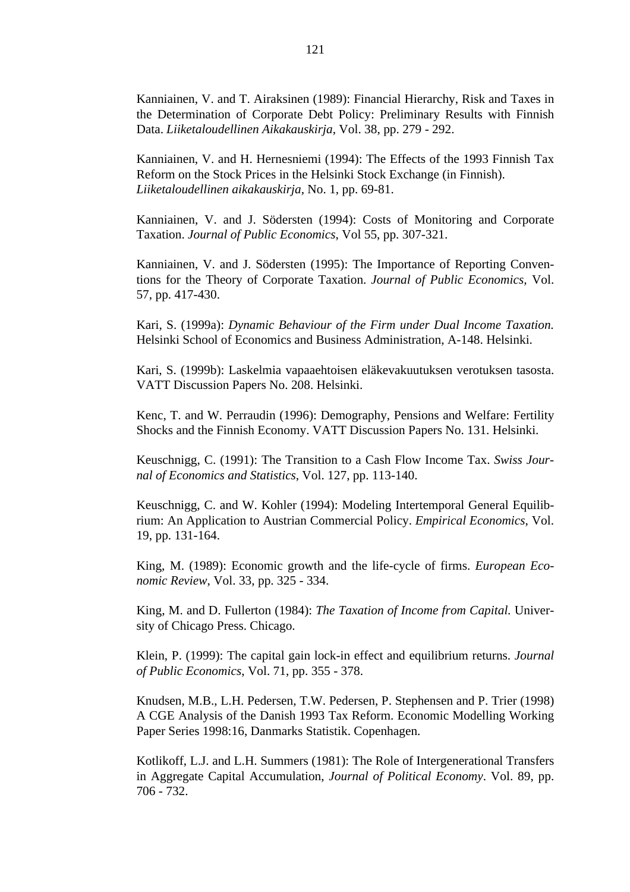Kanniainen, V. and T. Airaksinen (1989): Financial Hierarchy, Risk and Taxes in the Determination of Corporate Debt Policy: Preliminary Results with Finnish Data. *Liiketaloudellinen Aikakauskirja*, Vol. 38, pp. 279 - 292.

Kanniainen, V. and H. Hernesniemi (1994): The Effects of the 1993 Finnish Tax Reform on the Stock Prices in the Helsinki Stock Exchange (in Finnish). *Liiketaloudellinen aikakauskirja*, No. 1, pp. 69-81.

Kanniainen, V. and J. Södersten (1994): Costs of Monitoring and Corporate Taxation. *Journal of Public Economics*, Vol 55, pp. 307-321.

Kanniainen, V. and J. Södersten (1995): The Importance of Reporting Conventions for the Theory of Corporate Taxation. *Journal of Public Economics*, Vol. 57, pp. 417-430.

Kari, S. (1999a): *Dynamic Behaviour of the Firm under Dual Income Taxation.* Helsinki School of Economics and Business Administration, A-148. Helsinki.

Kari, S. (1999b): Laskelmia vapaaehtoisen eläkevakuutuksen verotuksen tasosta. VATT Discussion Papers No. 208. Helsinki.

Kenc, T. and W. Perraudin (1996): Demography, Pensions and Welfare: Fertility Shocks and the Finnish Economy. VATT Discussion Papers No. 131. Helsinki.

Keuschnigg, C. (1991): The Transition to a Cash Flow Income Tax. *Swiss Journal of Economics and Statistics*, Vol. 127, pp. 113-140.

Keuschnigg, C. and W. Kohler (1994): Modeling Intertemporal General Equilibrium: An Application to Austrian Commercial Policy. *Empirical Economics*, Vol. 19, pp. 131-164.

King, M. (1989): Economic growth and the life-cycle of firms. *European Economic Review*, Vol. 33, pp. 325 - 334.

King, M. and D. Fullerton (1984): *The Taxation of Income from Capital.* University of Chicago Press. Chicago.

Klein, P. (1999): The capital gain lock-in effect and equilibrium returns. *Journal of Public Economics*, Vol. 71, pp. 355 - 378.

Knudsen, M.B., L.H. Pedersen, T.W. Pedersen, P. Stephensen and P. Trier (1998) A CGE Analysis of the Danish 1993 Tax Reform. Economic Modelling Working Paper Series 1998:16, Danmarks Statistik. Copenhagen.

Kotlikoff, L.J. and L.H. Summers (1981): The Role of Intergenerational Transfers in Aggregate Capital Accumulation, *Journal of Political Economy*. Vol. 89, pp. 706 - 732.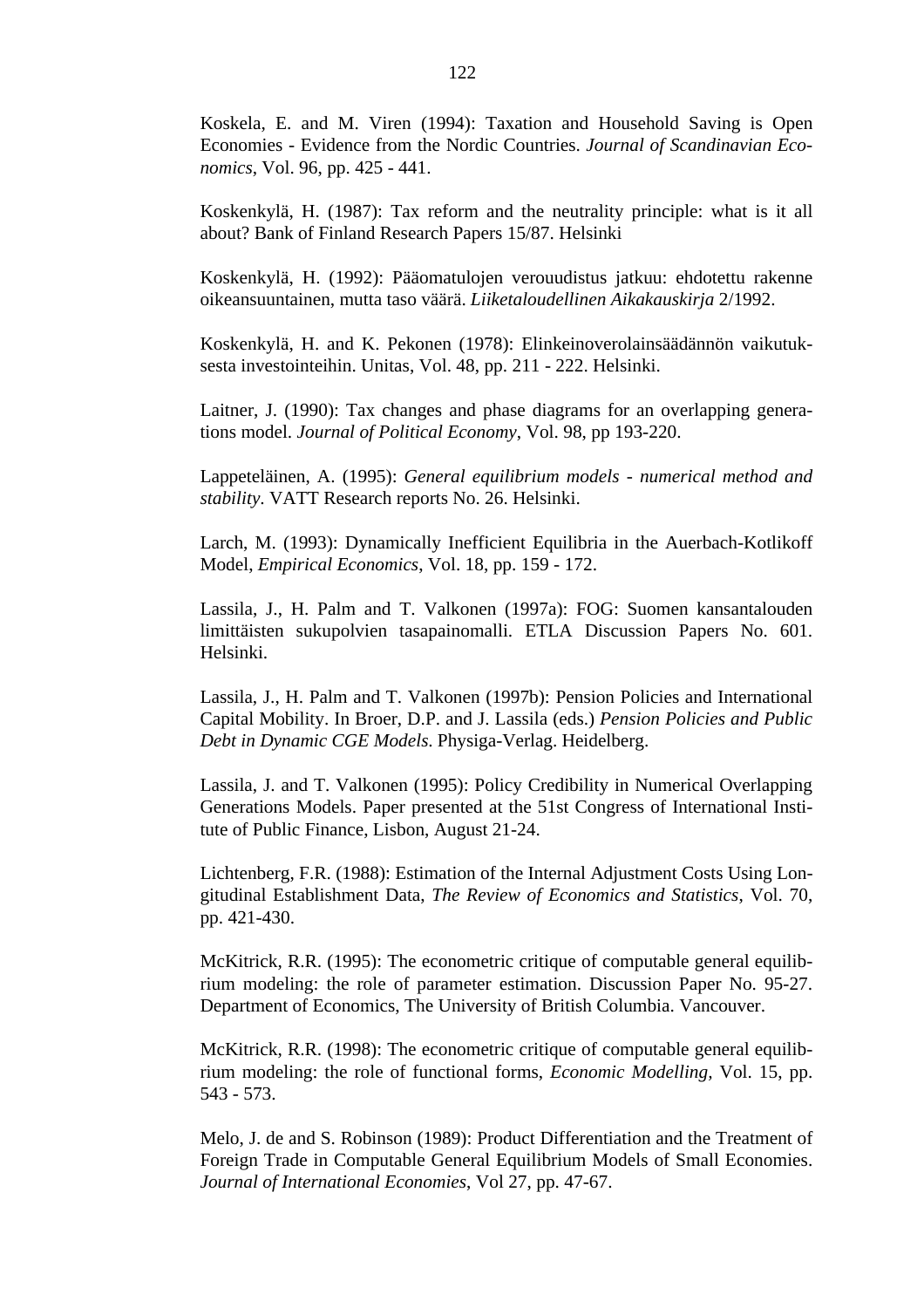Koskela, E. and M. Viren (1994): Taxation and Household Saving is Open Economies - Evidence from the Nordic Countries. *Journal of Scandinavian Economics*, Vol. 96, pp. 425 - 441.

Koskenkylä, H. (1987): Tax reform and the neutrality principle: what is it all about? Bank of Finland Research Papers 15/87. Helsinki

Koskenkylä, H. (1992): Pääomatulojen verouudistus jatkuu: ehdotettu rakenne oikeansuuntainen, mutta taso väärä. *Liiketaloudellinen Aikakauskirja* 2/1992.

Koskenkylä, H. and K. Pekonen (1978): Elinkeinoverolainsäädännön vaikutuksesta investointeihin. Unitas, Vol. 48, pp. 211 - 222. Helsinki.

Laitner, J. (1990): Tax changes and phase diagrams for an overlapping generations model. *Journal of Political Economy*, Vol. 98, pp 193-220.

Lappeteläinen, A. (1995): *General equilibrium models - numerical method and stability*. VATT Research reports No. 26. Helsinki.

Larch, M. (1993): Dynamically Inefficient Equilibria in the Auerbach-Kotlikoff Model, *Empirical Economics*, Vol. 18, pp. 159 - 172.

Lassila, J., H. Palm and T. Valkonen (1997a): FOG: Suomen kansantalouden limittäisten sukupolvien tasapainomalli. ETLA Discussion Papers No. 601. Helsinki.

Lassila, J., H. Palm and T. Valkonen (1997b): Pension Policies and International Capital Mobility. In Broer, D.P. and J. Lassila (eds.) *Pension Policies and Public Debt in Dynamic CGE Models*. Physiga-Verlag. Heidelberg.

Lassila, J. and T. Valkonen (1995): Policy Credibility in Numerical Overlapping Generations Models. Paper presented at the 51st Congress of International Institute of Public Finance, Lisbon, August 21-24.

Lichtenberg, F.R. (1988): Estimation of the Internal Adjustment Costs Using Longitudinal Establishment Data, *The Review of Economics and Statistics*, Vol. 70, pp. 421-430.

McKitrick, R.R. (1995): The econometric critique of computable general equilibrium modeling: the role of parameter estimation. Discussion Paper No. 95-27. Department of Economics, The University of British Columbia. Vancouver.

McKitrick, R.R. (1998): The econometric critique of computable general equilibrium modeling: the role of functional forms, *Economic Modelling*, Vol. 15, pp. 543 - 573.

Melo, J. de and S. Robinson (1989): Product Differentiation and the Treatment of Foreign Trade in Computable General Equilibrium Models of Small Economies. *Journal of International Economies*, Vol 27, pp. 47-67.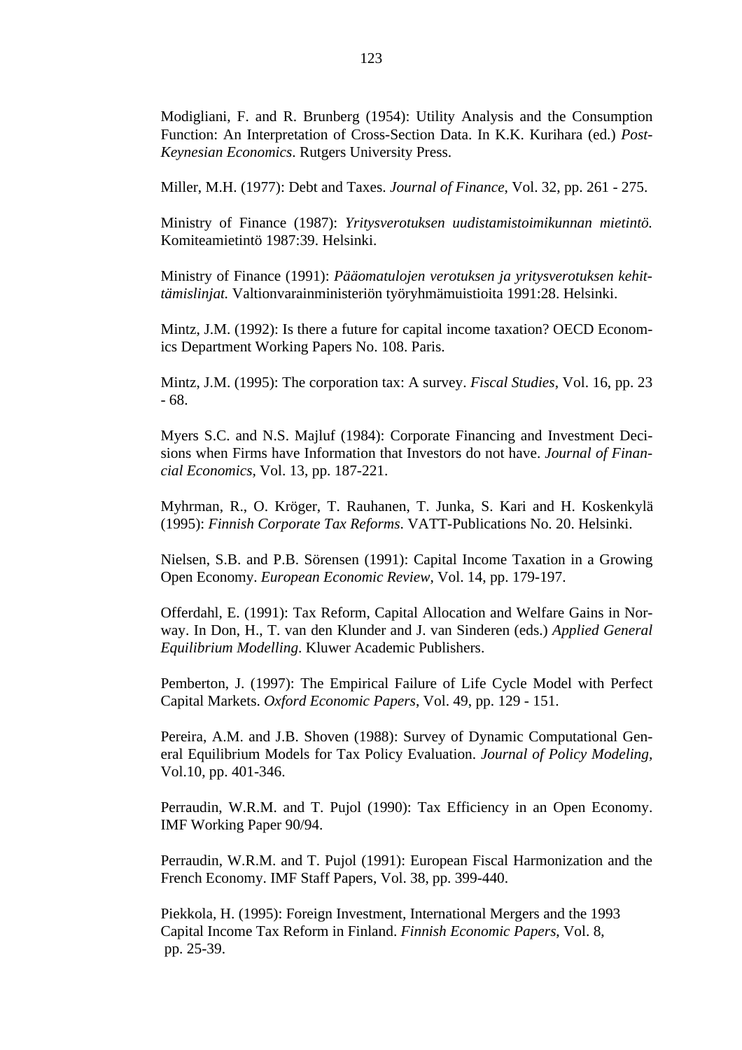Modigliani, F. and R. Brunberg (1954): Utility Analysis and the Consumption Function: An Interpretation of Cross-Section Data. In K.K. Kurihara (ed.) *Post-Keynesian Economics*. Rutgers University Press.

Miller, M.H. (1977): Debt and Taxes. *Journal of Finance*, Vol. 32, pp. 261 - 275.

Ministry of Finance (1987): *Yritysverotuksen uudistamistoimikunnan mietintö.* Komiteamietintö 1987:39. Helsinki.

Ministry of Finance (1991): *Pääomatulojen verotuksen ja yritysverotuksen kehittämislinjat.* Valtionvarainministeriön työryhmämuistioita 1991:28. Helsinki.

Mintz, J.M. (1992): Is there a future for capital income taxation? OECD Economics Department Working Papers No. 108. Paris.

Mintz, J.M. (1995): The corporation tax: A survey. *Fiscal Studies*, Vol. 16, pp. 23 - 68.

Myers S.C. and N.S. Majluf (1984): Corporate Financing and Investment Decisions when Firms have Information that Investors do not have. *Journal of Financial Economics,* Vol. 13, pp. 187-221.

Myhrman, R., O. Kröger, T. Rauhanen, T. Junka, S. Kari and H. Koskenkylä (1995): *Finnish Corporate Tax Reforms*. VATT-Publications No. 20. Helsinki.

Nielsen, S.B. and P.B. Sörensen (1991): Capital Income Taxation in a Growing Open Economy. *European Economic Review*, Vol. 14, pp. 179-197.

Offerdahl, E. (1991): Tax Reform, Capital Allocation and Welfare Gains in Norway. In Don, H., T. van den Klunder and J. van Sinderen (eds.) *Applied General Equilibrium Modelling*. Kluwer Academic Publishers.

Pemberton, J. (1997): The Empirical Failure of Life Cycle Model with Perfect Capital Markets. *Oxford Economic Papers*, Vol. 49, pp. 129 - 151.

Pereira, A.M. and J.B. Shoven (1988): Survey of Dynamic Computational General Equilibrium Models for Tax Policy Evaluation. *Journal of Policy Modeling*, Vol.10, pp. 401-346.

Perraudin, W.R.M. and T. Pujol (1990): Tax Efficiency in an Open Economy. IMF Working Paper 90/94.

Perraudin, W.R.M. and T. Pujol (1991): European Fiscal Harmonization and the French Economy. IMF Staff Papers, Vol. 38, pp. 399-440.

Piekkola, H. (1995): Foreign Investment, International Mergers and the 1993 Capital Income Tax Reform in Finland. *Finnish Economic Papers*, Vol. 8, pp. 25-39.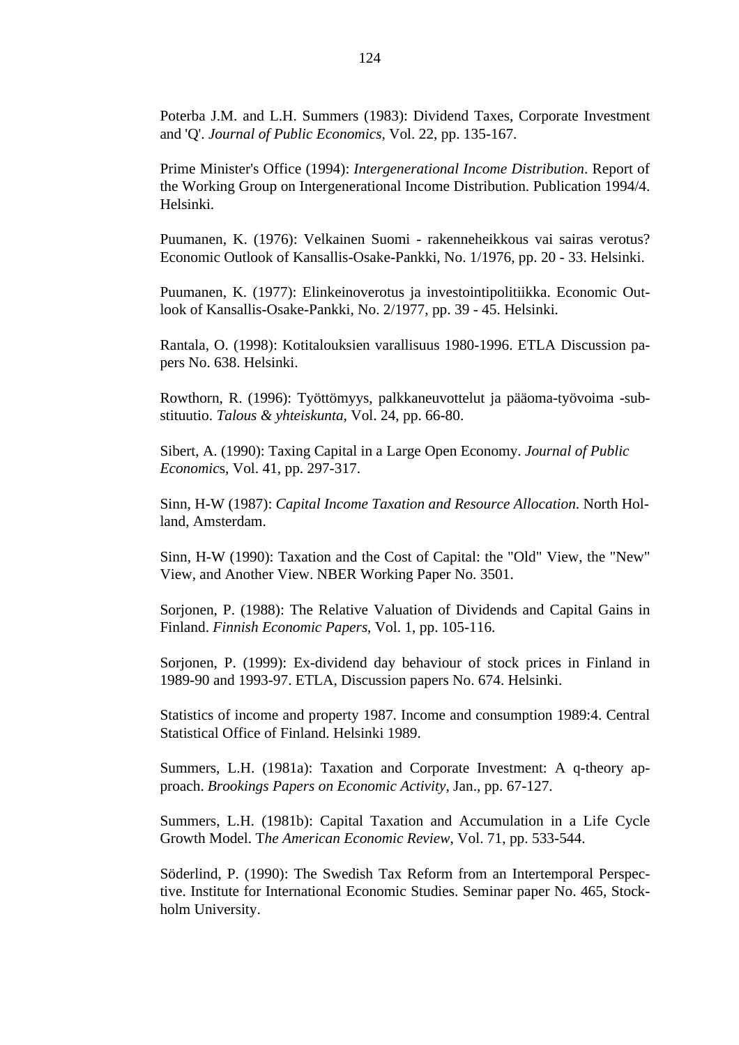Poterba J.M. and L.H. Summers (1983): Dividend Taxes, Corporate Investment and 'Q'. *Journal of Public Economics,* Vol. 22, pp. 135-167.

Prime Minister's Office (1994): *Intergenerational Income Distribution*. Report of the Working Group on Intergenerational Income Distribution. Publication 1994/4. Helsinki.

Puumanen, K. (1976): Velkainen Suomi - rakenneheikkous vai sairas verotus? Economic Outlook of Kansallis-Osake-Pankki, No. 1/1976, pp. 20 - 33. Helsinki.

Puumanen, K. (1977): Elinkeinoverotus ja investointipolitiikka. Economic Outlook of Kansallis-Osake-Pankki, No. 2/1977, pp. 39 - 45. Helsinki.

Rantala, O. (1998): Kotitalouksien varallisuus 1980-1996. ETLA Discussion papers No. 638. Helsinki.

Rowthorn, R. (1996): Työttömyys, palkkaneuvottelut ja pääoma-työvoima -substituutio. *Talous & yhteiskunta*, Vol. 24, pp. 66-80.

Sibert, A. (1990): Taxing Capital in a Large Open Economy. *Journal of Public Economic*s, Vol. 41, pp. 297-317.

Sinn, H-W (1987): *Capital Income Taxation and Resource Allocation*. North Holland, Amsterdam.

Sinn, H-W (1990): Taxation and the Cost of Capital: the "Old" View, the "New" View, and Another View. NBER Working Paper No. 3501.

Sorjonen, P. (1988): The Relative Valuation of Dividends and Capital Gains in Finland. *Finnish Economic Papers*, Vol. 1, pp. 105-116.

Sorjonen, P. (1999): Ex-dividend day behaviour of stock prices in Finland in 1989-90 and 1993-97. ETLA, Discussion papers No. 674. Helsinki.

Statistics of income and property 1987. Income and consumption 1989:4. Central Statistical Office of Finland. Helsinki 1989.

Summers, L.H. (1981a): Taxation and Corporate Investment: A q-theory approach. *Brookings Papers on Economic Activity*, Jan., pp. 67-127.

Summers, L.H. (1981b): Capital Taxation and Accumulation in a Life Cycle Growth Model. T*he American Economic Review*, Vol. 71, pp. 533-544.

Söderlind, P. (1990): The Swedish Tax Reform from an Intertemporal Perspective. Institute for International Economic Studies. Seminar paper No. 465, Stockholm University.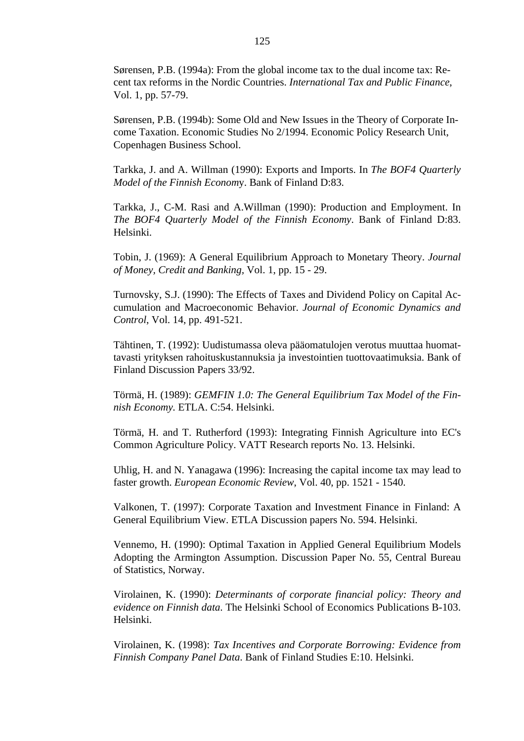Sørensen, P.B. (1994a): From the global income tax to the dual income tax: Recent tax reforms in the Nordic Countries. *International Tax and Public Finance*, Vol. 1, pp. 57-79.

Sørensen, P.B. (1994b): Some Old and New Issues in the Theory of Corporate Income Taxation. Economic Studies No 2/1994. Economic Policy Research Unit, Copenhagen Business School.

Tarkka, J. and A. Willman (1990): Exports and Imports. In *The BOF4 Quarterly Model of the Finnish Econom*y. Bank of Finland D:83.

Tarkka, J., C-M. Rasi and A.Willman (1990): Production and Employment. In *The BOF4 Quarterly Model of the Finnish Economy*. Bank of Finland D:83. Helsinki.

Tobin, J. (1969): A General Equilibrium Approach to Monetary Theory. *Journal of Money, Credit and Banking*, Vol. 1, pp. 15 - 29.

Turnovsky, S.J. (1990): The Effects of Taxes and Dividend Policy on Capital Accumulation and Macroeconomic Behavior. *Journal of Economic Dynamics and Control*, Vol. 14, pp. 491-521.

Tähtinen, T. (1992): Uudistumassa oleva pääomatulojen verotus muuttaa huomattavasti yrityksen rahoituskustannuksia ja investointien tuottovaatimuksia. Bank of Finland Discussion Papers 33/92.

Törmä, H. (1989): *GEMFIN 1.0: The General Equilibrium Tax Model of the Finnish Economy.* ETLA. C:54. Helsinki.

Törmä, H. and T. Rutherford (1993): Integrating Finnish Agriculture into EC's Common Agriculture Policy. VATT Research reports No. 13. Helsinki.

Uhlig, H. and N. Yanagawa (1996): Increasing the capital income tax may lead to faster growth. *European Economic Review*, Vol. 40, pp. 1521 - 1540.

Valkonen, T. (1997): Corporate Taxation and Investment Finance in Finland: A General Equilibrium View. ETLA Discussion papers No. 594. Helsinki.

Vennemo, H. (1990): Optimal Taxation in Applied General Equilibrium Models Adopting the Armington Assumption. Discussion Paper No. 55, Central Bureau of Statistics, Norway.

Virolainen, K. (1990): *Determinants of corporate financial policy: Theory and evidence on Finnish data*. The Helsinki School of Economics Publications B-103. Helsinki.

Virolainen, K. (1998): *Tax Incentives and Corporate Borrowing: Evidence from Finnish Company Panel Data*. Bank of Finland Studies E:10. Helsinki.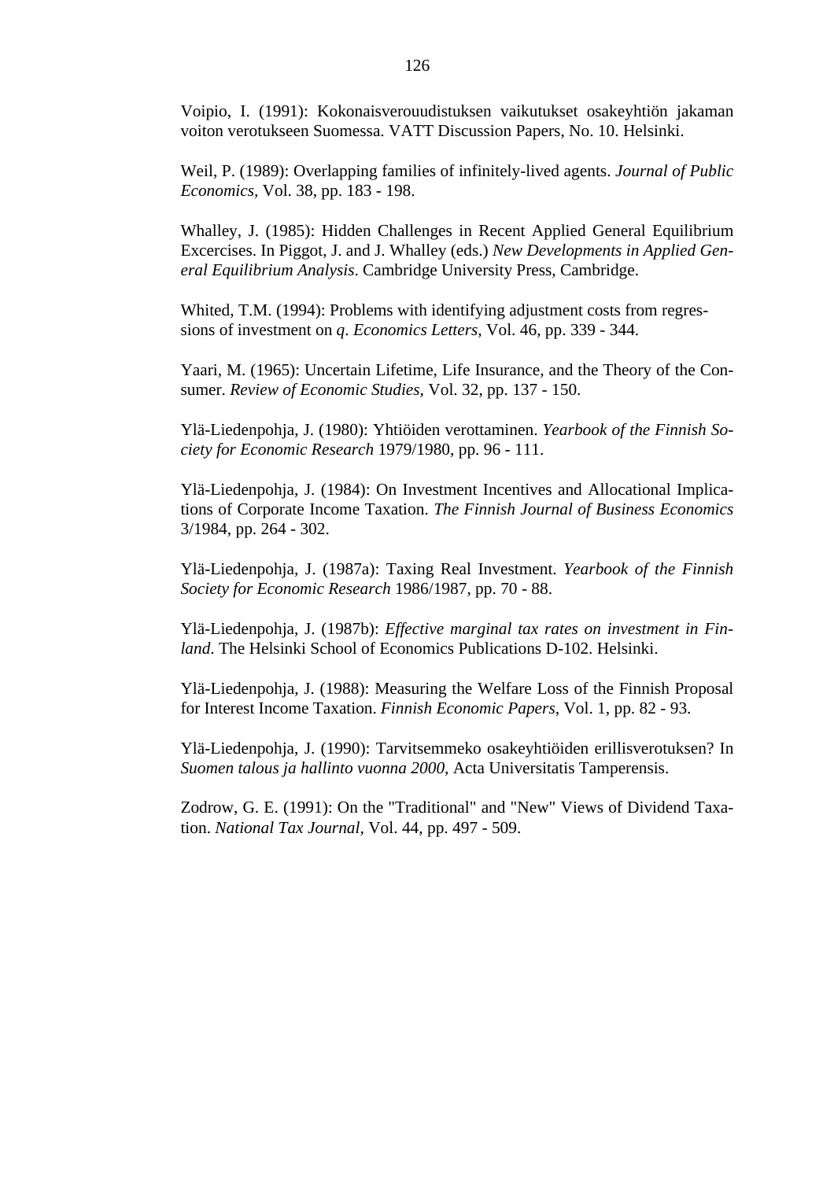Voipio, I. (1991): Kokonaisverouudistuksen vaikutukset osakeyhtiön jakaman voiton verotukseen Suomessa. VATT Discussion Papers, No. 10. Helsinki.

Weil, P. (1989): Overlapping families of infinitely-lived agents. *Journal of Public Economics*, Vol. 38, pp. 183 - 198.

Whalley, J. (1985): Hidden Challenges in Recent Applied General Equilibrium Excercises. In Piggot, J. and J. Whalley (eds.) *New Developments in Applied General Equilibrium Analysis*. Cambridge University Press, Cambridge.

Whited, T.M. (1994): Problems with identifying adjustment costs from regressions of investment on *q*. *Economics Letters*, Vol. 46, pp. 339 - 344.

Yaari, M. (1965): Uncertain Lifetime, Life Insurance, and the Theory of the Consumer. *Review of Economic Studies*, Vol. 32, pp. 137 - 150.

Ylä-Liedenpohja, J. (1980): Yhtiöiden verottaminen. *Yearbook of the Finnish Society for Economic Research* 1979/1980, pp. 96 - 111.

Ylä-Liedenpohja, J. (1984): On Investment Incentives and Allocational Implications of Corporate Income Taxation. *The Finnish Journal of Business Economics* 3/1984, pp. 264 - 302.

Ylä-Liedenpohja, J. (1987a): Taxing Real Investment. *Yearbook of the Finnish Society for Economic Research* 1986/1987, pp. 70 - 88.

Ylä-Liedenpohja, J. (1987b): *Effective marginal tax rates on investment in Finland*. The Helsinki School of Economics Publications D-102. Helsinki.

Ylä-Liedenpohja, J. (1988): Measuring the Welfare Loss of the Finnish Proposal for Interest Income Taxation. *Finnish Economic Papers*, Vol. 1, pp. 82 - 93.

Ylä-Liedenpohja, J. (1990): Tarvitsemmeko osakeyhtiöiden erillisverotuksen? In *Suomen talous ja hallinto vuonna 2000*, Acta Universitatis Tamperensis.

Zodrow, G. E. (1991): On the "Traditional" and "New" Views of Dividend Taxation. *National Tax Journal*, Vol. 44, pp. 497 - 509.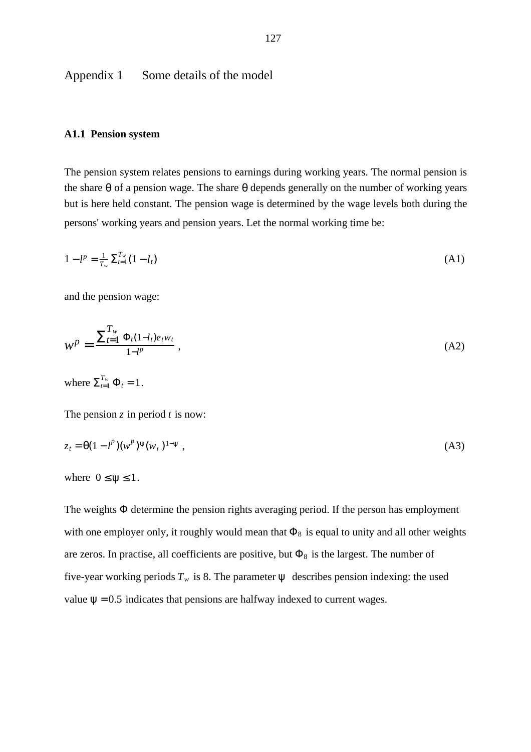# Appendix 1 Some details of the model

## A1.1 Pension system

The pension system relates pensions to earnings during working years. The normal pension is the share $\theta$ of a pension wage. The share $\theta$ depends generally on the number of working years but is here held constant. The pension wage is determined by the wage levels both during the persons' working years and pension years. Let the normal working time be:

$$1 - l^p = \frac{1}{T_w} \sum_{t=1}^{T_w} (1 - l_t) \tag{A1}$$

and the pension wage:

$$w^p = \frac{\sum_{t=1}^{T_w} \Phi_t (1 - l_t) e_t w_t}{1 - l^p}, \tag{A2}$$

where $\sum_{t=1}^{T_w} \Phi_t = 1$.

The pension $z$ in period $t$ is now:

$$z_t = \theta (1 - l^p)(w^p)^{\psi} (w_t)^{1-\psi}, \tag{A3}$$

where $0 \leq \psi \leq 1$.

The weights $\Phi$ determine the pension rights averaging period. If the person has employment with one employer only, it roughly would mean that $\Phi_8$ is equal to unity and all other weights are zeros. In practise, all coefficients are positive, but $\Phi_8$ is the largest. The number of five-year working periods $T_w$ is 8. The parameter $\psi$ describes pension indexing: the used value $\psi = 0.5$ indicates that pensions are halfway indexed to current wages.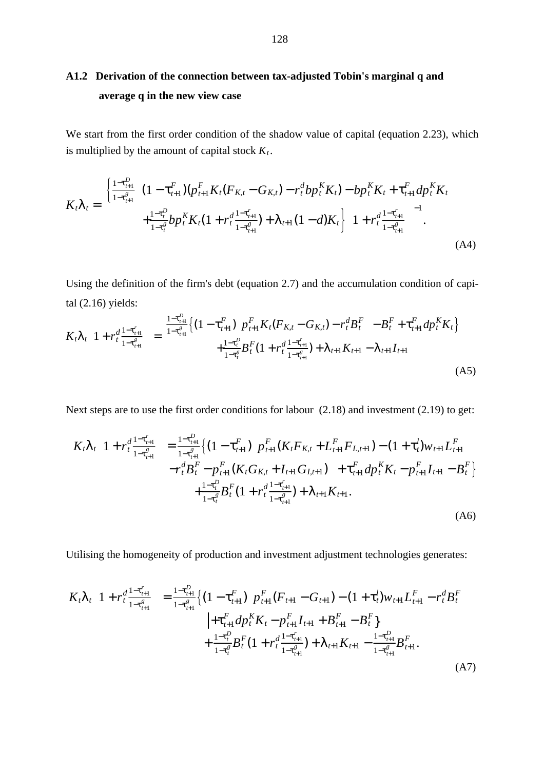## A1.2 Derivation of the connection between tax-adjusted Tobin's marginal q and average q in the new view case

We start from the first order condition of the shadow value of capital (equation 2.23), which is multiplied by the amount of capital stock $K_t$.

$$K_t\lambda_t = \left\{ \tfrac{1-\tau_{t+1}^D}{1-\tau_{t+1}^g} \left( (1-\tau_{t+1}^F)(p_{t+1}^F K_t (F_{K,t} - G_{K,t}) - r_t^d b p_t^K K_t) - b p_t^K K_t + \tau_{t+1}^F d p_t^K K_t \right) + \tfrac{1-\tau_t^D}{1-\tau_t^g} b p_t^K K_t (1 + r_t^d \tfrac{1-\tau_{t+1}^r}{1-\tau_{t+1}^g}) + \lambda_{t+1}(1-d)K_t \right\} \left( 1 + r_t^d \tfrac{1-\tau_{t+1}^r}{1-\tau_{t+1}^g} \right)^{-1}. \tag{A4}$$

Using the definition of the firm's debt (equation 2.7) and the accumulation condition of capital (2.16) yields:

$$K_t\lambda_t \left( 1 + r_t^d \tfrac{1-\tau_{t+1}^r}{1-\tau_{t+1}^g} \right) = \tfrac{1-\tau_{t+1}^D}{1-\tau_{t+1}^g} \left\{ (1-\tau_{t+1}^F) \left( p_{t+1}^F K_t (F_{K,t} - G_{K,t}) - r_t^d B_t^F \right) - B_t^F + \tau_{t+1}^F d p_t^K K_t \right\} + \tfrac{1-\tau_t^D}{1-\tau_t^g} B_t^F (1 + r_t^d \tfrac{1-\tau_{t+1}^r}{1-\tau_{t+1}^g}) + \lambda_{t+1} K_{t+1} - \lambda_{t+1} I_{t+1} \tag{A5}$$

Next steps are to use the first order conditions for labour (2.18) and investment (2.19) to get:

$$K_t\lambda_t \left( 1 + r_t^d \tfrac{1-\tau_{t+1}^r}{1-\tau_{t+1}^g} \right) = \tfrac{1-\tau_{t+1}^D}{1-\tau_{t+1}^g} \Big\{ (1-\tau_{t+1}^F) \Big( p_{t+1}^F (K_t F_{K,t} + L_{t+1}^F F_{L,t+1}) - (1+\tau_t^l) w_{t+1} L_{t+1}^F - r_t^d B_t^F - p_{t+1}^F (K_t G_{K,t} + I_{t+1} G_{I,t+1}) \Big) + \tau_{t+1}^F d p_t^K K_t - p_{t+1}^F I_{t+1} - B_t^F \Big\} + \tfrac{1-\tau_t^D}{1-\tau_t^g} B_t^F (1 + r_t^d \tfrac{1-\tau_{t+1}^r}{1-\tau_{t+1}^g}) + \lambda_{t+1} K_{t+1}. \tag{A6}$$

Utilising the homogeneity of production and investment adjustment technologies generates:

$$K_t\lambda_t \left( 1 + r_t^d \tfrac{1-\tau_{t+1}^r}{1-\tau_{t+1}^g} \right) = \tfrac{1-\tau_{t+1}^D}{1-\tau_{t+1}^g} \Big\{ (1-\tau_{t+1}^F) \Big( p_{t+1}^F (F_{t+1} - G_{t+1}) - (1+\tau_t^l) w_{t+1} L_{t+1}^F - r_t^d B_t^F \Big) + \tau_{t+1}^F d p_t^K K_t - p_{t+1}^F I_{t+1} + B_{t+1}^F - B_t^F \Big\} + \tfrac{1-\tau_t^D}{1-\tau_t^g} B_t^F (1 + r_t^d \tfrac{1-\tau_{t+1}^r}{1-\tau_{t+1}^g}) + \lambda_{t+1} K_{t+1} - \tfrac{1-\tau_{t+1}^D}{1-\tau_{t+1}^g} B_{t+1}^F. \tag{A7}$$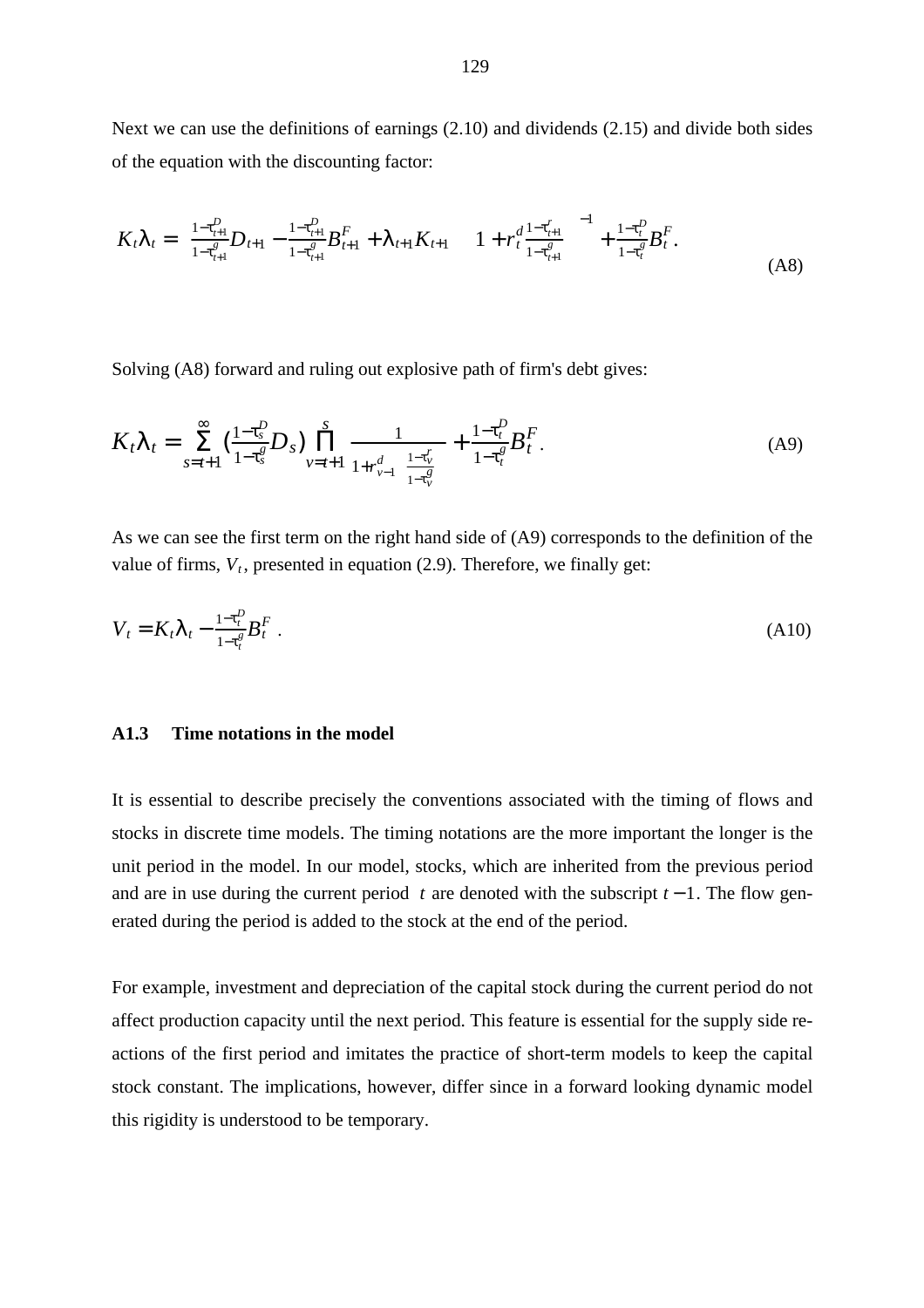Next we can use the definitions of earnings (2.10) and dividends (2.15) and divide both sides of the equation with the discounting factor:

$$K_t\lambda_t = \left(\frac{1-\tau_{t+1}^D}{1-\tau_{t+1}^g}D_{t+1} - \frac{1-\tau_{t+1}^D}{1-\tau_{t+1}^g}B_{t+1}^F + \lambda_{t+1}K_{t+1}\right)\left(1+r_t^d\frac{1-\tau_{t+1}^r}{1-\tau_{t+1}^g}\right)^{-1} + \frac{1-\tau_t^D}{1-\tau_t^g}B_t^F. \tag{A8}$$

Solving (A8) forward and ruling out explosive path of firm's debt gives:

$$K_t\lambda_t = \sum_{s=t+1}^{\infty}\left(\frac{1-\tau_s^D}{1-\tau_s^g}D_s\right)\prod_{v=t+1}^{s}\frac{1}{1+r_{v-1}^d\frac{1-\tau_v^r}{1-\tau_v^g}} + \frac{1-\tau_t^D}{1-\tau_t^g}B_t^F. \tag{A9}$$

As we can see the first term on the right hand side of (A9) corresponds to the definition of the value of firms, $V_t$, presented in equation (2.9). Therefore, we finally get:

$$V_t = K_t\lambda_t - \frac{1-\tau_t^D}{1-\tau_t^g}B_t^F. \tag{A10}$$

### A1.3 Time notations in the model

It is essential to describe precisely the conventions associated with the timing of flows and stocks in discrete time models. The timing notations are the more important the longer is the unit period in the model. In our model, stocks, which are inherited from the previous period and are in use during the current period $t$ are denoted with the subscript $t-1$. The flow generated during the period is added to the stock at the end of the period.

For example, investment and depreciation of the capital stock during the current period do not affect production capacity until the next period. This feature is essential for the supply side reactions of the first period and imitates the practice of short-term models to keep the capital stock constant. The implications, however, differ since in a forward looking dynamic model this rigidity is understood to be temporary.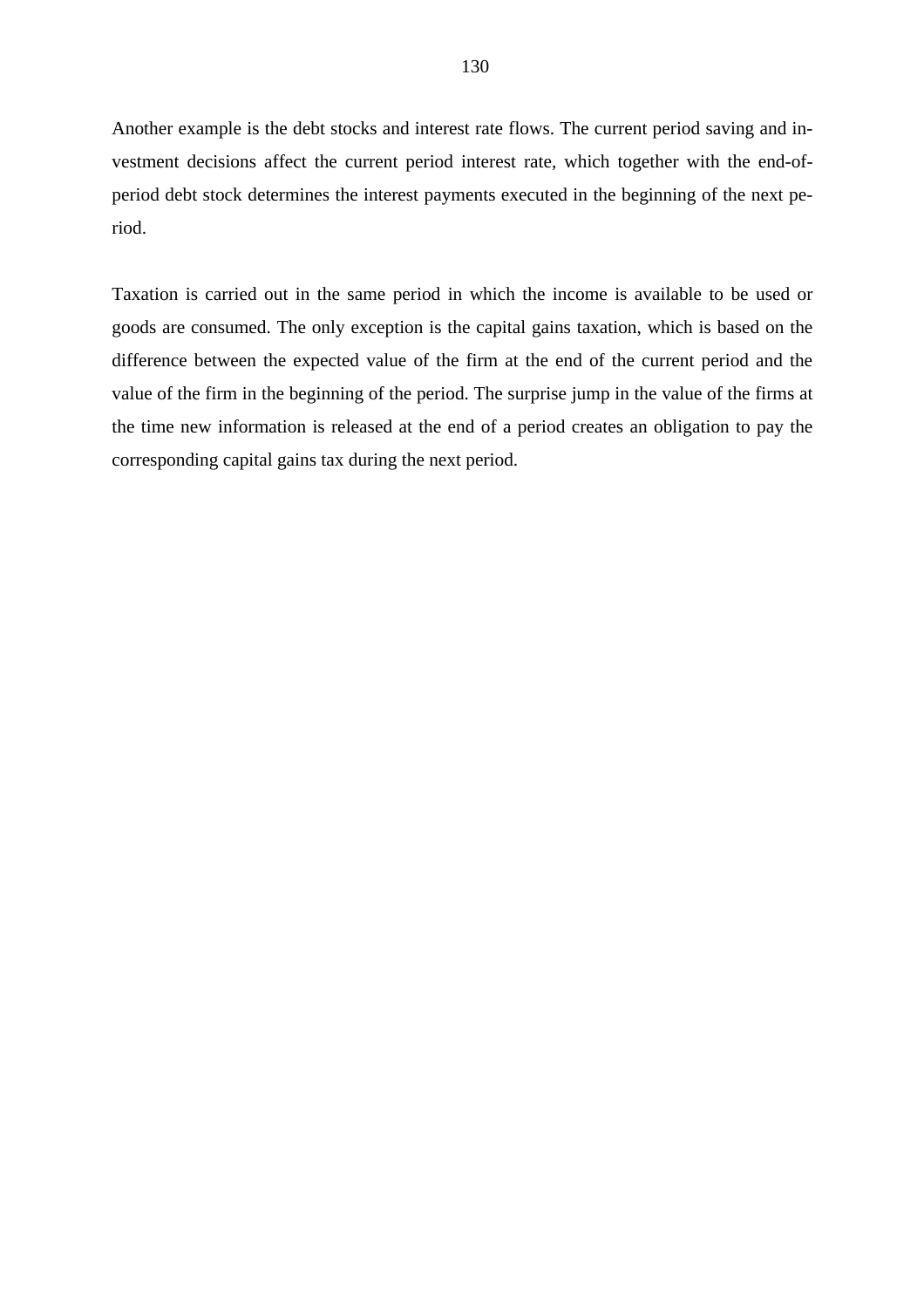Another example is the debt stocks and interest rate flows. The current period saving and investment decisions affect the current period interest rate, which together with the end-of-period debt stock determines the interest payments executed in the beginning of the next period.

Taxation is carried out in the same period in which the income is available to be used or goods are consumed. The only exception is the capital gains taxation, which is based on the difference between the expected value of the firm at the end of the current period and the value of the firm in the beginning of the period. The surprise jump in the value of the firms at the time new information is released at the end of a period creates an obligation to pay the corresponding capital gains tax during the next period.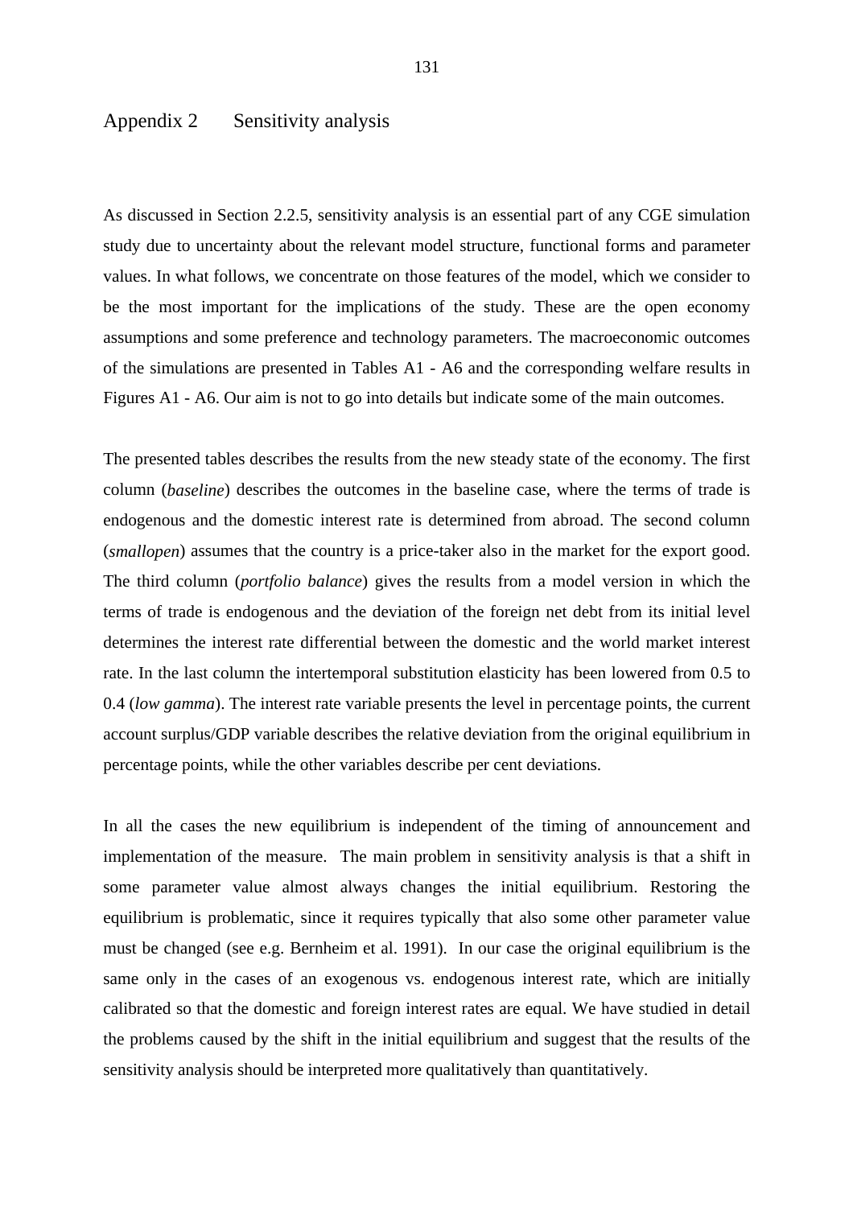# Appendix 2 Sensitivity analysis

As discussed in Section 2.2.5, sensitivity analysis is an essential part of any CGE simulation study due to uncertainty about the relevant model structure, functional forms and parameter values. In what follows, we concentrate on those features of the model, which we consider to be the most important for the implications of the study. These are the open economy assumptions and some preference and technology parameters. The macroeconomic outcomes of the simulations are presented in Tables A1 - A6 and the corresponding welfare results in Figures A1 - A6. Our aim is not to go into details but indicate some of the main outcomes.

The presented tables describes the results from the new steady state of the economy. The first column (*baseline*) describes the outcomes in the baseline case, where the terms of trade is endogenous and the domestic interest rate is determined from abroad. The second column (*smallopen*) assumes that the country is a price-taker also in the market for the export good. The third column (*portfolio balance*) gives the results from a model version in which the terms of trade is endogenous and the deviation of the foreign net debt from its initial level determines the interest rate differential between the domestic and the world market interest rate. In the last column the intertemporal substitution elasticity has been lowered from 0.5 to 0.4 (*low gamma*). The interest rate variable presents the level in percentage points, the current account surplus/GDP variable describes the relative deviation from the original equilibrium in percentage points, while the other variables describe per cent deviations.

In all the cases the new equilibrium is independent of the timing of announcement and implementation of the measure. The main problem in sensitivity analysis is that a shift in some parameter value almost always changes the initial equilibrium. Restoring the equilibrium is problematic, since it requires typically that also some other parameter value must be changed (see e.g. Bernheim et al. 1991). In our case the original equilibrium is the same only in the cases of an exogenous vs. endogenous interest rate, which are initially calibrated so that the domestic and foreign interest rates are equal. We have studied in detail the problems caused by the shift in the initial equilibrium and suggest that the results of the sensitivity analysis should be interpreted more qualitatively than quantitatively.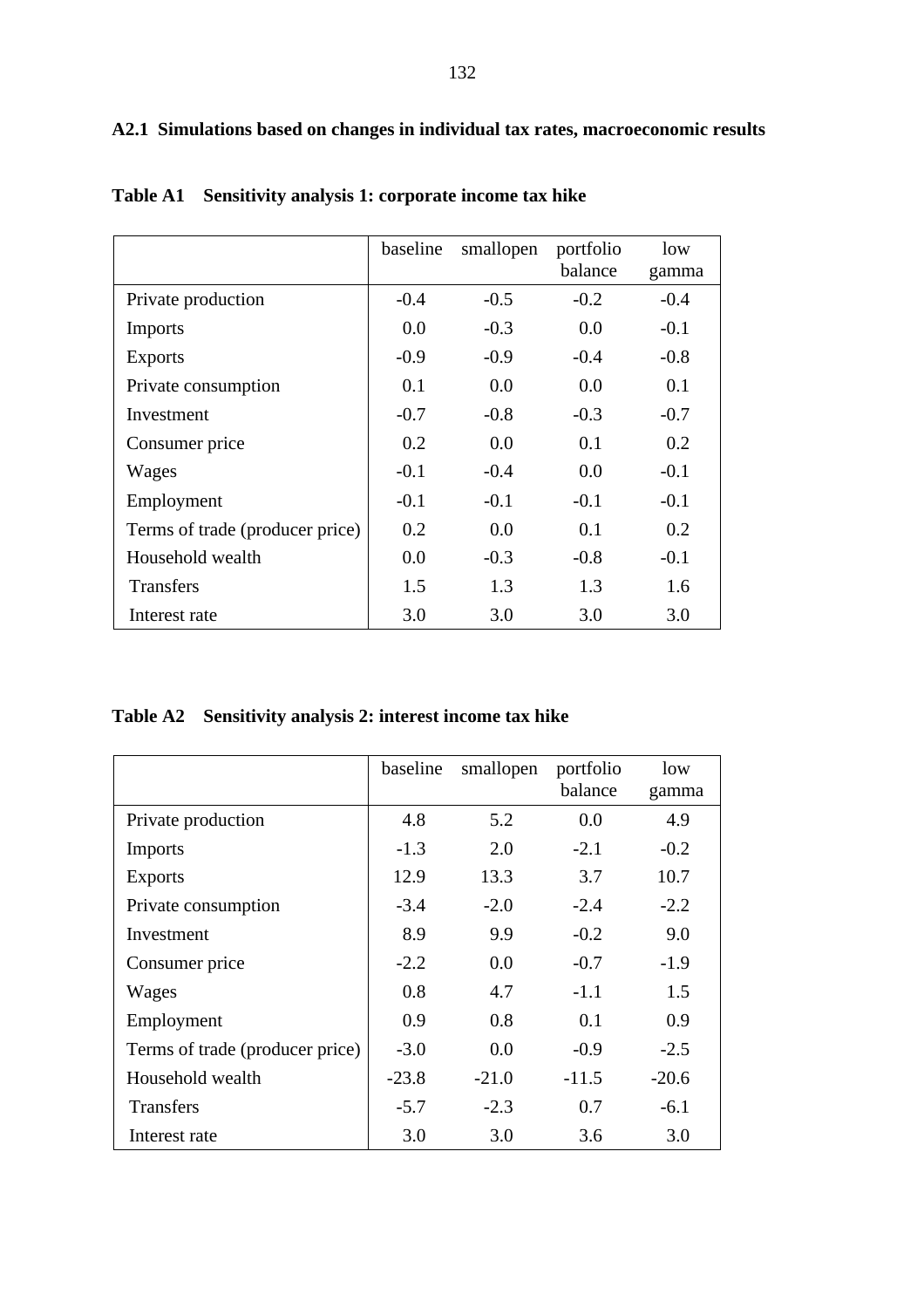### A2.1 Simulations based on changes in individual tax rates, macroeconomic results

**Table A1 Sensitivity analysis 1: corporate income tax hike**

| | baseline | smallopen | portfolio balance | low gamma |
|---|---|---|---|---|
| Private production | -0.4 | -0.5 | -0.2 | -0.4 |
| Imports | 0.0 | -0.3 | 0.0 | -0.1 |
| Exports | -0.9 | -0.9 | -0.4 | -0.8 |
| Private consumption | 0.1 | 0.0 | 0.0 | 0.1 |
| Investment | -0.7 | -0.8 | -0.3 | -0.7 |
| Consumer price | 0.2 | 0.0 | 0.1 | 0.2 |
| Wages | -0.1 | -0.4 | 0.0 | -0.1 |
| Employment | -0.1 | -0.1 | -0.1 | -0.1 |
| Terms of trade (producer price) | 0.2 | 0.0 | 0.1 | 0.2 |
| Household wealth | 0.0 | -0.3 | -0.8 | -0.1 |
| Transfers | 1.5 | 1.3 | 1.3 | 1.6 |
| Interest rate | 3.0 | 3.0 | 3.0 | 3.0 |

**Table A2 Sensitivity analysis 2: interest income tax hike**

| | baseline | smallopen | portfolio balance | low gamma |
|---|---|---|---|---|
| Private production | 4.8 | 5.2 | 0.0 | 4.9 |
| Imports | -1.3 | 2.0 | -2.1 | -0.2 |
| Exports | 12.9 | 13.3 | 3.7 | 10.7 |
| Private consumption | -3.4 | -2.0 | -2.4 | -2.2 |
| Investment | 8.9 | 9.9 | -0.2 | 9.0 |
| Consumer price | -2.2 | 0.0 | -0.7 | -1.9 |
| Wages | 0.8 | 4.7 | -1.1 | 1.5 |
| Employment | 0.9 | 0.8 | 0.1 | 0.9 |
| Terms of trade (producer price) | -3.0 | 0.0 | -0.9 | -2.5 |
| Household wealth | -23.8 | -21.0 | -11.5 | -20.6 |
| Transfers | -5.7 | -2.3 | 0.7 | -6.1 |
| Interest rate | 3.0 | 3.0 | 3.6 | 3.0 |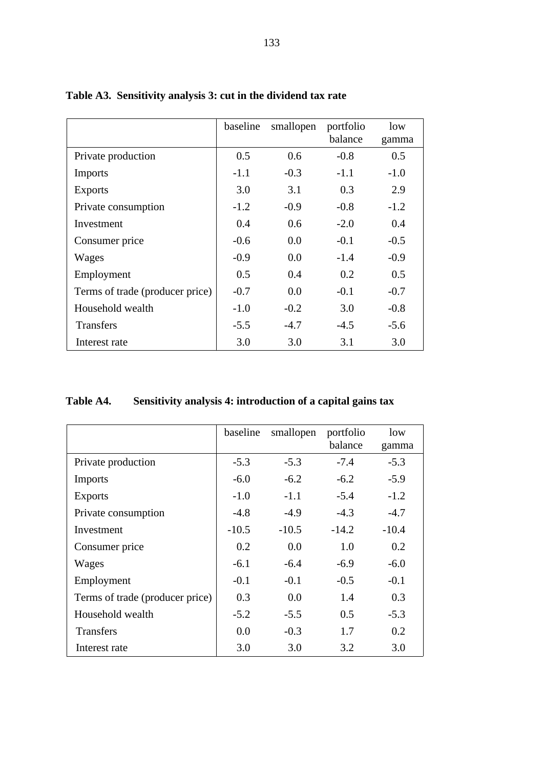**Table A3. Sensitivity analysis 3: cut in the dividend tax rate**

| | baseline | smallopen | portfolio balance | low gamma |
|---|---|---|---|---|
| Private production | 0.5 | 0.6 | -0.8 | 0.5 |
| Imports | -1.1 | -0.3 | -1.1 | -1.0 |
| Exports | 3.0 | 3.1 | 0.3 | 2.9 |
| Private consumption | -1.2 | -0.9 | -0.8 | -1.2 |
| Investment | 0.4 | 0.6 | -2.0 | 0.4 |
| Consumer price | -0.6 | 0.0 | -0.1 | -0.5 |
| Wages | -0.9 | 0.0 | -1.4 | -0.9 |
| Employment | 0.5 | 0.4 | 0.2 | 0.5 |
| Terms of trade (producer price) | -0.7 | 0.0 | -0.1 | -0.7 |
| Household wealth | -1.0 | -0.2 | 3.0 | -0.8 |
| Transfers | -5.5 | -4.7 | -4.5 | -5.6 |
| Interest rate | 3.0 | 3.0 | 3.1 | 3.0 |

**Table A4. Sensitivity analysis 4: introduction of a capital gains tax**

| | baseline | smallopen | portfolio balance | low gamma |
|---|---|---|---|---|
| Private production | -5.3 | -5.3 | -7.4 | -5.3 |
| Imports | -6.0 | -6.2 | -6.2 | -5.9 |
| Exports | -1.0 | -1.1 | -5.4 | -1.2 |
| Private consumption | -4.8 | -4.9 | -4.3 | -4.7 |
| Investment | -10.5 | -10.5 | -14.2 | -10.4 |
| Consumer price | 0.2 | 0.0 | 1.0 | 0.2 |
| Wages | -6.1 | -6.4 | -6.9 | -6.0 |
| Employment | -0.1 | -0.1 | -0.5 | -0.1 |
| Terms of trade (producer price) | 0.3 | 0.0 | 1.4 | 0.3 |
| Household wealth | -5.2 | -5.5 | 0.5 | -5.3 |
| Transfers | 0.0 | -0.3 | 1.7 | 0.2 |
| Interest rate | 3.0 | 3.0 | 3.2 | 3.0 |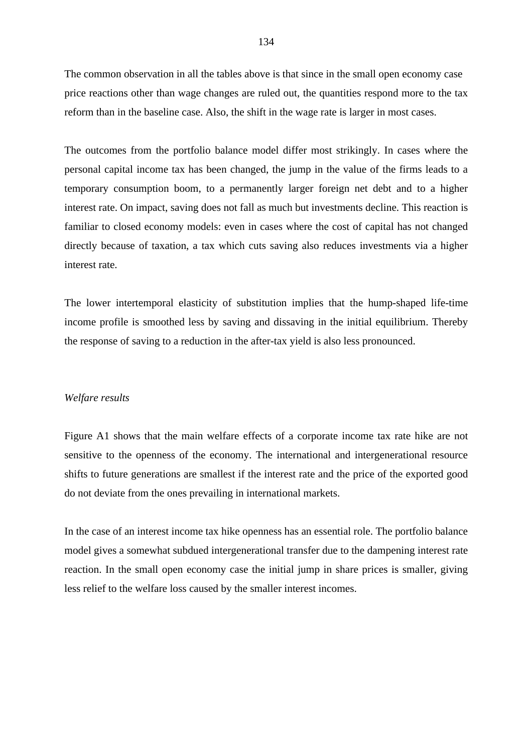The common observation in all the tables above is that since in the small open economy case price reactions other than wage changes are ruled out, the quantities respond more to the tax reform than in the baseline case. Also, the shift in the wage rate is larger in most cases.

The outcomes from the portfolio balance model differ most strikingly. In cases where the personal capital income tax has been changed, the jump in the value of the firms leads to a temporary consumption boom, to a permanently larger foreign net debt and to a higher interest rate. On impact, saving does not fall as much but investments decline. This reaction is familiar to closed economy models: even in cases where the cost of capital has not changed directly because of taxation, a tax which cuts saving also reduces investments via a higher interest rate.

The lower intertemporal elasticity of substitution implies that the hump-shaped life-time income profile is smoothed less by saving and dissaving in the initial equilibrium. Thereby the response of saving to a reduction in the after-tax yield is also less pronounced.

*Welfare results*

Figure A1 shows that the main welfare effects of a corporate income tax rate hike are not sensitive to the openness of the economy. The international and intergenerational resource shifts to future generations are smallest if the interest rate and the price of the exported good do not deviate from the ones prevailing in international markets.

In the case of an interest income tax hike openness has an essential role. The portfolio balance model gives a somewhat subdued intergenerational transfer due to the dampening interest rate reaction. In the small open economy case the initial jump in share prices is smaller, giving less relief to the welfare loss caused by the smaller interest incomes.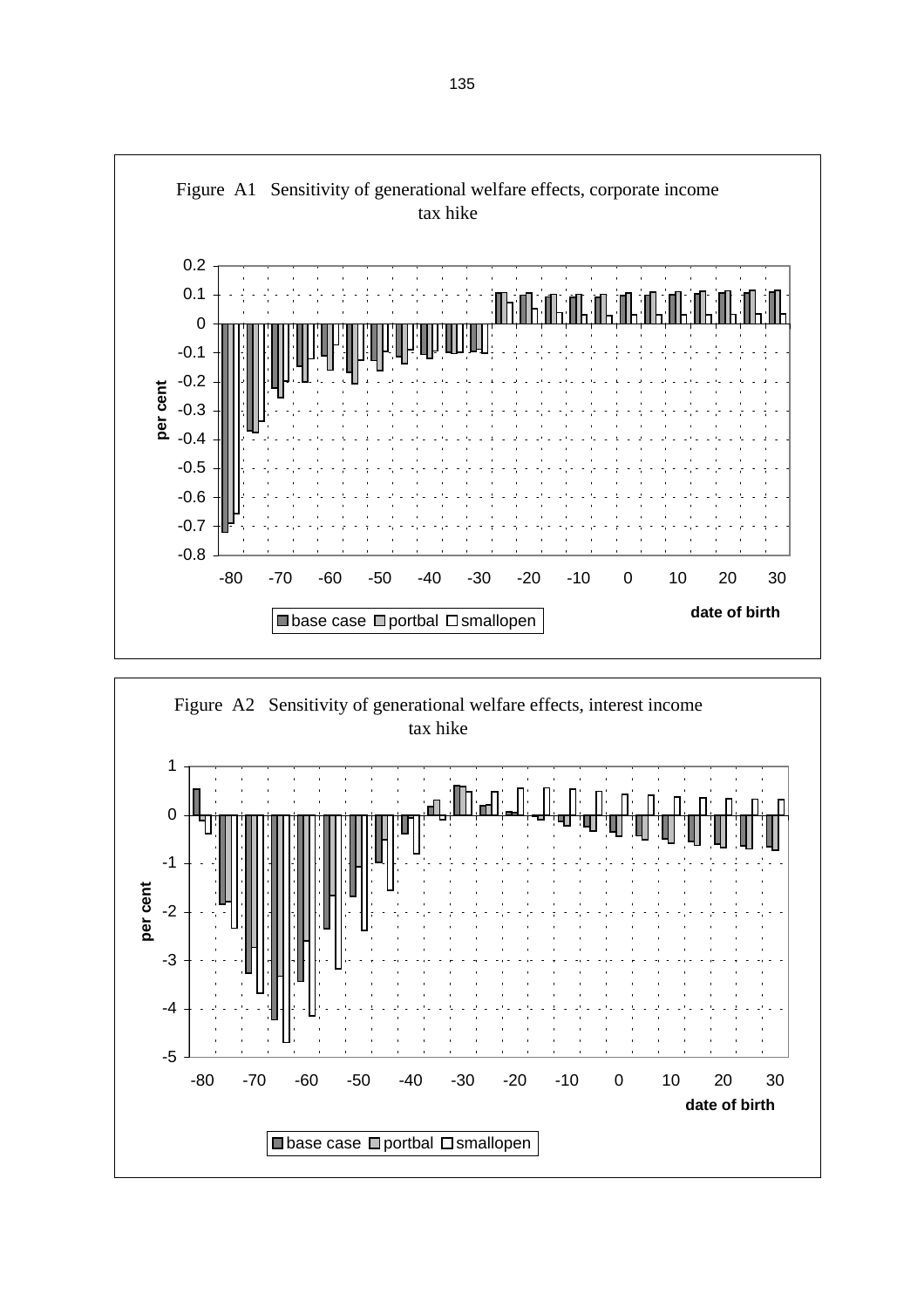Figure A1   Sensitivity of generational welfare effects, corporate income tax hike

Figure A2   Sensitivity of generational welfare effects, interest income tax hike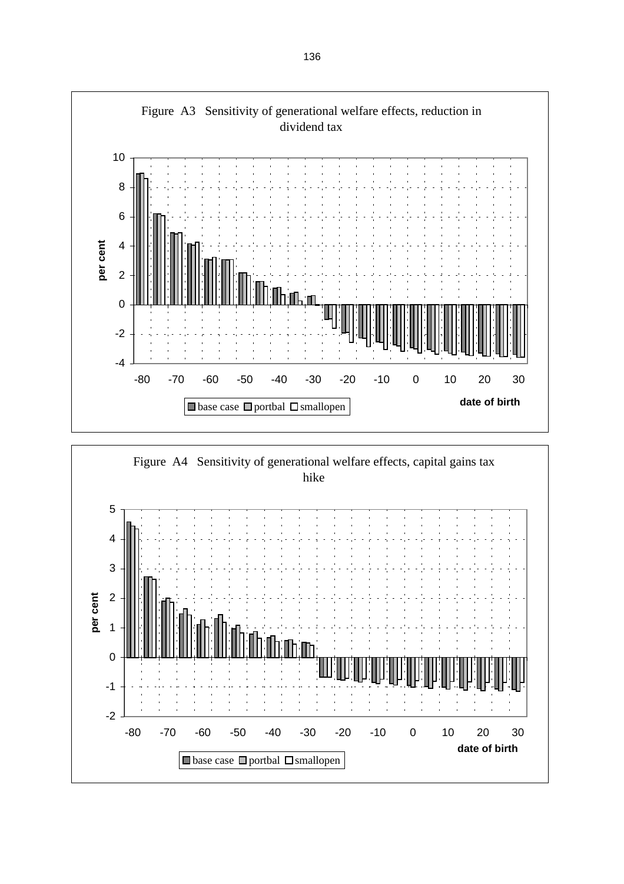Figure A3 Sensitivity of generational welfare effects, reduction in dividend tax

Figure A4 Sensitivity of generational welfare effects, capital gains tax hike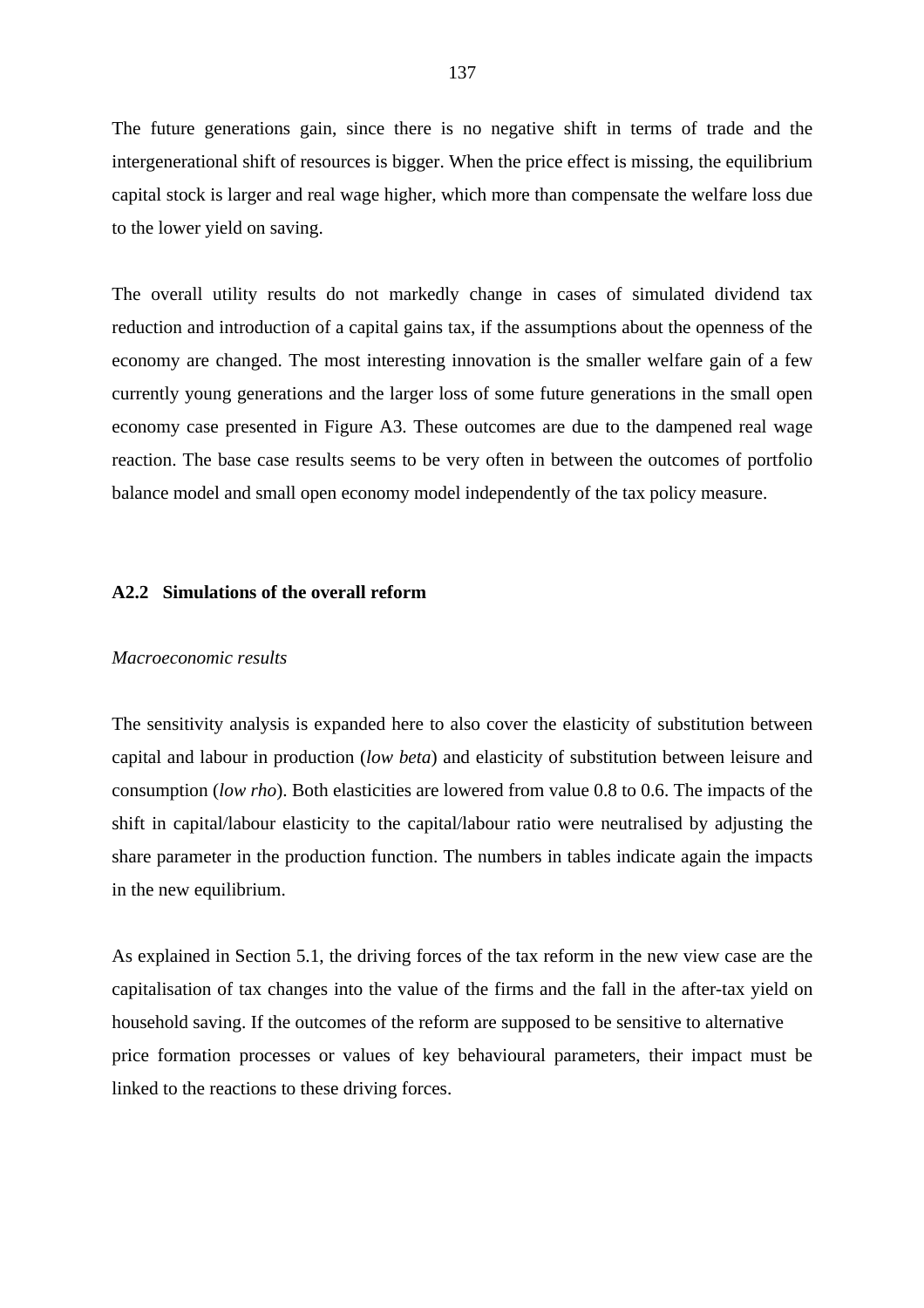The future generations gain, since there is no negative shift in terms of trade and the intergenerational shift of resources is bigger. When the price effect is missing, the equilibrium capital stock is larger and real wage higher, which more than compensate the welfare loss due to the lower yield on saving.

The overall utility results do not markedly change in cases of simulated dividend tax reduction and introduction of a capital gains tax, if the assumptions about the openness of the economy are changed. The most interesting innovation is the smaller welfare gain of a few currently young generations and the larger loss of some future generations in the small open economy case presented in Figure A3. These outcomes are due to the dampened real wage reaction. The base case results seems to be very often in between the outcomes of portfolio balance model and small open economy model independently of the tax policy measure.

### A2.2 Simulations of the overall reform

*Macroeconomic results*

The sensitivity analysis is expanded here to also cover the elasticity of substitution between capital and labour in production (*low beta*) and elasticity of substitution between leisure and consumption (*low rho*). Both elasticities are lowered from value 0.8 to 0.6. The impacts of the shift in capital/labour elasticity to the capital/labour ratio were neutralised by adjusting the share parameter in the production function. The numbers in tables indicate again the impacts in the new equilibrium.

As explained in Section 5.1, the driving forces of the tax reform in the new view case are the capitalisation of tax changes into the value of the firms and the fall in the after-tax yield on household saving. If the outcomes of the reform are supposed to be sensitive to alternative price formation processes or values of key behavioural parameters, their impact must be linked to the reactions to these driving forces.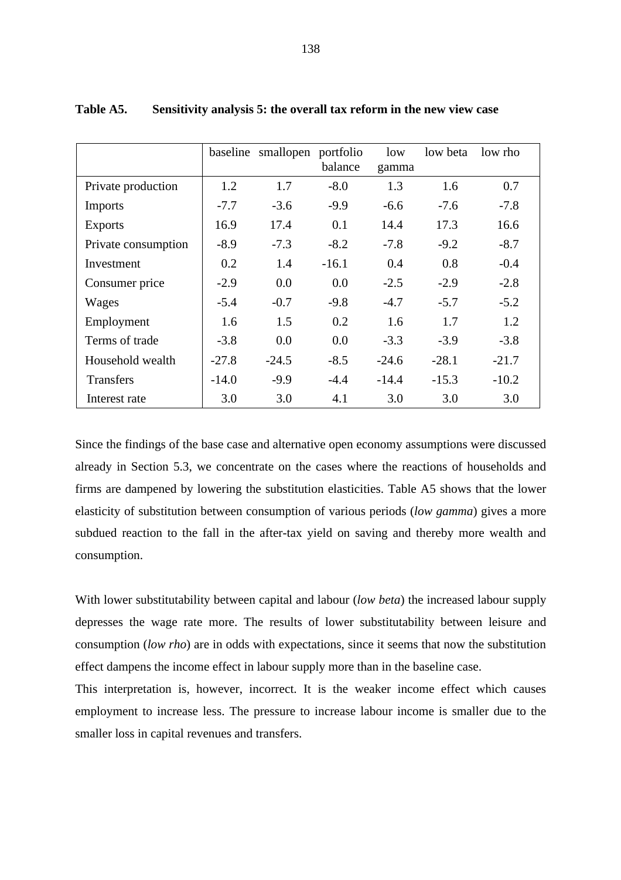**Table A5. Sensitivity analysis 5: the overall tax reform in the new view case**

| | baseline | smallopen | portfolio balance | low gamma | low beta | low rho |
|---|---|---|---|---|---|---|
| Private production | 1.2 | 1.7 | -8.0 | 1.3 | 1.6 | 0.7 |
| Imports | -7.7 | -3.6 | -9.9 | -6.6 | -7.6 | -7.8 |
| Exports | 16.9 | 17.4 | 0.1 | 14.4 | 17.3 | 16.6 |
| Private consumption | -8.9 | -7.3 | -8.2 | -7.8 | -9.2 | -8.7 |
| Investment | 0.2 | 1.4 | -16.1 | 0.4 | 0.8 | -0.4 |
| Consumer price | -2.9 | 0.0 | 0.0 | -2.5 | -2.9 | -2.8 |
| Wages | -5.4 | -0.7 | -9.8 | -4.7 | -5.7 | -5.2 |
| Employment | 1.6 | 1.5 | 0.2 | 1.6 | 1.7 | 1.2 |
| Terms of trade | -3.8 | 0.0 | 0.0 | -3.3 | -3.9 | -3.8 |
| Household wealth | -27.8 | -24.5 | -8.5 | -24.6 | -28.1 | -21.7 |
| Transfers | -14.0 | -9.9 | -4.4 | -14.4 | -15.3 | -10.2 |
| Interest rate | 3.0 | 3.0 | 4.1 | 3.0 | 3.0 | 3.0 |

Since the findings of the base case and alternative open economy assumptions were discussed already in Section 5.3, we concentrate on the cases where the reactions of households and firms are dampened by lowering the substitution elasticities. Table A5 shows that the lower elasticity of substitution between consumption of various periods (*low gamma*) gives a more subdued reaction to the fall in the after-tax yield on saving and thereby more wealth and consumption.

With lower substitutability between capital and labour (*low beta*) the increased labour supply depresses the wage rate more. The results of lower substitutability between leisure and consumption (*low rho*) are in odds with expectations, since it seems that now the substitution effect dampens the income effect in labour supply more than in the baseline case.

This interpretation is, however, incorrect. It is the weaker income effect which causes employment to increase less. The pressure to increase labour income is smaller due to the smaller loss in capital revenues and transfers.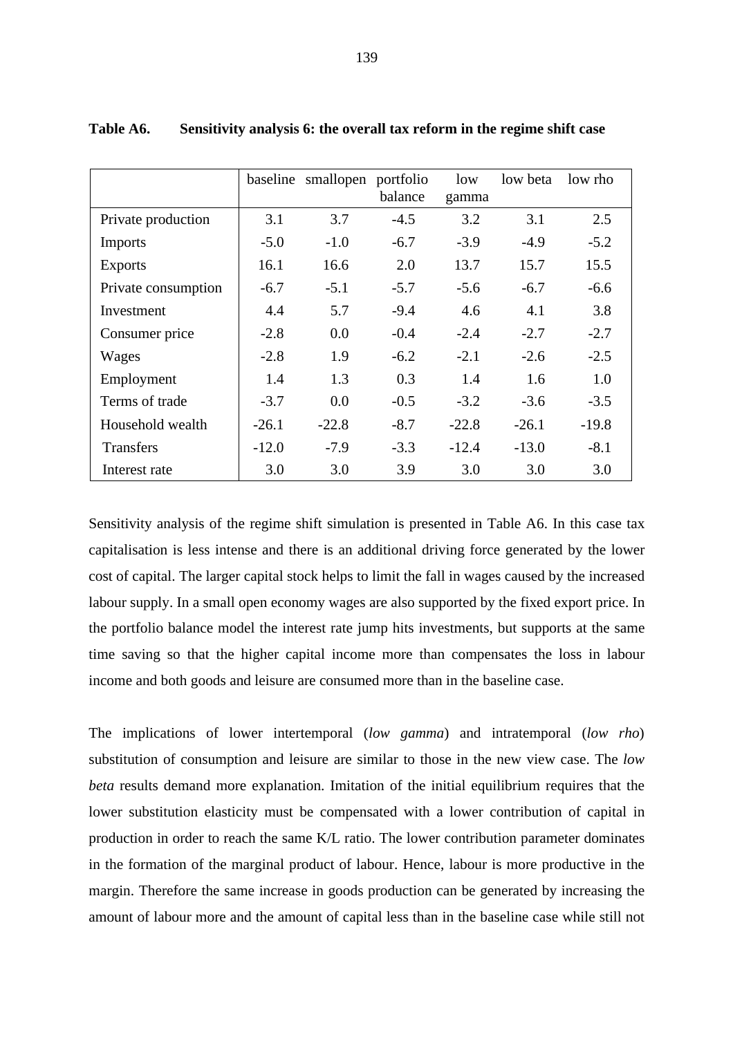**Table A6. Sensitivity analysis 6: the overall tax reform in the regime shift case**

| | baseline | smallopen | portfolio balance | low gamma | low beta | low rho |
|---|---|---|---|---|---|---|
| Private production | 3.1 | 3.7 | -4.5 | 3.2 | 3.1 | 2.5 |
| Imports | -5.0 | -1.0 | -6.7 | -3.9 | -4.9 | -5.2 |
| Exports | 16.1 | 16.6 | 2.0 | 13.7 | 15.7 | 15.5 |
| Private consumption | -6.7 | -5.1 | -5.7 | -5.6 | -6.7 | -6.6 |
| Investment | 4.4 | 5.7 | -9.4 | 4.6 | 4.1 | 3.8 |
| Consumer price | -2.8 | 0.0 | -0.4 | -2.4 | -2.7 | -2.7 |
| Wages | -2.8 | 1.9 | -6.2 | -2.1 | -2.6 | -2.5 |
| Employment | 1.4 | 1.3 | 0.3 | 1.4 | 1.6 | 1.0 |
| Terms of trade | -3.7 | 0.0 | -0.5 | -3.2 | -3.6 | -3.5 |
| Household wealth | -26.1 | -22.8 | -8.7 | -22.8 | -26.1 | -19.8 |
| Transfers | -12.0 | -7.9 | -3.3 | -12.4 | -13.0 | -8.1 |
| Interest rate | 3.0 | 3.0 | 3.9 | 3.0 | 3.0 | 3.0 |

Sensitivity analysis of the regime shift simulation is presented in Table A6. In this case tax capitalisation is less intense and there is an additional driving force generated by the lower cost of capital. The larger capital stock helps to limit the fall in wages caused by the increased labour supply. In a small open economy wages are also supported by the fixed export price. In the portfolio balance model the interest rate jump hits investments, but supports at the same time saving so that the higher capital income more than compensates the loss in labour income and both goods and leisure are consumed more than in the baseline case.

The implications of lower intertemporal (*low gamma*) and intratemporal (*low rho*) substitution of consumption and leisure are similar to those in the new view case. The *low beta* results demand more explanation. Imitation of the initial equilibrium requires that the lower substitution elasticity must be compensated with a lower contribution of capital in production in order to reach the same K/L ratio. The lower contribution parameter dominates in the formation of the marginal product of labour. Hence, labour is more productive in the margin. Therefore the same increase in goods production can be generated by increasing the amount of labour more and the amount of capital less than in the baseline case while still not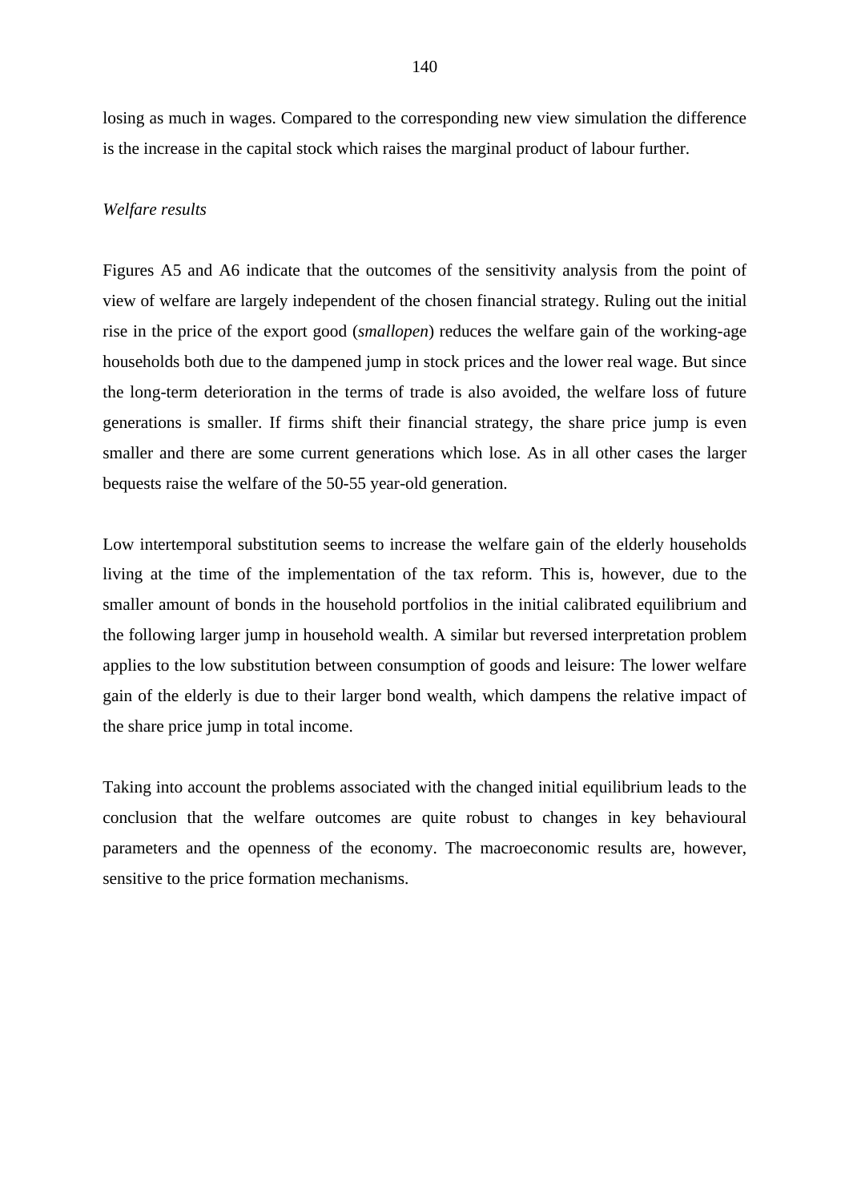losing as much in wages. Compared to the corresponding new view simulation the difference is the increase in the capital stock which raises the marginal product of labour further.

*Welfare results*

Figures A5 and A6 indicate that the outcomes of the sensitivity analysis from the point of view of welfare are largely independent of the chosen financial strategy. Ruling out the initial rise in the price of the export good (*smallopen*) reduces the welfare gain of the working-age households both due to the dampened jump in stock prices and the lower real wage. But since the long-term deterioration in the terms of trade is also avoided, the welfare loss of future generations is smaller. If firms shift their financial strategy, the share price jump is even smaller and there are some current generations which lose. As in all other cases the larger bequests raise the welfare of the 50-55 year-old generation.

Low intertemporal substitution seems to increase the welfare gain of the elderly households living at the time of the implementation of the tax reform. This is, however, due to the smaller amount of bonds in the household portfolios in the initial calibrated equilibrium and the following larger jump in household wealth. A similar but reversed interpretation problem applies to the low substitution between consumption of goods and leisure: The lower welfare gain of the elderly is due to their larger bond wealth, which dampens the relative impact of the share price jump in total income.

Taking into account the problems associated with the changed initial equilibrium leads to the conclusion that the welfare outcomes are quite robust to changes in key behavioural parameters and the openness of the economy. The macroeconomic results are, however, sensitive to the price formation mechanisms.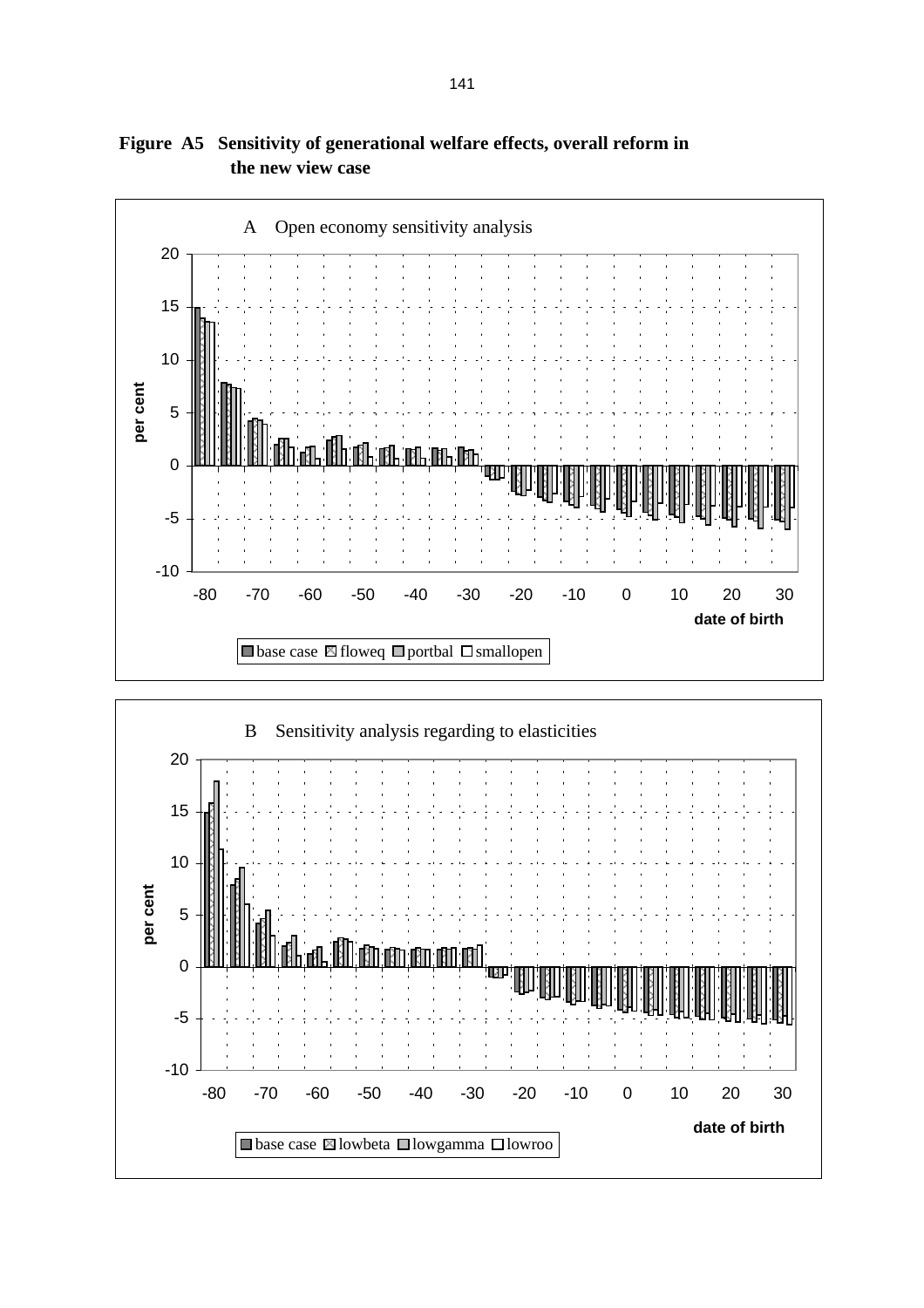**Figure A5 Sensitivity of generational welfare effects, overall reform in the new view case**

A Open economy sensitivity analysis

per cent

date of birth

base case | floweq | portbal | smallopen

B Sensitivity analysis regarding to elasticities

per cent

date of birth

base case | lowbeta | lowgamma | lowroo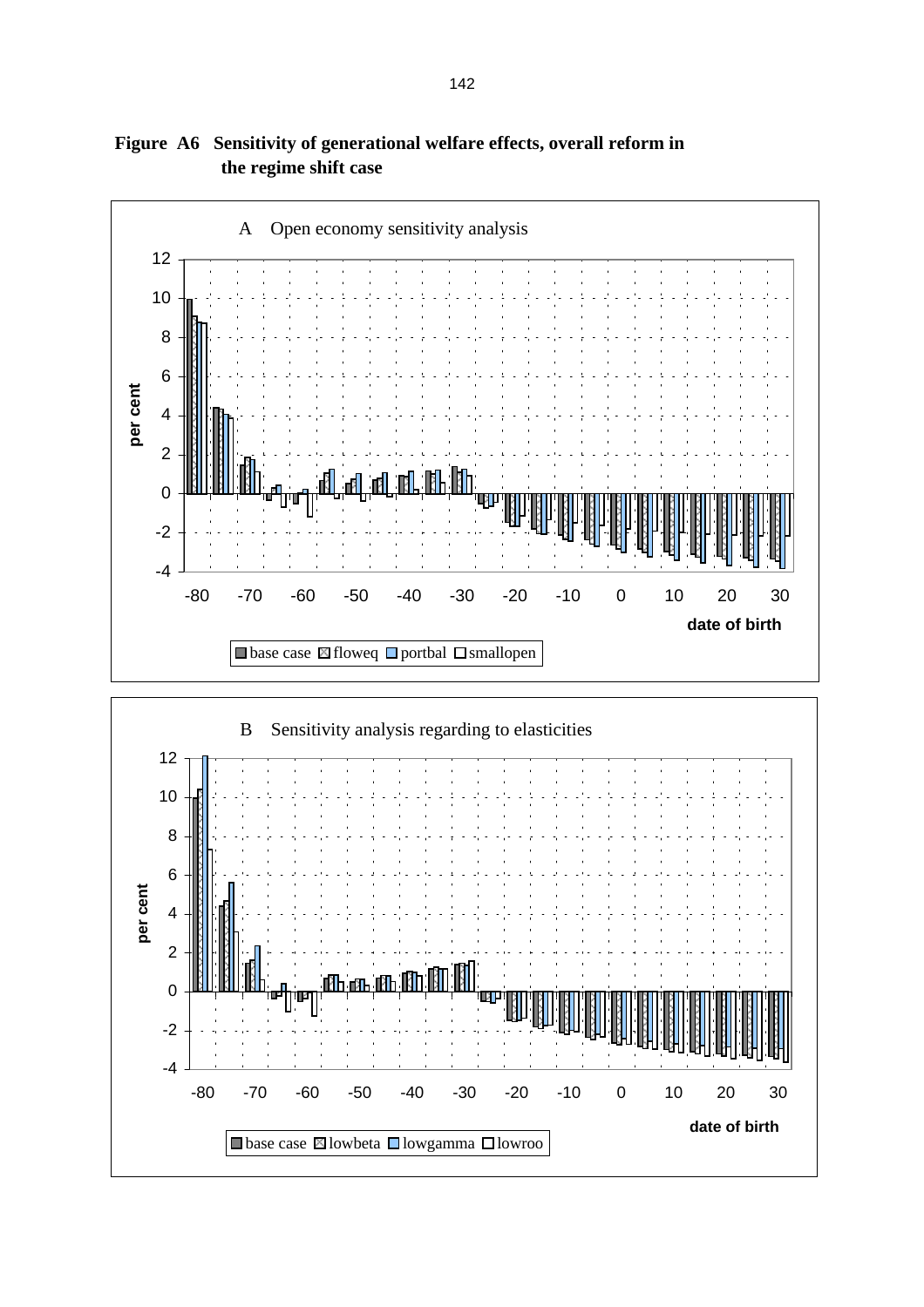**Figure A6 Sensitivity of generational welfare effects, overall reform in the regime shift case**

A Open economy sensitivity analysis

per cent

date of birth

base case, floweq, portbal, smallopen

B Sensitivity analysis regarding to elasticities

per cent

date of birth

base case, lowbeta, lowgamma, lowroo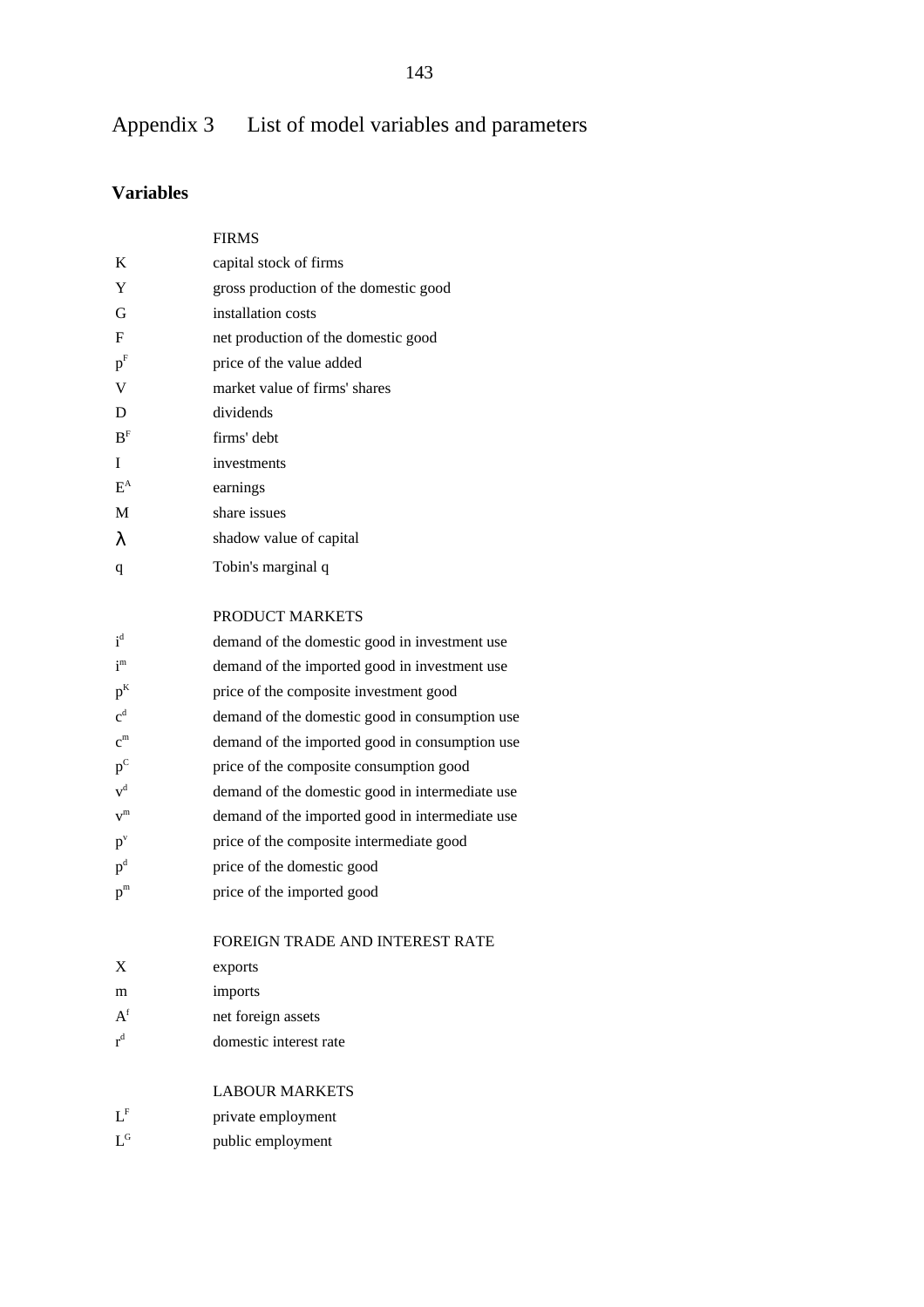# Appendix 3 List of model variables and parameters

## Variables

| | FIRMS |
|---|---|
| $K$ | capital stock of firms |
| $Y$ | gross production of the domestic good |
| $G$ | installation costs |
| $F$ | net production of the domestic good |
| $p^F$ | price of the value added |
| $V$ | market value of firms' shares |
| $D$ | dividends |
| $B^F$ | firms' debt |
| $I$ | investments |
| $E^A$ | earnings |
| $M$ | share issues |
| $\lambda$ | shadow value of capital |
| $q$ | Tobin's marginal q |
| | **PRODUCT MARKETS** |
| $i^d$ | demand of the domestic good in investment use |
| $i^m$ | demand of the imported good in investment use |
| $p^K$ | price of the composite investment good |
| $c^d$ | demand of the domestic good in consumption use |
| $c^m$ | demand of the imported good in consumption use |
| $p^C$ | price of the composite consumption good |
| $v^d$ | demand of the domestic good in intermediate use |
| $v^m$ | demand of the imported good in intermediate use |
| $p^v$ | price of the composite intermediate good |
| $p^d$ | price of the domestic good |
| $p^m$ | price of the imported good |
| | **FOREIGN TRADE AND INTEREST RATE** |
| $X$ | exports |
| $m$ | imports |
| $A^f$ | net foreign assets |
| $r^d$ | domestic interest rate |
| | **LABOUR MARKETS** |
| $L^F$ | private employment |
| $L^G$ | public employment |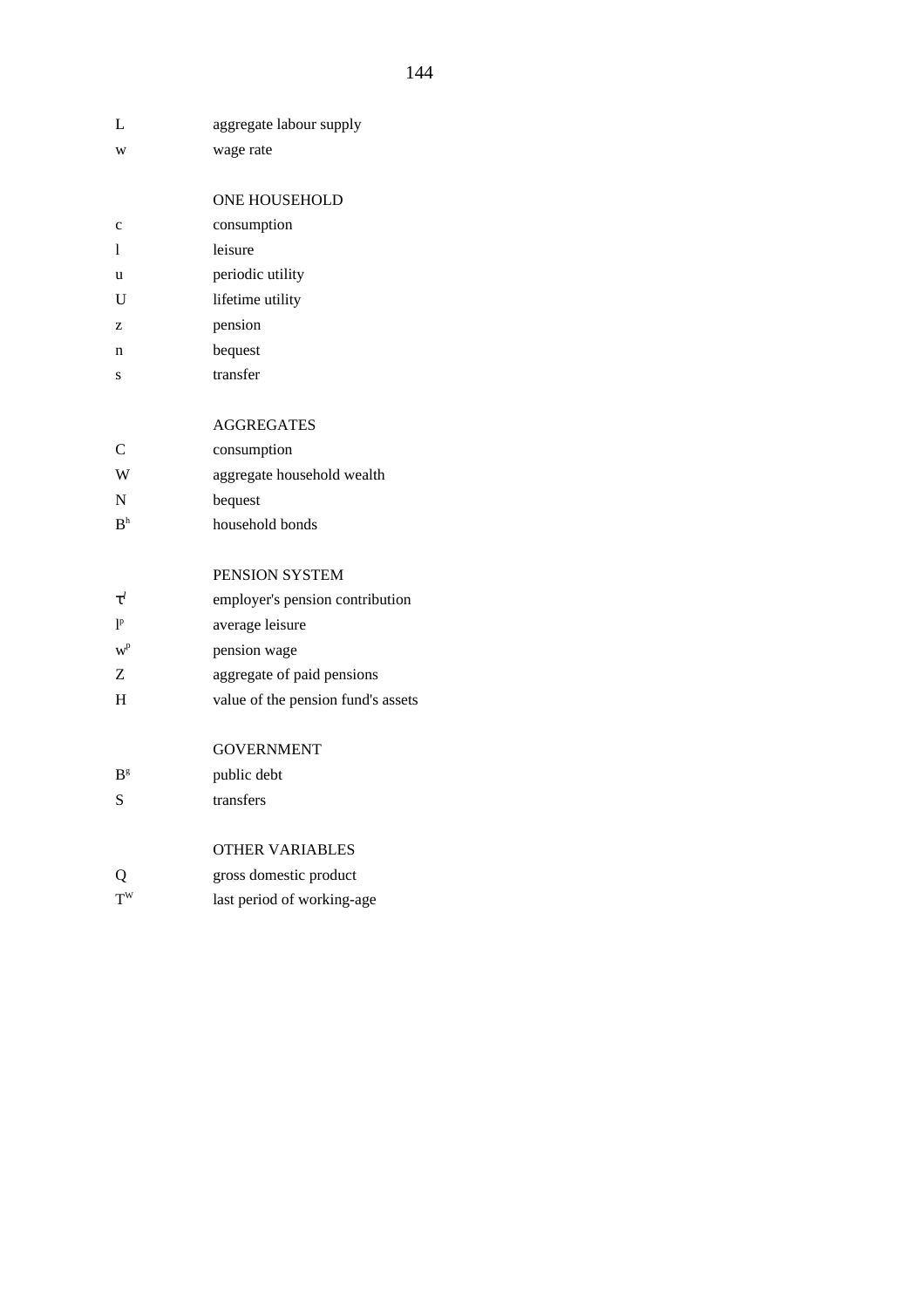| | |
|---|---|
| $L$ | aggregate labour supply |
| $w$ | wage rate |
| | |
| | ONE HOUSEHOLD |
| $c$ | consumption |
| $l$ | leisure |
| $u$ | periodic utility |
| $U$ | lifetime utility |
| $z$ | pension |
| $n$ | bequest |
| $s$ | transfer |
| | |
| | AGGREGATES |
| $C$ | consumption |
| $W$ | aggregate household wealth |
| $N$ | bequest |
| $B^h$ | household bonds |
| | |
| | PENSION SYSTEM |
| $\tau^l$ | employer's pension contribution |
| $l^p$ | average leisure |
| $w^p$ | pension wage |
| $Z$ | aggregate of paid pensions |
| $H$ | value of the pension fund's assets |
| | |
| | GOVERNMENT |
| $B^g$ | public debt |
| $S$ | transfers |
| | |
| | OTHER VARIABLES |
| $Q$ | gross domestic product |
| $T^W$ | last period of working-age |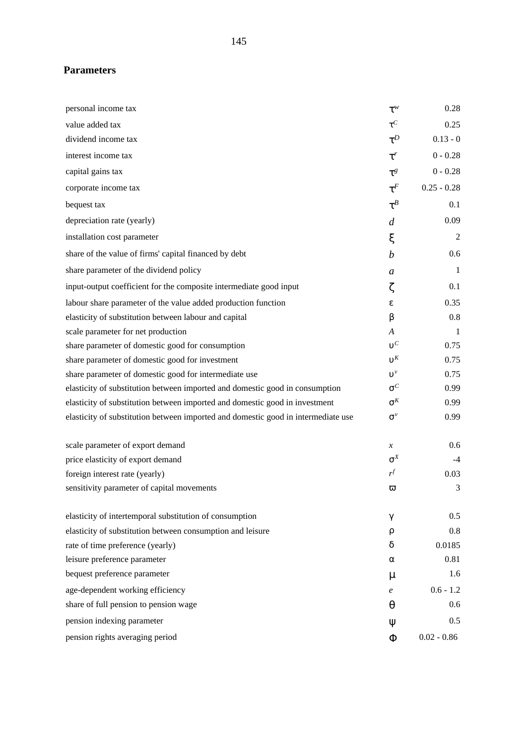## Parameters

| | | |
|---|---|---|
| personal income tax | $\tau^w$ | 0.28 |
| value added tax | $\tau^C$ | 0.25 |
| dividend income tax | $\tau^D$ | 0.13 - 0 |
| interest income tax | $\tau^r$ | 0 - 0.28 |
| capital gains tax | $\tau^g$ | 0 - 0.28 |
| corporate income tax | $\tau^F$ | 0.25 - 0.28 |
| bequest tax | $\tau^B$ | 0.1 |
| depreciation rate (yearly) | $d$ | 0.09 |
| installation cost parameter | $\xi$ | 2 |
| share of the value of firms' capital financed by debt | $b$ | 0.6 |
| share parameter of the dividend policy | $a$ | 1 |
| input-output coefficient for the composite intermediate good input | $\zeta$ | 0.1 |
| labour share parameter of the value added production function | $\varepsilon$ | 0.35 |
| elasticity of substitution between labour and capital | $\beta$ | 0.8 |
| scale parameter for net production | $A$ | 1 |
| share parameter of domestic good for consumption | $\upsilon^C$ | 0.75 |
| share parameter of domestic good for investment | $\upsilon^K$ | 0.75 |
| share parameter of domestic good for intermediate use | $\upsilon^v$ | 0.75 |
| elasticity of substitution between imported and domestic good in consumption | $\sigma^C$ | 0.99 |
| elasticity of substitution between imported and domestic good in investment | $\sigma^K$ | 0.99 |
| elasticity of substitution between imported and domestic good in intermediate use | $\sigma^v$ | 0.99 |
| | | |
| scale parameter of export demand | $x$ | 0.6 |
| price elasticity of export demand | $\sigma^X$ | -4 |
| foreign interest rate (yearly) | $r^f$ | 0.03 |
| sensitivity parameter of capital movements | $\varpi$ | 3 |
| | | |
| elasticity of intertemporal substitution of consumption | $\gamma$ | 0.5 |
| elasticity of substitution between consumption and leisure | $\rho$ | 0.8 |
| rate of time preference (yearly) | $\delta$ | 0.0185 |
| leisure preference parameter | $\alpha$ | 0.81 |
| bequest preference parameter | $\mu$ | 1.6 |
| age-dependent working efficiency | $e$ | 0.6 - 1.2 |
| share of full pension to pension wage | $\theta$ | 0.6 |
| pension indexing parameter | $\psi$ | 0.5 |
| pension rights averaging period | $\Phi$ | 0.02 - 0.86 |